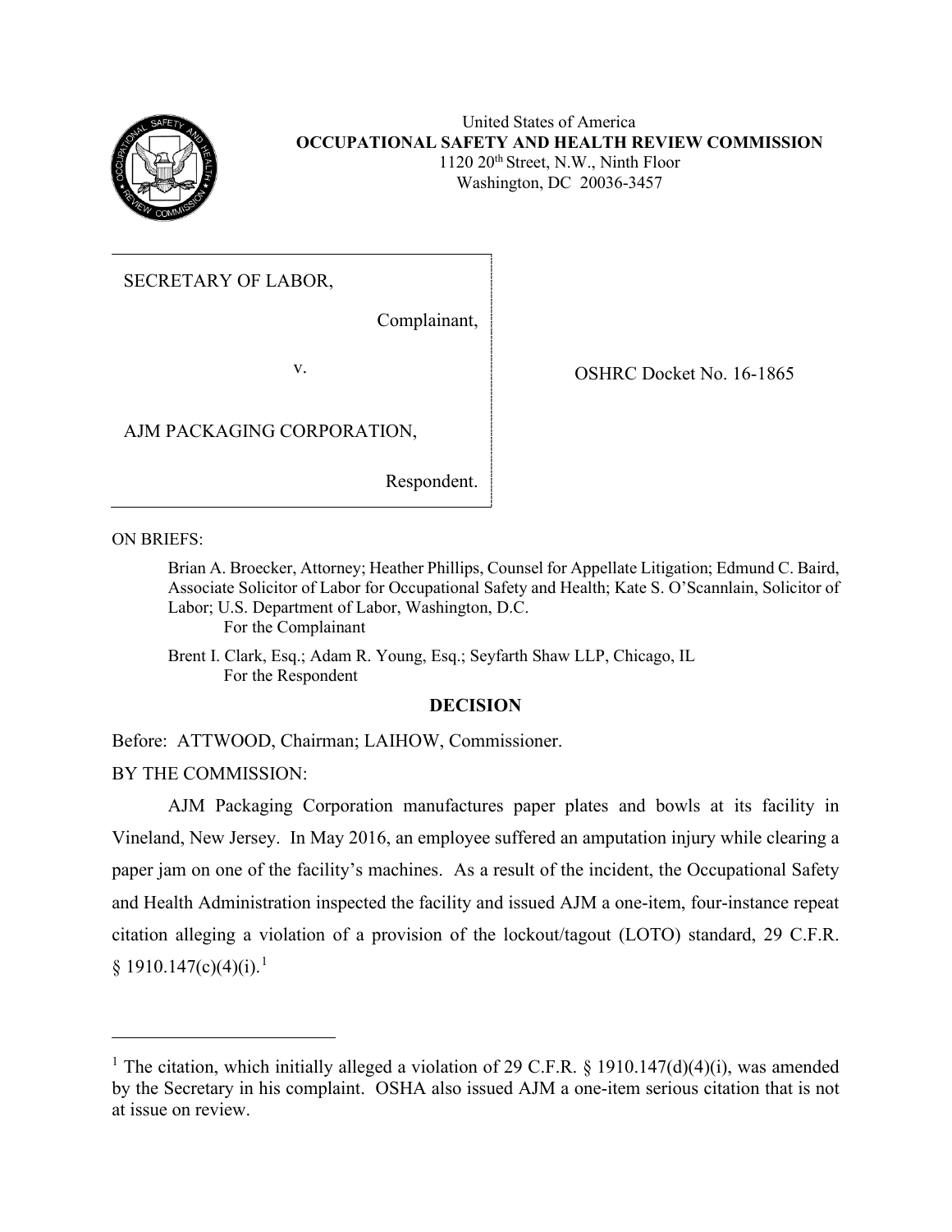United States of America
**OCCUPATIONAL SAFETY AND HEALTH REVIEW COMMISSION**
1120 20th Street, N.W., Ninth Floor
Washington, DC 20036-3457

SECRETARY OF LABOR,

Complainant,

v.

AJM PACKAGING CORPORATION,

Respondent.

OSHRC Docket No. 16-1865

ON BRIEFS:

Brian A. Broecker, Attorney; Heather Phillips, Counsel for Appellate Litigation; Edmund C. Baird, Associate Solicitor of Labor for Occupational Safety and Health; Kate S. O'Scannlain, Solicitor of Labor; U.S. Department of Labor, Washington, D.C.
For the Complainant

Brent I. Clark, Esq.; Adam R. Young, Esq.; Seyfarth Shaw LLP, Chicago, IL
For the Respondent

**DECISION**

Before: ATTWOOD, Chairman; LAIHOW, Commissioner.

BY THE COMMISSION:

AJM Packaging Corporation manufactures paper plates and bowls at its facility in Vineland, New Jersey. In May 2016, an employee suffered an amputation injury while clearing a paper jam on one of the facility's machines. As a result of the incident, the Occupational Safety and Health Administration inspected the facility and issued AJM a one-item, four-instance repeat citation alleging a violation of a provision of the lockout/tagout (LOTO) standard, 29 C.F.R. § 1910.147(c)(4)(i).[1]

---

[1] The citation, which initially alleged a violation of 29 C.F.R. § 1910.147(d)(4)(i), was amended by the Secretary in his complaint. OSHA also issued AJM a one-item serious citation that is not at issue on review.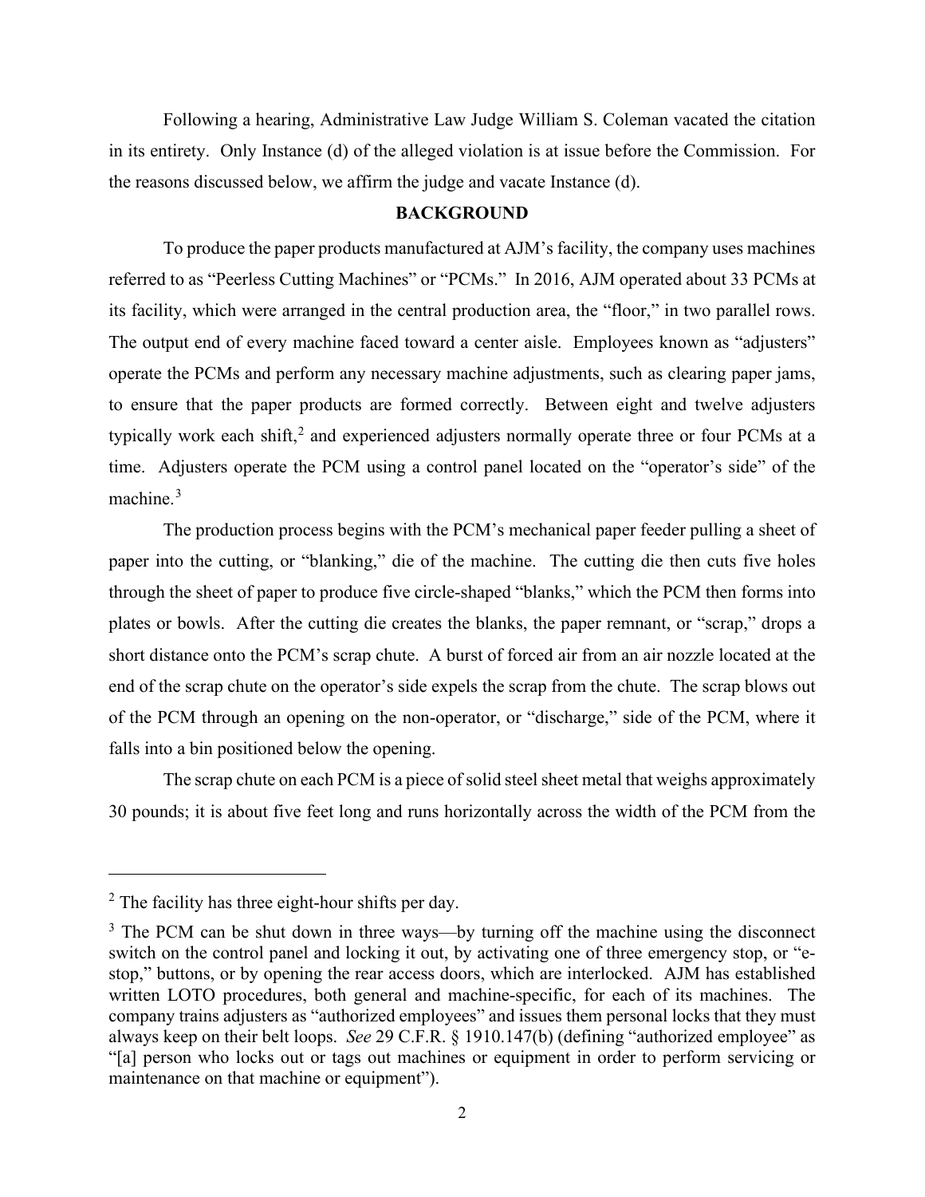Following a hearing, Administrative Law Judge William S. Coleman vacated the citation in its entirety. Only Instance (d) of the alleged violation is at issue before the Commission. For the reasons discussed below, we affirm the judge and vacate Instance (d).

## BACKGROUND

To produce the paper products manufactured at AJM's facility, the company uses machines referred to as "Peerless Cutting Machines" or "PCMs." In 2016, AJM operated about 33 PCMs at its facility, which were arranged in the central production area, the "floor," in two parallel rows. The output end of every machine faced toward a center aisle. Employees known as "adjusters" operate the PCMs and perform any necessary machine adjustments, such as clearing paper jams, to ensure that the paper products are formed correctly. Between eight and twelve adjusters typically work each shift,[2] and experienced adjusters normally operate three or four PCMs at a time. Adjusters operate the PCM using a control panel located on the "operator's side" of the machine.[3]

The production process begins with the PCM's mechanical paper feeder pulling a sheet of paper into the cutting, or "blanking," die of the machine. The cutting die then cuts five holes through the sheet of paper to produce five circle-shaped "blanks," which the PCM then forms into plates or bowls. After the cutting die creates the blanks, the paper remnant, or "scrap," drops a short distance onto the PCM's scrap chute. A burst of forced air from an air nozzle located at the end of the scrap chute on the operator's side expels the scrap from the chute. The scrap blows out of the PCM through an opening on the non-operator, or "discharge," side of the PCM, where it falls into a bin positioned below the opening.

The scrap chute on each PCM is a piece of solid steel sheet metal that weighs approximately 30 pounds; it is about five feet long and runs horizontally across the width of the PCM from the

---

[2] The facility has three eight-hour shifts per day.

[3] The PCM can be shut down in three ways—by turning off the machine using the disconnect switch on the control panel and locking it out, by activating one of three emergency stop, or "e-stop," buttons, or by opening the rear access doors, which are interlocked. AJM has established written LOTO procedures, both general and machine-specific, for each of its machines. The company trains adjusters as "authorized employees" and issues them personal locks that they must always keep on their belt loops. *See* 29 C.F.R. § 1910.147(b) (defining "authorized employee" as "[a] person who locks out or tags out machines or equipment in order to perform servicing or maintenance on that machine or equipment").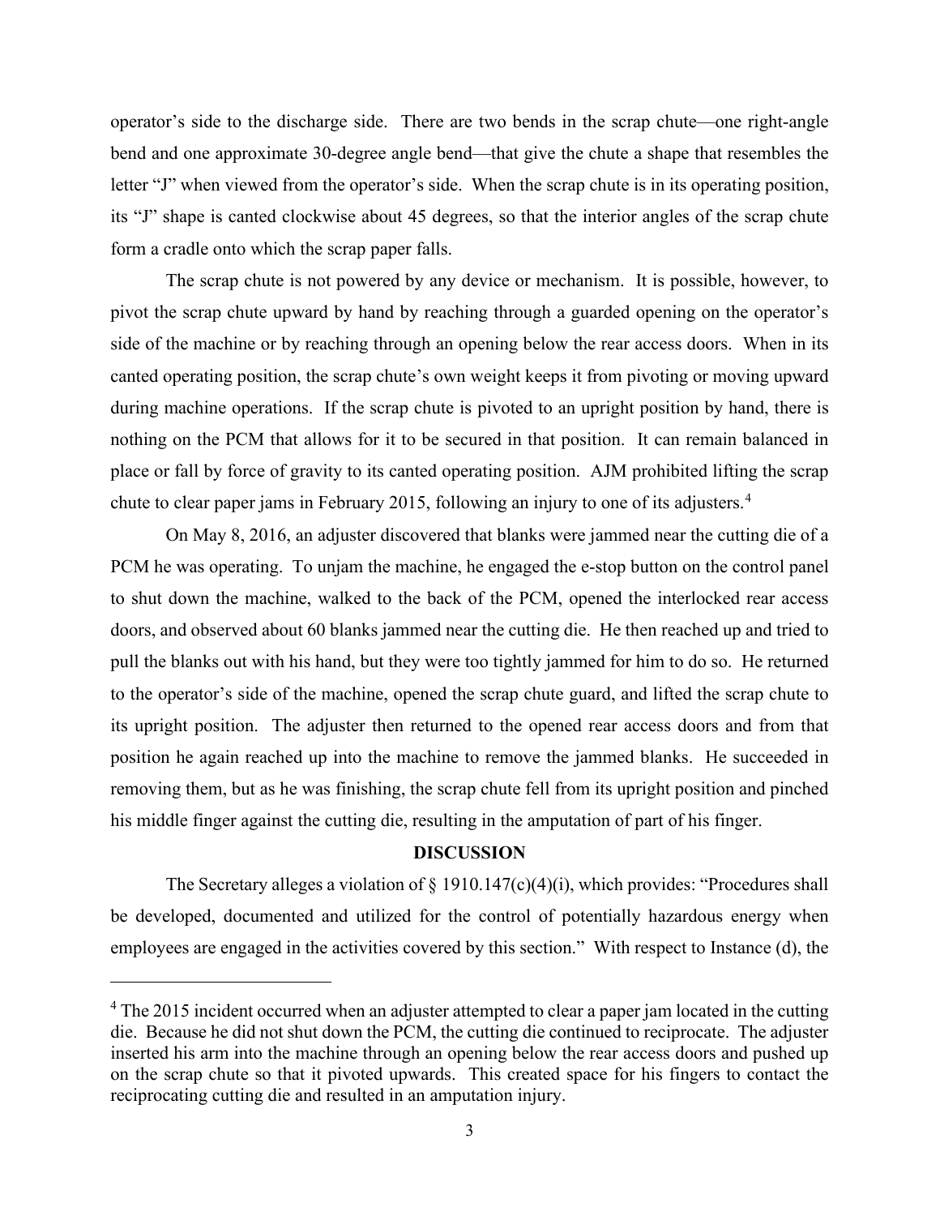operator's side to the discharge side. There are two bends in the scrap chute—one right-angle bend and one approximate 30-degree angle bend—that give the chute a shape that resembles the letter "J" when viewed from the operator's side. When the scrap chute is in its operating position, its "J" shape is canted clockwise about 45 degrees, so that the interior angles of the scrap chute form a cradle onto which the scrap paper falls.

The scrap chute is not powered by any device or mechanism. It is possible, however, to pivot the scrap chute upward by hand by reaching through a guarded opening on the operator's side of the machine or by reaching through an opening below the rear access doors. When in its canted operating position, the scrap chute's own weight keeps it from pivoting or moving upward during machine operations. If the scrap chute is pivoted to an upright position by hand, there is nothing on the PCM that allows for it to be secured in that position. It can remain balanced in place or fall by force of gravity to its canted operating position. AJM prohibited lifting the scrap chute to clear paper jams in February 2015, following an injury to one of its adjusters.[4]

On May 8, 2016, an adjuster discovered that blanks were jammed near the cutting die of a PCM he was operating. To unjam the machine, he engaged the e-stop button on the control panel to shut down the machine, walked to the back of the PCM, opened the interlocked rear access doors, and observed about 60 blanks jammed near the cutting die. He then reached up and tried to pull the blanks out with his hand, but they were too tightly jammed for him to do so. He returned to the operator's side of the machine, opened the scrap chute guard, and lifted the scrap chute to its upright position. The adjuster then returned to the opened rear access doors and from that position he again reached up into the machine to remove the jammed blanks. He succeeded in removing them, but as he was finishing, the scrap chute fell from its upright position and pinched his middle finger against the cutting die, resulting in the amputation of part of his finger.

## DISCUSSION

The Secretary alleges a violation of § 1910.147(c)(4)(i), which provides: "Procedures shall be developed, documented and utilized for the control of potentially hazardous energy when employees are engaged in the activities covered by this section." With respect to Instance (d), the

---

[4] The 2015 incident occurred when an adjuster attempted to clear a paper jam located in the cutting die. Because he did not shut down the PCM, the cutting die continued to reciprocate. The adjuster inserted his arm into the machine through an opening below the rear access doors and pushed up on the scrap chute so that it pivoted upwards. This created space for his fingers to contact the reciprocating cutting die and resulted in an amputation injury.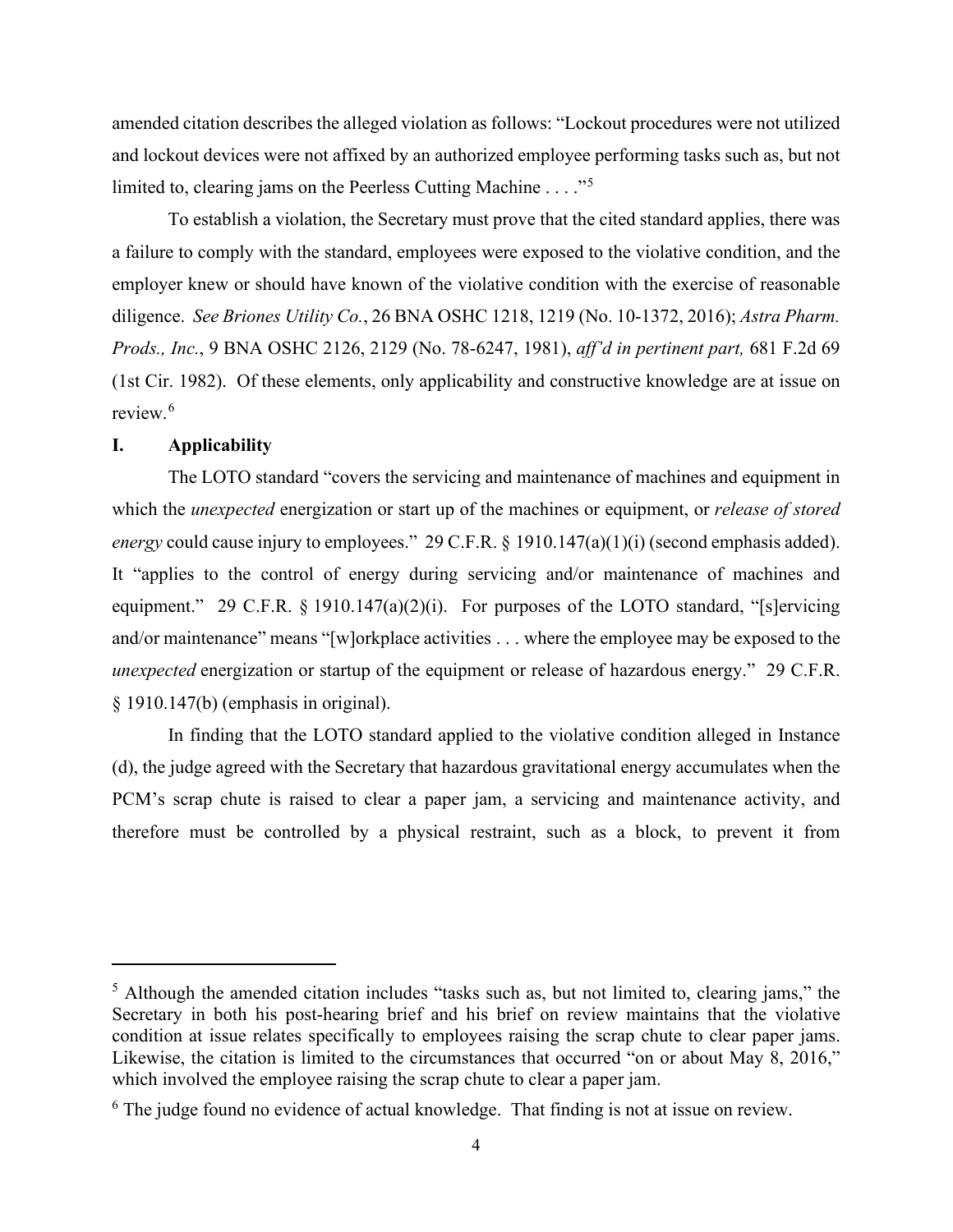amended citation describes the alleged violation as follows: "Lockout procedures were not utilized and lockout devices were not affixed by an authorized employee performing tasks such as, but not limited to, clearing jams on the Peerless Cutting Machine . . . ."[5]

To establish a violation, the Secretary must prove that the cited standard applies, there was a failure to comply with the standard, employees were exposed to the violative condition, and the employer knew or should have known of the violative condition with the exercise of reasonable diligence. *See Briones Utility Co.*, 26 BNA OSHC 1218, 1219 (No. 10-1372, 2016); *Astra Pharm. Prods., Inc.*, 9 BNA OSHC 2126, 2129 (No. 78-6247, 1981), *aff'd in pertinent part,* 681 F.2d 69 (1st Cir. 1982). Of these elements, only applicability and constructive knowledge are at issue on review.[6]

## I. Applicability

The LOTO standard "covers the servicing and maintenance of machines and equipment in which the *unexpected* energization or start up of the machines or equipment, or *release of stored energy* could cause injury to employees." 29 C.F.R. § 1910.147(a)(1)(i) (second emphasis added). It "applies to the control of energy during servicing and/or maintenance of machines and equipment." 29 C.F.R. § 1910.147(a)(2)(i). For purposes of the LOTO standard, "[s]ervicing and/or maintenance" means "[w]orkplace activities . . . where the employee may be exposed to the *unexpected* energization or startup of the equipment or release of hazardous energy." 29 C.F.R. § 1910.147(b) (emphasis in original).

In finding that the LOTO standard applied to the violative condition alleged in Instance (d), the judge agreed with the Secretary that hazardous gravitational energy accumulates when the PCM's scrap chute is raised to clear a paper jam, a servicing and maintenance activity, and therefore must be controlled by a physical restraint, such as a block, to prevent it from

---

[5] Although the amended citation includes "tasks such as, but not limited to, clearing jams," the Secretary in both his post-hearing brief and his brief on review maintains that the violative condition at issue relates specifically to employees raising the scrap chute to clear paper jams. Likewise, the citation is limited to the circumstances that occurred "on or about May 8, 2016," which involved the employee raising the scrap chute to clear a paper jam.

[6] The judge found no evidence of actual knowledge. That finding is not at issue on review.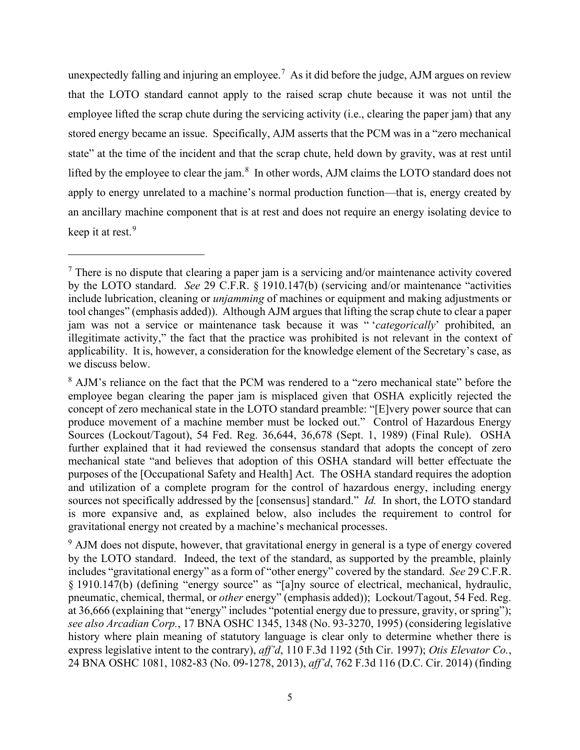unexpectedly falling and injuring an employee.[7] As it did before the judge, AJM argues on review that the LOTO standard cannot apply to the raised scrap chute because it was not until the employee lifted the scrap chute during the servicing activity (i.e., clearing the paper jam) that any stored energy became an issue. Specifically, AJM asserts that the PCM was in a "zero mechanical state" at the time of the incident and that the scrap chute, held down by gravity, was at rest until lifted by the employee to clear the jam.[8] In other words, AJM claims the LOTO standard does not apply to energy unrelated to a machine's normal production function—that is, energy created by an ancillary machine component that is at rest and does not require an energy isolating device to keep it at rest.[9]

---

[7] There is no dispute that clearing a paper jam is a servicing and/or maintenance activity covered by the LOTO standard. *See* 29 C.F.R. § 1910.147(b) (servicing and/or maintenance "activities include lubrication, cleaning or *unjamming* of machines or equipment and making adjustments or tool changes" (emphasis added)). Although AJM argues that lifting the scrap chute to clear a paper jam was not a service or maintenance task because it was " '*categorically*' prohibited, an illegitimate activity," the fact that the practice was prohibited is not relevant in the context of applicability. It is, however, a consideration for the knowledge element of the Secretary's case, as we discuss below.

[8] AJM's reliance on the fact that the PCM was rendered to a "zero mechanical state" before the employee began clearing the paper jam is misplaced given that OSHA explicitly rejected the concept of zero mechanical state in the LOTO standard preamble: "[E]very power source that can produce movement of a machine member must be locked out." Control of Hazardous Energy Sources (Lockout/Tagout), 54 Fed. Reg. 36,644, 36,678 (Sept. 1, 1989) (Final Rule). OSHA further explained that it had reviewed the consensus standard that adopts the concept of zero mechanical state "and believes that adoption of this OSHA standard will better effectuate the purposes of the [Occupational Safety and Health] Act. The OSHA standard requires the adoption and utilization of a complete program for the control of hazardous energy, including energy sources not specifically addressed by the [consensus] standard." *Id.* In short, the LOTO standard is more expansive and, as explained below, also includes the requirement to control for gravitational energy not created by a machine's mechanical processes.

[9] AJM does not dispute, however, that gravitational energy in general is a type of energy covered by the LOTO standard. Indeed, the text of the standard, as supported by the preamble, plainly includes "gravitational energy" as a form of "other energy" covered by the standard. *See* 29 C.F.R. § 1910.147(b) (defining "energy source" as "[a]ny source of electrical, mechanical, hydraulic, pneumatic, chemical, thermal, or *other* energy" (emphasis added)); Lockout/Tagout, 54 Fed. Reg. at 36,666 (explaining that "energy" includes "potential energy due to pressure, gravity, or spring"); *see also Arcadian Corp.*, 17 BNA OSHC 1345, 1348 (No. 93-3270, 1995) (considering legislative history where plain meaning of statutory language is clear only to determine whether there is express legislative intent to the contrary), *aff'd*, 110 F.3d 1192 (5th Cir. 1997); *Otis Elevator Co.*, 24 BNA OSHC 1081, 1082-83 (No. 09-1278, 2013), *aff'd*, 762 F.3d 116 (D.C. Cir. 2014) (finding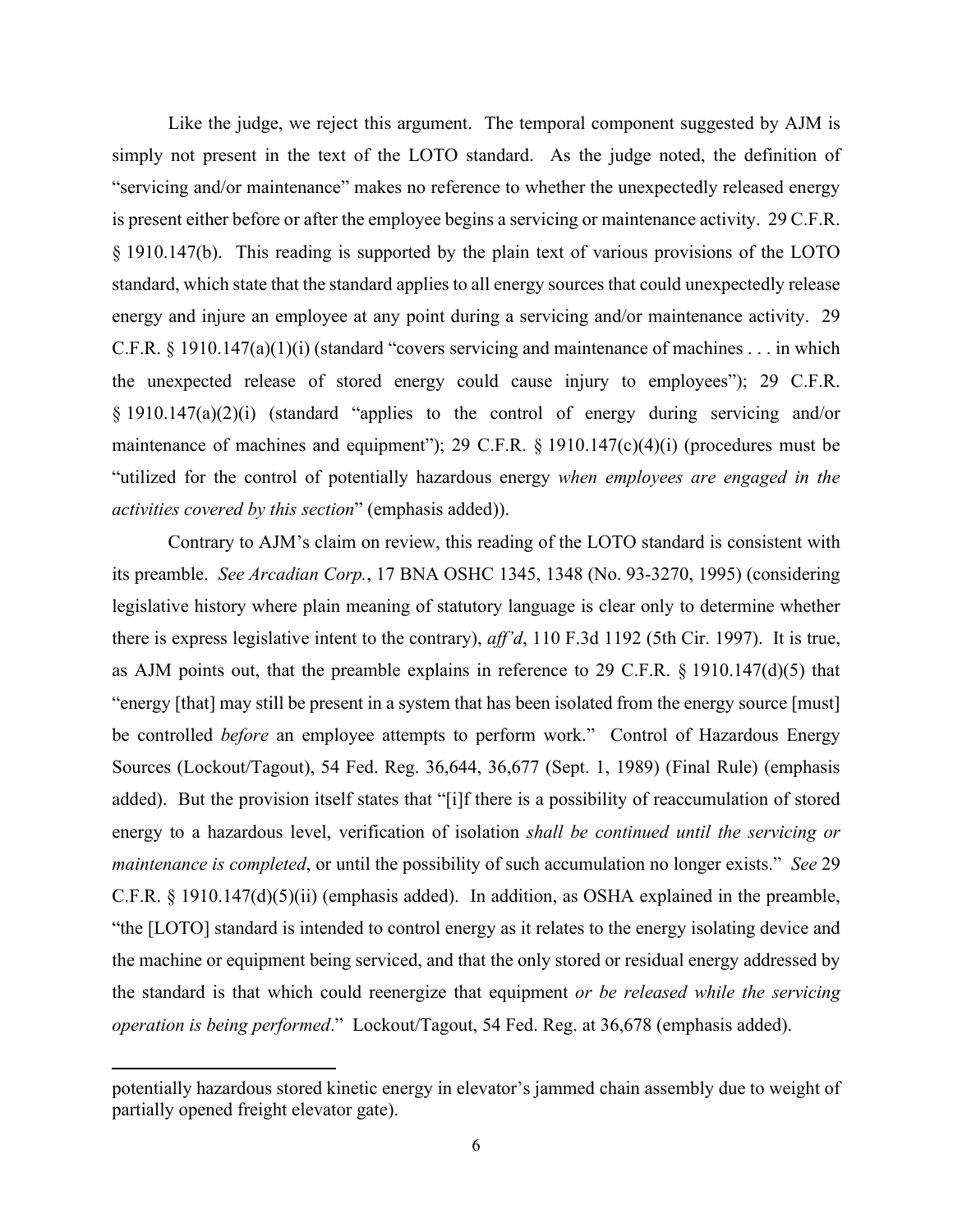Like the judge, we reject this argument. The temporal component suggested by AJM is simply not present in the text of the LOTO standard. As the judge noted, the definition of "servicing and/or maintenance" makes no reference to whether the unexpectedly released energy is present either before or after the employee begins a servicing or maintenance activity. 29 C.F.R. § 1910.147(b). This reading is supported by the plain text of various provisions of the LOTO standard, which state that the standard applies to all energy sources that could unexpectedly release energy and injure an employee at any point during a servicing and/or maintenance activity. 29 C.F.R. § 1910.147(a)(1)(i) (standard "covers servicing and maintenance of machines . . . in which the unexpected release of stored energy could cause injury to employees"); 29 C.F.R. § 1910.147(a)(2)(i) (standard "applies to the control of energy during servicing and/or maintenance of machines and equipment"); 29 C.F.R. § 1910.147(c)(4)(i) (procedures must be "utilized for the control of potentially hazardous energy *when employees are engaged in the activities covered by this section*" (emphasis added)).

Contrary to AJM's claim on review, this reading of the LOTO standard is consistent with its preamble. *See Arcadian Corp.*, 17 BNA OSHC 1345, 1348 (No. 93-3270, 1995) (considering legislative history where plain meaning of statutory language is clear only to determine whether there is express legislative intent to the contrary), *aff'd*, 110 F.3d 1192 (5th Cir. 1997). It is true, as AJM points out, that the preamble explains in reference to 29 C.F.R. § 1910.147(d)(5) that "energy [that] may still be present in a system that has been isolated from the energy source [must] be controlled *before* an employee attempts to perform work." Control of Hazardous Energy Sources (Lockout/Tagout), 54 Fed. Reg. 36,644, 36,677 (Sept. 1, 1989) (Final Rule) (emphasis added). But the provision itself states that "[i]f there is a possibility of reaccumulation of stored energy to a hazardous level, verification of isolation *shall be continued until the servicing or maintenance is completed*, or until the possibility of such accumulation no longer exists." *See* 29 C.F.R. § 1910.147(d)(5)(ii) (emphasis added). In addition, as OSHA explained in the preamble, "the [LOTO] standard is intended to control energy as it relates to the energy isolating device and the machine or equipment being serviced, and that the only stored or residual energy addressed by the standard is that which could reenergize that equipment *or be released while the servicing operation is being performed*." Lockout/Tagout, 54 Fed. Reg. at 36,678 (emphasis added).

---

potentially hazardous stored kinetic energy in elevator's jammed chain assembly due to weight of partially opened freight elevator gate).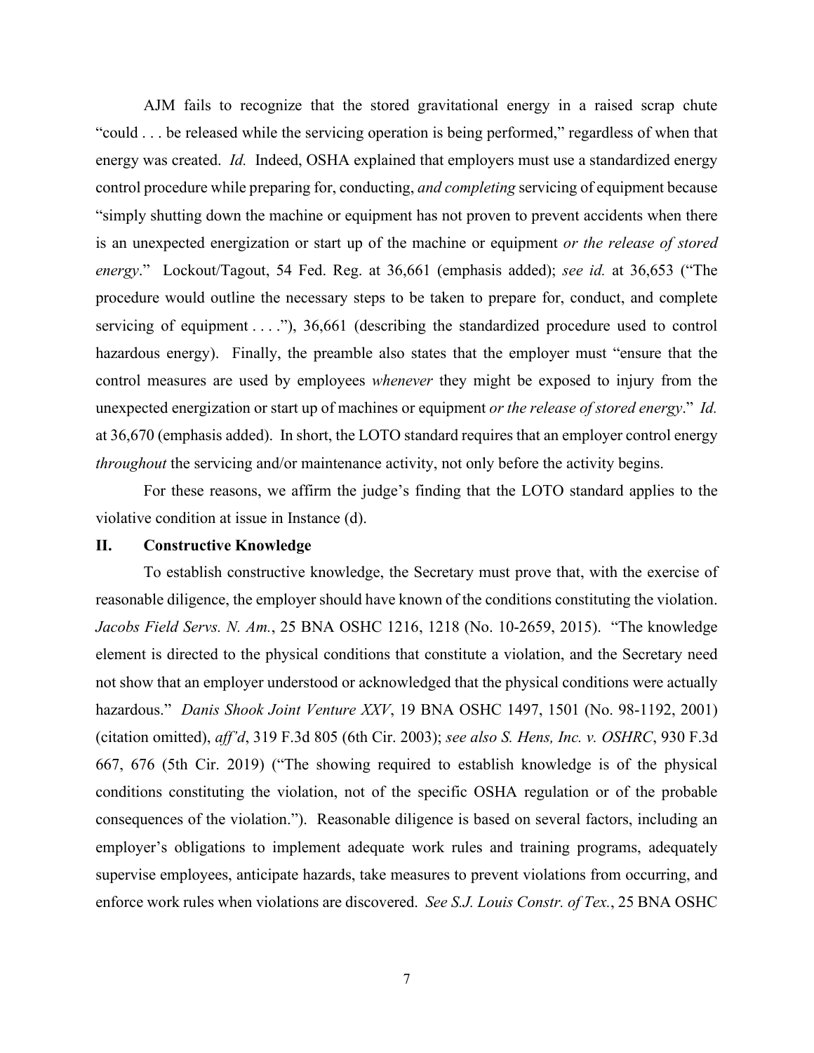AJM fails to recognize that the stored gravitational energy in a raised scrap chute "could . . . be released while the servicing operation is being performed," regardless of when that energy was created. *Id.* Indeed, OSHA explained that employers must use a standardized energy control procedure while preparing for, conducting, *and completing* servicing of equipment because "simply shutting down the machine or equipment has not proven to prevent accidents when there is an unexpected energization or start up of the machine or equipment *or the release of stored energy*." Lockout/Tagout, 54 Fed. Reg. at 36,661 (emphasis added); *see id.* at 36,653 ("The procedure would outline the necessary steps to be taken to prepare for, conduct, and complete servicing of equipment . . . ."), 36,661 (describing the standardized procedure used to control hazardous energy). Finally, the preamble also states that the employer must "ensure that the control measures are used by employees *whenever* they might be exposed to injury from the unexpected energization or start up of machines or equipment *or the release of stored energy*." *Id.* at 36,670 (emphasis added). In short, the LOTO standard requires that an employer control energy *throughout* the servicing and/or maintenance activity, not only before the activity begins.

For these reasons, we affirm the judge's finding that the LOTO standard applies to the violative condition at issue in Instance (d).

## II. Constructive Knowledge

To establish constructive knowledge, the Secretary must prove that, with the exercise of reasonable diligence, the employer should have known of the conditions constituting the violation. *Jacobs Field Servs. N. Am.*, 25 BNA OSHC 1216, 1218 (No. 10-2659, 2015). "The knowledge element is directed to the physical conditions that constitute a violation, and the Secretary need not show that an employer understood or acknowledged that the physical conditions were actually hazardous." *Danis Shook Joint Venture XXV*, 19 BNA OSHC 1497, 1501 (No. 98-1192, 2001) (citation omitted), *aff'd*, 319 F.3d 805 (6th Cir. 2003); *see also S. Hens, Inc. v. OSHRC*, 930 F.3d 667, 676 (5th Cir. 2019) ("The showing required to establish knowledge is of the physical conditions constituting the violation, not of the specific OSHA regulation or of the probable consequences of the violation."). Reasonable diligence is based on several factors, including an employer's obligations to implement adequate work rules and training programs, adequately supervise employees, anticipate hazards, take measures to prevent violations from occurring, and enforce work rules when violations are discovered. *See S.J. Louis Constr. of Tex.*, 25 BNA OSHC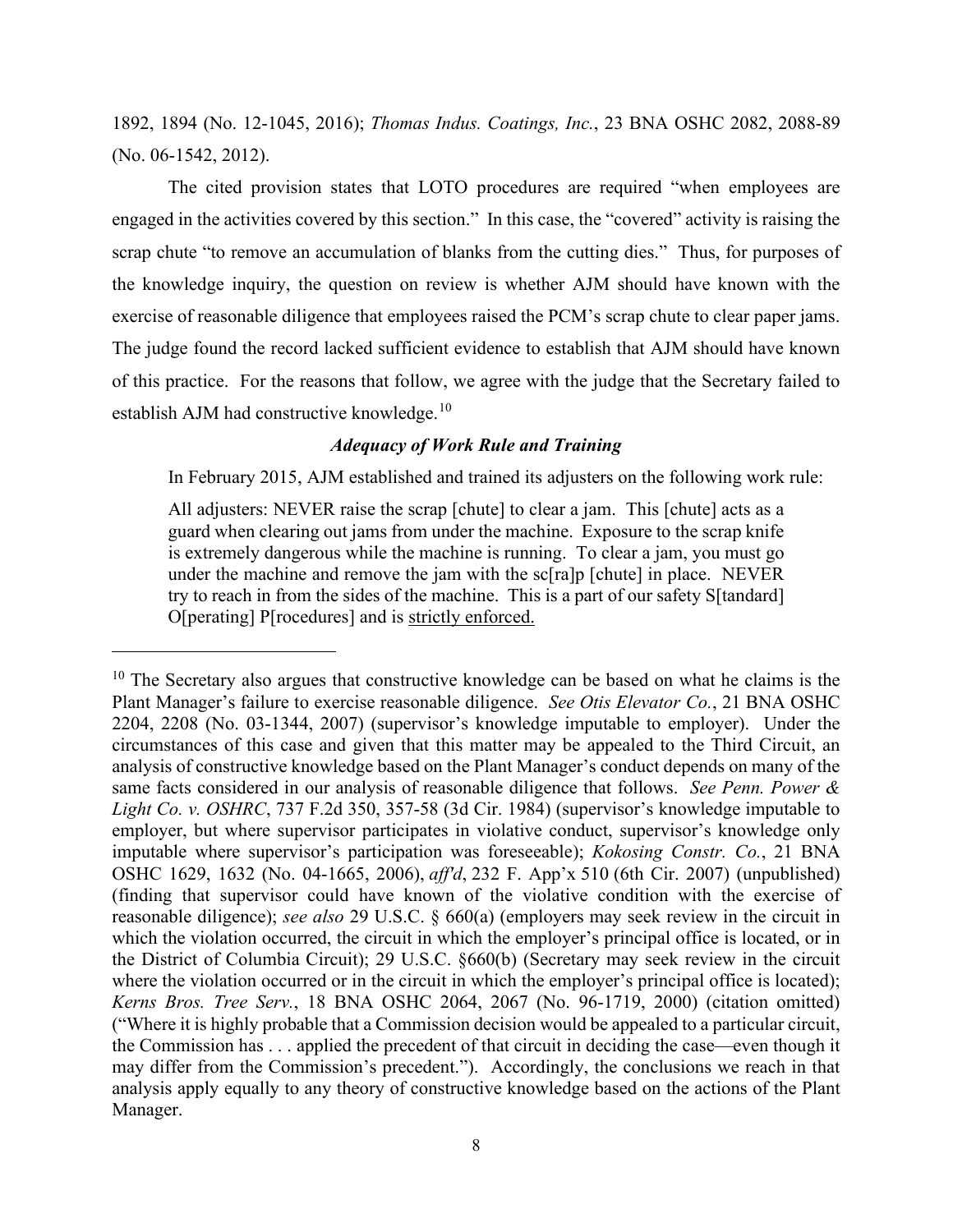1892, 1894 (No. 12-1045, 2016); *Thomas Indus. Coatings, Inc.*, 23 BNA OSHC 2082, 2088-89 (No. 06-1542, 2012).

The cited provision states that LOTO procedures are required "when employees are engaged in the activities covered by this section." In this case, the "covered" activity is raising the scrap chute "to remove an accumulation of blanks from the cutting dies." Thus, for purposes of the knowledge inquiry, the question on review is whether AJM should have known with the exercise of reasonable diligence that employees raised the PCM's scrap chute to clear paper jams. The judge found the record lacked sufficient evidence to establish that AJM should have known of this practice. For the reasons that follow, we agree with the judge that the Secretary failed to establish AJM had constructive knowledge.[10]

### *Adequacy of Work Rule and Training*

In February 2015, AJM established and trained its adjusters on the following work rule:

> All adjusters: NEVER raise the scrap [chute] to clear a jam. This [chute] acts as a guard when clearing out jams from under the machine. Exposure to the scrap knife is extremely dangerous while the machine is running. To clear a jam, you must go under the machine and remove the jam with the sc[ra]p [chute] in place. NEVER try to reach in from the sides of the machine. This is a part of our safety S[tandard] O[perating] P[rocedures] and is <u>strictly enforced.</u>

---

[10] The Secretary also argues that constructive knowledge can be based on what he claims is the Plant Manager's failure to exercise reasonable diligence. *See Otis Elevator Co.*, 21 BNA OSHC 2204, 2208 (No. 03-1344, 2007) (supervisor's knowledge imputable to employer). Under the circumstances of this case and given that this matter may be appealed to the Third Circuit, an analysis of constructive knowledge based on the Plant Manager's conduct depends on many of the same facts considered in our analysis of reasonable diligence that follows. *See Penn. Power & Light Co. v. OSHRC*, 737 F.2d 350, 357-58 (3d Cir. 1984) (supervisor's knowledge imputable to employer, but where supervisor participates in violative conduct, supervisor's knowledge only imputable where supervisor's participation was foreseeable); *Kokosing Constr. Co.*, 21 BNA OSHC 1629, 1632 (No. 04-1665, 2006), *aff'd*, 232 F. App'x 510 (6th Cir. 2007) (unpublished) (finding that supervisor could have known of the violative condition with the exercise of reasonable diligence); *see also* 29 U.S.C. § 660(a) (employers may seek review in the circuit in which the violation occurred, the circuit in which the employer's principal office is located, or in the District of Columbia Circuit); 29 U.S.C. §660(b) (Secretary may seek review in the circuit where the violation occurred or in the circuit in which the employer's principal office is located); *Kerns Bros. Tree Serv.*, 18 BNA OSHC 2064, 2067 (No. 96-1719, 2000) (citation omitted) ("Where it is highly probable that a Commission decision would be appealed to a particular circuit, the Commission has . . . applied the precedent of that circuit in deciding the case—even though it may differ from the Commission's precedent."). Accordingly, the conclusions we reach in that analysis apply equally to any theory of constructive knowledge based on the actions of the Plant Manager.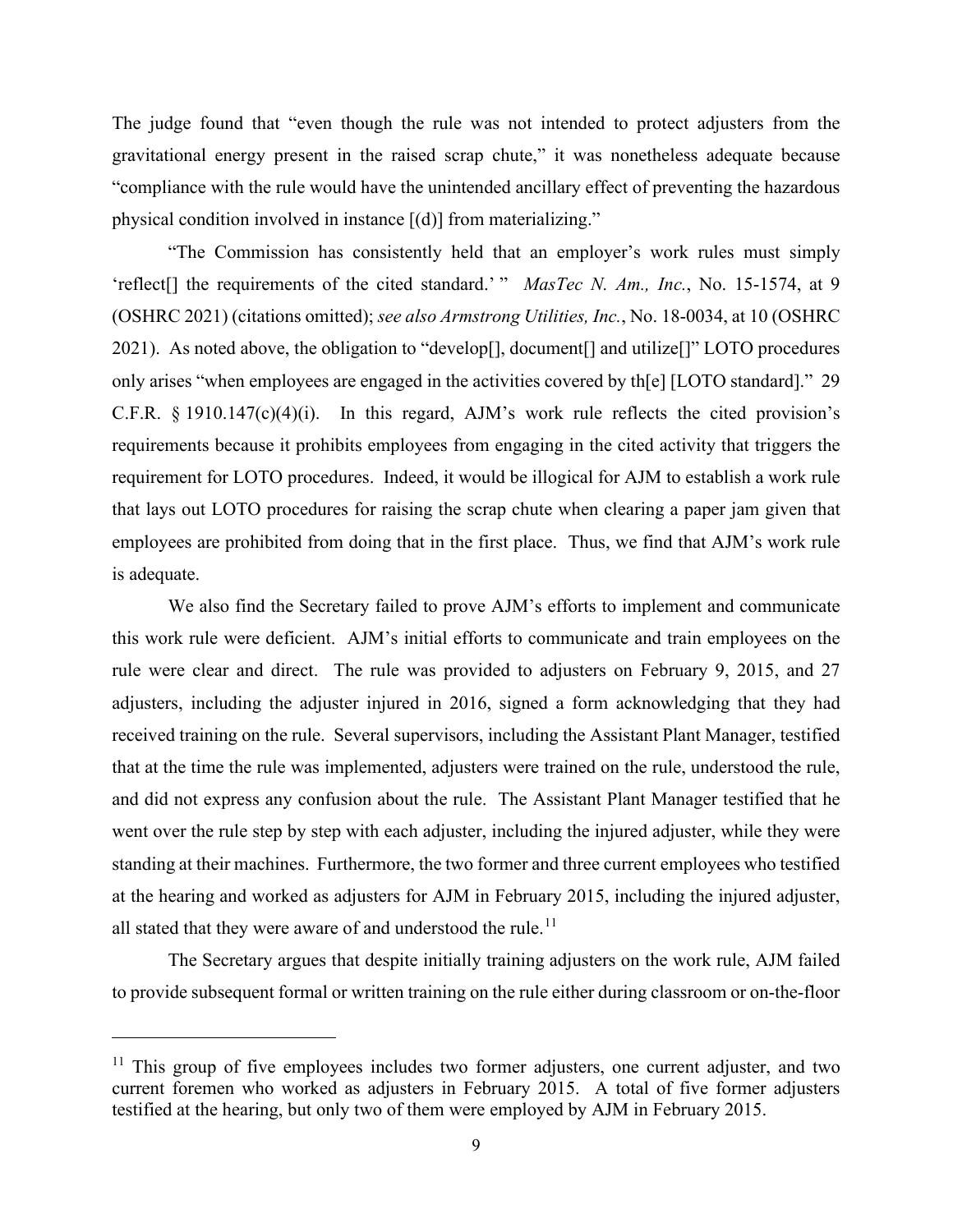The judge found that "even though the rule was not intended to protect adjusters from the gravitational energy present in the raised scrap chute," it was nonetheless adequate because "compliance with the rule would have the unintended ancillary effect of preventing the hazardous physical condition involved in instance [(d)] from materializing."

"The Commission has consistently held that an employer's work rules must simply 'reflect[] the requirements of the cited standard.' " *MasTec N. Am., Inc.*, No. 15-1574, at 9 (OSHRC 2021) (citations omitted); *see also Armstrong Utilities, Inc.*, No. 18-0034, at 10 (OSHRC 2021). As noted above, the obligation to "develop[], document[] and utilize[]" LOTO procedures only arises "when employees are engaged in the activities covered by th[e] [LOTO standard]." 29 C.F.R. § 1910.147(c)(4)(i). In this regard, AJM's work rule reflects the cited provision's requirements because it prohibits employees from engaging in the cited activity that triggers the requirement for LOTO procedures. Indeed, it would be illogical for AJM to establish a work rule that lays out LOTO procedures for raising the scrap chute when clearing a paper jam given that employees are prohibited from doing that in the first place. Thus, we find that AJM's work rule is adequate.

We also find the Secretary failed to prove AJM's efforts to implement and communicate this work rule were deficient. AJM's initial efforts to communicate and train employees on the rule were clear and direct. The rule was provided to adjusters on February 9, 2015, and 27 adjusters, including the adjuster injured in 2016, signed a form acknowledging that they had received training on the rule. Several supervisors, including the Assistant Plant Manager, testified that at the time the rule was implemented, adjusters were trained on the rule, understood the rule, and did not express any confusion about the rule. The Assistant Plant Manager testified that he went over the rule step by step with each adjuster, including the injured adjuster, while they were standing at their machines. Furthermore, the two former and three current employees who testified at the hearing and worked as adjusters for AJM in February 2015, including the injured adjuster, all stated that they were aware of and understood the rule.[11]

The Secretary argues that despite initially training adjusters on the work rule, AJM failed to provide subsequent formal or written training on the rule either during classroom or on-the-floor

[11] This group of five employees includes two former adjusters, one current adjuster, and two current foremen who worked as adjusters in February 2015. A total of five former adjusters testified at the hearing, but only two of them were employed by AJM in February 2015.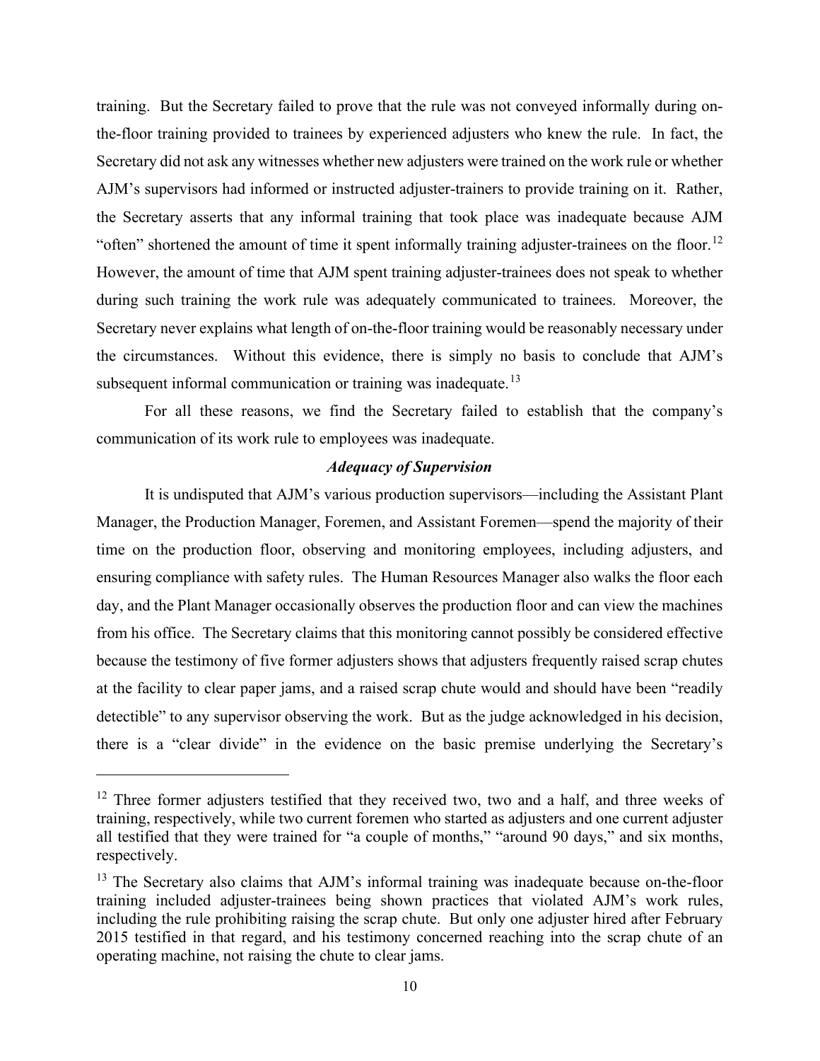training. But the Secretary failed to prove that the rule was not conveyed informally during on-the-floor training provided to trainees by experienced adjusters who knew the rule. In fact, the Secretary did not ask any witnesses whether new adjusters were trained on the work rule or whether AJM's supervisors had informed or instructed adjuster-trainers to provide training on it. Rather, the Secretary asserts that any informal training that took place was inadequate because AJM "often" shortened the amount of time it spent informally training adjuster-trainees on the floor.[12] However, the amount of time that AJM spent training adjuster-trainees does not speak to whether during such training the work rule was adequately communicated to trainees. Moreover, the Secretary never explains what length of on-the-floor training would be reasonably necessary under the circumstances. Without this evidence, there is simply no basis to conclude that AJM's subsequent informal communication or training was inadequate.[13]

For all these reasons, we find the Secretary failed to establish that the company's communication of its work rule to employees was inadequate.

***Adequacy of Supervision***

It is undisputed that AJM's various production supervisors—including the Assistant Plant Manager, the Production Manager, Foremen, and Assistant Foremen—spend the majority of their time on the production floor, observing and monitoring employees, including adjusters, and ensuring compliance with safety rules. The Human Resources Manager also walks the floor each day, and the Plant Manager occasionally observes the production floor and can view the machines from his office. The Secretary claims that this monitoring cannot possibly be considered effective because the testimony of five former adjusters shows that adjusters frequently raised scrap chutes at the facility to clear paper jams, and a raised scrap chute would and should have been "readily detectible" to any supervisor observing the work. But as the judge acknowledged in his decision, there is a "clear divide" in the evidence on the basic premise underlying the Secretary's

---

[12] Three former adjusters testified that they received two, two and a half, and three weeks of training, respectively, while two current foremen who started as adjusters and one current adjuster all testified that they were trained for "a couple of months," "around 90 days," and six months, respectively.

[13] The Secretary also claims that AJM's informal training was inadequate because on-the-floor training included adjuster-trainees being shown practices that violated AJM's work rules, including the rule prohibiting raising the scrap chute. But only one adjuster hired after February 2015 testified in that regard, and his testimony concerned reaching into the scrap chute of an operating machine, not raising the chute to clear jams.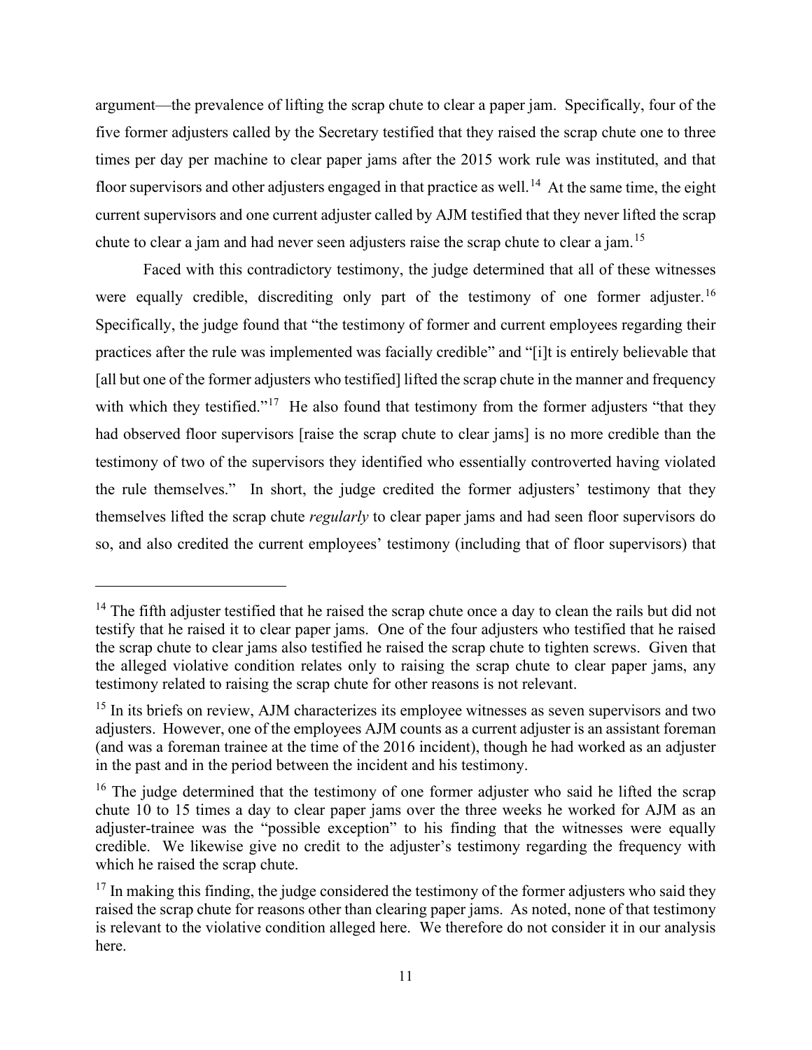argument—the prevalence of lifting the scrap chute to clear a paper jam. Specifically, four of the five former adjusters called by the Secretary testified that they raised the scrap chute one to three times per day per machine to clear paper jams after the 2015 work rule was instituted, and that floor supervisors and other adjusters engaged in that practice as well.[14] At the same time, the eight current supervisors and one current adjuster called by AJM testified that they never lifted the scrap chute to clear a jam and had never seen adjusters raise the scrap chute to clear a jam.[15]

Faced with this contradictory testimony, the judge determined that all of these witnesses were equally credible, discrediting only part of the testimony of one former adjuster.[16] Specifically, the judge found that "the testimony of former and current employees regarding their practices after the rule was implemented was facially credible" and "[i]t is entirely believable that [all but one of the former adjusters who testified] lifted the scrap chute in the manner and frequency with which they testified."[17] He also found that testimony from the former adjusters "that they had observed floor supervisors [raise the scrap chute to clear jams] is no more credible than the testimony of two of the supervisors they identified who essentially controverted having violated the rule themselves." In short, the judge credited the former adjusters' testimony that they themselves lifted the scrap chute *regularly* to clear paper jams and had seen floor supervisors do so, and also credited the current employees' testimony (including that of floor supervisors) that

---

[14] The fifth adjuster testified that he raised the scrap chute once a day to clean the rails but did not testify that he raised it to clear paper jams. One of the four adjusters who testified that he raised the scrap chute to clear jams also testified he raised the scrap chute to tighten screws. Given that the alleged violative condition relates only to raising the scrap chute to clear paper jams, any testimony related to raising the scrap chute for other reasons is not relevant.

[15] In its briefs on review, AJM characterizes its employee witnesses as seven supervisors and two adjusters. However, one of the employees AJM counts as a current adjuster is an assistant foreman (and was a foreman trainee at the time of the 2016 incident), though he had worked as an adjuster in the past and in the period between the incident and his testimony.

[16] The judge determined that the testimony of one former adjuster who said he lifted the scrap chute 10 to 15 times a day to clear paper jams over the three weeks he worked for AJM as an adjuster-trainee was the "possible exception" to his finding that the witnesses were equally credible. We likewise give no credit to the adjuster's testimony regarding the frequency with which he raised the scrap chute.

[17] In making this finding, the judge considered the testimony of the former adjusters who said they raised the scrap chute for reasons other than clearing paper jams. As noted, none of that testimony is relevant to the violative condition alleged here. We therefore do not consider it in our analysis here.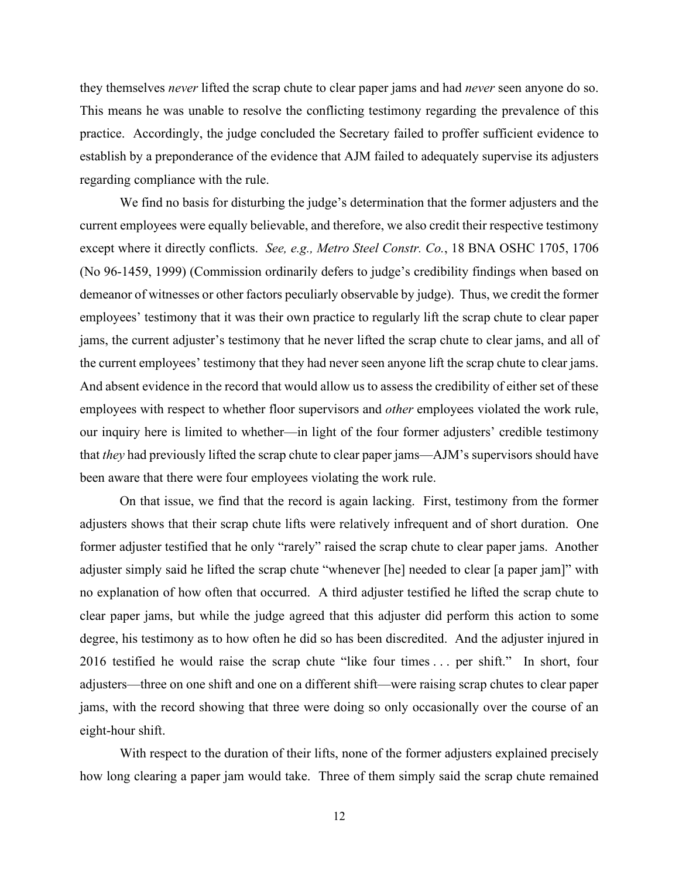they themselves *never* lifted the scrap chute to clear paper jams and had *never* seen anyone do so. This means he was unable to resolve the conflicting testimony regarding the prevalence of this practice. Accordingly, the judge concluded the Secretary failed to proffer sufficient evidence to establish by a preponderance of the evidence that AJM failed to adequately supervise its adjusters regarding compliance with the rule.

We find no basis for disturbing the judge's determination that the former adjusters and the current employees were equally believable, and therefore, we also credit their respective testimony except where it directly conflicts. *See, e.g., Metro Steel Constr. Co.*, 18 BNA OSHC 1705, 1706 (No 96-1459, 1999) (Commission ordinarily defers to judge's credibility findings when based on demeanor of witnesses or other factors peculiarly observable by judge). Thus, we credit the former employees' testimony that it was their own practice to regularly lift the scrap chute to clear paper jams, the current adjuster's testimony that he never lifted the scrap chute to clear jams, and all of the current employees' testimony that they had never seen anyone lift the scrap chute to clear jams. And absent evidence in the record that would allow us to assess the credibility of either set of these employees with respect to whether floor supervisors and *other* employees violated the work rule, our inquiry here is limited to whether—in light of the four former adjusters' credible testimony that *they* had previously lifted the scrap chute to clear paper jams—AJM's supervisors should have been aware that there were four employees violating the work rule.

On that issue, we find that the record is again lacking. First, testimony from the former adjusters shows that their scrap chute lifts were relatively infrequent and of short duration. One former adjuster testified that he only "rarely" raised the scrap chute to clear paper jams. Another adjuster simply said he lifted the scrap chute "whenever [he] needed to clear [a paper jam]" with no explanation of how often that occurred. A third adjuster testified he lifted the scrap chute to clear paper jams, but while the judge agreed that this adjuster did perform this action to some degree, his testimony as to how often he did so has been discredited. And the adjuster injured in 2016 testified he would raise the scrap chute "like four times . . . per shift." In short, four adjusters—three on one shift and one on a different shift—were raising scrap chutes to clear paper jams, with the record showing that three were doing so only occasionally over the course of an eight-hour shift.

With respect to the duration of their lifts, none of the former adjusters explained precisely how long clearing a paper jam would take. Three of them simply said the scrap chute remained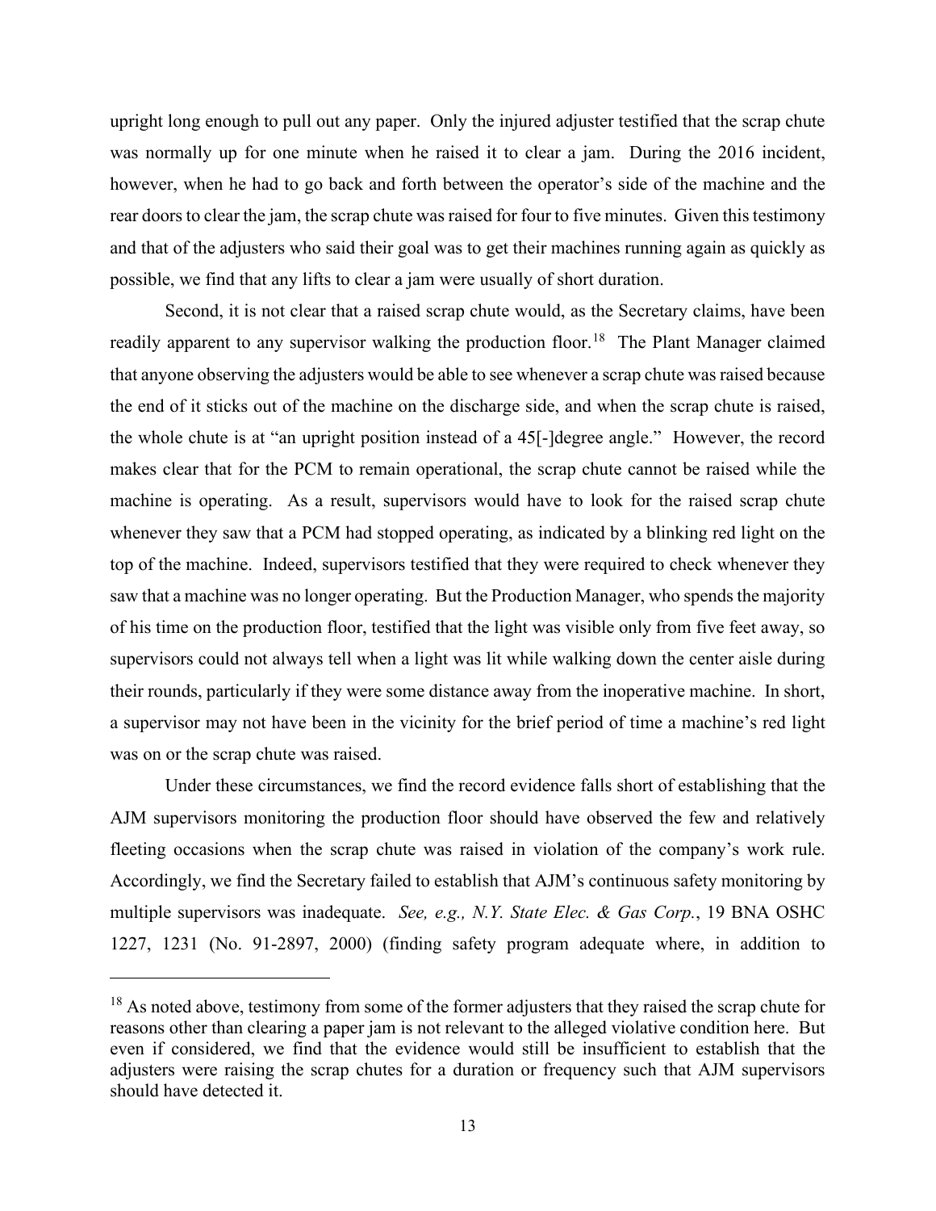upright long enough to pull out any paper. Only the injured adjuster testified that the scrap chute was normally up for one minute when he raised it to clear a jam. During the 2016 incident, however, when he had to go back and forth between the operator's side of the machine and the rear doors to clear the jam, the scrap chute was raised for four to five minutes. Given this testimony and that of the adjusters who said their goal was to get their machines running again as quickly as possible, we find that any lifts to clear a jam were usually of short duration.

Second, it is not clear that a raised scrap chute would, as the Secretary claims, have been readily apparent to any supervisor walking the production floor.[18] The Plant Manager claimed that anyone observing the adjusters would be able to see whenever a scrap chute was raised because the end of it sticks out of the machine on the discharge side, and when the scrap chute is raised, the whole chute is at "an upright position instead of a 45[-]degree angle." However, the record makes clear that for the PCM to remain operational, the scrap chute cannot be raised while the machine is operating. As a result, supervisors would have to look for the raised scrap chute whenever they saw that a PCM had stopped operating, as indicated by a blinking red light on the top of the machine. Indeed, supervisors testified that they were required to check whenever they saw that a machine was no longer operating. But the Production Manager, who spends the majority of his time on the production floor, testified that the light was visible only from five feet away, so supervisors could not always tell when a light was lit while walking down the center aisle during their rounds, particularly if they were some distance away from the inoperative machine. In short, a supervisor may not have been in the vicinity for the brief period of time a machine's red light was on or the scrap chute was raised.

Under these circumstances, we find the record evidence falls short of establishing that the AJM supervisors monitoring the production floor should have observed the few and relatively fleeting occasions when the scrap chute was raised in violation of the company's work rule. Accordingly, we find the Secretary failed to establish that AJM's continuous safety monitoring by multiple supervisors was inadequate. *See, e.g., N.Y. State Elec. & Gas Corp.*, 19 BNA OSHC 1227, 1231 (No. 91-2897, 2000) (finding safety program adequate where, in addition to

---

[18] As noted above, testimony from some of the former adjusters that they raised the scrap chute for reasons other than clearing a paper jam is not relevant to the alleged violative condition here. But even if considered, we find that the evidence would still be insufficient to establish that the adjusters were raising the scrap chutes for a duration or frequency such that AJM supervisors should have detected it.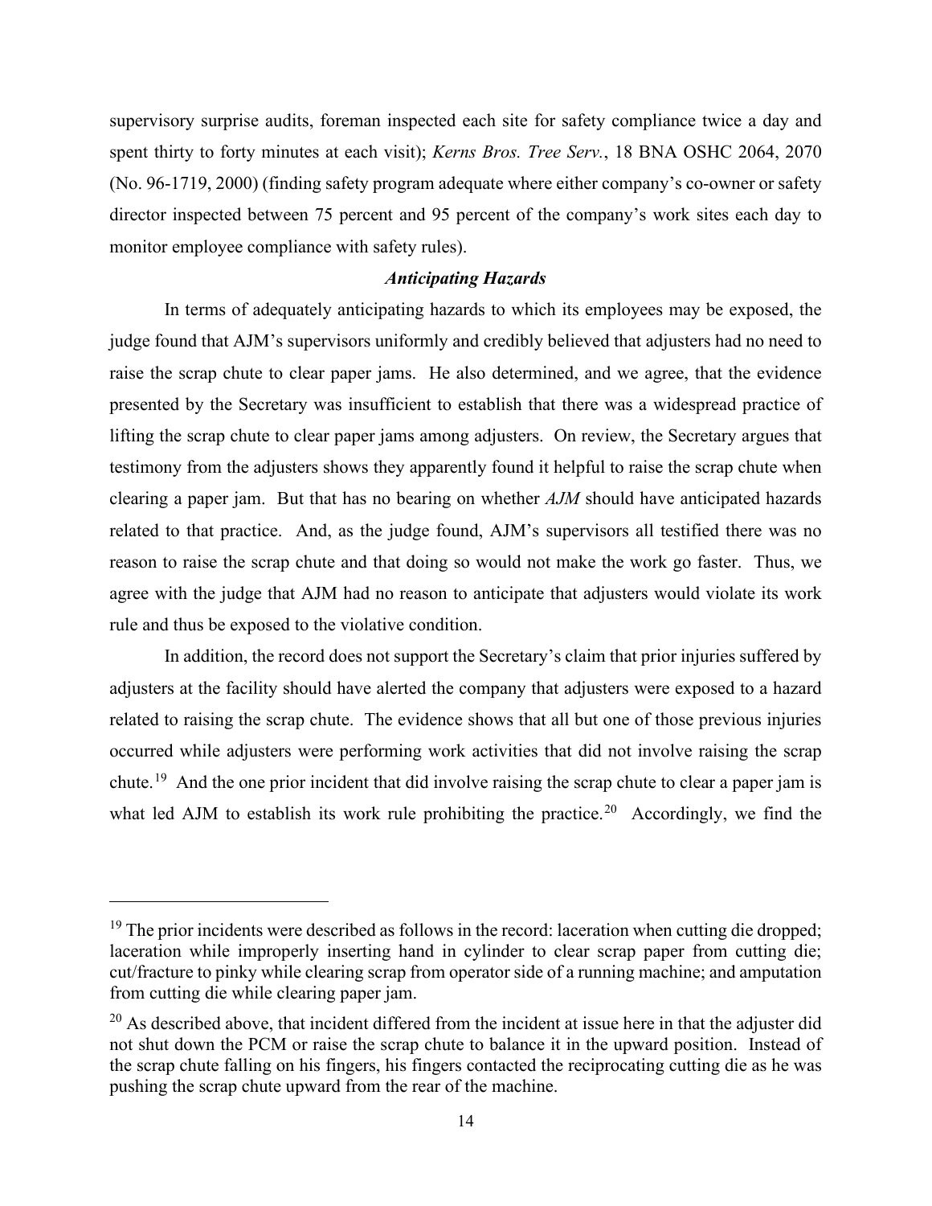supervisory surprise audits, foreman inspected each site for safety compliance twice a day and spent thirty to forty minutes at each visit); *Kerns Bros. Tree Serv.*, 18 BNA OSHC 2064, 2070 (No. 96-1719, 2000) (finding safety program adequate where either company's co-owner or safety director inspected between 75 percent and 95 percent of the company's work sites each day to monitor employee compliance with safety rules).

### *Anticipating Hazards*

In terms of adequately anticipating hazards to which its employees may be exposed, the judge found that AJM's supervisors uniformly and credibly believed that adjusters had no need to raise the scrap chute to clear paper jams. He also determined, and we agree, that the evidence presented by the Secretary was insufficient to establish that there was a widespread practice of lifting the scrap chute to clear paper jams among adjusters. On review, the Secretary argues that testimony from the adjusters shows they apparently found it helpful to raise the scrap chute when clearing a paper jam. But that has no bearing on whether *AJM* should have anticipated hazards related to that practice. And, as the judge found, AJM's supervisors all testified there was no reason to raise the scrap chute and that doing so would not make the work go faster. Thus, we agree with the judge that AJM had no reason to anticipate that adjusters would violate its work rule and thus be exposed to the violative condition.

In addition, the record does not support the Secretary's claim that prior injuries suffered by adjusters at the facility should have alerted the company that adjusters were exposed to a hazard related to raising the scrap chute. The evidence shows that all but one of those previous injuries occurred while adjusters were performing work activities that did not involve raising the scrap chute.[19] And the one prior incident that did involve raising the scrap chute to clear a paper jam is what led AJM to establish its work rule prohibiting the practice.[20] Accordingly, we find the

---

[19] The prior incidents were described as follows in the record: laceration when cutting die dropped; laceration while improperly inserting hand in cylinder to clear scrap paper from cutting die; cut/fracture to pinky while clearing scrap from operator side of a running machine; and amputation from cutting die while clearing paper jam.

[20] As described above, that incident differed from the incident at issue here in that the adjuster did not shut down the PCM or raise the scrap chute to balance it in the upward position. Instead of the scrap chute falling on his fingers, his fingers contacted the reciprocating cutting die as he was pushing the scrap chute upward from the rear of the machine.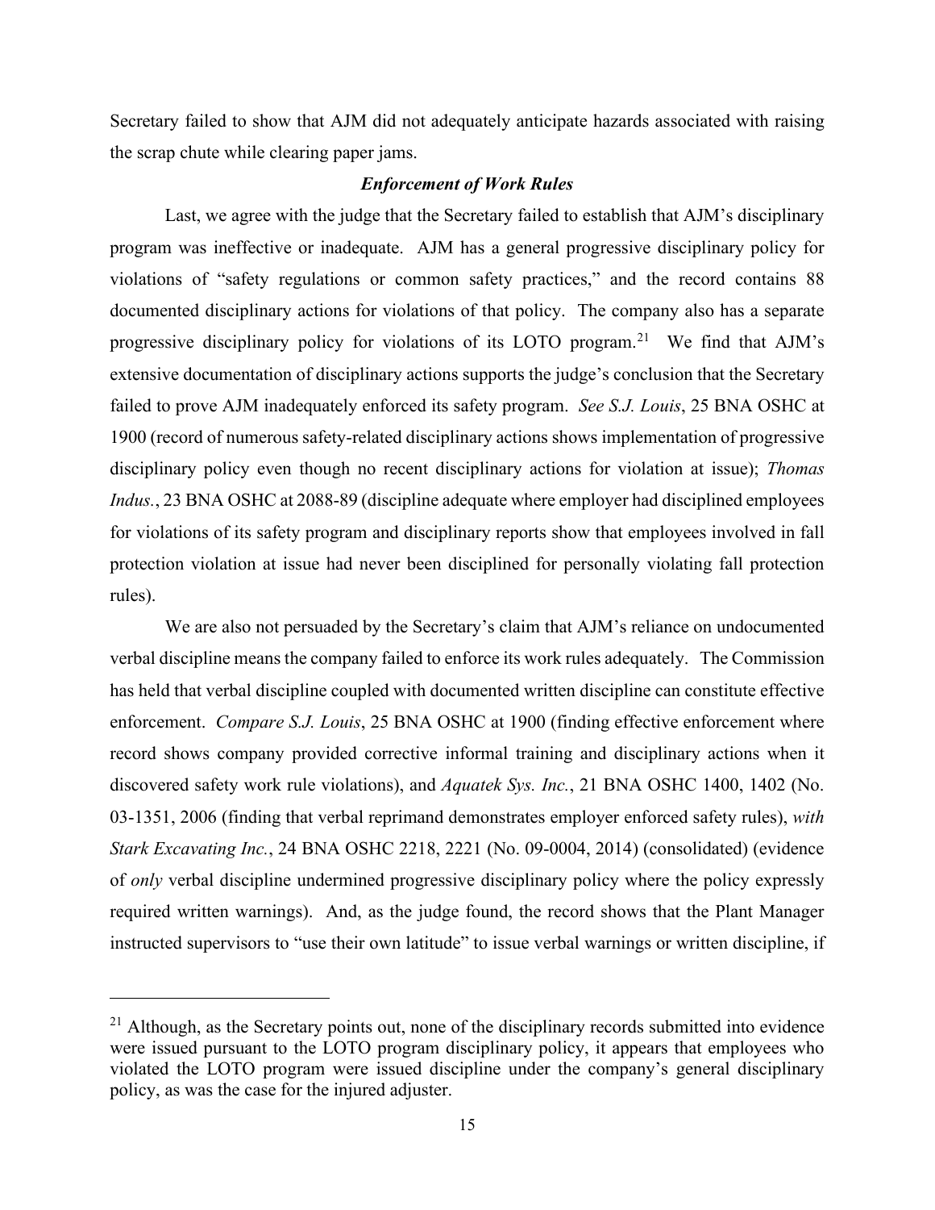Secretary failed to show that AJM did not adequately anticipate hazards associated with raising the scrap chute while clearing paper jams.

### *Enforcement of Work Rules*

Last, we agree with the judge that the Secretary failed to establish that AJM's disciplinary program was ineffective or inadequate. AJM has a general progressive disciplinary policy for violations of "safety regulations or common safety practices," and the record contains 88 documented disciplinary actions for violations of that policy. The company also has a separate progressive disciplinary policy for violations of its LOTO program.[21] We find that AJM's extensive documentation of disciplinary actions supports the judge's conclusion that the Secretary failed to prove AJM inadequately enforced its safety program. *See S.J. Louis*, 25 BNA OSHC at 1900 (record of numerous safety-related disciplinary actions shows implementation of progressive disciplinary policy even though no recent disciplinary actions for violation at issue); *Thomas Indus.*, 23 BNA OSHC at 2088-89 (discipline adequate where employer had disciplined employees for violations of its safety program and disciplinary reports show that employees involved in fall protection violation at issue had never been disciplined for personally violating fall protection rules).

We are also not persuaded by the Secretary's claim that AJM's reliance on undocumented verbal discipline means the company failed to enforce its work rules adequately. The Commission has held that verbal discipline coupled with documented written discipline can constitute effective enforcement. *Compare S.J. Louis*, 25 BNA OSHC at 1900 (finding effective enforcement where record shows company provided corrective informal training and disciplinary actions when it discovered safety work rule violations), and *Aquatek Sys. Inc.*, 21 BNA OSHC 1400, 1402 (No. 03-1351, 2006 (finding that verbal reprimand demonstrates employer enforced safety rules), *with Stark Excavating Inc.*, 24 BNA OSHC 2218, 2221 (No. 09-0004, 2014) (consolidated) (evidence of *only* verbal discipline undermined progressive disciplinary policy where the policy expressly required written warnings). And, as the judge found, the record shows that the Plant Manager instructed supervisors to "use their own latitude" to issue verbal warnings or written discipline, if

[21] Although, as the Secretary points out, none of the disciplinary records submitted into evidence were issued pursuant to the LOTO program disciplinary policy, it appears that employees who violated the LOTO program were issued discipline under the company's general disciplinary policy, as was the case for the injured adjuster.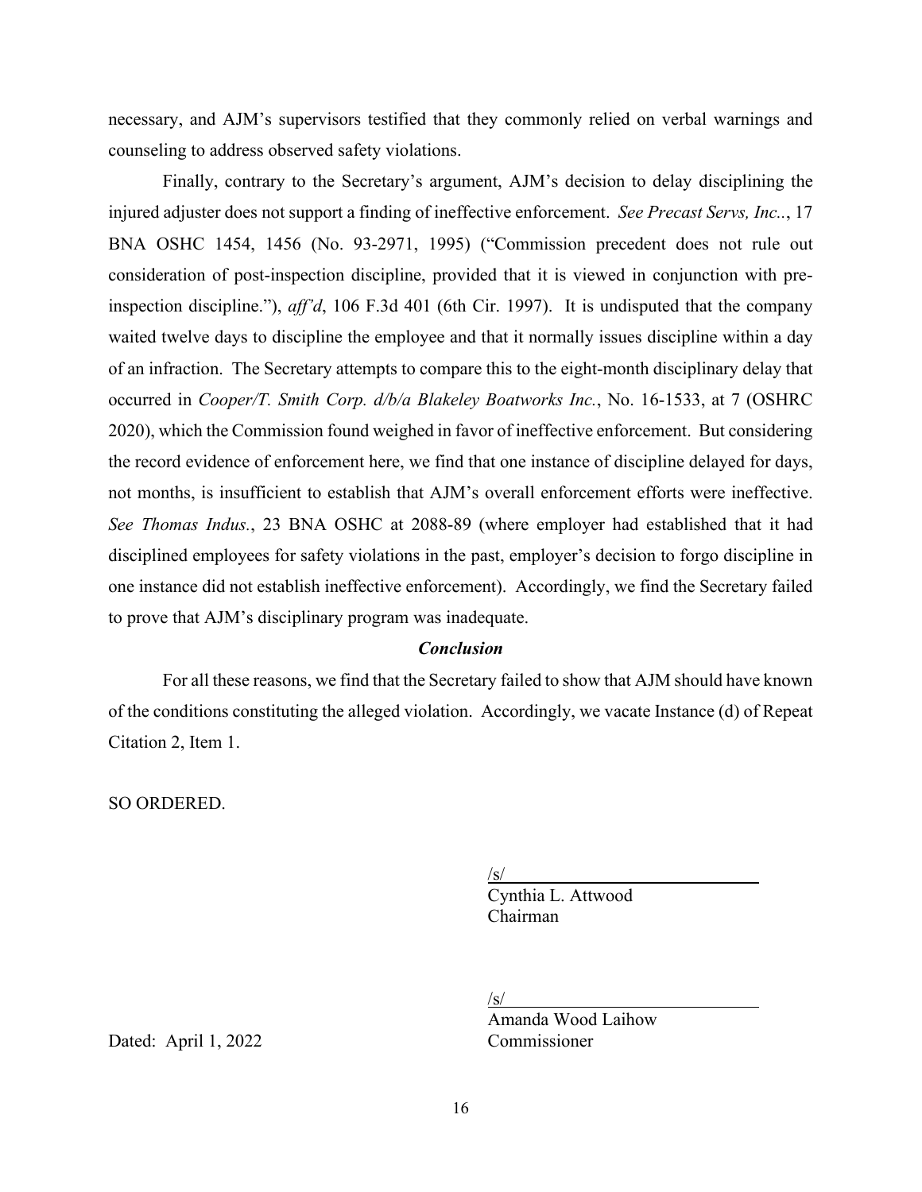necessary, and AJM's supervisors testified that they commonly relied on verbal warnings and counseling to address observed safety violations.

Finally, contrary to the Secretary's argument, AJM's decision to delay disciplining the injured adjuster does not support a finding of ineffective enforcement. *See Precast Servs, Inc.*., 17 BNA OSHC 1454, 1456 (No. 93-2971, 1995) ("Commission precedent does not rule out consideration of post-inspection discipline, provided that it is viewed in conjunction with pre-inspection discipline."), *aff'd*, 106 F.3d 401 (6th Cir. 1997). It is undisputed that the company waited twelve days to discipline the employee and that it normally issues discipline within a day of an infraction. The Secretary attempts to compare this to the eight-month disciplinary delay that occurred in *Cooper/T. Smith Corp. d/b/a Blakeley Boatworks Inc.*, No. 16-1533, at 7 (OSHRC 2020), which the Commission found weighed in favor of ineffective enforcement. But considering the record evidence of enforcement here, we find that one instance of discipline delayed for days, not months, is insufficient to establish that AJM's overall enforcement efforts were ineffective. *See Thomas Indus.*, 23 BNA OSHC at 2088-89 (where employer had established that it had disciplined employees for safety violations in the past, employer's decision to forgo discipline in one instance did not establish ineffective enforcement). Accordingly, we find the Secretary failed to prove that AJM's disciplinary program was inadequate.

***Conclusion***

For all these reasons, we find that the Secretary failed to show that AJM should have known of the conditions constituting the alleged violation. Accordingly, we vacate Instance (d) of Repeat Citation 2, Item 1.

SO ORDERED.

/s/
Cynthia L. Attwood
Chairman

/s/
Amanda Wood Laihow
Commissioner

Dated: April 1, 2022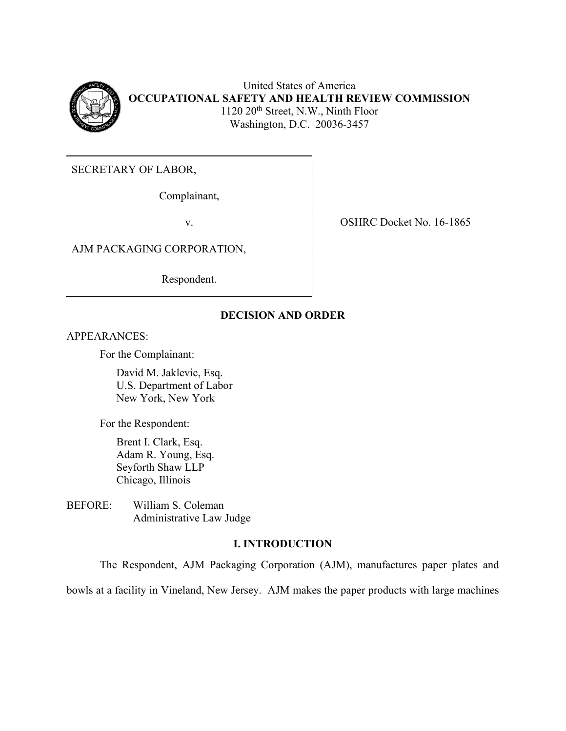United States of America
**OCCUPATIONAL SAFETY AND HEALTH REVIEW COMMISSION**
1120 20th Street, N.W., Ninth Floor
Washington, D.C. 20036-3457

| | |
|---|---|
| SECRETARY OF LABOR,<br><br>Complainant,<br><br>v.<br><br>AJM PACKAGING CORPORATION,<br><br>Respondent. | OSHRC Docket No. 16-1865 |

**DECISION AND ORDER**

APPEARANCES:

For the Complainant:

David M. Jaklevic, Esq.
U.S. Department of Labor
New York, New York

For the Respondent:

Brent I. Clark, Esq.
Adam R. Young, Esq.
Seyforth Shaw LLP
Chicago, Illinois

BEFORE: William S. Coleman
Administrative Law Judge

## I. INTRODUCTION

The Respondent, AJM Packaging Corporation (AJM), manufactures paper plates and bowls at a facility in Vineland, New Jersey. AJM makes the paper products with large machines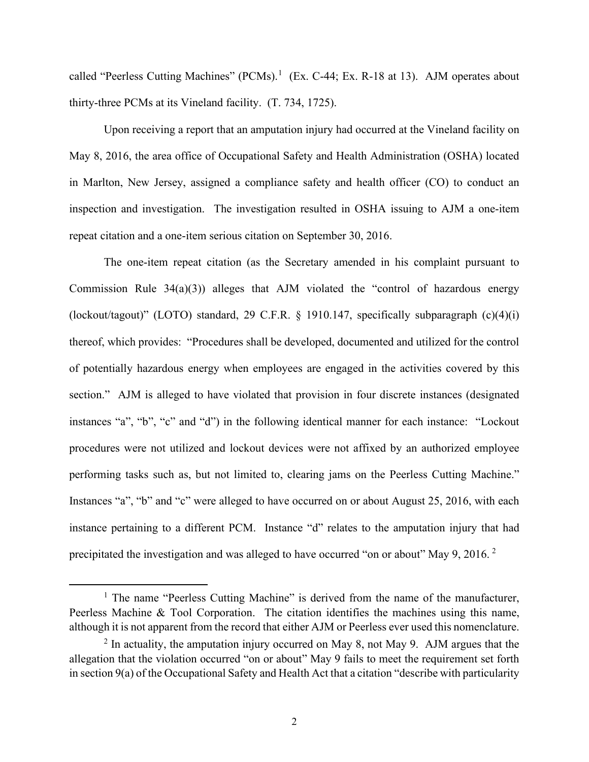called "Peerless Cutting Machines" (PCMs).[1] (Ex. C-44; Ex. R-18 at 13). AJM operates about thirty-three PCMs at its Vineland facility. (T. 734, 1725).

Upon receiving a report that an amputation injury had occurred at the Vineland facility on May 8, 2016, the area office of Occupational Safety and Health Administration (OSHA) located in Marlton, New Jersey, assigned a compliance safety and health officer (CO) to conduct an inspection and investigation. The investigation resulted in OSHA issuing to AJM a one-item repeat citation and a one-item serious citation on September 30, 2016.

The one-item repeat citation (as the Secretary amended in his complaint pursuant to Commission Rule 34(a)(3)) alleges that AJM violated the "control of hazardous energy (lockout/tagout)" (LOTO) standard, 29 C.F.R. § 1910.147, specifically subparagraph (c)(4)(i) thereof, which provides: "Procedures shall be developed, documented and utilized for the control of potentially hazardous energy when employees are engaged in the activities covered by this section." AJM is alleged to have violated that provision in four discrete instances (designated instances "a", "b", "c" and "d") in the following identical manner for each instance: "Lockout procedures were not utilized and lockout devices were not affixed by an authorized employee performing tasks such as, but not limited to, clearing jams on the Peerless Cutting Machine." Instances "a", "b" and "c" were alleged to have occurred on or about August 25, 2016, with each instance pertaining to a different PCM. Instance "d" relates to the amputation injury that had precipitated the investigation and was alleged to have occurred "on or about" May 9, 2016.[2]

---

[1] The name "Peerless Cutting Machine" is derived from the name of the manufacturer, Peerless Machine & Tool Corporation. The citation identifies the machines using this name, although it is not apparent from the record that either AJM or Peerless ever used this nomenclature.

[2] In actuality, the amputation injury occurred on May 8, not May 9. AJM argues that the allegation that the violation occurred "on or about" May 9 fails to meet the requirement set forth in section 9(a) of the Occupational Safety and Health Act that a citation "describe with particularity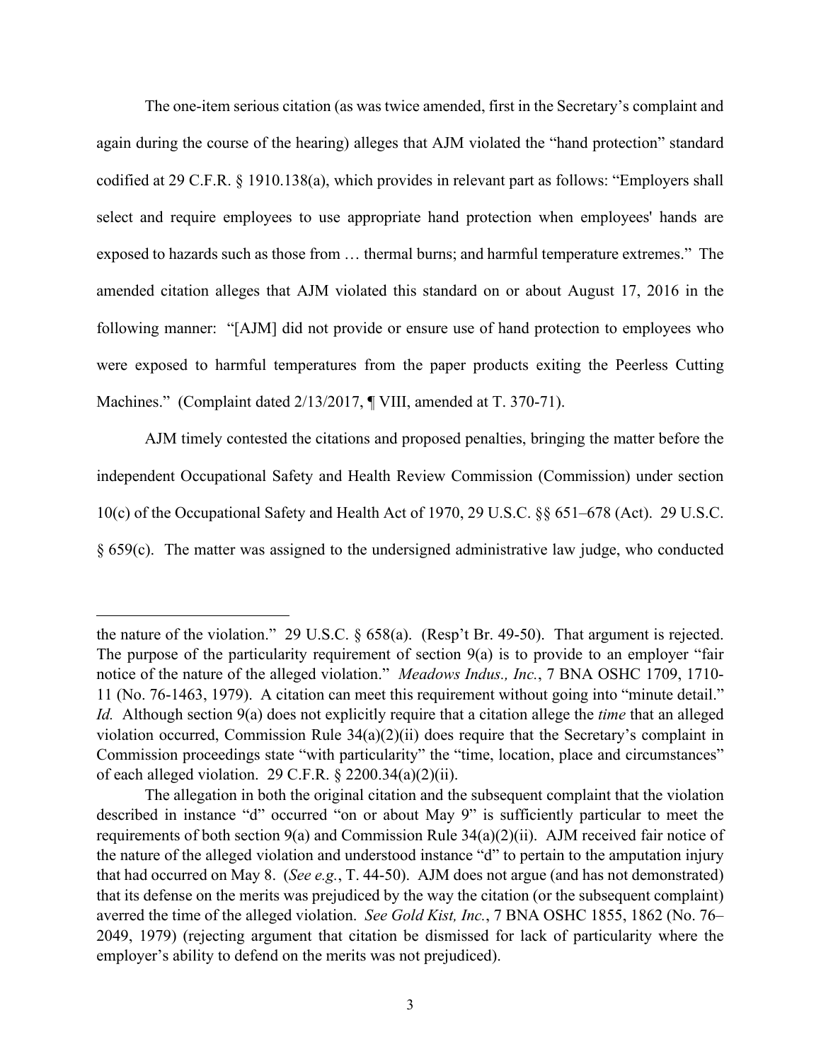The one-item serious citation (as was twice amended, first in the Secretary's complaint and again during the course of the hearing) alleges that AJM violated the "hand protection" standard codified at 29 C.F.R. § 1910.138(a), which provides in relevant part as follows: "Employers shall select and require employees to use appropriate hand protection when employees' hands are exposed to hazards such as those from … thermal burns; and harmful temperature extremes." The amended citation alleges that AJM violated this standard on or about August 17, 2016 in the following manner: "[AJM] did not provide or ensure use of hand protection to employees who were exposed to harmful temperatures from the paper products exiting the Peerless Cutting Machines." (Complaint dated 2/13/2017, ¶ VIII, amended at T. 370-71).

AJM timely contested the citations and proposed penalties, bringing the matter before the independent Occupational Safety and Health Review Commission (Commission) under section 10(c) of the Occupational Safety and Health Act of 1970, 29 U.S.C. §§ 651–678 (Act). 29 U.S.C. § 659(c). The matter was assigned to the undersigned administrative law judge, who conducted

---

the nature of the violation." 29 U.S.C. § 658(a). (Resp't Br. 49-50). That argument is rejected. The purpose of the particularity requirement of section 9(a) is to provide to an employer "fair notice of the nature of the alleged violation." *Meadows Indus., Inc.*, 7 BNA OSHC 1709, 1710-11 (No. 76-1463, 1979). A citation can meet this requirement without going into "minute detail." *Id.* Although section 9(a) does not explicitly require that a citation allege the *time* that an alleged violation occurred, Commission Rule 34(a)(2)(ii) does require that the Secretary's complaint in Commission proceedings state "with particularity" the "time, location, place and circumstances" of each alleged violation. 29 C.F.R. § 2200.34(a)(2)(ii).

The allegation in both the original citation and the subsequent complaint that the violation described in instance "d" occurred "on or about May 9" is sufficiently particular to meet the requirements of both section 9(a) and Commission Rule 34(a)(2)(ii). AJM received fair notice of the nature of the alleged violation and understood instance "d" to pertain to the amputation injury that had occurred on May 8. (*See e.g.*, T. 44-50). AJM does not argue (and has not demonstrated) that its defense on the merits was prejudiced by the way the citation (or the subsequent complaint) averred the time of the alleged violation. *See Gold Kist, Inc.*, 7 BNA OSHC 1855, 1862 (No. 76–2049, 1979) (rejecting argument that citation be dismissed for lack of particularity where the employer's ability to defend on the merits was not prejudiced).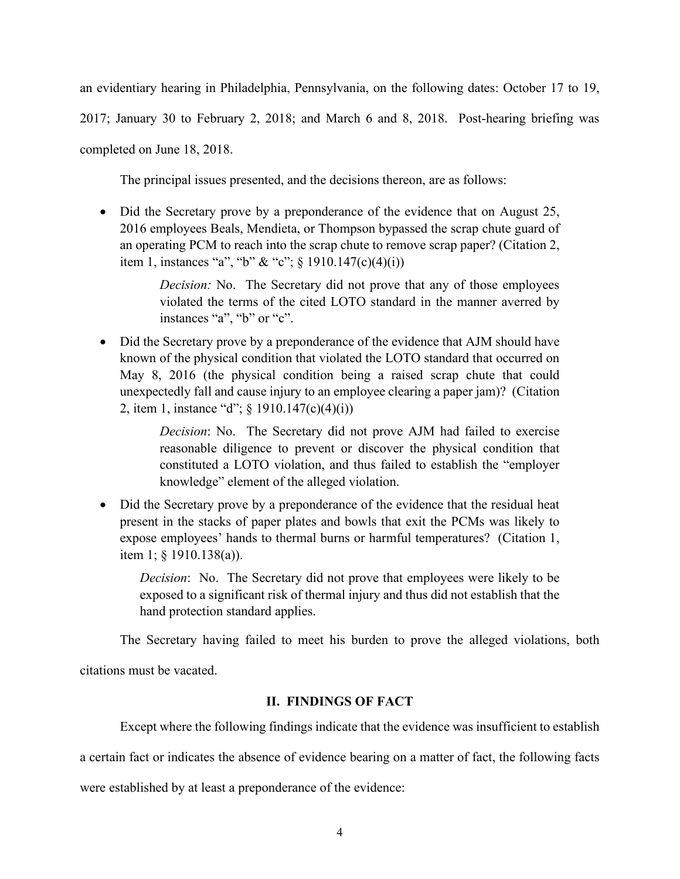an evidentiary hearing in Philadelphia, Pennsylvania, on the following dates: October 17 to 19, 2017; January 30 to February 2, 2018; and March 6 and 8, 2018. Post-hearing briefing was completed on June 18, 2018.

The principal issues presented, and the decisions thereon, are as follows:

- Did the Secretary prove by a preponderance of the evidence that on August 25, 2016 employees Beals, Mendieta, or Thompson bypassed the scrap chute guard of an operating PCM to reach into the scrap chute to remove scrap paper? (Citation 2, item 1, instances "a", "b" & "c"; § 1910.147(c)(4)(i))

  *Decision:* No. The Secretary did not prove that any of those employees violated the terms of the cited LOTO standard in the manner averred by instances "a", "b" or "c".

- Did the Secretary prove by a preponderance of the evidence that AJM should have known of the physical condition that violated the LOTO standard that occurred on May 8, 2016 (the physical condition being a raised scrap chute that could unexpectedly fall and cause injury to an employee clearing a paper jam)? (Citation 2, item 1, instance "d"; § 1910.147(c)(4)(i))

  *Decision*: No. The Secretary did not prove AJM had failed to exercise reasonable diligence to prevent or discover the physical condition that constituted a LOTO violation, and thus failed to establish the "employer knowledge" element of the alleged violation.

- Did the Secretary prove by a preponderance of the evidence that the residual heat present in the stacks of paper plates and bowls that exit the PCMs was likely to expose employees' hands to thermal burns or harmful temperatures? (Citation 1, item 1; § 1910.138(a)).

  *Decision*: No. The Secretary did not prove that employees were likely to be exposed to a significant risk of thermal injury and thus did not establish that the hand protection standard applies.

The Secretary having failed to meet his burden to prove the alleged violations, both citations must be vacated.

## II. FINDINGS OF FACT

Except where the following findings indicate that the evidence was insufficient to establish a certain fact or indicates the absence of evidence bearing on a matter of fact, the following facts were established by at least a preponderance of the evidence: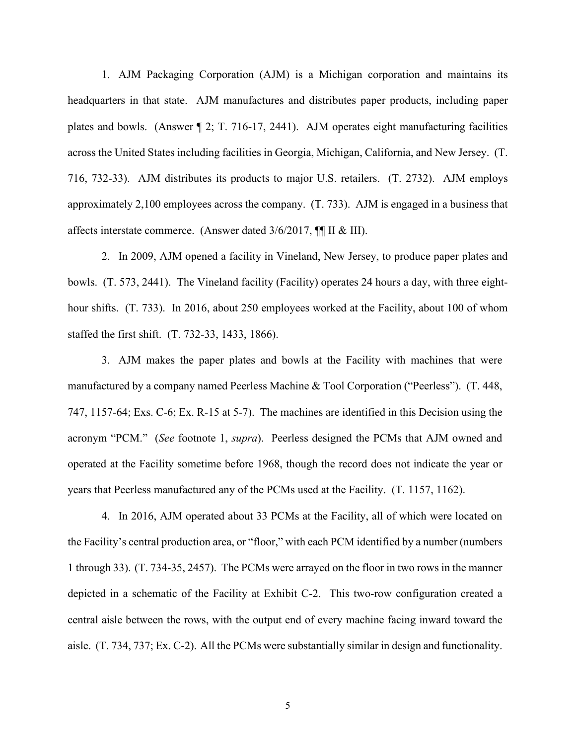1. AJM Packaging Corporation (AJM) is a Michigan corporation and maintains its headquarters in that state. AJM manufactures and distributes paper products, including paper plates and bowls. (Answer ¶ 2; T. 716-17, 2441). AJM operates eight manufacturing facilities across the United States including facilities in Georgia, Michigan, California, and New Jersey. (T. 716, 732-33). AJM distributes its products to major U.S. retailers. (T. 2732). AJM employs approximately 2,100 employees across the company. (T. 733). AJM is engaged in a business that affects interstate commerce. (Answer dated 3/6/2017, ¶¶ II & III).

2. In 2009, AJM opened a facility in Vineland, New Jersey, to produce paper plates and bowls. (T. 573, 2441). The Vineland facility (Facility) operates 24 hours a day, with three eight-hour shifts. (T. 733). In 2016, about 250 employees worked at the Facility, about 100 of whom staffed the first shift. (T. 732-33, 1433, 1866).

3. AJM makes the paper plates and bowls at the Facility with machines that were manufactured by a company named Peerless Machine & Tool Corporation ("Peerless"). (T. 448, 747, 1157-64; Exs. C-6; Ex. R-15 at 5-7). The machines are identified in this Decision using the acronym "PCM." (*See* footnote 1, *supra*). Peerless designed the PCMs that AJM owned and operated at the Facility sometime before 1968, though the record does not indicate the year or years that Peerless manufactured any of the PCMs used at the Facility. (T. 1157, 1162).

4. In 2016, AJM operated about 33 PCMs at the Facility, all of which were located on the Facility's central production area, or "floor," with each PCM identified by a number (numbers 1 through 33). (T. 734-35, 2457). The PCMs were arrayed on the floor in two rows in the manner depicted in a schematic of the Facility at Exhibit C-2. This two-row configuration created a central aisle between the rows, with the output end of every machine facing inward toward the aisle. (T. 734, 737; Ex. C-2). All the PCMs were substantially similar in design and functionality.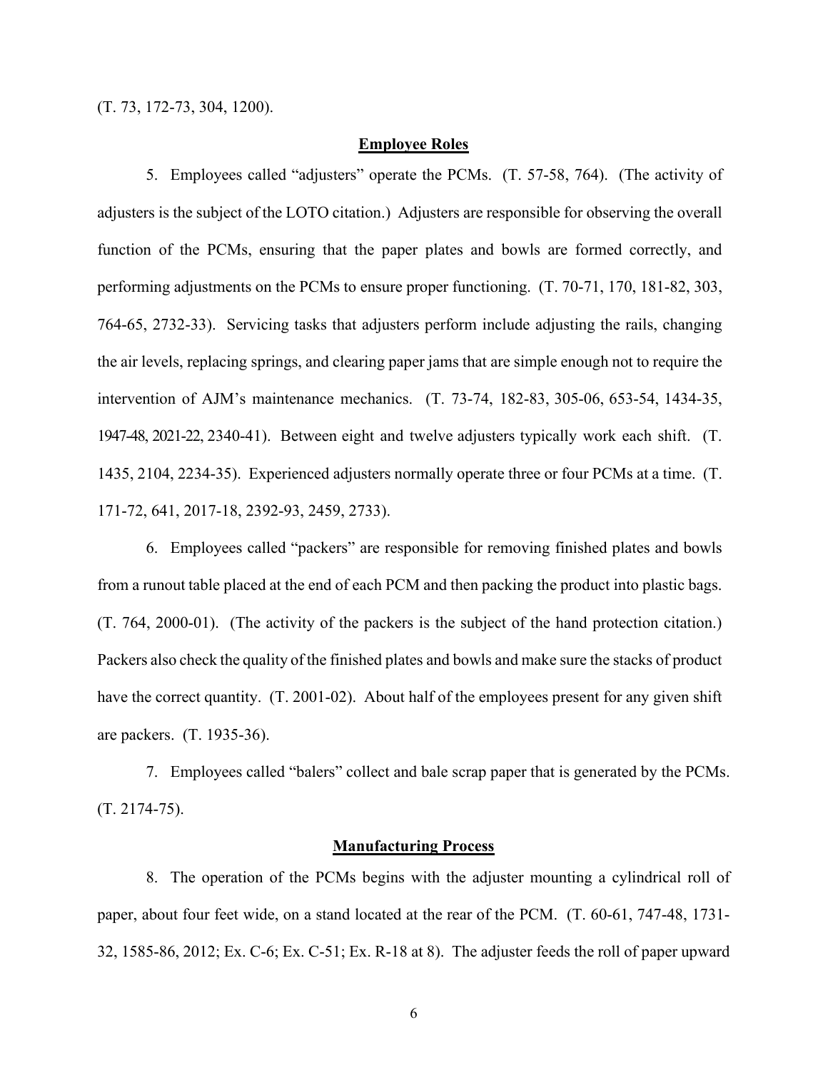(T. 73, 172-73, 304, 1200).

## Employee Roles

5. Employees called "adjusters" operate the PCMs. (T. 57-58, 764). (The activity of adjusters is the subject of the LOTO citation.) Adjusters are responsible for observing the overall function of the PCMs, ensuring that the paper plates and bowls are formed correctly, and performing adjustments on the PCMs to ensure proper functioning. (T. 70-71, 170, 181-82, 303, 764-65, 2732-33). Servicing tasks that adjusters perform include adjusting the rails, changing the air levels, replacing springs, and clearing paper jams that are simple enough not to require the intervention of AJM's maintenance mechanics. (T. 73-74, 182-83, 305-06, 653-54, 1434-35, 1947-48, 2021-22, 2340-41). Between eight and twelve adjusters typically work each shift. (T. 1435, 2104, 2234-35). Experienced adjusters normally operate three or four PCMs at a time. (T. 171-72, 641, 2017-18, 2392-93, 2459, 2733).

6. Employees called "packers" are responsible for removing finished plates and bowls from a runout table placed at the end of each PCM and then packing the product into plastic bags. (T. 764, 2000-01). (The activity of the packers is the subject of the hand protection citation.) Packers also check the quality of the finished plates and bowls and make sure the stacks of product have the correct quantity. (T. 2001-02). About half of the employees present for any given shift are packers. (T. 1935-36).

7. Employees called "balers" collect and bale scrap paper that is generated by the PCMs. (T. 2174-75).

## Manufacturing Process

8. The operation of the PCMs begins with the adjuster mounting a cylindrical roll of paper, about four feet wide, on a stand located at the rear of the PCM. (T. 60-61, 747-48, 1731-32, 1585-86, 2012; Ex. C-6; Ex. C-51; Ex. R-18 at 8). The adjuster feeds the roll of paper upward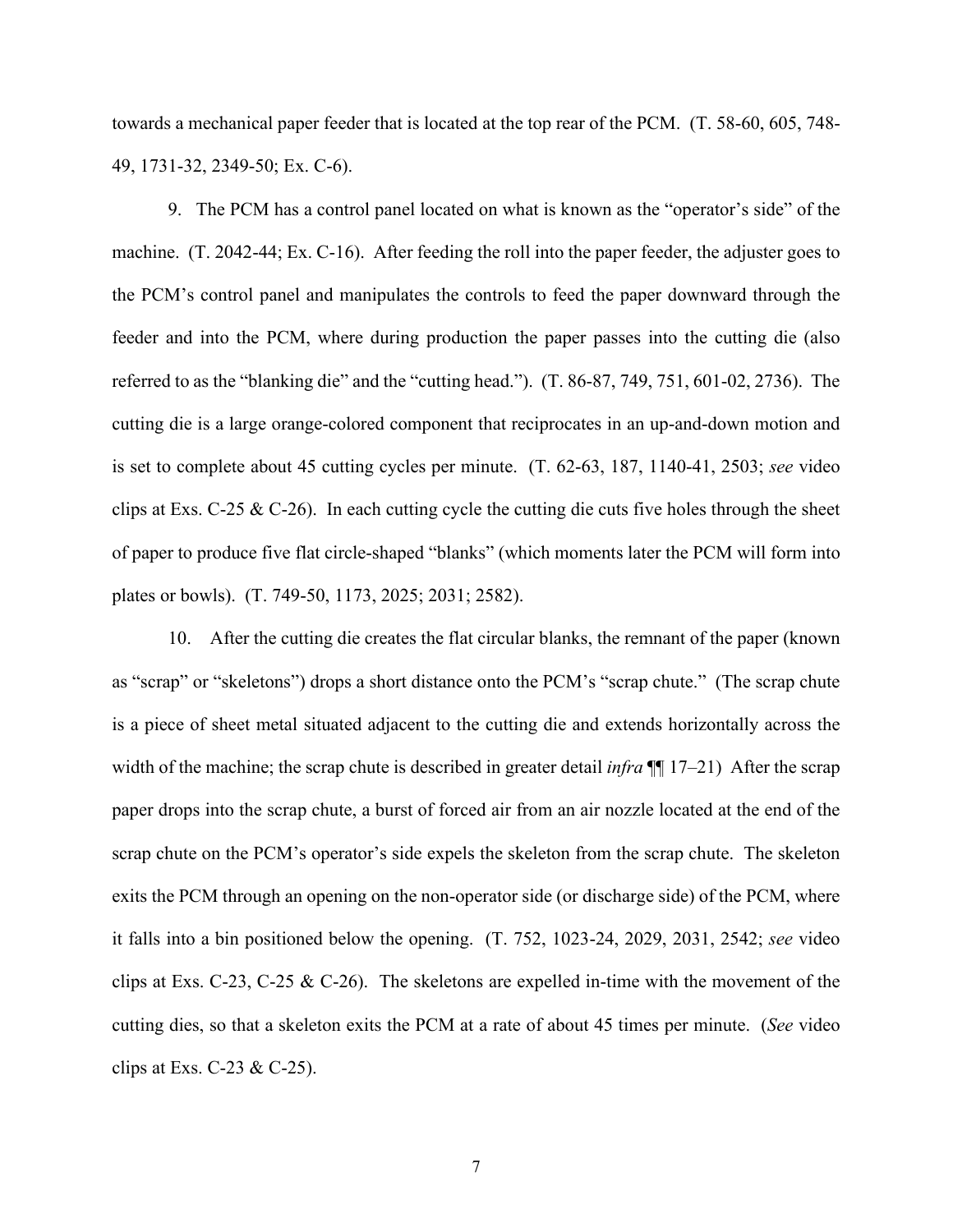towards a mechanical paper feeder that is located at the top rear of the PCM. (T. 58-60, 605, 748-49, 1731-32, 2349-50; Ex. C-6).

9. The PCM has a control panel located on what is known as the "operator's side" of the machine. (T. 2042-44; Ex. C-16). After feeding the roll into the paper feeder, the adjuster goes to the PCM's control panel and manipulates the controls to feed the paper downward through the feeder and into the PCM, where during production the paper passes into the cutting die (also referred to as the "blanking die" and the "cutting head."). (T. 86-87, 749, 751, 601-02, 2736). The cutting die is a large orange-colored component that reciprocates in an up-and-down motion and is set to complete about 45 cutting cycles per minute. (T. 62-63, 187, 1140-41, 2503; *see* video clips at Exs. C-25 & C-26). In each cutting cycle the cutting die cuts five holes through the sheet of paper to produce five flat circle-shaped "blanks" (which moments later the PCM will form into plates or bowls). (T. 749-50, 1173, 2025; 2031; 2582).

10. After the cutting die creates the flat circular blanks, the remnant of the paper (known as "scrap" or "skeletons") drops a short distance onto the PCM's "scrap chute." (The scrap chute is a piece of sheet metal situated adjacent to the cutting die and extends horizontally across the width of the machine; the scrap chute is described in greater detail *infra* ¶¶ 17–21) After the scrap paper drops into the scrap chute, a burst of forced air from an air nozzle located at the end of the scrap chute on the PCM's operator's side expels the skeleton from the scrap chute. The skeleton exits the PCM through an opening on the non-operator side (or discharge side) of the PCM, where it falls into a bin positioned below the opening. (T. 752, 1023-24, 2029, 2031, 2542; *see* video clips at Exs. C-23, C-25 & C-26). The skeletons are expelled in-time with the movement of the cutting dies, so that a skeleton exits the PCM at a rate of about 45 times per minute. (*See* video clips at Exs. C-23 & C-25).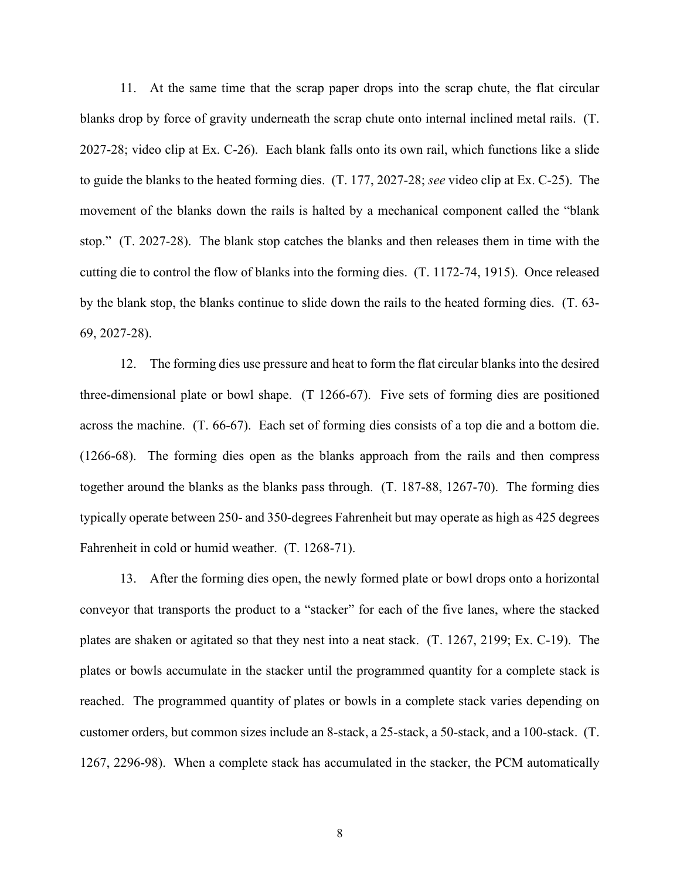11. At the same time that the scrap paper drops into the scrap chute, the flat circular blanks drop by force of gravity underneath the scrap chute onto internal inclined metal rails. (T. 2027-28; video clip at Ex. C-26). Each blank falls onto its own rail, which functions like a slide to guide the blanks to the heated forming dies. (T. 177, 2027-28; *see* video clip at Ex. C-25). The movement of the blanks down the rails is halted by a mechanical component called the "blank stop." (T. 2027-28). The blank stop catches the blanks and then releases them in time with the cutting die to control the flow of blanks into the forming dies. (T. 1172-74, 1915). Once released by the blank stop, the blanks continue to slide down the rails to the heated forming dies. (T. 63-69, 2027-28).

12. The forming dies use pressure and heat to form the flat circular blanks into the desired three-dimensional plate or bowl shape. (T 1266-67). Five sets of forming dies are positioned across the machine. (T. 66-67). Each set of forming dies consists of a top die and a bottom die. (1266-68). The forming dies open as the blanks approach from the rails and then compress together around the blanks as the blanks pass through. (T. 187-88, 1267-70). The forming dies typically operate between 250- and 350-degrees Fahrenheit but may operate as high as 425 degrees Fahrenheit in cold or humid weather. (T. 1268-71).

13. After the forming dies open, the newly formed plate or bowl drops onto a horizontal conveyor that transports the product to a "stacker" for each of the five lanes, where the stacked plates are shaken or agitated so that they nest into a neat stack. (T. 1267, 2199; Ex. C-19). The plates or bowls accumulate in the stacker until the programmed quantity for a complete stack is reached. The programmed quantity of plates or bowls in a complete stack varies depending on customer orders, but common sizes include an 8-stack, a 25-stack, a 50-stack, and a 100-stack. (T. 1267, 2296-98). When a complete stack has accumulated in the stacker, the PCM automatically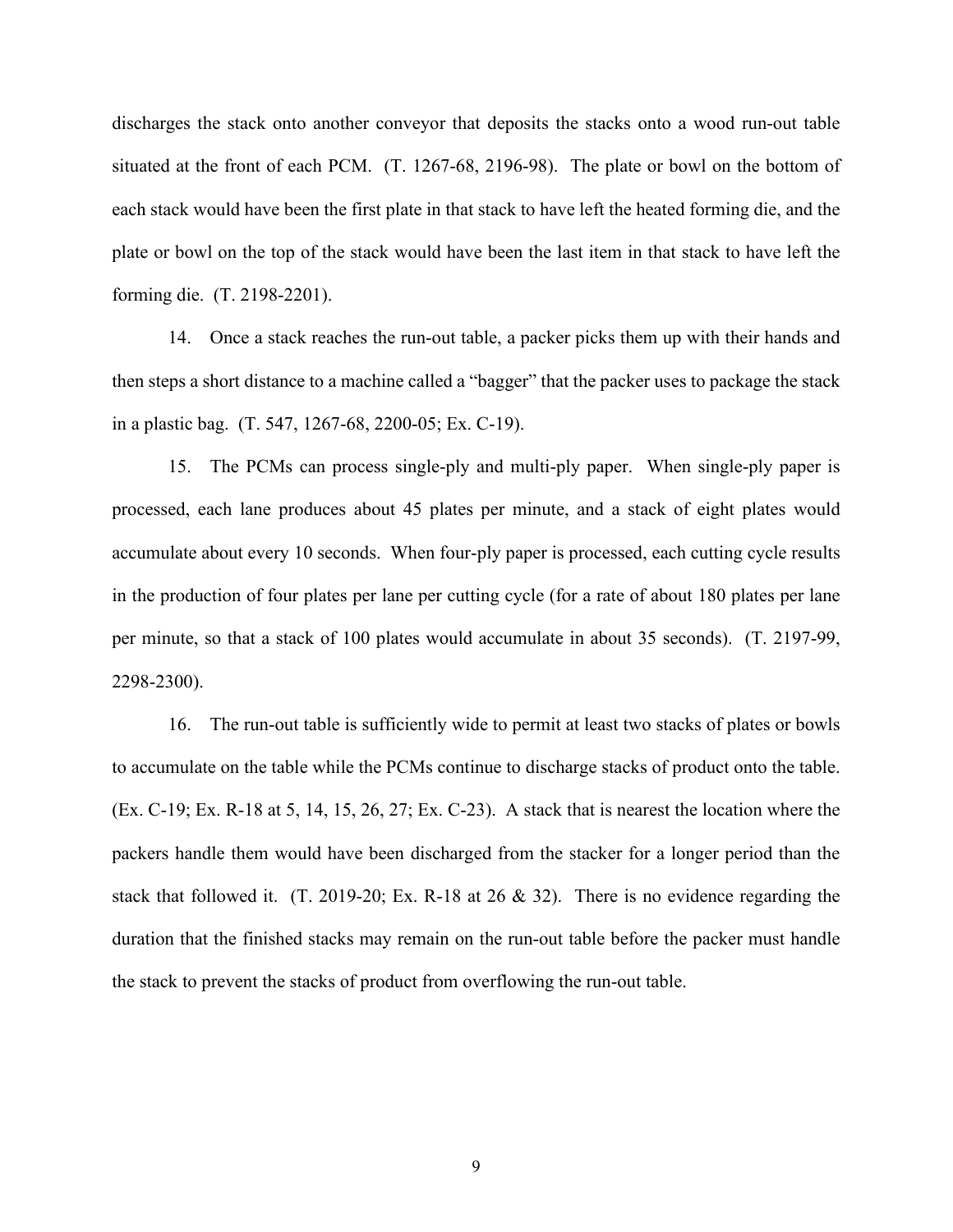discharges the stack onto another conveyor that deposits the stacks onto a wood run-out table situated at the front of each PCM. (T. 1267-68, 2196-98). The plate or bowl on the bottom of each stack would have been the first plate in that stack to have left the heated forming die, and the plate or bowl on the top of the stack would have been the last item in that stack to have left the forming die. (T. 2198-2201).

14. Once a stack reaches the run-out table, a packer picks them up with their hands and then steps a short distance to a machine called a "bagger" that the packer uses to package the stack in a plastic bag. (T. 547, 1267-68, 2200-05; Ex. C-19).

15. The PCMs can process single-ply and multi-ply paper. When single-ply paper is processed, each lane produces about 45 plates per minute, and a stack of eight plates would accumulate about every 10 seconds. When four-ply paper is processed, each cutting cycle results in the production of four plates per lane per cutting cycle (for a rate of about 180 plates per lane per minute, so that a stack of 100 plates would accumulate in about 35 seconds). (T. 2197-99, 2298-2300).

16. The run-out table is sufficiently wide to permit at least two stacks of plates or bowls to accumulate on the table while the PCMs continue to discharge stacks of product onto the table. (Ex. C-19; Ex. R-18 at 5, 14, 15, 26, 27; Ex. C-23). A stack that is nearest the location where the packers handle them would have been discharged from the stacker for a longer period than the stack that followed it. (T. 2019-20; Ex. R-18 at 26 & 32). There is no evidence regarding the duration that the finished stacks may remain on the run-out table before the packer must handle the stack to prevent the stacks of product from overflowing the run-out table.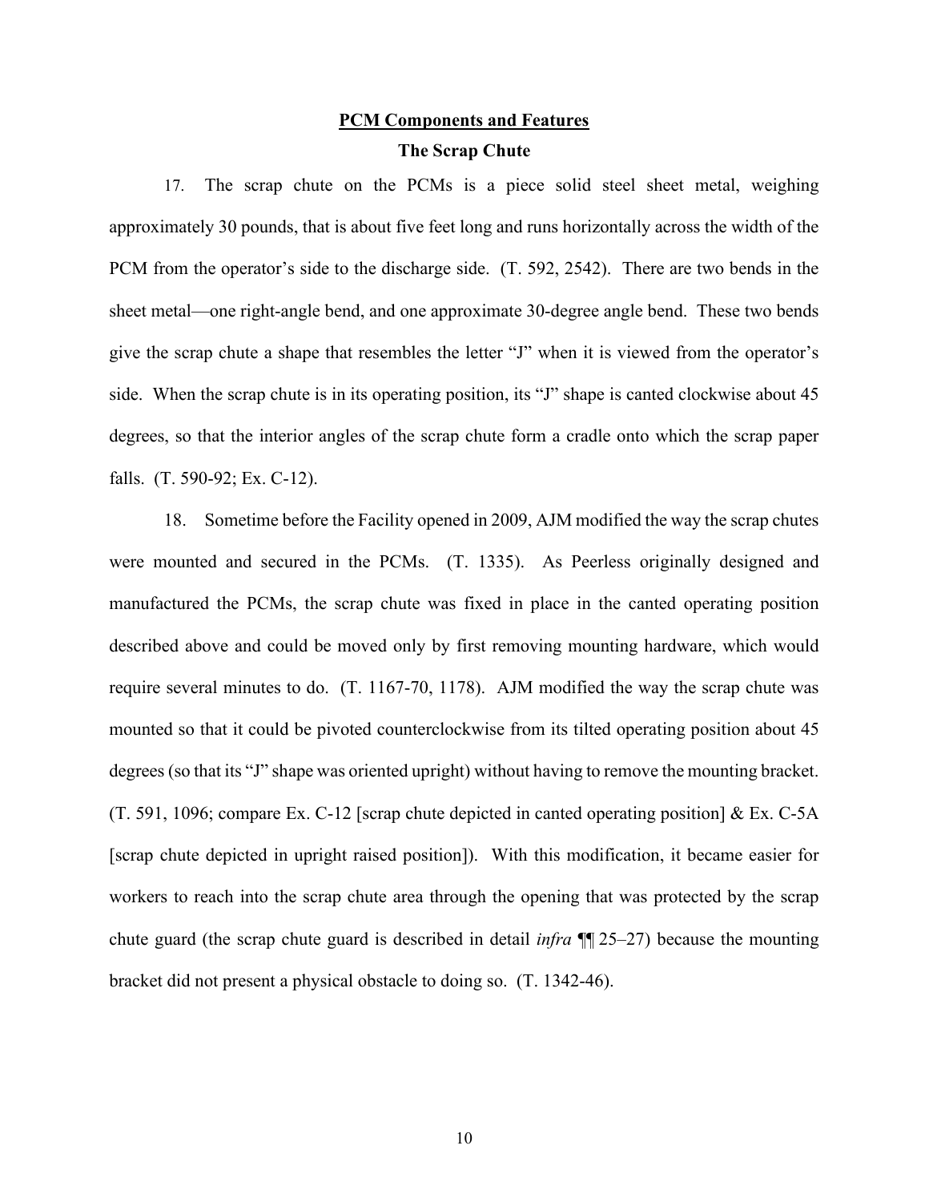## PCM Components and Features

### The Scrap Chute

17. The scrap chute on the PCMs is a piece solid steel sheet metal, weighing approximately 30 pounds, that is about five feet long and runs horizontally across the width of the PCM from the operator's side to the discharge side. (T. 592, 2542). There are two bends in the sheet metal—one right-angle bend, and one approximate 30-degree angle bend. These two bends give the scrap chute a shape that resembles the letter "J" when it is viewed from the operator's side. When the scrap chute is in its operating position, its "J" shape is canted clockwise about 45 degrees, so that the interior angles of the scrap chute form a cradle onto which the scrap paper falls. (T. 590-92; Ex. C-12).

18. Sometime before the Facility opened in 2009, AJM modified the way the scrap chutes were mounted and secured in the PCMs. (T. 1335). As Peerless originally designed and manufactured the PCMs, the scrap chute was fixed in place in the canted operating position described above and could be moved only by first removing mounting hardware, which would require several minutes to do. (T. 1167-70, 1178). AJM modified the way the scrap chute was mounted so that it could be pivoted counterclockwise from its tilted operating position about 45 degrees (so that its "J" shape was oriented upright) without having to remove the mounting bracket. (T. 591, 1096; compare Ex. C-12 [scrap chute depicted in canted operating position] & Ex. C-5A [scrap chute depicted in upright raised position]). With this modification, it became easier for workers to reach into the scrap chute area through the opening that was protected by the scrap chute guard (the scrap chute guard is described in detail *infra* ¶¶ 25–27) because the mounting bracket did not present a physical obstacle to doing so. (T. 1342-46).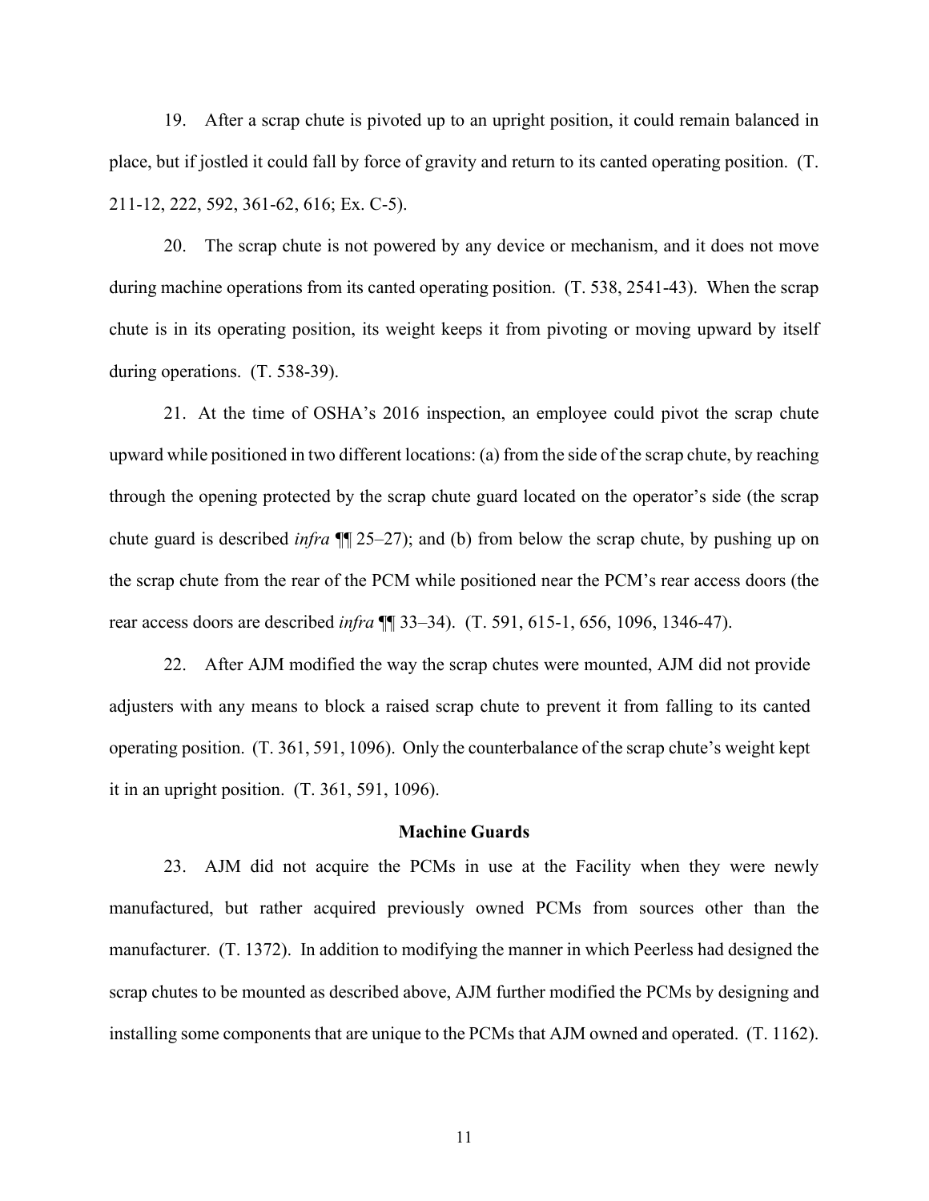19. After a scrap chute is pivoted up to an upright position, it could remain balanced in place, but if jostled it could fall by force of gravity and return to its canted operating position. (T. 211-12, 222, 592, 361-62, 616; Ex. C-5).

20. The scrap chute is not powered by any device or mechanism, and it does not move during machine operations from its canted operating position. (T. 538, 2541-43). When the scrap chute is in its operating position, its weight keeps it from pivoting or moving upward by itself during operations. (T. 538-39).

21. At the time of OSHA's 2016 inspection, an employee could pivot the scrap chute upward while positioned in two different locations: (a) from the side of the scrap chute, by reaching through the opening protected by the scrap chute guard located on the operator's side (the scrap chute guard is described *infra* ¶¶ 25–27); and (b) from below the scrap chute, by pushing up on the scrap chute from the rear of the PCM while positioned near the PCM's rear access doors (the rear access doors are described *infra* ¶¶ 33–34). (T. 591, 615-1, 656, 1096, 1346-47).

22. After AJM modified the way the scrap chutes were mounted, AJM did not provide adjusters with any means to block a raised scrap chute to prevent it from falling to its canted operating position. (T. 361, 591, 1096). Only the counterbalance of the scrap chute's weight kept it in an upright position. (T. 361, 591, 1096).

## Machine Guards

23. AJM did not acquire the PCMs in use at the Facility when they were newly manufactured, but rather acquired previously owned PCMs from sources other than the manufacturer. (T. 1372). In addition to modifying the manner in which Peerless had designed the scrap chutes to be mounted as described above, AJM further modified the PCMs by designing and installing some components that are unique to the PCMs that AJM owned and operated. (T. 1162).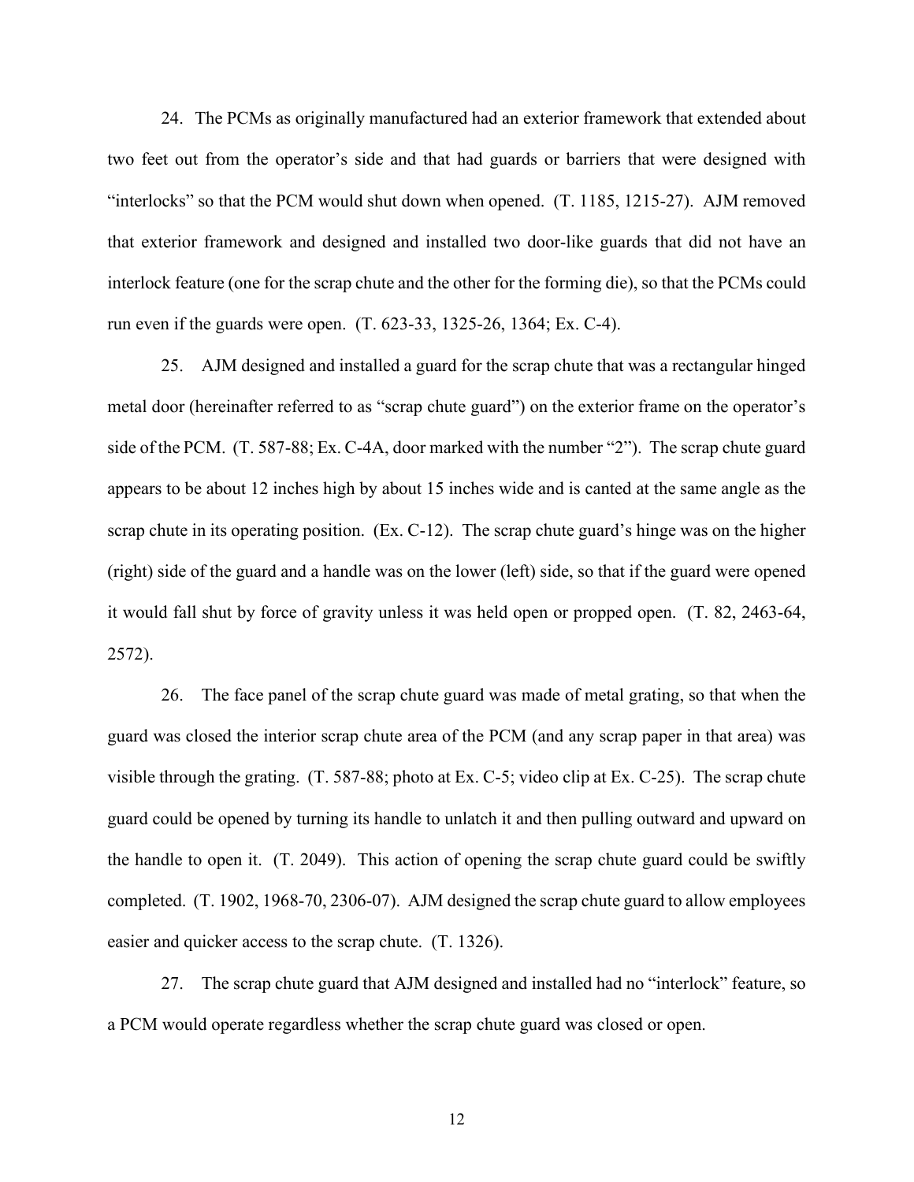24. The PCMs as originally manufactured had an exterior framework that extended about two feet out from the operator's side and that had guards or barriers that were designed with "interlocks" so that the PCM would shut down when opened. (T. 1185, 1215-27). AJM removed that exterior framework and designed and installed two door-like guards that did not have an interlock feature (one for the scrap chute and the other for the forming die), so that the PCMs could run even if the guards were open. (T. 623-33, 1325-26, 1364; Ex. C-4).

25. AJM designed and installed a guard for the scrap chute that was a rectangular hinged metal door (hereinafter referred to as "scrap chute guard") on the exterior frame on the operator's side of the PCM. (T. 587-88; Ex. C-4A, door marked with the number "2"). The scrap chute guard appears to be about 12 inches high by about 15 inches wide and is canted at the same angle as the scrap chute in its operating position. (Ex. C-12). The scrap chute guard's hinge was on the higher (right) side of the guard and a handle was on the lower (left) side, so that if the guard were opened it would fall shut by force of gravity unless it was held open or propped open. (T. 82, 2463-64, 2572).

26. The face panel of the scrap chute guard was made of metal grating, so that when the guard was closed the interior scrap chute area of the PCM (and any scrap paper in that area) was visible through the grating. (T. 587-88; photo at Ex. C-5; video clip at Ex. C-25). The scrap chute guard could be opened by turning its handle to unlatch it and then pulling outward and upward on the handle to open it. (T. 2049). This action of opening the scrap chute guard could be swiftly completed. (T. 1902, 1968-70, 2306-07). AJM designed the scrap chute guard to allow employees easier and quicker access to the scrap chute. (T. 1326).

27. The scrap chute guard that AJM designed and installed had no "interlock" feature, so a PCM would operate regardless whether the scrap chute guard was closed or open.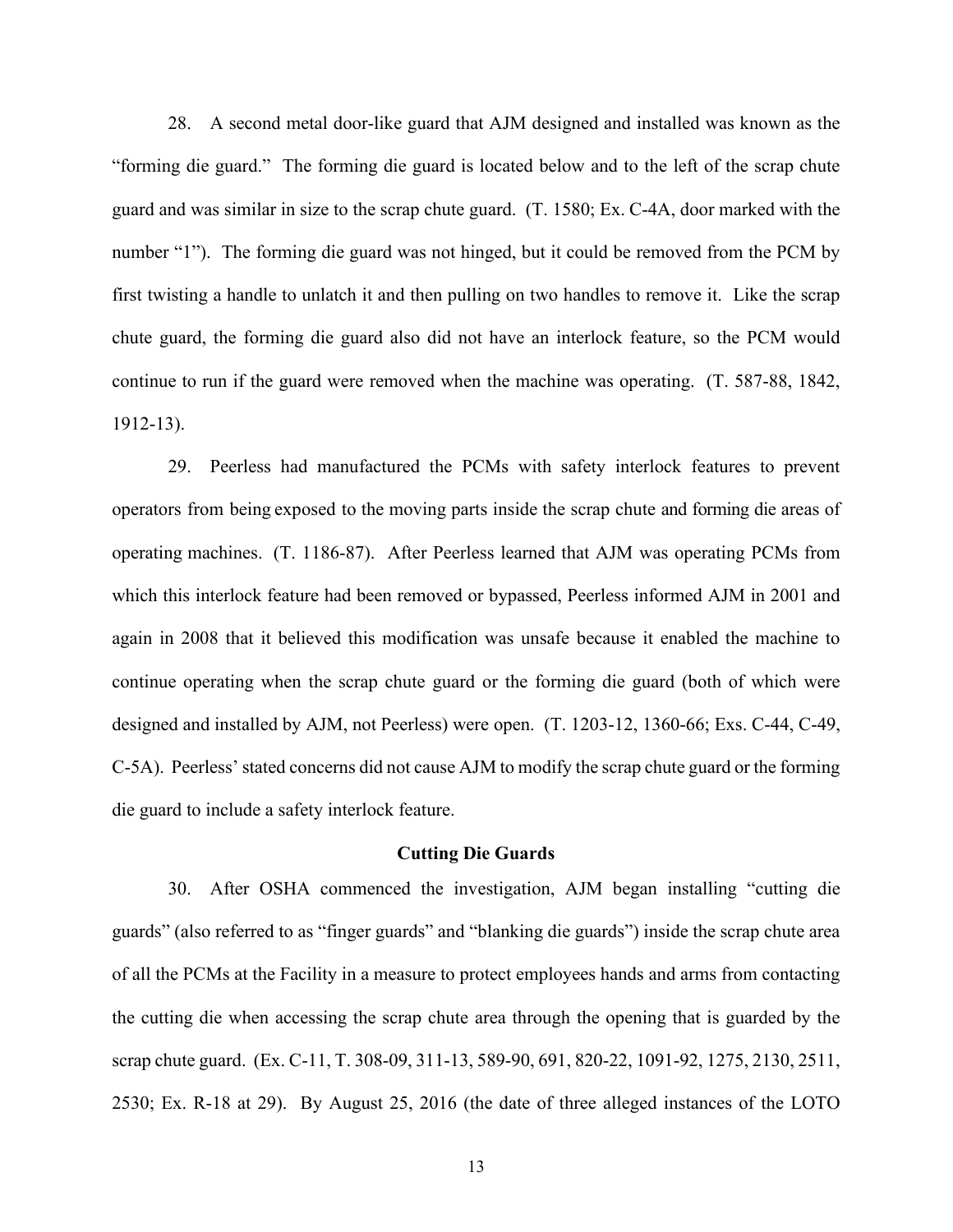28. A second metal door-like guard that AJM designed and installed was known as the "forming die guard." The forming die guard is located below and to the left of the scrap chute guard and was similar in size to the scrap chute guard. (T. 1580; Ex. C-4A, door marked with the number "1"). The forming die guard was not hinged, but it could be removed from the PCM by first twisting a handle to unlatch it and then pulling on two handles to remove it. Like the scrap chute guard, the forming die guard also did not have an interlock feature, so the PCM would continue to run if the guard were removed when the machine was operating. (T. 587-88, 1842, 1912-13).

29. Peerless had manufactured the PCMs with safety interlock features to prevent operators from being exposed to the moving parts inside the scrap chute and forming die areas of operating machines. (T. 1186-87). After Peerless learned that AJM was operating PCMs from which this interlock feature had been removed or bypassed, Peerless informed AJM in 2001 and again in 2008 that it believed this modification was unsafe because it enabled the machine to continue operating when the scrap chute guard or the forming die guard (both of which were designed and installed by AJM, not Peerless) were open. (T. 1203-12, 1360-66; Exs. C-44, C-49, C-5A). Peerless' stated concerns did not cause AJM to modify the scrap chute guard or the forming die guard to include a safety interlock feature.

### Cutting Die Guards

30. After OSHA commenced the investigation, AJM began installing "cutting die guards" (also referred to as "finger guards" and "blanking die guards") inside the scrap chute area of all the PCMs at the Facility in a measure to protect employees hands and arms from contacting the cutting die when accessing the scrap chute area through the opening that is guarded by the scrap chute guard. (Ex. C-11, T. 308-09, 311-13, 589-90, 691, 820-22, 1091-92, 1275, 2130, 2511, 2530; Ex. R-18 at 29). By August 25, 2016 (the date of three alleged instances of the LOTO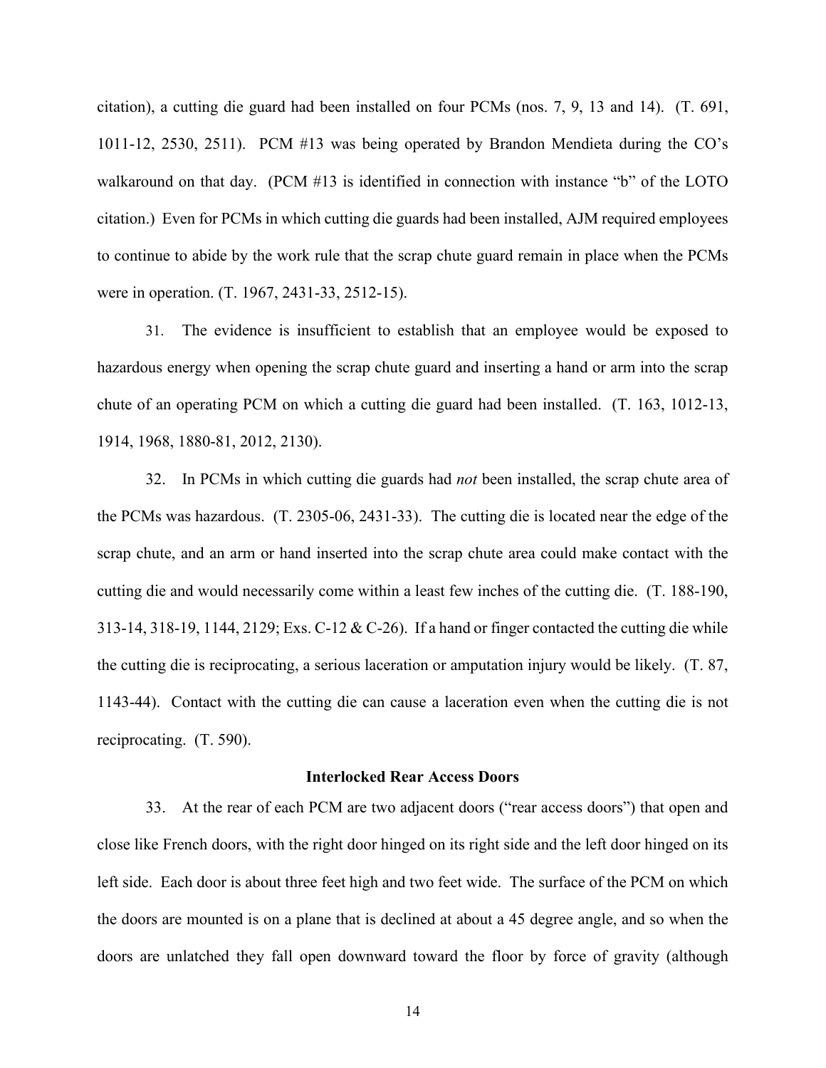citation), a cutting die guard had been installed on four PCMs (nos. 7, 9, 13 and 14). (T. 691, 1011-12, 2530, 2511). PCM #13 was being operated by Brandon Mendieta during the CO's walkaround on that day. (PCM #13 is identified in connection with instance "b" of the LOTO citation.) Even for PCMs in which cutting die guards had been installed, AJM required employees to continue to abide by the work rule that the scrap chute guard remain in place when the PCMs were in operation. (T. 1967, 2431-33, 2512-15).

31. The evidence is insufficient to establish that an employee would be exposed to hazardous energy when opening the scrap chute guard and inserting a hand or arm into the scrap chute of an operating PCM on which a cutting die guard had been installed. (T. 163, 1012-13, 1914, 1968, 1880-81, 2012, 2130).

32. In PCMs in which cutting die guards had *not* been installed, the scrap chute area of the PCMs was hazardous. (T. 2305-06, 2431-33). The cutting die is located near the edge of the scrap chute, and an arm or hand inserted into the scrap chute area could make contact with the cutting die and would necessarily come within a least few inches of the cutting die. (T. 188-190, 313-14, 318-19, 1144, 2129; Exs. C-12 & C-26). If a hand or finger contacted the cutting die while the cutting die is reciprocating, a serious laceration or amputation injury would be likely. (T. 87, 1143-44). Contact with the cutting die can cause a laceration even when the cutting die is not reciprocating. (T. 590).

**Interlocked Rear Access Doors**

33. At the rear of each PCM are two adjacent doors ("rear access doors") that open and close like French doors, with the right door hinged on its right side and the left door hinged on its left side. Each door is about three feet high and two feet wide. The surface of the PCM on which the doors are mounted is on a plane that is declined at about a 45 degree angle, and so when the doors are unlatched they fall open downward toward the floor by force of gravity (although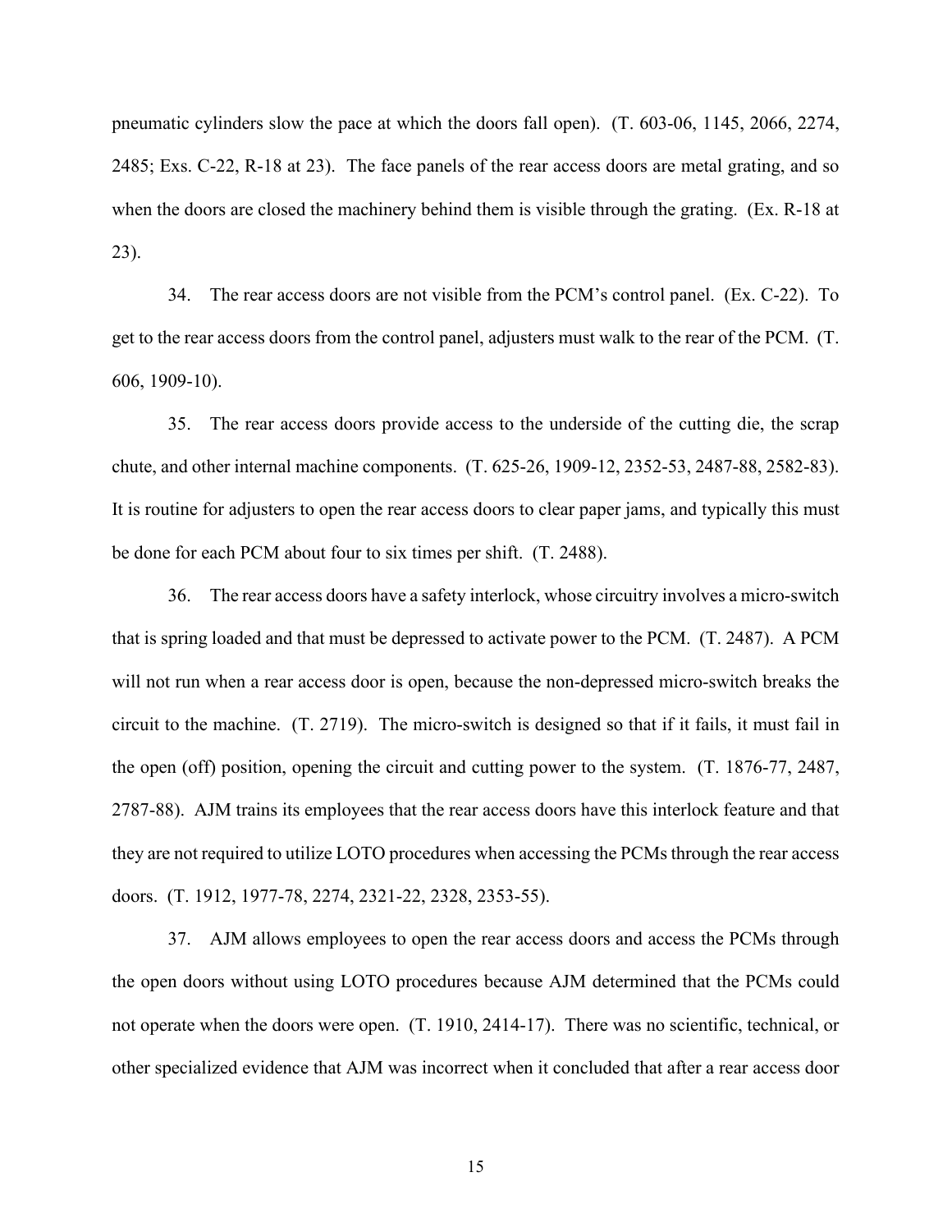pneumatic cylinders slow the pace at which the doors fall open). (T. 603-06, 1145, 2066, 2274, 2485; Exs. C-22, R-18 at 23). The face panels of the rear access doors are metal grating, and so when the doors are closed the machinery behind them is visible through the grating. (Ex. R-18 at 23).

34. The rear access doors are not visible from the PCM's control panel. (Ex. C-22). To get to the rear access doors from the control panel, adjusters must walk to the rear of the PCM. (T. 606, 1909-10).

35. The rear access doors provide access to the underside of the cutting die, the scrap chute, and other internal machine components. (T. 625-26, 1909-12, 2352-53, 2487-88, 2582-83). It is routine for adjusters to open the rear access doors to clear paper jams, and typically this must be done for each PCM about four to six times per shift. (T. 2488).

36. The rear access doors have a safety interlock, whose circuitry involves a micro-switch that is spring loaded and that must be depressed to activate power to the PCM. (T. 2487). A PCM will not run when a rear access door is open, because the non-depressed micro-switch breaks the circuit to the machine. (T. 2719). The micro-switch is designed so that if it fails, it must fail in the open (off) position, opening the circuit and cutting power to the system. (T. 1876-77, 2487, 2787-88). AJM trains its employees that the rear access doors have this interlock feature and that they are not required to utilize LOTO procedures when accessing the PCMs through the rear access doors. (T. 1912, 1977-78, 2274, 2321-22, 2328, 2353-55).

37. AJM allows employees to open the rear access doors and access the PCMs through the open doors without using LOTO procedures because AJM determined that the PCMs could not operate when the doors were open. (T. 1910, 2414-17). There was no scientific, technical, or other specialized evidence that AJM was incorrect when it concluded that after a rear access door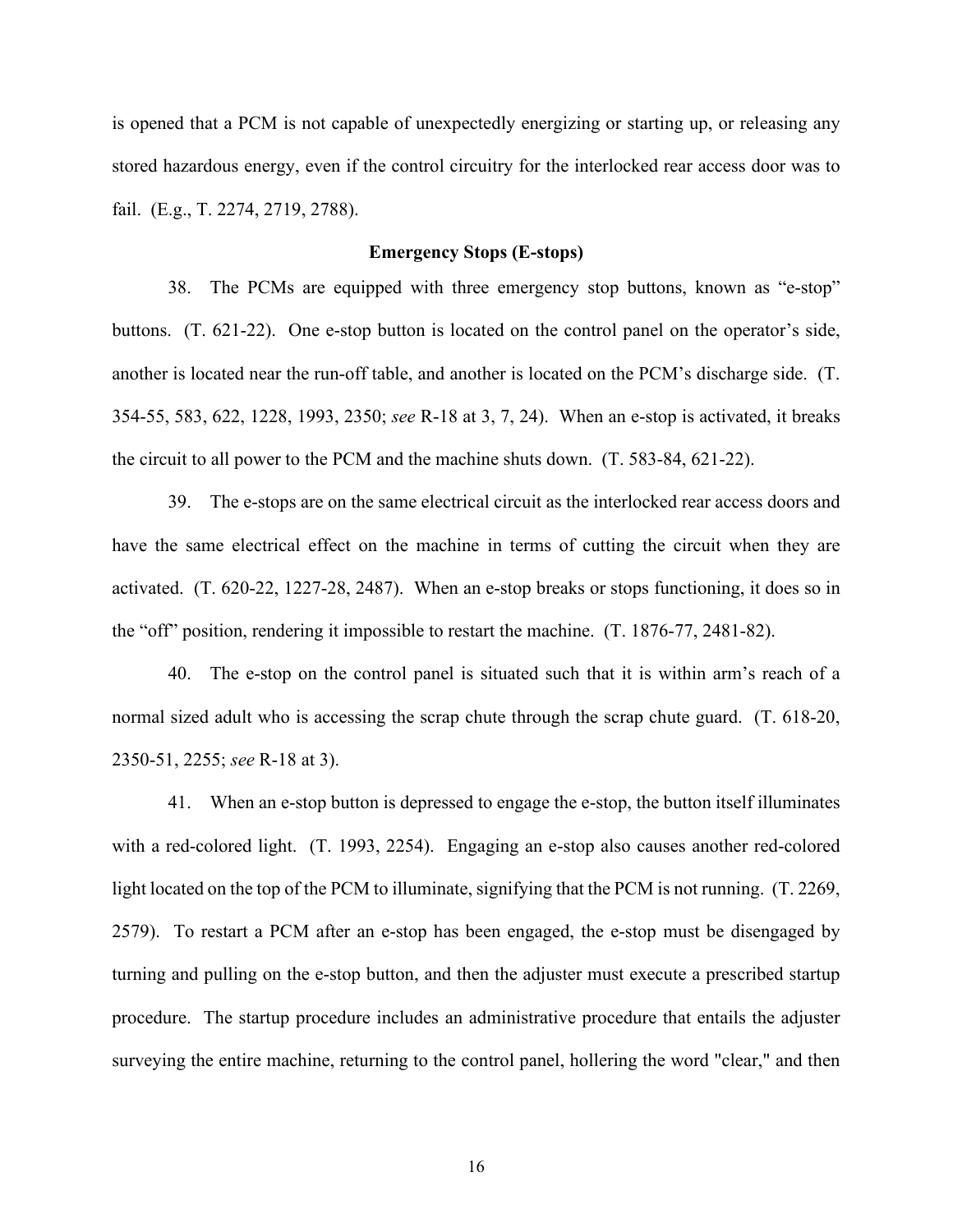is opened that a PCM is not capable of unexpectedly energizing or starting up, or releasing any stored hazardous energy, even if the control circuitry for the interlocked rear access door was to fail. (E.g., T. 2274, 2719, 2788).

**Emergency Stops (E-stops)**

38. The PCMs are equipped with three emergency stop buttons, known as "e-stop" buttons. (T. 621-22). One e-stop button is located on the control panel on the operator's side, another is located near the run-off table, and another is located on the PCM's discharge side. (T. 354-55, 583, 622, 1228, 1993, 2350; *see* R-18 at 3, 7, 24). When an e-stop is activated, it breaks the circuit to all power to the PCM and the machine shuts down. (T. 583-84, 621-22).

39. The e-stops are on the same electrical circuit as the interlocked rear access doors and have the same electrical effect on the machine in terms of cutting the circuit when they are activated. (T. 620-22, 1227-28, 2487). When an e-stop breaks or stops functioning, it does so in the "off" position, rendering it impossible to restart the machine. (T. 1876-77, 2481-82).

40. The e-stop on the control panel is situated such that it is within arm's reach of a normal sized adult who is accessing the scrap chute through the scrap chute guard. (T. 618-20, 2350-51, 2255; *see* R-18 at 3).

41. When an e-stop button is depressed to engage the e-stop, the button itself illuminates with a red-colored light. (T. 1993, 2254). Engaging an e-stop also causes another red-colored light located on the top of the PCM to illuminate, signifying that the PCM is not running. (T. 2269, 2579). To restart a PCM after an e-stop has been engaged, the e-stop must be disengaged by turning and pulling on the e-stop button, and then the adjuster must execute a prescribed startup procedure. The startup procedure includes an administrative procedure that entails the adjuster surveying the entire machine, returning to the control panel, hollering the word "clear," and then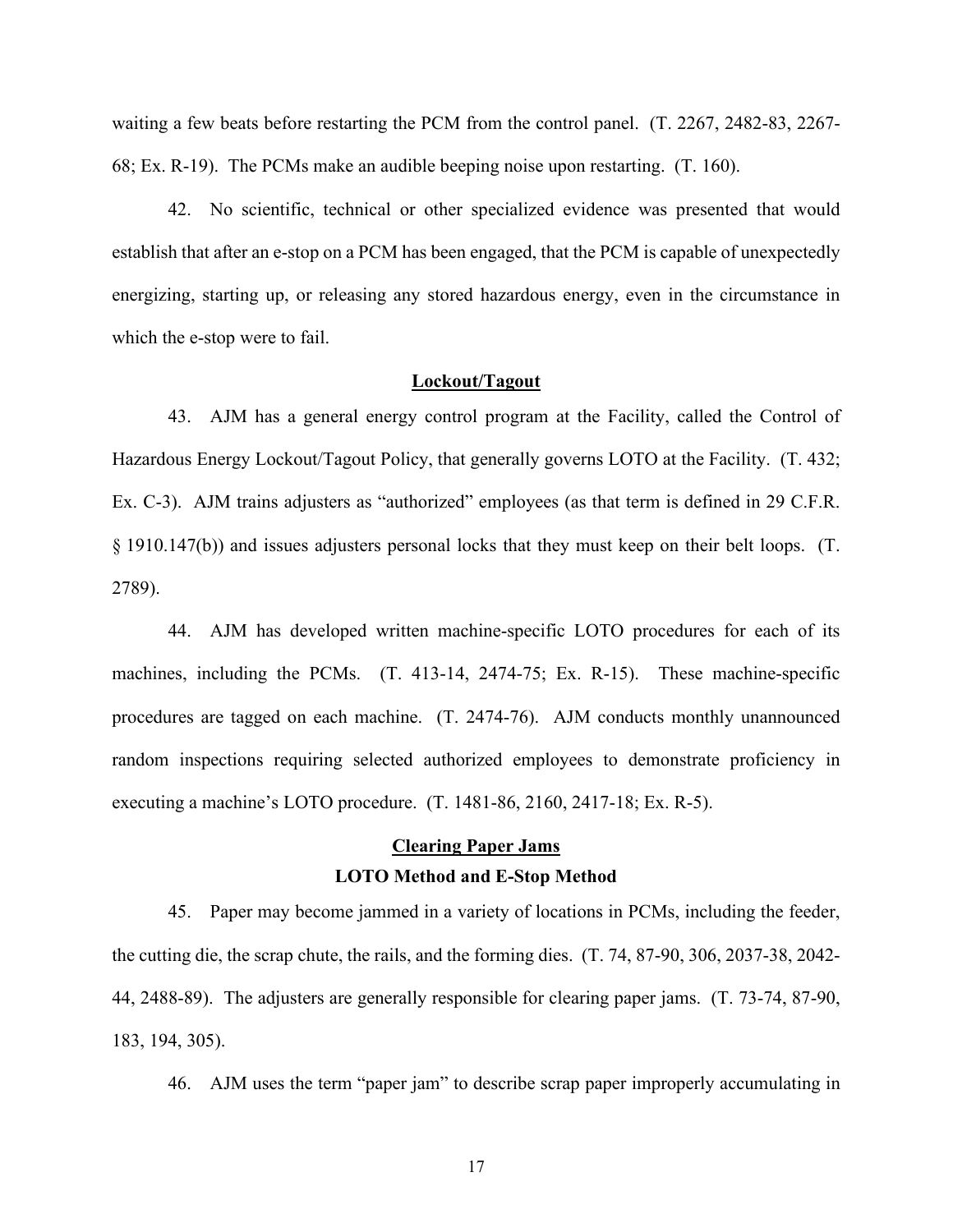waiting a few beats before restarting the PCM from the control panel. (T. 2267, 2482-83, 2267-68; Ex. R-19). The PCMs make an audible beeping noise upon restarting. (T. 160).

42. No scientific, technical or other specialized evidence was presented that would establish that after an e-stop on a PCM has been engaged, that the PCM is capable of unexpectedly energizing, starting up, or releasing any stored hazardous energy, even in the circumstance in which the e-stop were to fail.

**Lockout/Tagout**

43. AJM has a general energy control program at the Facility, called the Control of Hazardous Energy Lockout/Tagout Policy, that generally governs LOTO at the Facility. (T. 432; Ex. C-3). AJM trains adjusters as "authorized" employees (as that term is defined in 29 C.F.R. § 1910.147(b)) and issues adjusters personal locks that they must keep on their belt loops. (T. 2789).

44. AJM has developed written machine-specific LOTO procedures for each of its machines, including the PCMs. (T. 413-14, 2474-75; Ex. R-15). These machine-specific procedures are tagged on each machine. (T. 2474-76). AJM conducts monthly unannounced random inspections requiring selected authorized employees to demonstrate proficiency in executing a machine's LOTO procedure. (T. 1481-86, 2160, 2417-18; Ex. R-5).

**Clearing Paper Jams**

**LOTO Method and E-Stop Method**

45. Paper may become jammed in a variety of locations in PCMs, including the feeder, the cutting die, the scrap chute, the rails, and the forming dies. (T. 74, 87-90, 306, 2037-38, 2042-44, 2488-89). The adjusters are generally responsible for clearing paper jams. (T. 73-74, 87-90, 183, 194, 305).

46. AJM uses the term "paper jam" to describe scrap paper improperly accumulating in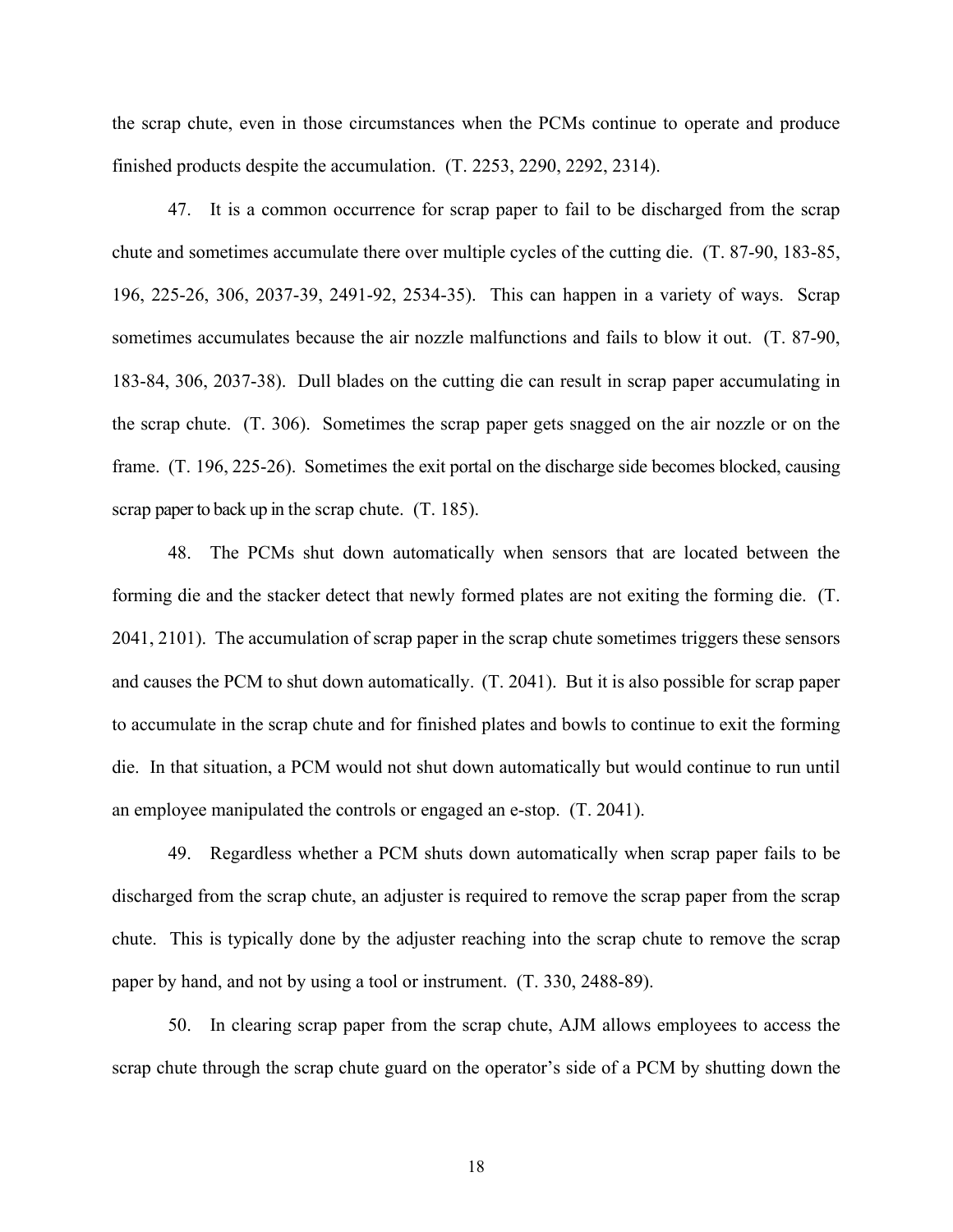the scrap chute, even in those circumstances when the PCMs continue to operate and produce finished products despite the accumulation. (T. 2253, 2290, 2292, 2314).

47. It is a common occurrence for scrap paper to fail to be discharged from the scrap chute and sometimes accumulate there over multiple cycles of the cutting die. (T. 87-90, 183-85, 196, 225-26, 306, 2037-39, 2491-92, 2534-35). This can happen in a variety of ways. Scrap sometimes accumulates because the air nozzle malfunctions and fails to blow it out. (T. 87-90, 183-84, 306, 2037-38). Dull blades on the cutting die can result in scrap paper accumulating in the scrap chute. (T. 306). Sometimes the scrap paper gets snagged on the air nozzle or on the frame. (T. 196, 225-26). Sometimes the exit portal on the discharge side becomes blocked, causing scrap paper to back up in the scrap chute. (T. 185).

48. The PCMs shut down automatically when sensors that are located between the forming die and the stacker detect that newly formed plates are not exiting the forming die. (T. 2041, 2101). The accumulation of scrap paper in the scrap chute sometimes triggers these sensors and causes the PCM to shut down automatically. (T. 2041). But it is also possible for scrap paper to accumulate in the scrap chute and for finished plates and bowls to continue to exit the forming die. In that situation, a PCM would not shut down automatically but would continue to run until an employee manipulated the controls or engaged an e-stop. (T. 2041).

49. Regardless whether a PCM shuts down automatically when scrap paper fails to be discharged from the scrap chute, an adjuster is required to remove the scrap paper from the scrap chute. This is typically done by the adjuster reaching into the scrap chute to remove the scrap paper by hand, and not by using a tool or instrument. (T. 330, 2488-89).

50. In clearing scrap paper from the scrap chute, AJM allows employees to access the scrap chute through the scrap chute guard on the operator's side of a PCM by shutting down the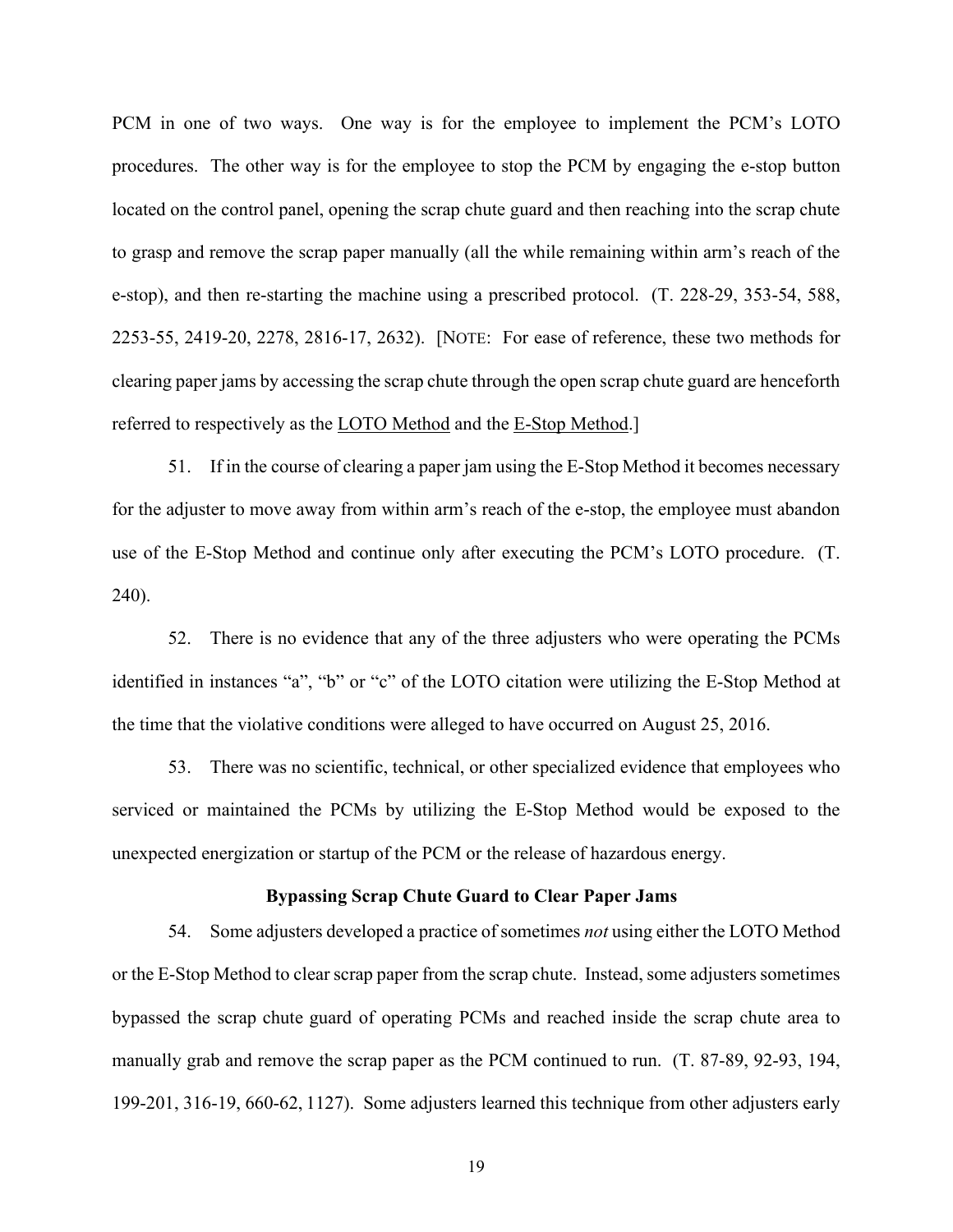PCM in one of two ways. One way is for the employee to implement the PCM's LOTO procedures. The other way is for the employee to stop the PCM by engaging the e-stop button located on the control panel, opening the scrap chute guard and then reaching into the scrap chute to grasp and remove the scrap paper manually (all the while remaining within arm's reach of the e-stop), and then re-starting the machine using a prescribed protocol. (T. 228-29, 353-54, 588, 2253-55, 2419-20, 2278, 2816-17, 2632). [NOTE: For ease of reference, these two methods for clearing paper jams by accessing the scrap chute through the open scrap chute guard are henceforth referred to respectively as the <u>LOTO Method</u> and the <u>E-Stop Method</u>.]

51. If in the course of clearing a paper jam using the E-Stop Method it becomes necessary for the adjuster to move away from within arm's reach of the e-stop, the employee must abandon use of the E-Stop Method and continue only after executing the PCM's LOTO procedure. (T. 240).

52. There is no evidence that any of the three adjusters who were operating the PCMs identified in instances "a", "b" or "c" of the LOTO citation were utilizing the E-Stop Method at the time that the violative conditions were alleged to have occurred on August 25, 2016.

53. There was no scientific, technical, or other specialized evidence that employees who serviced or maintained the PCMs by utilizing the E-Stop Method would be exposed to the unexpected energization or startup of the PCM or the release of hazardous energy.

**Bypassing Scrap Chute Guard to Clear Paper Jams**

54. Some adjusters developed a practice of sometimes *not* using either the LOTO Method or the E-Stop Method to clear scrap paper from the scrap chute. Instead, some adjusters sometimes bypassed the scrap chute guard of operating PCMs and reached inside the scrap chute area to manually grab and remove the scrap paper as the PCM continued to run. (T. 87-89, 92-93, 194, 199-201, 316-19, 660-62, 1127). Some adjusters learned this technique from other adjusters early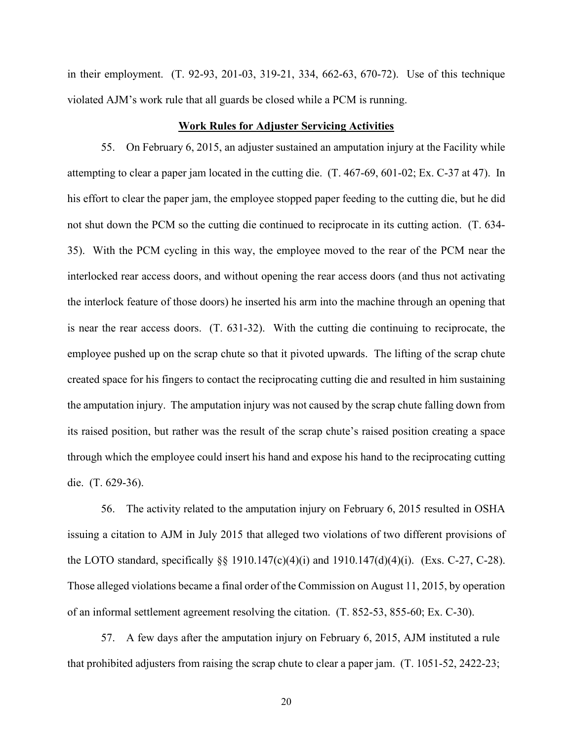in their employment. (T. 92-93, 201-03, 319-21, 334, 662-63, 670-72). Use of this technique violated AJM's work rule that all guards be closed while a PCM is running.

**Work Rules for Adjuster Servicing Activities**

55. On February 6, 2015, an adjuster sustained an amputation injury at the Facility while attempting to clear a paper jam located in the cutting die. (T. 467-69, 601-02; Ex. C-37 at 47). In his effort to clear the paper jam, the employee stopped paper feeding to the cutting die, but he did not shut down the PCM so the cutting die continued to reciprocate in its cutting action. (T. 634-35). With the PCM cycling in this way, the employee moved to the rear of the PCM near the interlocked rear access doors, and without opening the rear access doors (and thus not activating the interlock feature of those doors) he inserted his arm into the machine through an opening that is near the rear access doors. (T. 631-32). With the cutting die continuing to reciprocate, the employee pushed up on the scrap chute so that it pivoted upwards. The lifting of the scrap chute created space for his fingers to contact the reciprocating cutting die and resulted in him sustaining the amputation injury. The amputation injury was not caused by the scrap chute falling down from its raised position, but rather was the result of the scrap chute's raised position creating a space through which the employee could insert his hand and expose his hand to the reciprocating cutting die. (T. 629-36).

56. The activity related to the amputation injury on February 6, 2015 resulted in OSHA issuing a citation to AJM in July 2015 that alleged two violations of two different provisions of the LOTO standard, specifically §§ 1910.147(c)(4)(i) and 1910.147(d)(4)(i). (Exs. C-27, C-28). Those alleged violations became a final order of the Commission on August 11, 2015, by operation of an informal settlement agreement resolving the citation. (T. 852-53, 855-60; Ex. C-30).

57. A few days after the amputation injury on February 6, 2015, AJM instituted a rule that prohibited adjusters from raising the scrap chute to clear a paper jam. (T. 1051-52, 2422-23;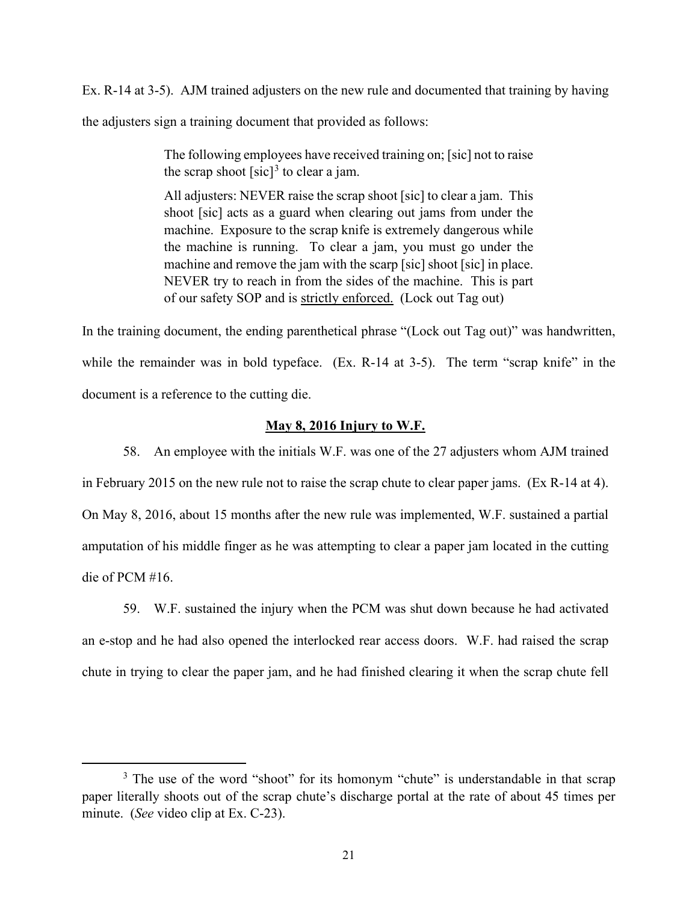Ex. R-14 at 3-5). AJM trained adjusters on the new rule and documented that training by having the adjusters sign a training document that provided as follows:

> **The following employees have received training on; [sic] not to raise the scrap shoot [sic][3] to clear a jam.**
>
> **All adjusters: NEVER raise the scrap shoot [sic] to clear a jam. This shoot [sic] acts as a guard when clearing out jams from under the machine. Exposure to the scrap knife is extremely dangerous while the machine is running. To clear a jam, you must go under the machine and remove the jam with the scarp [sic] shoot [sic] in place. NEVER try to reach in from the sides of the machine. This is part of our safety SOP and is <u>strictly enforced.</u>** (Lock out Tag out)

In the training document, the ending parenthetical phrase "(Lock out Tag out)" was handwritten, while the remainder was in bold typeface. (Ex. R-14 at 3-5). The term "scrap knife" in the document is a reference to the cutting die.

### <u>May 8, 2016 Injury to W.F.</u>

58. An employee with the initials W.F. was one of the 27 adjusters whom AJM trained in February 2015 on the new rule not to raise the scrap chute to clear paper jams. (Ex R-14 at 4). On May 8, 2016, about 15 months after the new rule was implemented, W.F. sustained a partial amputation of his middle finger as he was attempting to clear a paper jam located in the cutting die of PCM #16.

59. W.F. sustained the injury when the PCM was shut down because he had activated an e-stop and he had also opened the interlocked rear access doors. W.F. had raised the scrap chute in trying to clear the paper jam, and he had finished clearing it when the scrap chute fell

[3] The use of the word "shoot" for its homonym "chute" is understandable in that scrap paper literally shoots out of the scrap chute's discharge portal at the rate of about 45 times per minute. (*See* video clip at Ex. C-23).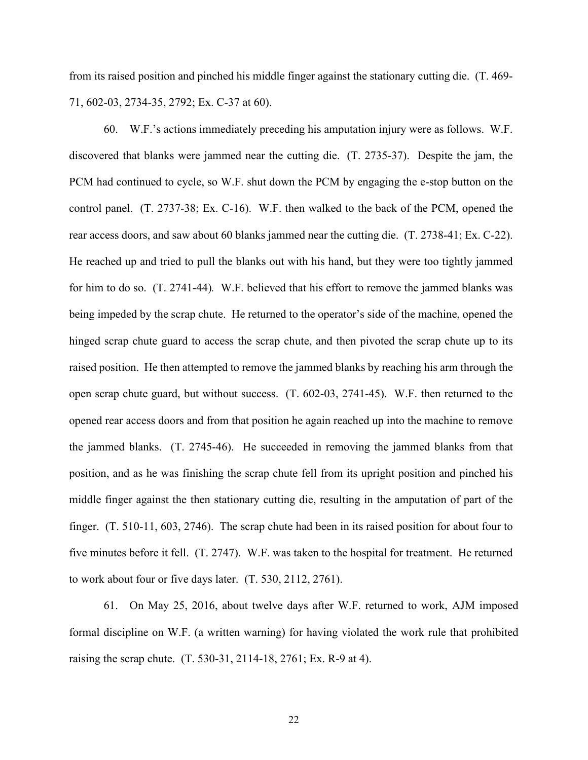from its raised position and pinched his middle finger against the stationary cutting die. (T. 469-71, 602-03, 2734-35, 2792; Ex. C-37 at 60).

60. W.F.'s actions immediately preceding his amputation injury were as follows. W.F. discovered that blanks were jammed near the cutting die. (T. 2735-37). Despite the jam, the PCM had continued to cycle, so W.F. shut down the PCM by engaging the e-stop button on the control panel. (T. 2737-38; Ex. C-16). W.F. then walked to the back of the PCM, opened the rear access doors, and saw about 60 blanks jammed near the cutting die. (T. 2738-41; Ex. C-22). He reached up and tried to pull the blanks out with his hand, but they were too tightly jammed for him to do so. (T. 2741-44). W.F. believed that his effort to remove the jammed blanks was being impeded by the scrap chute. He returned to the operator's side of the machine, opened the hinged scrap chute guard to access the scrap chute, and then pivoted the scrap chute up to its raised position. He then attempted to remove the jammed blanks by reaching his arm through the open scrap chute guard, but without success. (T. 602-03, 2741-45). W.F. then returned to the opened rear access doors and from that position he again reached up into the machine to remove the jammed blanks. (T. 2745-46). He succeeded in removing the jammed blanks from that position, and as he was finishing the scrap chute fell from its upright position and pinched his middle finger against the then stationary cutting die, resulting in the amputation of part of the finger. (T. 510-11, 603, 2746). The scrap chute had been in its raised position for about four to five minutes before it fell. (T. 2747). W.F. was taken to the hospital for treatment. He returned to work about four or five days later. (T. 530, 2112, 2761).

61. On May 25, 2016, about twelve days after W.F. returned to work, AJM imposed formal discipline on W.F. (a written warning) for having violated the work rule that prohibited raising the scrap chute. (T. 530-31, 2114-18, 2761; Ex. R-9 at 4).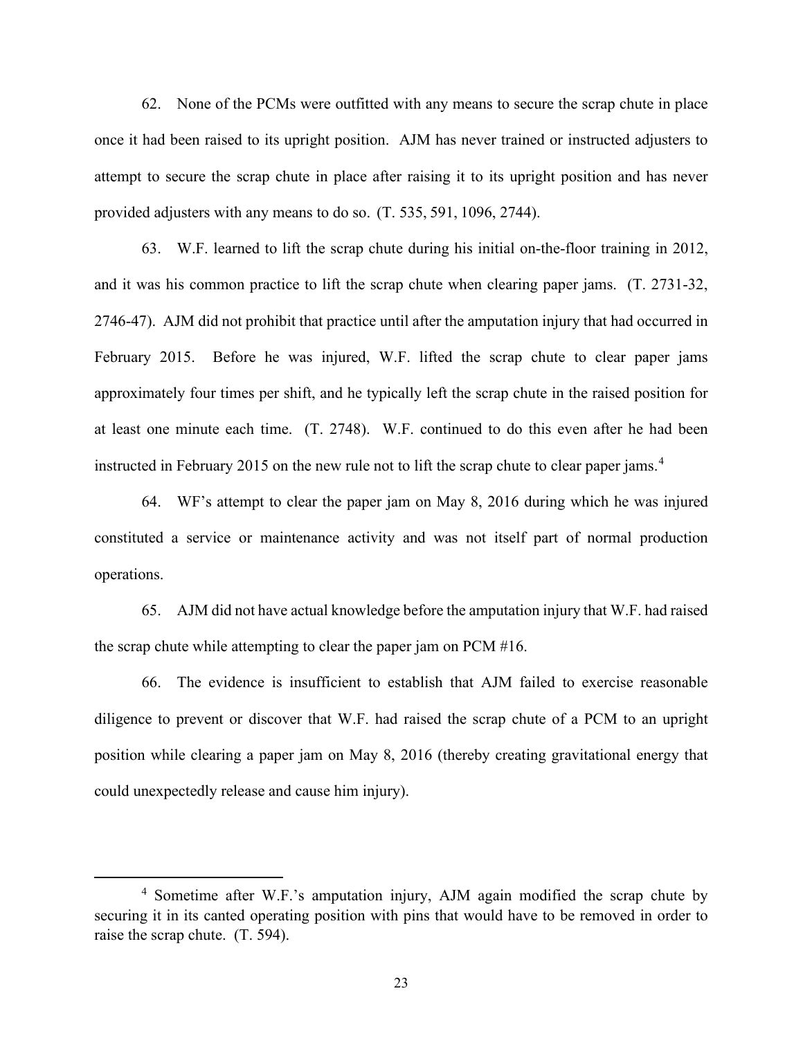62. None of the PCMs were outfitted with any means to secure the scrap chute in place once it had been raised to its upright position. AJM has never trained or instructed adjusters to attempt to secure the scrap chute in place after raising it to its upright position and has never provided adjusters with any means to do so. (T. 535, 591, 1096, 2744).

63. W.F. learned to lift the scrap chute during his initial on-the-floor training in 2012, and it was his common practice to lift the scrap chute when clearing paper jams. (T. 2731-32, 2746-47). AJM did not prohibit that practice until after the amputation injury that had occurred in February 2015. Before he was injured, W.F. lifted the scrap chute to clear paper jams approximately four times per shift, and he typically left the scrap chute in the raised position for at least one minute each time. (T. 2748). W.F. continued to do this even after he had been instructed in February 2015 on the new rule not to lift the scrap chute to clear paper jams.[4]

64. WF's attempt to clear the paper jam on May 8, 2016 during which he was injured constituted a service or maintenance activity and was not itself part of normal production operations.

65. AJM did not have actual knowledge before the amputation injury that W.F. had raised the scrap chute while attempting to clear the paper jam on PCM #16.

66. The evidence is insufficient to establish that AJM failed to exercise reasonable diligence to prevent or discover that W.F. had raised the scrap chute of a PCM to an upright position while clearing a paper jam on May 8, 2016 (thereby creating gravitational energy that could unexpectedly release and cause him injury).

[4] Sometime after W.F.'s amputation injury, AJM again modified the scrap chute by securing it in its canted operating position with pins that would have to be removed in order to raise the scrap chute. (T. 594).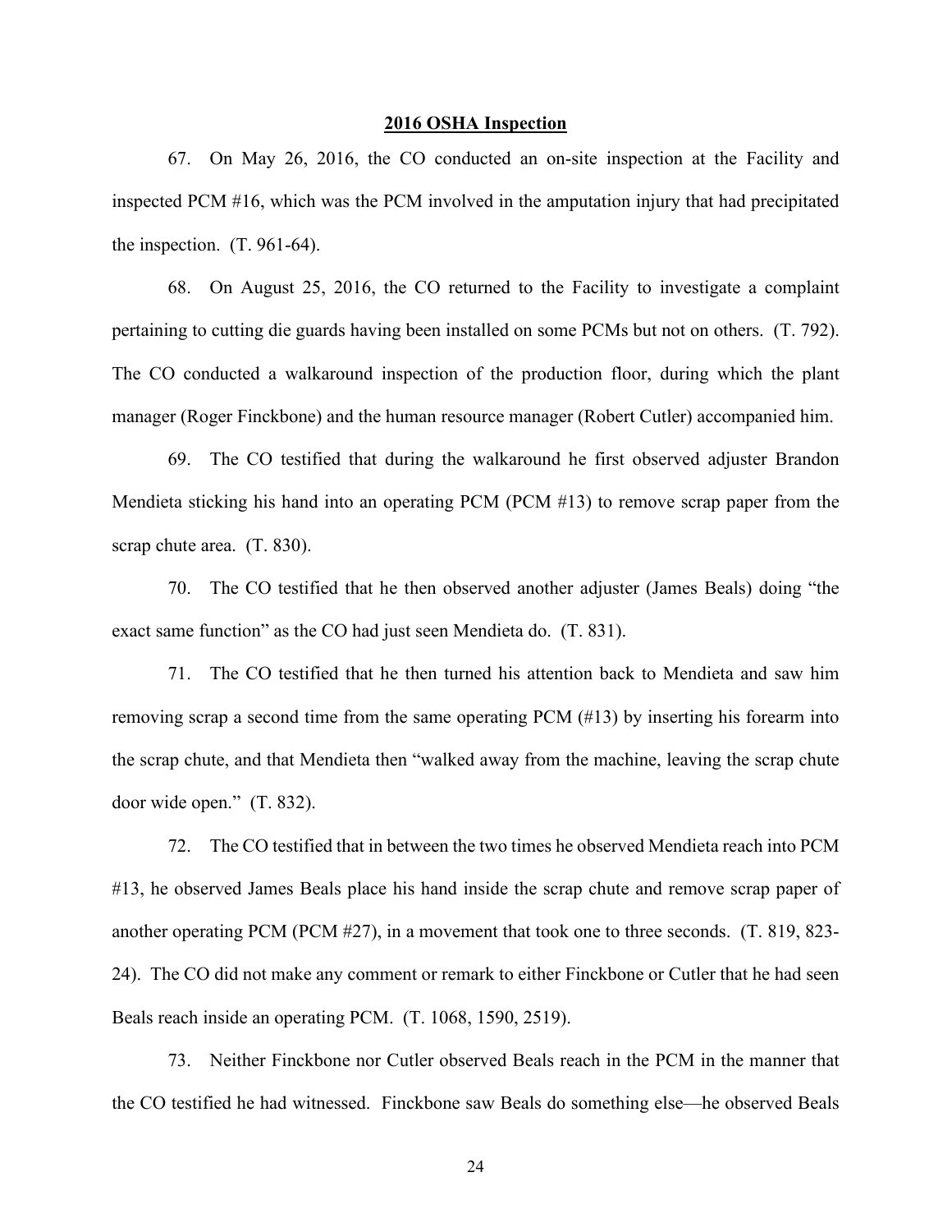## 2016 OSHA Inspection

67. On May 26, 2016, the CO conducted an on-site inspection at the Facility and inspected PCM #16, which was the PCM involved in the amputation injury that had precipitated the inspection. (T. 961-64).

68. On August 25, 2016, the CO returned to the Facility to investigate a complaint pertaining to cutting die guards having been installed on some PCMs but not on others. (T. 792). The CO conducted a walkaround inspection of the production floor, during which the plant manager (Roger Finckbone) and the human resource manager (Robert Cutler) accompanied him.

69. The CO testified that during the walkaround he first observed adjuster Brandon Mendieta sticking his hand into an operating PCM (PCM #13) to remove scrap paper from the scrap chute area. (T. 830).

70. The CO testified that he then observed another adjuster (James Beals) doing "the exact same function" as the CO had just seen Mendieta do. (T. 831).

71. The CO testified that he then turned his attention back to Mendieta and saw him removing scrap a second time from the same operating PCM (#13) by inserting his forearm into the scrap chute, and that Mendieta then "walked away from the machine, leaving the scrap chute door wide open." (T. 832).

72. The CO testified that in between the two times he observed Mendieta reach into PCM #13, he observed James Beals place his hand inside the scrap chute and remove scrap paper of another operating PCM (PCM #27), in a movement that took one to three seconds. (T. 819, 823-24). The CO did not make any comment or remark to either Finckbone or Cutler that he had seen Beals reach inside an operating PCM. (T. 1068, 1590, 2519).

73. Neither Finckbone nor Cutler observed Beals reach in the PCM in the manner that the CO testified he had witnessed. Finckbone saw Beals do something else—he observed Beals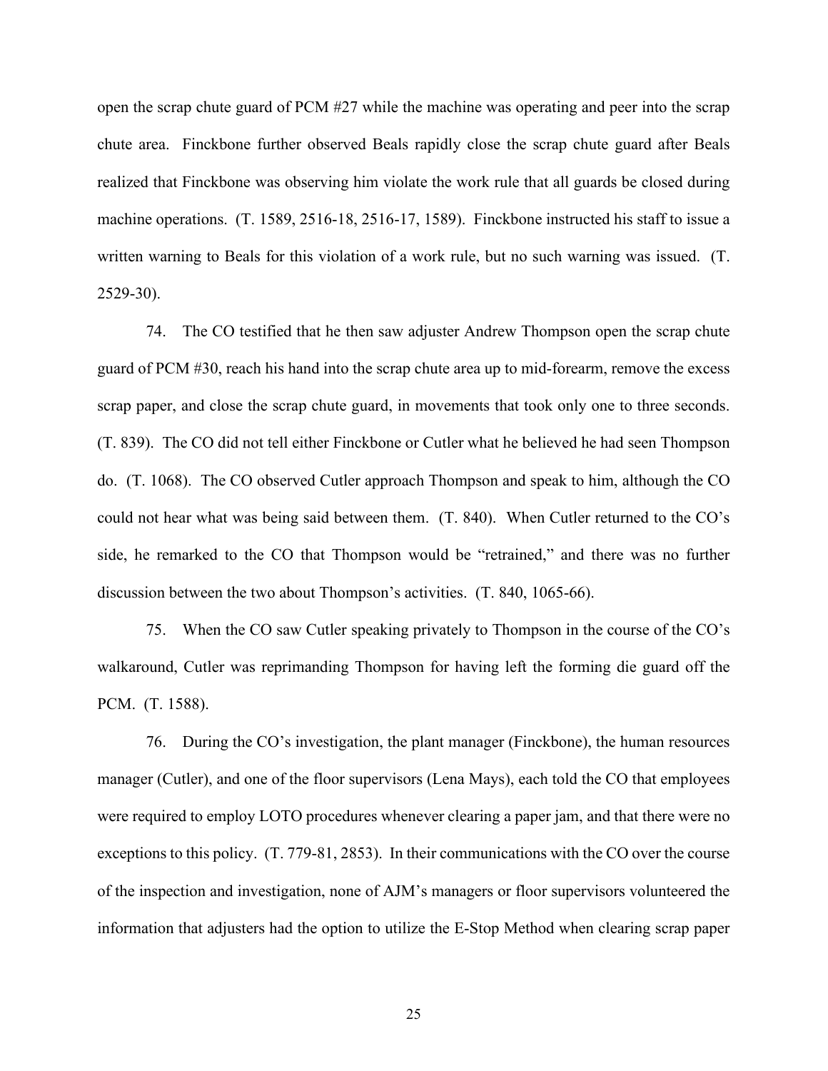open the scrap chute guard of PCM #27 while the machine was operating and peer into the scrap chute area. Finckbone further observed Beals rapidly close the scrap chute guard after Beals realized that Finckbone was observing him violate the work rule that all guards be closed during machine operations. (T. 1589, 2516-18, 2516-17, 1589). Finckbone instructed his staff to issue a written warning to Beals for this violation of a work rule, but no such warning was issued. (T. 2529-30).

74. The CO testified that he then saw adjuster Andrew Thompson open the scrap chute guard of PCM #30, reach his hand into the scrap chute area up to mid-forearm, remove the excess scrap paper, and close the scrap chute guard, in movements that took only one to three seconds. (T. 839). The CO did not tell either Finckbone or Cutler what he believed he had seen Thompson do. (T. 1068). The CO observed Cutler approach Thompson and speak to him, although the CO could not hear what was being said between them. (T. 840). When Cutler returned to the CO's side, he remarked to the CO that Thompson would be "retrained," and there was no further discussion between the two about Thompson's activities. (T. 840, 1065-66).

75. When the CO saw Cutler speaking privately to Thompson in the course of the CO's walkaround, Cutler was reprimanding Thompson for having left the forming die guard off the PCM. (T. 1588).

76. During the CO's investigation, the plant manager (Finckbone), the human resources manager (Cutler), and one of the floor supervisors (Lena Mays), each told the CO that employees were required to employ LOTO procedures whenever clearing a paper jam, and that there were no exceptions to this policy. (T. 779-81, 2853). In their communications with the CO over the course of the inspection and investigation, none of AJM's managers or floor supervisors volunteered the information that adjusters had the option to utilize the E-Stop Method when clearing scrap paper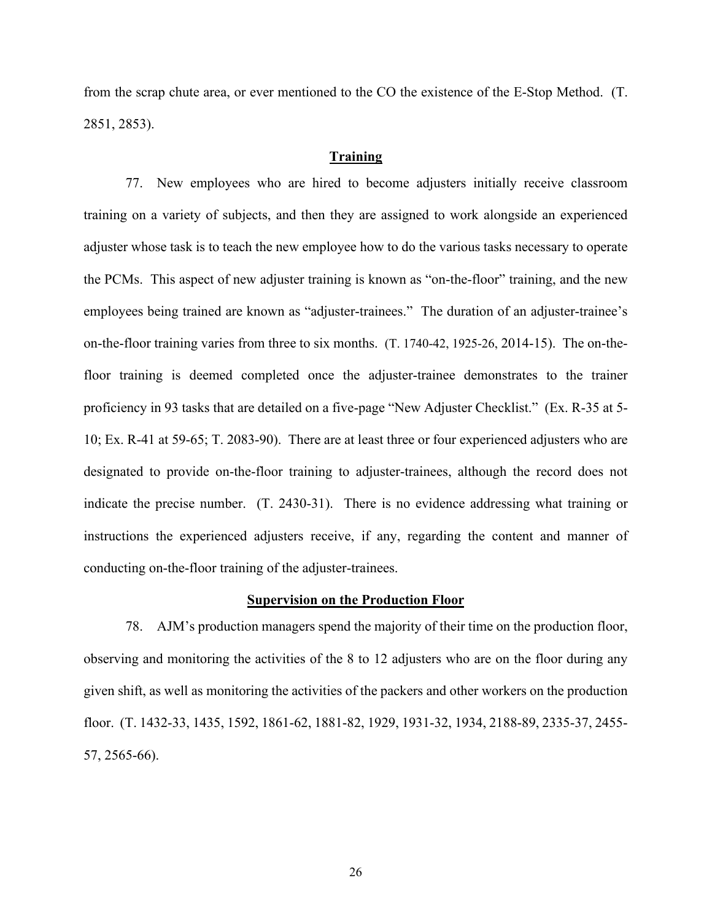from the scrap chute area, or ever mentioned to the CO the existence of the E-Stop Method. (T. 2851, 2853).

**Training**

77. New employees who are hired to become adjusters initially receive classroom training on a variety of subjects, and then they are assigned to work alongside an experienced adjuster whose task is to teach the new employee how to do the various tasks necessary to operate the PCMs. This aspect of new adjuster training is known as "on-the-floor" training, and the new employees being trained are known as "adjuster-trainees." The duration of an adjuster-trainee's on-the-floor training varies from three to six months. (T. 1740-42, 1925-26, 2014-15). The on-the-floor training is deemed completed once the adjuster-trainee demonstrates to the trainer proficiency in 93 tasks that are detailed on a five-page "New Adjuster Checklist." (Ex. R-35 at 5-10; Ex. R-41 at 59-65; T. 2083-90). There are at least three or four experienced adjusters who are designated to provide on-the-floor training to adjuster-trainees, although the record does not indicate the precise number. (T. 2430-31). There is no evidence addressing what training or instructions the experienced adjusters receive, if any, regarding the content and manner of conducting on-the-floor training of the adjuster-trainees.

**Supervision on the Production Floor**

78. AJM's production managers spend the majority of their time on the production floor, observing and monitoring the activities of the 8 to 12 adjusters who are on the floor during any given shift, as well as monitoring the activities of the packers and other workers on the production floor. (T. 1432-33, 1435, 1592, 1861-62, 1881-82, 1929, 1931-32, 1934, 2188-89, 2335-37, 2455-57, 2565-66).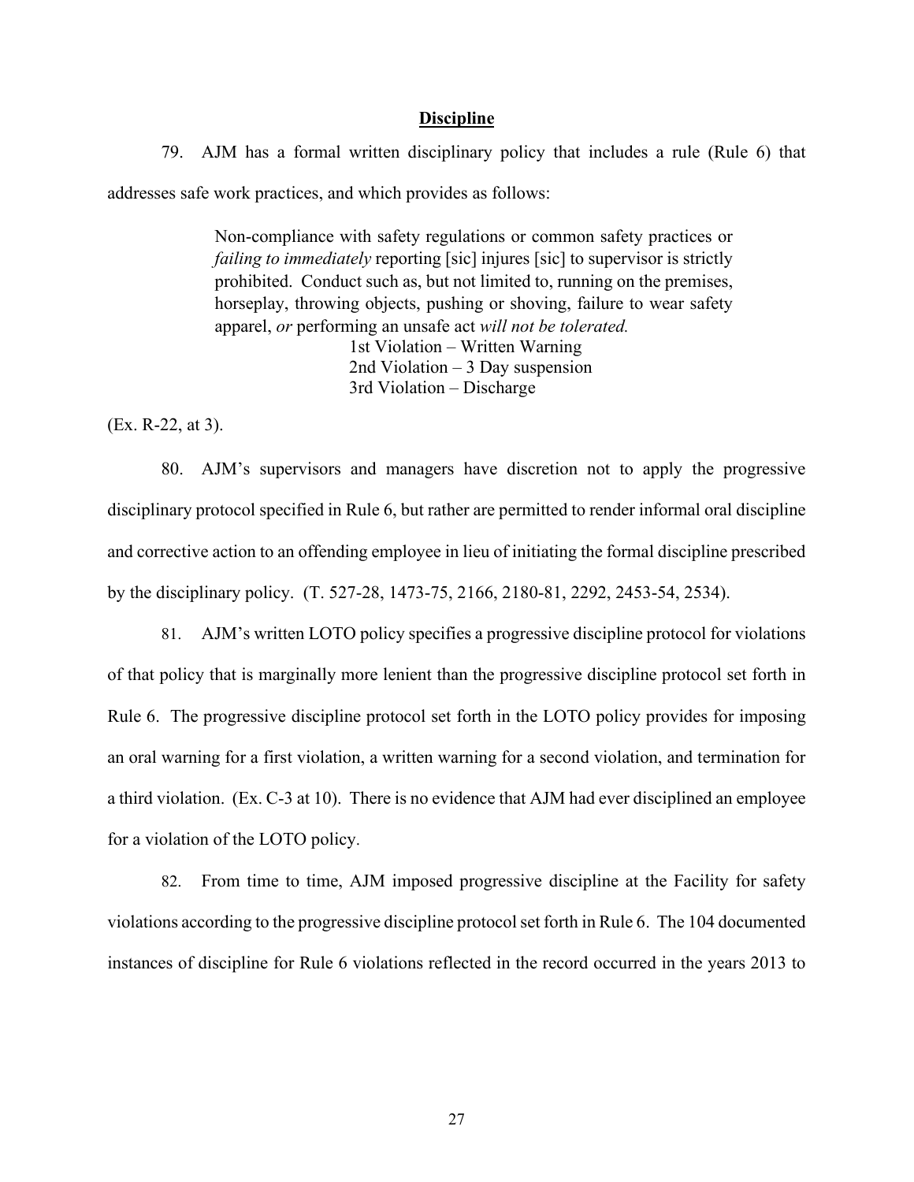**Discipline**

79. AJM has a formal written disciplinary policy that includes a rule (Rule 6) that addresses safe work practices, and which provides as follows:

> Non-compliance with safety regulations or common safety practices or *failing to immediately* reporting [sic] injures [sic] to supervisor is strictly prohibited. Conduct such as, but not limited to, running on the premises, horseplay, throwing objects, pushing or shoving, failure to wear safety apparel, *or* performing an unsafe act *will not be tolerated.*
>
> 1st Violation – Written Warning
> 2nd Violation – 3 Day suspension
> 3rd Violation – Discharge

(Ex. R-22, at 3).

80. AJM's supervisors and managers have discretion not to apply the progressive disciplinary protocol specified in Rule 6, but rather are permitted to render informal oral discipline and corrective action to an offending employee in lieu of initiating the formal discipline prescribed by the disciplinary policy. (T. 527-28, 1473-75, 2166, 2180-81, 2292, 2453-54, 2534).

81. AJM's written LOTO policy specifies a progressive discipline protocol for violations of that policy that is marginally more lenient than the progressive discipline protocol set forth in Rule 6. The progressive discipline protocol set forth in the LOTO policy provides for imposing an oral warning for a first violation, a written warning for a second violation, and termination for a third violation. (Ex. C-3 at 10). There is no evidence that AJM had ever disciplined an employee for a violation of the LOTO policy.

82. From time to time, AJM imposed progressive discipline at the Facility for safety violations according to the progressive discipline protocol set forth in Rule 6. The 104 documented instances of discipline for Rule 6 violations reflected in the record occurred in the years 2013 to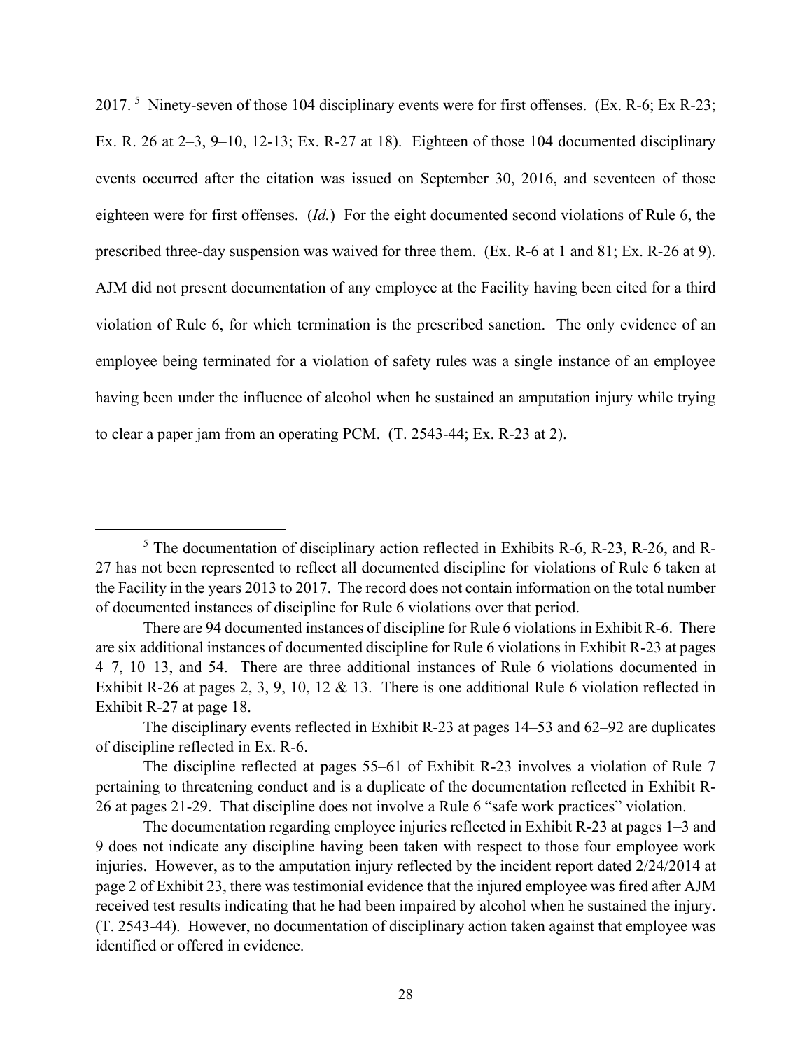2017.[5] Ninety-seven of those 104 disciplinary events were for first offenses. (Ex. R-6; Ex R-23; Ex. R. 26 at 2–3, 9–10, 12-13; Ex. R-27 at 18). Eighteen of those 104 documented disciplinary events occurred after the citation was issued on September 30, 2016, and seventeen of those eighteen were for first offenses. (*Id.*) For the eight documented second violations of Rule 6, the prescribed three-day suspension was waived for three them. (Ex. R-6 at 1 and 81; Ex. R-26 at 9). AJM did not present documentation of any employee at the Facility having been cited for a third violation of Rule 6, for which termination is the prescribed sanction. The only evidence of an employee being terminated for a violation of safety rules was a single instance of an employee having been under the influence of alcohol when he sustained an amputation injury while trying to clear a paper jam from an operating PCM. (T. 2543-44; Ex. R-23 at 2).

---

[5] The documentation of disciplinary action reflected in Exhibits R-6, R-23, R-26, and R-27 has not been represented to reflect all documented discipline for violations of Rule 6 taken at the Facility in the years 2013 to 2017. The record does not contain information on the total number of documented instances of discipline for Rule 6 violations over that period.

There are 94 documented instances of discipline for Rule 6 violations in Exhibit R-6. There are six additional instances of documented discipline for Rule 6 violations in Exhibit R-23 at pages 4–7, 10–13, and 54. There are three additional instances of Rule 6 violations documented in Exhibit R-26 at pages 2, 3, 9, 10, 12 & 13. There is one additional Rule 6 violation reflected in Exhibit R-27 at page 18.

The disciplinary events reflected in Exhibit R-23 at pages 14–53 and 62–92 are duplicates of discipline reflected in Ex. R-6.

The discipline reflected at pages 55–61 of Exhibit R-23 involves a violation of Rule 7 pertaining to threatening conduct and is a duplicate of the documentation reflected in Exhibit R-26 at pages 21-29. That discipline does not involve a Rule 6 "safe work practices" violation.

The documentation regarding employee injuries reflected in Exhibit R-23 at pages 1–3 and 9 does not indicate any discipline having been taken with respect to those four employee work injuries. However, as to the amputation injury reflected by the incident report dated 2/24/2014 at page 2 of Exhibit 23, there was testimonial evidence that the injured employee was fired after AJM received test results indicating that he had been impaired by alcohol when he sustained the injury. (T. 2543-44). However, no documentation of disciplinary action taken against that employee was identified or offered in evidence.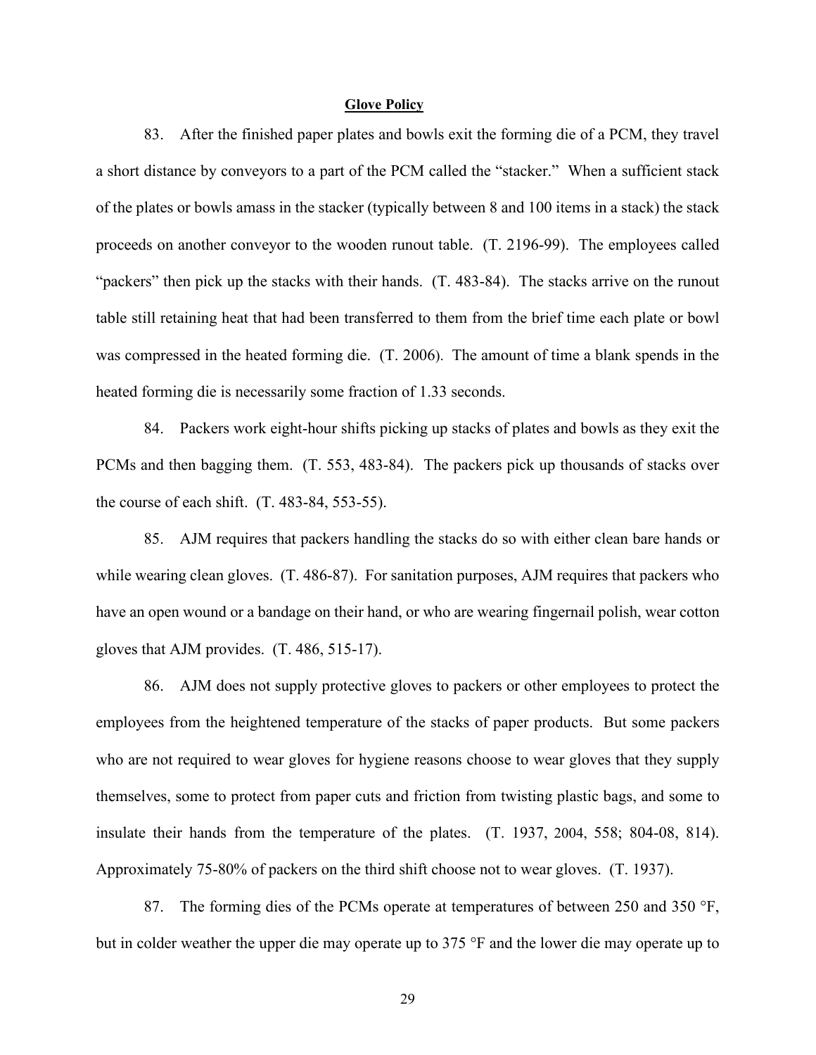**Glove Policy**

83. After the finished paper plates and bowls exit the forming die of a PCM, they travel a short distance by conveyors to a part of the PCM called the "stacker." When a sufficient stack of the plates or bowls amass in the stacker (typically between 8 and 100 items in a stack) the stack proceeds on another conveyor to the wooden runout table. (T. 2196-99). The employees called "packers" then pick up the stacks with their hands. (T. 483-84). The stacks arrive on the runout table still retaining heat that had been transferred to them from the brief time each plate or bowl was compressed in the heated forming die. (T. 2006). The amount of time a blank spends in the heated forming die is necessarily some fraction of 1.33 seconds.

84. Packers work eight-hour shifts picking up stacks of plates and bowls as they exit the PCMs and then bagging them. (T. 553, 483-84). The packers pick up thousands of stacks over the course of each shift. (T. 483-84, 553-55).

85. AJM requires that packers handling the stacks do so with either clean bare hands or while wearing clean gloves. (T. 486-87). For sanitation purposes, AJM requires that packers who have an open wound or a bandage on their hand, or who are wearing fingernail polish, wear cotton gloves that AJM provides. (T. 486, 515-17).

86. AJM does not supply protective gloves to packers or other employees to protect the employees from the heightened temperature of the stacks of paper products. But some packers who are not required to wear gloves for hygiene reasons choose to wear gloves that they supply themselves, some to protect from paper cuts and friction from twisting plastic bags, and some to insulate their hands from the temperature of the plates. (T. 1937, 2004, 558; 804-08, 814). Approximately 75-80% of packers on the third shift choose not to wear gloves. (T. 1937).

87. The forming dies of the PCMs operate at temperatures of between 250 and 350 °F, but in colder weather the upper die may operate up to 375 °F and the lower die may operate up to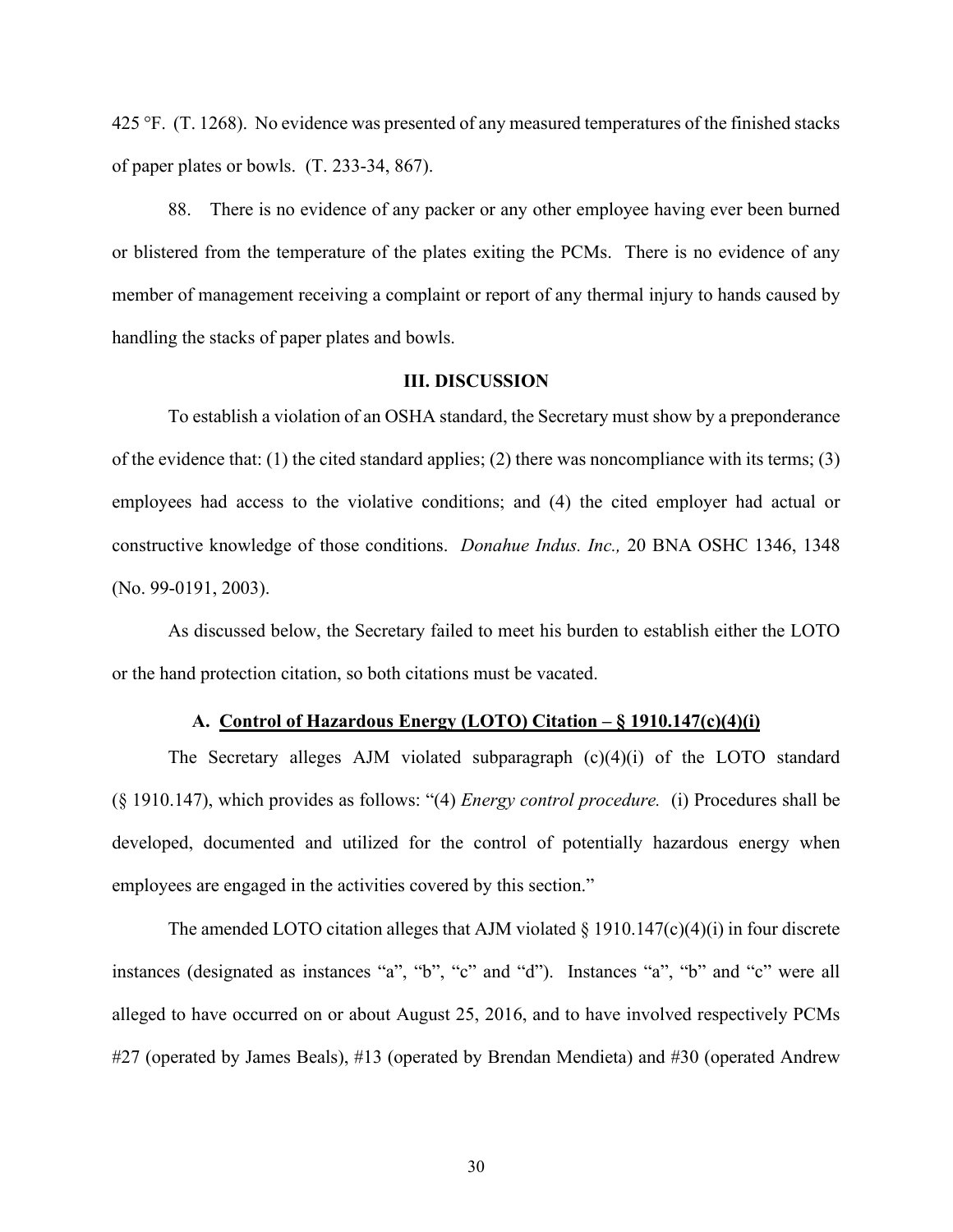425 °F. (T. 1268). No evidence was presented of any measured temperatures of the finished stacks of paper plates or bowls. (T. 233-34, 867).

88. There is no evidence of any packer or any other employee having ever been burned or blistered from the temperature of the plates exiting the PCMs. There is no evidence of any member of management receiving a complaint or report of any thermal injury to hands caused by handling the stacks of paper plates and bowls.

## III. DISCUSSION

To establish a violation of an OSHA standard, the Secretary must show by a preponderance of the evidence that: (1) the cited standard applies; (2) there was noncompliance with its terms; (3) employees had access to the violative conditions; and (4) the cited employer had actual or constructive knowledge of those conditions. *Donahue Indus. Inc.,* 20 BNA OSHC 1346, 1348 (No. 99-0191, 2003).

As discussed below, the Secretary failed to meet his burden to establish either the LOTO or the hand protection citation, so both citations must be vacated.

### A. Control of Hazardous Energy (LOTO) Citation – § 1910.147(c)(4)(i)

The Secretary alleges AJM violated subparagraph (c)(4)(i) of the LOTO standard (§ 1910.147), which provides as follows: "(4) *Energy control procedure.* (i) Procedures shall be developed, documented and utilized for the control of potentially hazardous energy when employees are engaged in the activities covered by this section."

The amended LOTO citation alleges that AJM violated § 1910.147(c)(4)(i) in four discrete instances (designated as instances "a", "b", "c" and "d"). Instances "a", "b" and "c" were all alleged to have occurred on or about August 25, 2016, and to have involved respectively PCMs #27 (operated by James Beals), #13 (operated by Brendan Mendieta) and #30 (operated Andrew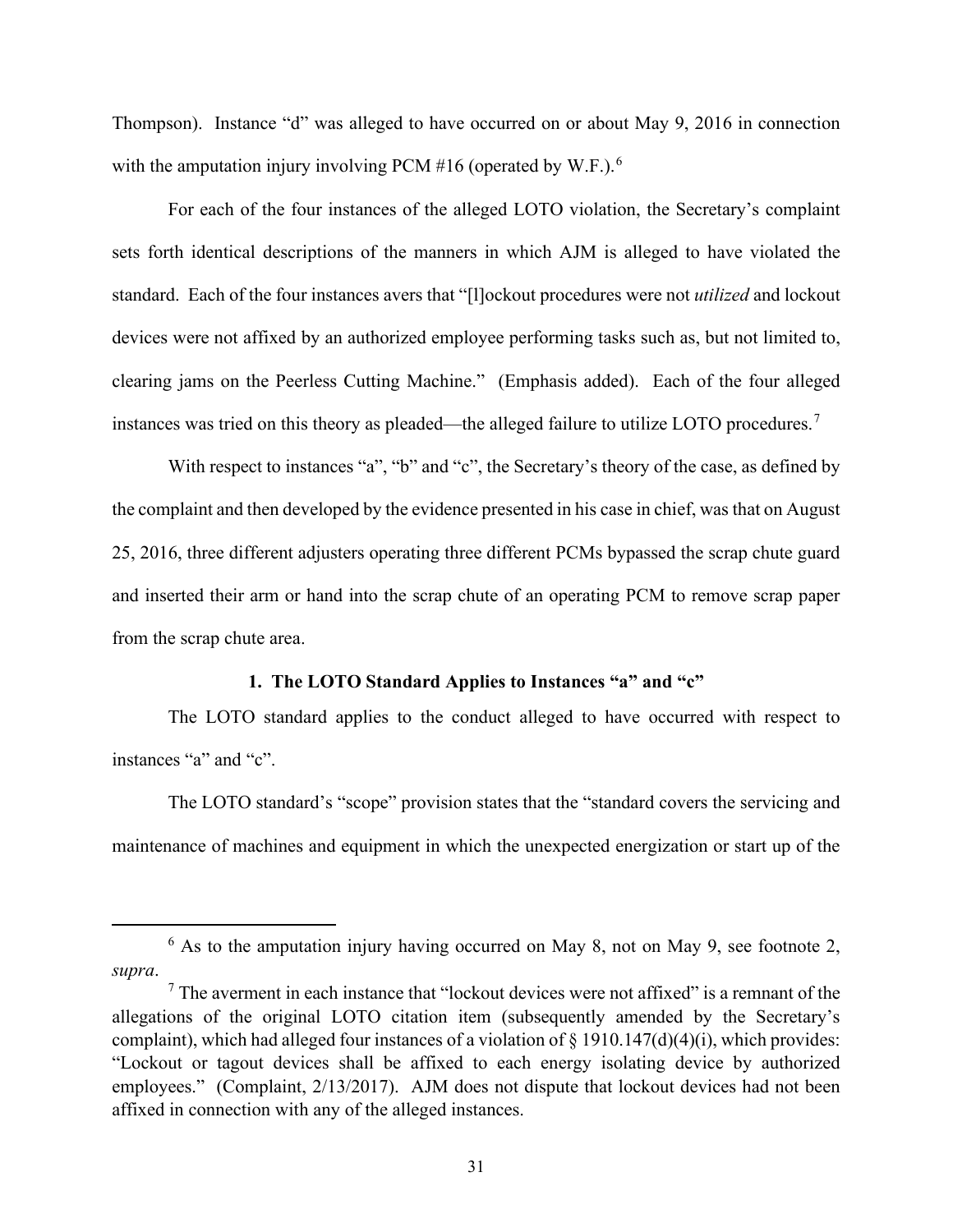Thompson). Instance "d" was alleged to have occurred on or about May 9, 2016 in connection with the amputation injury involving PCM #16 (operated by W.F.).[6]

For each of the four instances of the alleged LOTO violation, the Secretary's complaint sets forth identical descriptions of the manners in which AJM is alleged to have violated the standard. Each of the four instances avers that "[l]ockout procedures were not *utilized* and lockout devices were not affixed by an authorized employee performing tasks such as, but not limited to, clearing jams on the Peerless Cutting Machine." (Emphasis added). Each of the four alleged instances was tried on this theory as pleaded—the alleged failure to utilize LOTO procedures.[7]

With respect to instances "a", "b" and "c", the Secretary's theory of the case, as defined by the complaint and then developed by the evidence presented in his case in chief, was that on August 25, 2016, three different adjusters operating three different PCMs bypassed the scrap chute guard and inserted their arm or hand into the scrap chute of an operating PCM to remove scrap paper from the scrap chute area.

### 1. The LOTO Standard Applies to Instances "a" and "c"

The LOTO standard applies to the conduct alleged to have occurred with respect to instances "a" and "c".

The LOTO standard's "scope" provision states that the "standard covers the servicing and maintenance of machines and equipment in which the unexpected energization or start up of the

---

[6] As to the amputation injury having occurred on May 8, not on May 9, see footnote 2, *supra*.

[7] The averment in each instance that "lockout devices were not affixed" is a remnant of the allegations of the original LOTO citation item (subsequently amended by the Secretary's complaint), which had alleged four instances of a violation of § 1910.147(d)(4)(i), which provides: "Lockout or tagout devices shall be affixed to each energy isolating device by authorized employees." (Complaint, 2/13/2017). AJM does not dispute that lockout devices had not been affixed in connection with any of the alleged instances.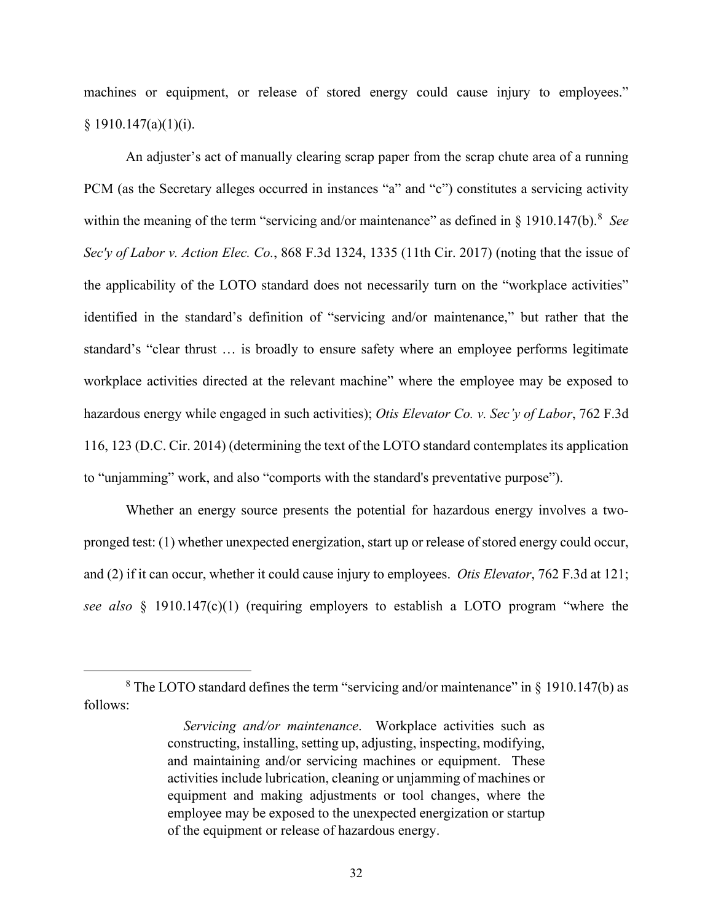machines or equipment, or release of stored energy could cause injury to employees." § 1910.147(a)(1)(i).

An adjuster's act of manually clearing scrap paper from the scrap chute area of a running PCM (as the Secretary alleges occurred in instances "a" and "c") constitutes a servicing activity within the meaning of the term "servicing and/or maintenance" as defined in § 1910.147(b).[8] *See Sec'y of Labor v. Action Elec. Co.*, 868 F.3d 1324, 1335 (11th Cir. 2017) (noting that the issue of the applicability of the LOTO standard does not necessarily turn on the "workplace activities" identified in the standard's definition of "servicing and/or maintenance," but rather that the standard's "clear thrust … is broadly to ensure safety where an employee performs legitimate workplace activities directed at the relevant machine" where the employee may be exposed to hazardous energy while engaged in such activities); *Otis Elevator Co. v. Sec'y of Labor*, 762 F.3d 116, 123 (D.C. Cir. 2014) (determining the text of the LOTO standard contemplates its application to "unjamming" work, and also "comports with the standard's preventative purpose").

Whether an energy source presents the potential for hazardous energy involves a two-pronged test: (1) whether unexpected energization, start up or release of stored energy could occur, and (2) if it can occur, whether it could cause injury to employees. *Otis Elevator*, 762 F.3d at 121; *see also* § 1910.147(c)(1) (requiring employers to establish a LOTO program "where the

---

[8] The LOTO standard defines the term "servicing and/or maintenance" in § 1910.147(b) as follows:

> *Servicing and/or maintenance*. Workplace activities such as constructing, installing, setting up, adjusting, inspecting, modifying, and maintaining and/or servicing machines or equipment. These activities include lubrication, cleaning or unjamming of machines or equipment and making adjustments or tool changes, where the employee may be exposed to the unexpected energization or startup of the equipment or release of hazardous energy.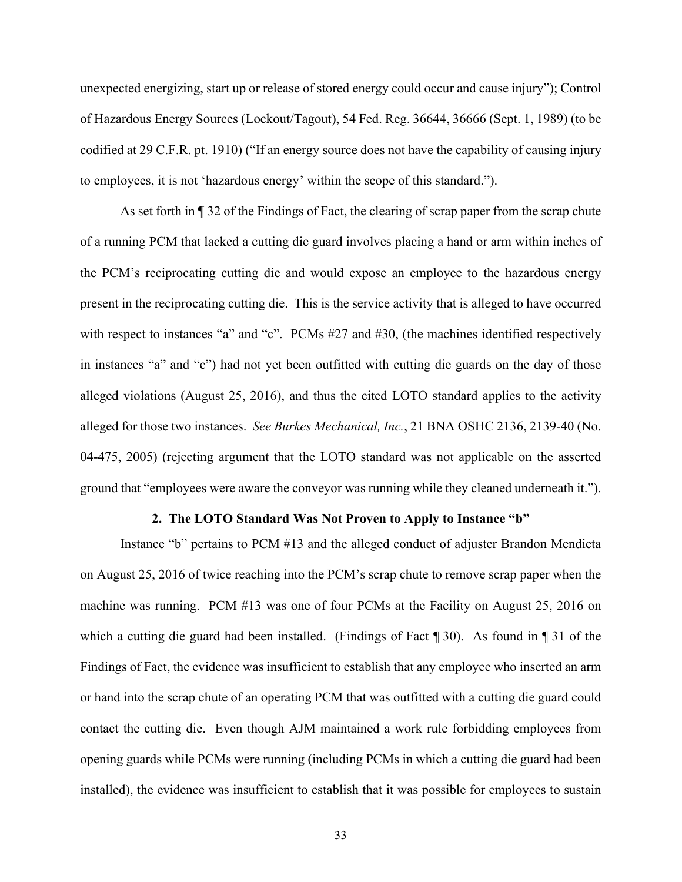unexpected energizing, start up or release of stored energy could occur and cause injury"); Control of Hazardous Energy Sources (Lockout/Tagout), 54 Fed. Reg. 36644, 36666 (Sept. 1, 1989) (to be codified at 29 C.F.R. pt. 1910) ("If an energy source does not have the capability of causing injury to employees, it is not 'hazardous energy' within the scope of this standard.").

As set forth in ¶ 32 of the Findings of Fact, the clearing of scrap paper from the scrap chute of a running PCM that lacked a cutting die guard involves placing a hand or arm within inches of the PCM's reciprocating cutting die and would expose an employee to the hazardous energy present in the reciprocating cutting die. This is the service activity that is alleged to have occurred with respect to instances "a" and "c". PCMs #27 and #30, (the machines identified respectively in instances "a" and "c") had not yet been outfitted with cutting die guards on the day of those alleged violations (August 25, 2016), and thus the cited LOTO standard applies to the activity alleged for those two instances. *See Burkes Mechanical, Inc.*, 21 BNA OSHC 2136, 2139-40 (No. 04-475, 2005) (rejecting argument that the LOTO standard was not applicable on the asserted ground that "employees were aware the conveyor was running while they cleaned underneath it.").

### 2. The LOTO Standard Was Not Proven to Apply to Instance "b"

Instance "b" pertains to PCM #13 and the alleged conduct of adjuster Brandon Mendieta on August 25, 2016 of twice reaching into the PCM's scrap chute to remove scrap paper when the machine was running. PCM #13 was one of four PCMs at the Facility on August 25, 2016 on which a cutting die guard had been installed. (Findings of Fact ¶ 30). As found in ¶ 31 of the Findings of Fact, the evidence was insufficient to establish that any employee who inserted an arm or hand into the scrap chute of an operating PCM that was outfitted with a cutting die guard could contact the cutting die. Even though AJM maintained a work rule forbidding employees from opening guards while PCMs were running (including PCMs in which a cutting die guard had been installed), the evidence was insufficient to establish that it was possible for employees to sustain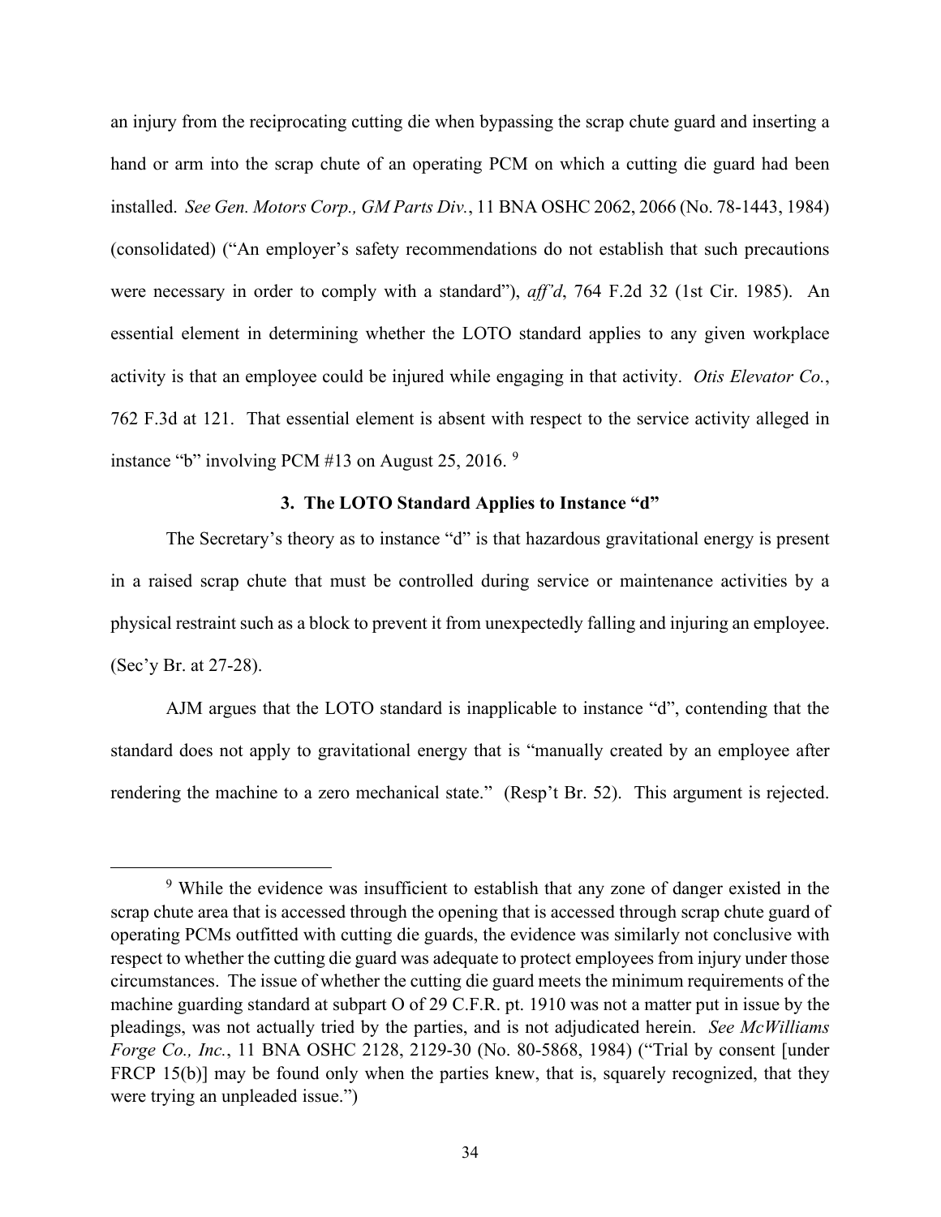an injury from the reciprocating cutting die when bypassing the scrap chute guard and inserting a hand or arm into the scrap chute of an operating PCM on which a cutting die guard had been installed. *See Gen. Motors Corp., GM Parts Div.*, 11 BNA OSHC 2062, 2066 (No. 78-1443, 1984) (consolidated) ("An employer's safety recommendations do not establish that such precautions were necessary in order to comply with a standard"), *aff'd*, 764 F.2d 32 (1st Cir. 1985). An essential element in determining whether the LOTO standard applies to any given workplace activity is that an employee could be injured while engaging in that activity. *Otis Elevator Co.*, 762 F.3d at 121. That essential element is absent with respect to the service activity alleged in instance "b" involving PCM #13 on August 25, 2016. [9]

### 3. The LOTO Standard Applies to Instance "d"

The Secretary's theory as to instance "d" is that hazardous gravitational energy is present in a raised scrap chute that must be controlled during service or maintenance activities by a physical restraint such as a block to prevent it from unexpectedly falling and injuring an employee. (Sec'y Br. at 27-28).

AJM argues that the LOTO standard is inapplicable to instance "d", contending that the standard does not apply to gravitational energy that is "manually created by an employee after rendering the machine to a zero mechanical state." (Resp't Br. 52). This argument is rejected.

---

[9] While the evidence was insufficient to establish that any zone of danger existed in the scrap chute area that is accessed through the opening that is accessed through scrap chute guard of operating PCMs outfitted with cutting die guards, the evidence was similarly not conclusive with respect to whether the cutting die guard was adequate to protect employees from injury under those circumstances. The issue of whether the cutting die guard meets the minimum requirements of the machine guarding standard at subpart O of 29 C.F.R. pt. 1910 was not a matter put in issue by the pleadings, was not actually tried by the parties, and is not adjudicated herein. *See McWilliams Forge Co., Inc.*, 11 BNA OSHC 2128, 2129-30 (No. 80-5868, 1984) ("Trial by consent [under FRCP 15(b)] may be found only when the parties knew, that is, squarely recognized, that they were trying an unpleaded issue.")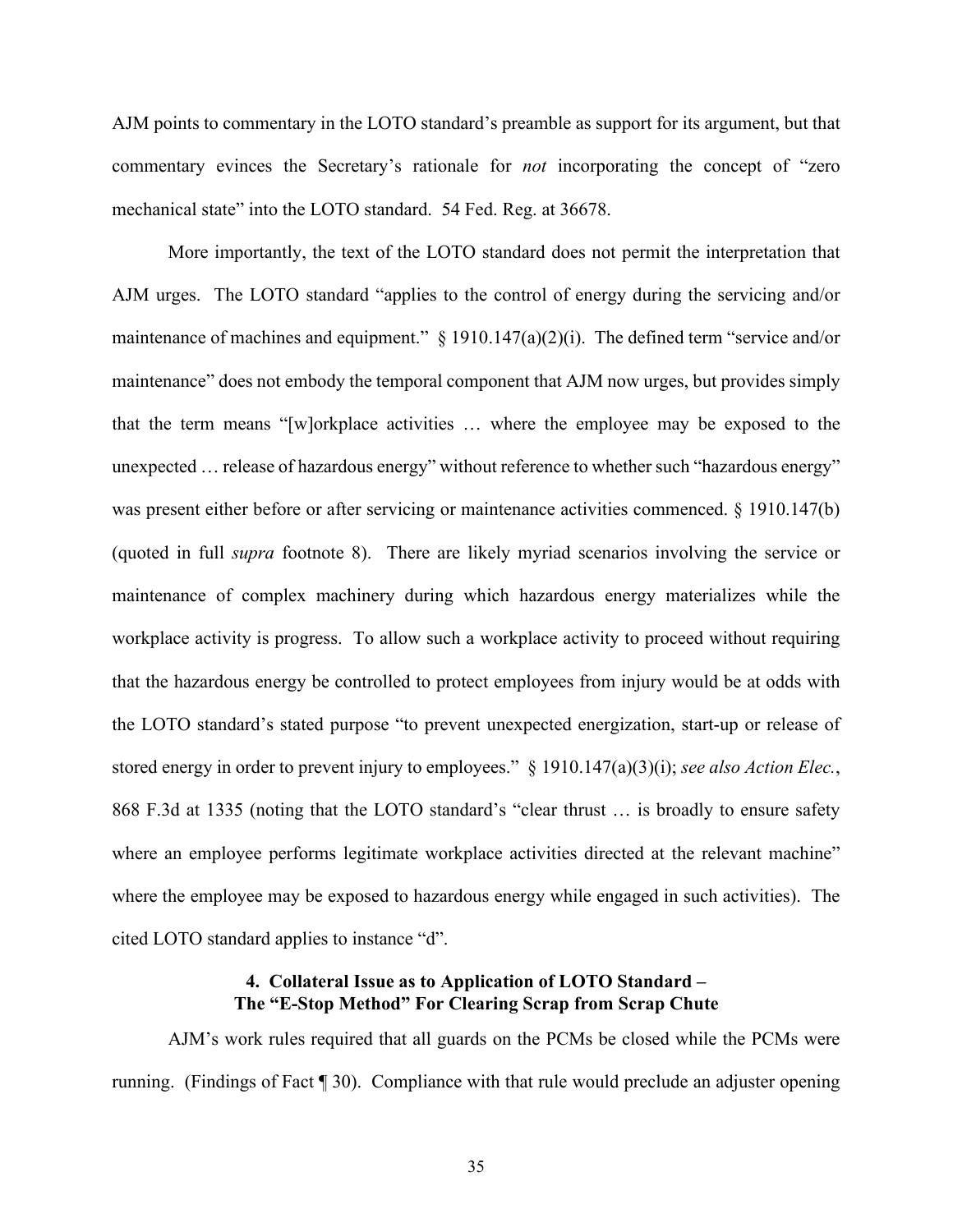AJM points to commentary in the LOTO standard's preamble as support for its argument, but that commentary evinces the Secretary's rationale for *not* incorporating the concept of "zero mechanical state" into the LOTO standard. 54 Fed. Reg. at 36678.

More importantly, the text of the LOTO standard does not permit the interpretation that AJM urges. The LOTO standard "applies to the control of energy during the servicing and/or maintenance of machines and equipment." § 1910.147(a)(2)(i). The defined term "service and/or maintenance" does not embody the temporal component that AJM now urges, but provides simply that the term means "[w]orkplace activities … where the employee may be exposed to the unexpected … release of hazardous energy" without reference to whether such "hazardous energy" was present either before or after servicing or maintenance activities commenced. § 1910.147(b) (quoted in full *supra* footnote 8). There are likely myriad scenarios involving the service or maintenance of complex machinery during which hazardous energy materializes while the workplace activity is progress. To allow such a workplace activity to proceed without requiring that the hazardous energy be controlled to protect employees from injury would be at odds with the LOTO standard's stated purpose "to prevent unexpected energization, start-up or release of stored energy in order to prevent injury to employees." § 1910.147(a)(3)(i); *see also Action Elec.*, 868 F.3d at 1335 (noting that the LOTO standard's "clear thrust … is broadly to ensure safety where an employee performs legitimate workplace activities directed at the relevant machine" where the employee may be exposed to hazardous energy while engaged in such activities). The cited LOTO standard applies to instance "d".

### 4. Collateral Issue as to Application of LOTO Standard – The "E-Stop Method" For Clearing Scrap from Scrap Chute

AJM's work rules required that all guards on the PCMs be closed while the PCMs were running. (Findings of Fact ¶ 30). Compliance with that rule would preclude an adjuster opening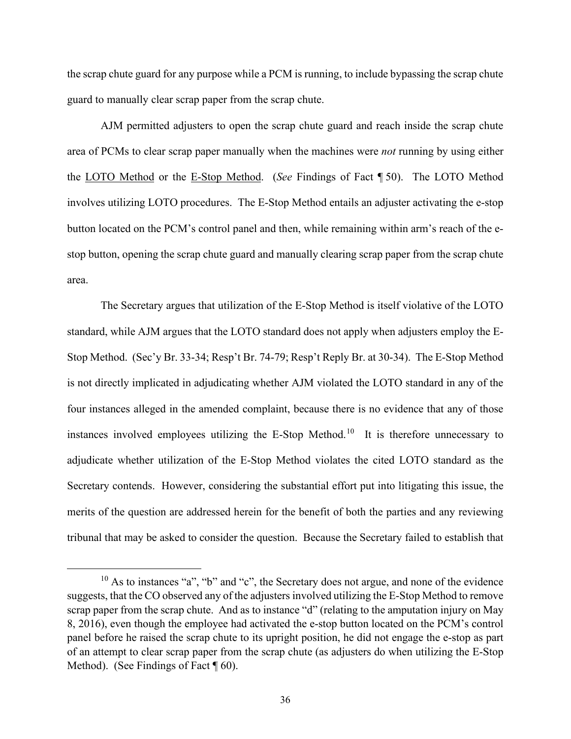the scrap chute guard for any purpose while a PCM is running, to include bypassing the scrap chute guard to manually clear scrap paper from the scrap chute.

AJM permitted adjusters to open the scrap chute guard and reach inside the scrap chute area of PCMs to clear scrap paper manually when the machines were *not* running by using either the <u>LOTO Method</u> or the <u>E-Stop Method</u>. (*See* Findings of Fact ¶ 50). The LOTO Method involves utilizing LOTO procedures. The E-Stop Method entails an adjuster activating the e-stop button located on the PCM's control panel and then, while remaining within arm's reach of the e-stop button, opening the scrap chute guard and manually clearing scrap paper from the scrap chute area.

The Secretary argues that utilization of the E-Stop Method is itself violative of the LOTO standard, while AJM argues that the LOTO standard does not apply when adjusters employ the E-Stop Method. (Sec'y Br. 33-34; Resp't Br. 74-79; Resp't Reply Br. at 30-34). The E-Stop Method is not directly implicated in adjudicating whether AJM violated the LOTO standard in any of the four instances alleged in the amended complaint, because there is no evidence that any of those instances involved employees utilizing the E-Stop Method.[10] It is therefore unnecessary to adjudicate whether utilization of the E-Stop Method violates the cited LOTO standard as the Secretary contends. However, considering the substantial effort put into litigating this issue, the merits of the question are addressed herein for the benefit of both the parties and any reviewing tribunal that may be asked to consider the question. Because the Secretary failed to establish that

[10] As to instances "a", "b" and "c", the Secretary does not argue, and none of the evidence suggests, that the CO observed any of the adjusters involved utilizing the E-Stop Method to remove scrap paper from the scrap chute. And as to instance "d" (relating to the amputation injury on May 8, 2016), even though the employee had activated the e-stop button located on the PCM's control panel before he raised the scrap chute to its upright position, he did not engage the e-stop as part of an attempt to clear scrap paper from the scrap chute (as adjusters do when utilizing the E-Stop Method). (See Findings of Fact ¶ 60).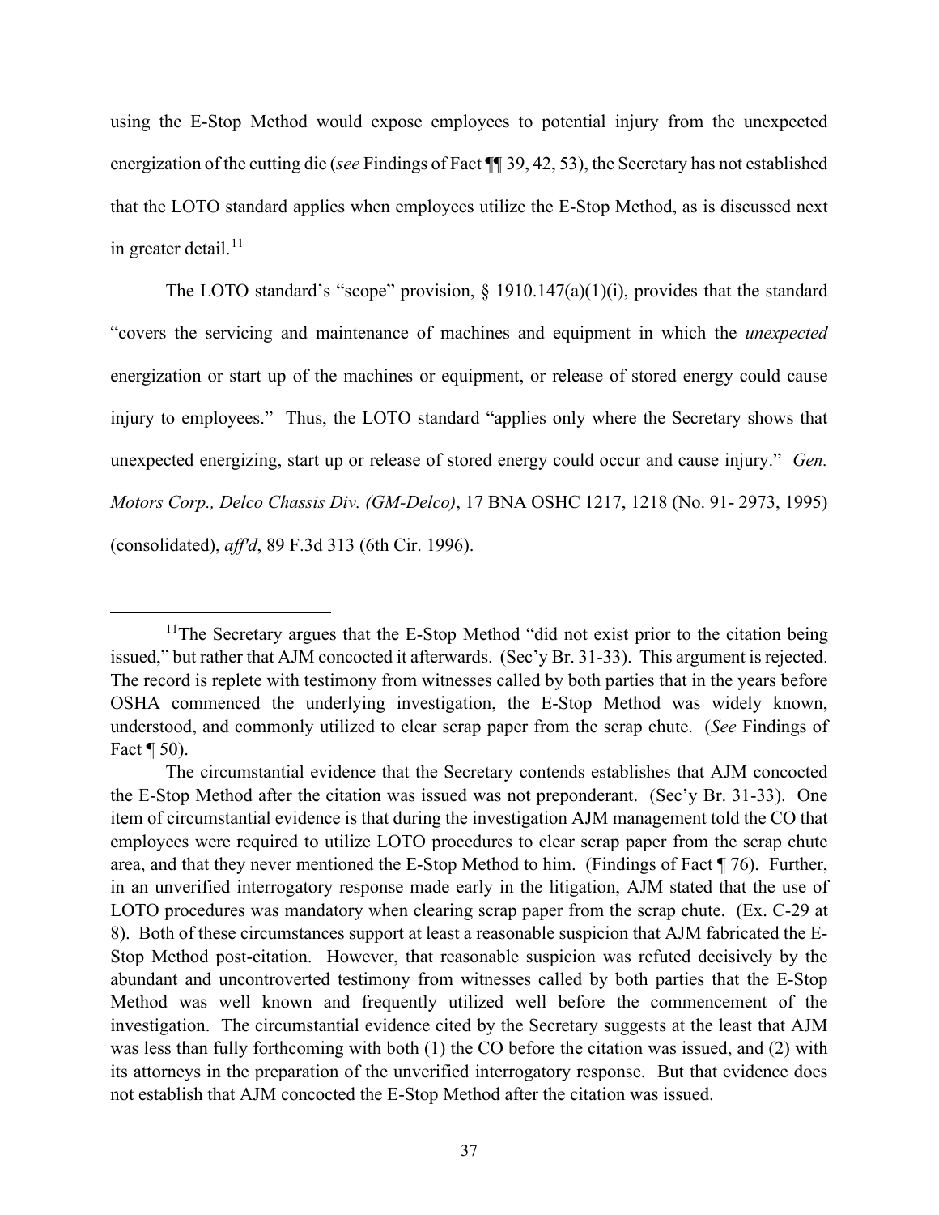using the E-Stop Method would expose employees to potential injury from the unexpected energization of the cutting die (*see* Findings of Fact ¶¶ 39, 42, 53), the Secretary has not established that the LOTO standard applies when employees utilize the E-Stop Method, as is discussed next in greater detail.[11]

The LOTO standard's "scope" provision, § 1910.147(a)(1)(i), provides that the standard "covers the servicing and maintenance of machines and equipment in which the *unexpected* energization or start up of the machines or equipment, or release of stored energy could cause injury to employees." Thus, the LOTO standard "applies only where the Secretary shows that unexpected energizing, start up or release of stored energy could occur and cause injury." *Gen. Motors Corp., Delco Chassis Div. (GM-Delco)*, 17 BNA OSHC 1217, 1218 (No. 91- 2973, 1995) (consolidated), *aff'd*, 89 F.3d 313 (6th Cir. 1996).

---

[11]The Secretary argues that the E-Stop Method "did not exist prior to the citation being issued," but rather that AJM concocted it afterwards. (Sec'y Br. 31-33). This argument is rejected. The record is replete with testimony from witnesses called by both parties that in the years before OSHA commenced the underlying investigation, the E-Stop Method was widely known, understood, and commonly utilized to clear scrap paper from the scrap chute. (*See* Findings of Fact ¶ 50).

The circumstantial evidence that the Secretary contends establishes that AJM concocted the E-Stop Method after the citation was issued was not preponderant. (Sec'y Br. 31-33). One item of circumstantial evidence is that during the investigation AJM management told the CO that employees were required to utilize LOTO procedures to clear scrap paper from the scrap chute area, and that they never mentioned the E-Stop Method to him. (Findings of Fact ¶ 76). Further, in an unverified interrogatory response made early in the litigation, AJM stated that the use of LOTO procedures was mandatory when clearing scrap paper from the scrap chute. (Ex. C-29 at 8). Both of these circumstances support at least a reasonable suspicion that AJM fabricated the E-Stop Method post-citation. However, that reasonable suspicion was refuted decisively by the abundant and uncontroverted testimony from witnesses called by both parties that the E-Stop Method was well known and frequently utilized well before the commencement of the investigation. The circumstantial evidence cited by the Secretary suggests at the least that AJM was less than fully forthcoming with both (1) the CO before the citation was issued, and (2) with its attorneys in the preparation of the unverified interrogatory response. But that evidence does not establish that AJM concocted the E-Stop Method after the citation was issued.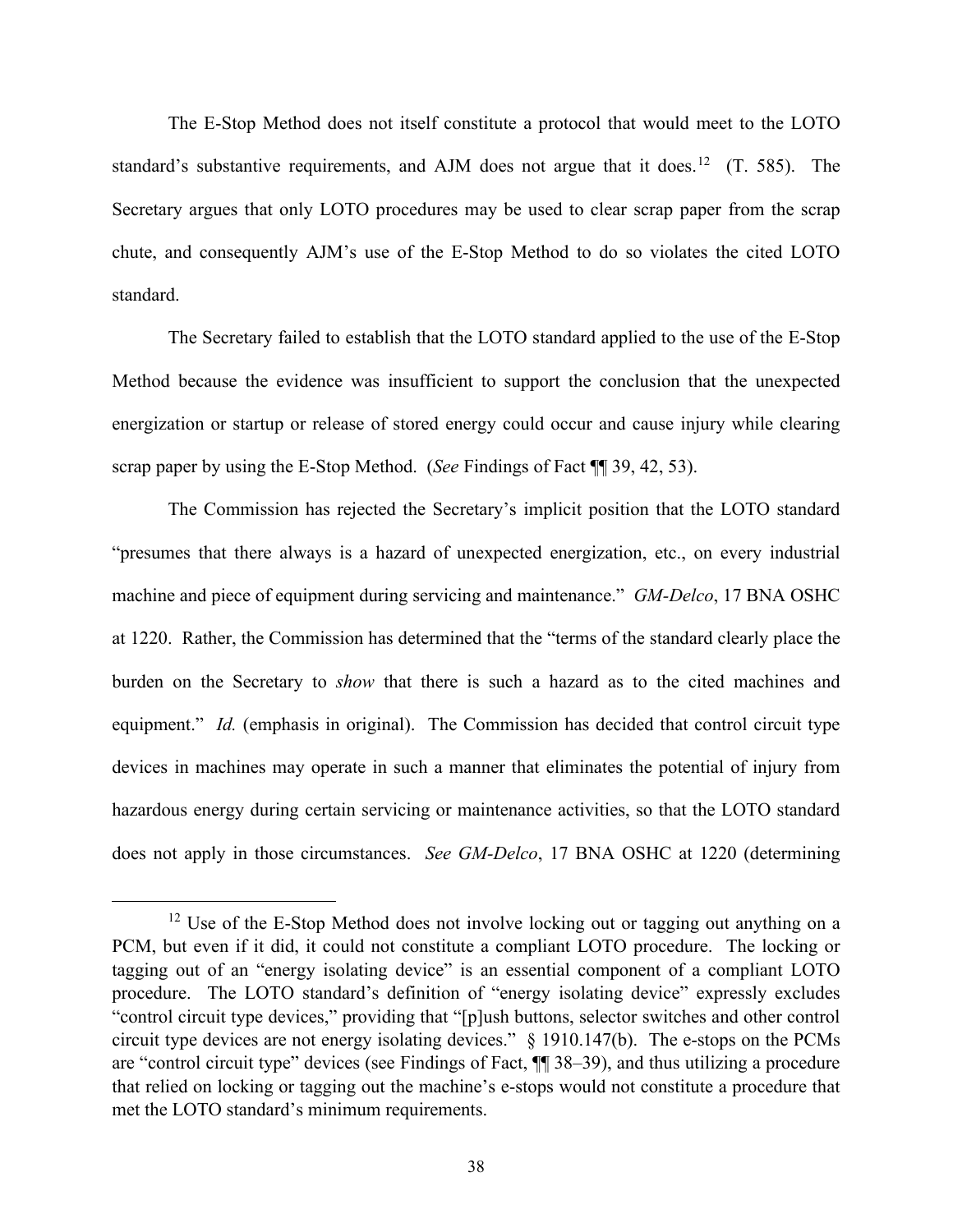The E-Stop Method does not itself constitute a protocol that would meet to the LOTO standard's substantive requirements, and AJM does not argue that it does.[12] (T. 585). The Secretary argues that only LOTO procedures may be used to clear scrap paper from the scrap chute, and consequently AJM's use of the E-Stop Method to do so violates the cited LOTO standard.

The Secretary failed to establish that the LOTO standard applied to the use of the E-Stop Method because the evidence was insufficient to support the conclusion that the unexpected energization or startup or release of stored energy could occur and cause injury while clearing scrap paper by using the E-Stop Method. (*See* Findings of Fact ¶¶ 39, 42, 53).

The Commission has rejected the Secretary's implicit position that the LOTO standard "presumes that there always is a hazard of unexpected energization, etc., on every industrial machine and piece of equipment during servicing and maintenance." *GM-Delco*, 17 BNA OSHC at 1220. Rather, the Commission has determined that the "terms of the standard clearly place the burden on the Secretary to *show* that there is such a hazard as to the cited machines and equipment." *Id.* (emphasis in original). The Commission has decided that control circuit type devices in machines may operate in such a manner that eliminates the potential of injury from hazardous energy during certain servicing or maintenance activities, so that the LOTO standard does not apply in those circumstances. *See GM-Delco*, 17 BNA OSHC at 1220 (determining

[12] Use of the E-Stop Method does not involve locking out or tagging out anything on a PCM, but even if it did, it could not constitute a compliant LOTO procedure. The locking or tagging out of an "energy isolating device" is an essential component of a compliant LOTO procedure. The LOTO standard's definition of "energy isolating device" expressly excludes "control circuit type devices," providing that "[p]ush buttons, selector switches and other control circuit type devices are not energy isolating devices." § 1910.147(b). The e-stops on the PCMs are "control circuit type" devices (see Findings of Fact, ¶¶ 38–39), and thus utilizing a procedure that relied on locking or tagging out the machine's e-stops would not constitute a procedure that met the LOTO standard's minimum requirements.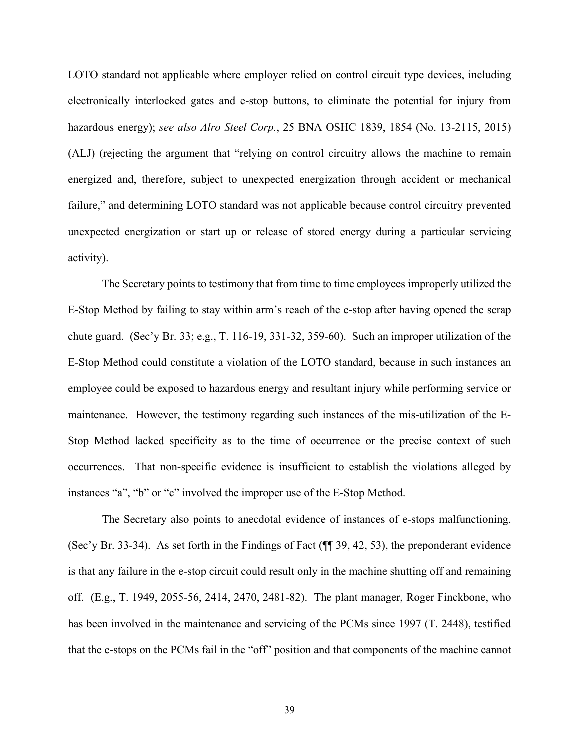LOTO standard not applicable where employer relied on control circuit type devices, including electronically interlocked gates and e-stop buttons, to eliminate the potential for injury from hazardous energy); *see also Alro Steel Corp.*, 25 BNA OSHC 1839, 1854 (No. 13-2115, 2015) (ALJ) (rejecting the argument that "relying on control circuitry allows the machine to remain energized and, therefore, subject to unexpected energization through accident or mechanical failure," and determining LOTO standard was not applicable because control circuitry prevented unexpected energization or start up or release of stored energy during a particular servicing activity).

The Secretary points to testimony that from time to time employees improperly utilized the E-Stop Method by failing to stay within arm's reach of the e-stop after having opened the scrap chute guard. (Sec'y Br. 33; e.g., T. 116-19, 331-32, 359-60). Such an improper utilization of the E-Stop Method could constitute a violation of the LOTO standard, because in such instances an employee could be exposed to hazardous energy and resultant injury while performing service or maintenance. However, the testimony regarding such instances of the mis-utilization of the E-Stop Method lacked specificity as to the time of occurrence or the precise context of such occurrences. That non-specific evidence is insufficient to establish the violations alleged by instances "a", "b" or "c" involved the improper use of the E-Stop Method.

The Secretary also points to anecdotal evidence of instances of e-stops malfunctioning. (Sec'y Br. 33-34). As set forth in the Findings of Fact (¶¶ 39, 42, 53), the preponderant evidence is that any failure in the e-stop circuit could result only in the machine shutting off and remaining off. (E.g., T. 1949, 2055-56, 2414, 2470, 2481-82). The plant manager, Roger Finckbone, who has been involved in the maintenance and servicing of the PCMs since 1997 (T. 2448), testified that the e-stops on the PCMs fail in the "off" position and that components of the machine cannot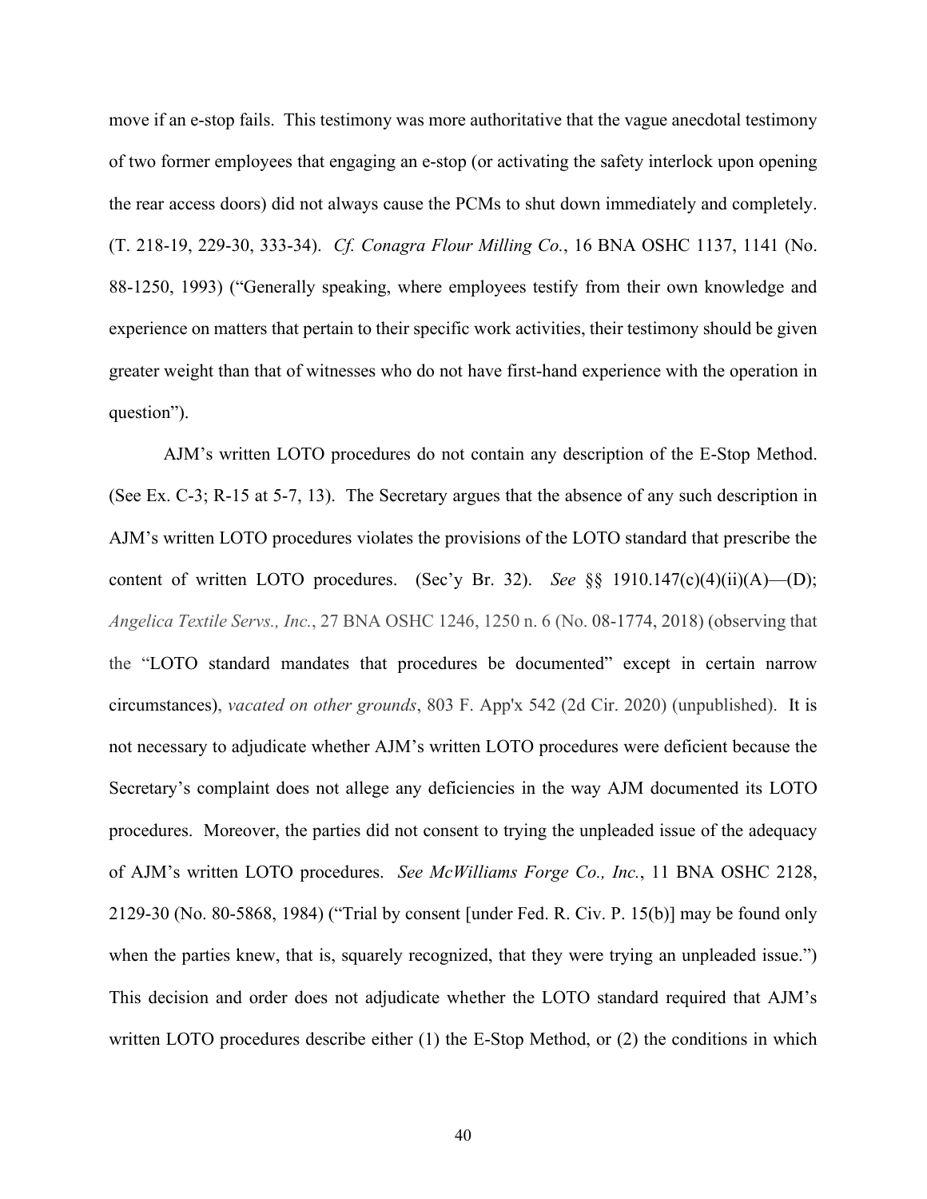move if an e-stop fails. This testimony was more authoritative that the vague anecdotal testimony of two former employees that engaging an e-stop (or activating the safety interlock upon opening the rear access doors) did not always cause the PCMs to shut down immediately and completely. (T. 218-19, 229-30, 333-34). *Cf. Conagra Flour Milling Co.*, 16 BNA OSHC 1137, 1141 (No. 88-1250, 1993) ("Generally speaking, where employees testify from their own knowledge and experience on matters that pertain to their specific work activities, their testimony should be given greater weight than that of witnesses who do not have first-hand experience with the operation in question").

AJM's written LOTO procedures do not contain any description of the E-Stop Method. (See Ex. C-3; R-15 at 5-7, 13). The Secretary argues that the absence of any such description in AJM's written LOTO procedures violates the provisions of the LOTO standard that prescribe the content of written LOTO procedures. (Sec'y Br. 32). *See* §§ 1910.147(c)(4)(ii)(A)—(D); *Angelica Textile Servs., Inc.*, 27 BNA OSHC 1246, 1250 n. 6 (No. 08-1774, 2018) (observing that the "LOTO standard mandates that procedures be documented" except in certain narrow circumstances), *vacated on other grounds*, 803 F. App'x 542 (2d Cir. 2020) (unpublished). It is not necessary to adjudicate whether AJM's written LOTO procedures were deficient because the Secretary's complaint does not allege any deficiencies in the way AJM documented its LOTO procedures. Moreover, the parties did not consent to trying the unpleaded issue of the adequacy of AJM's written LOTO procedures. *See McWilliams Forge Co., Inc.*, 11 BNA OSHC 2128, 2129-30 (No. 80-5868, 1984) ("Trial by consent [under Fed. R. Civ. P. 15(b)] may be found only when the parties knew, that is, squarely recognized, that they were trying an unpleaded issue.") This decision and order does not adjudicate whether the LOTO standard required that AJM's written LOTO procedures describe either (1) the E-Stop Method, or (2) the conditions in which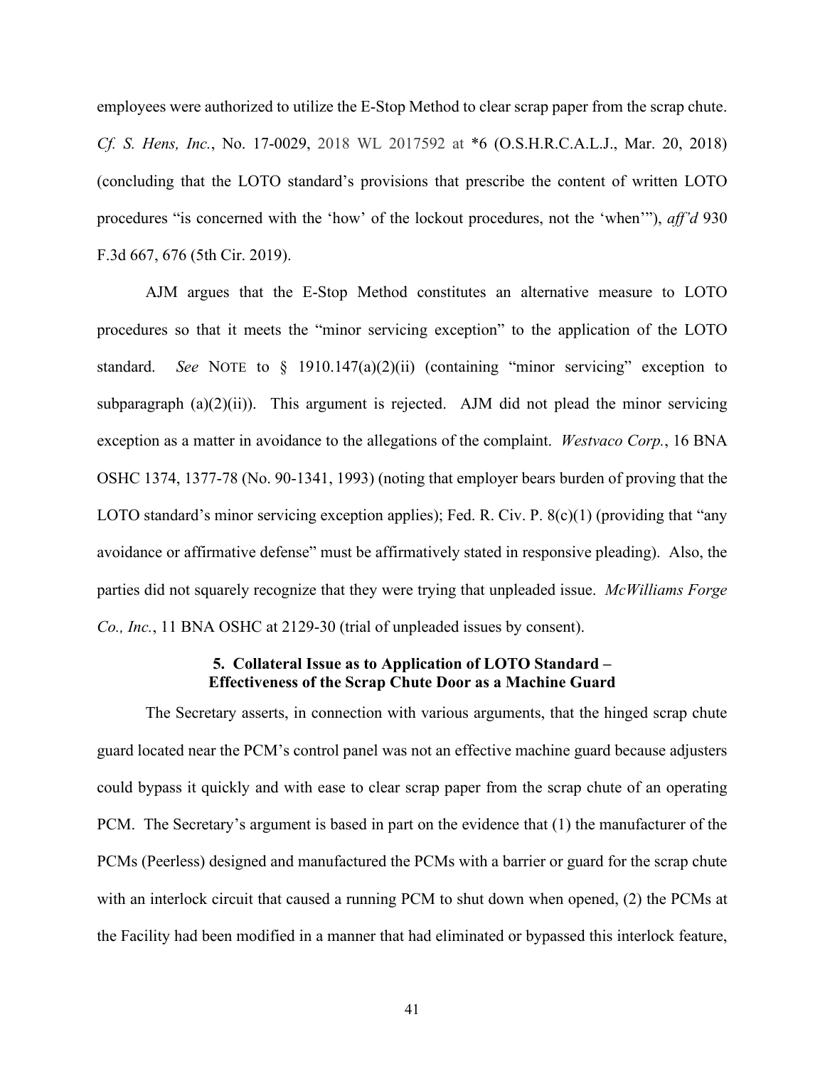employees were authorized to utilize the E-Stop Method to clear scrap paper from the scrap chute. *Cf. S. Hens, Inc.*, No. 17-0029, 2018 WL 2017592 at *6 (O.S.H.R.C.A.L.J., Mar. 20, 2018) (concluding that the LOTO standard's provisions that prescribe the content of written LOTO procedures "is concerned with the 'how' of the lockout procedures, not the 'when'"), *aff'd* 930 F.3d 667, 676 (5th Cir. 2019).

AJM argues that the E-Stop Method constitutes an alternative measure to LOTO procedures so that it meets the "minor servicing exception" to the application of the LOTO standard. *See* NOTE to § 1910.147(a)(2)(ii) (containing "minor servicing" exception to subparagraph (a)(2)(ii)). This argument is rejected. AJM did not plead the minor servicing exception as a matter in avoidance to the allegations of the complaint. *Westvaco Corp.*, 16 BNA OSHC 1374, 1377-78 (No. 90-1341, 1993) (noting that employer bears burden of proving that the LOTO standard's minor servicing exception applies); Fed. R. Civ. P. 8(c)(1) (providing that "any avoidance or affirmative defense" must be affirmatively stated in responsive pleading). Also, the parties did not squarely recognize that they were trying that unpleaded issue. *McWilliams Forge Co., Inc.*, 11 BNA OSHC at 2129-30 (trial of unpleaded issues by consent).

### 5. Collateral Issue as to Application of LOTO Standard – Effectiveness of the Scrap Chute Door as a Machine Guard

The Secretary asserts, in connection with various arguments, that the hinged scrap chute guard located near the PCM's control panel was not an effective machine guard because adjusters could bypass it quickly and with ease to clear scrap paper from the scrap chute of an operating PCM. The Secretary's argument is based in part on the evidence that (1) the manufacturer of the PCMs (Peerless) designed and manufactured the PCMs with a barrier or guard for the scrap chute with an interlock circuit that caused a running PCM to shut down when opened, (2) the PCMs at the Facility had been modified in a manner that had eliminated or bypassed this interlock feature,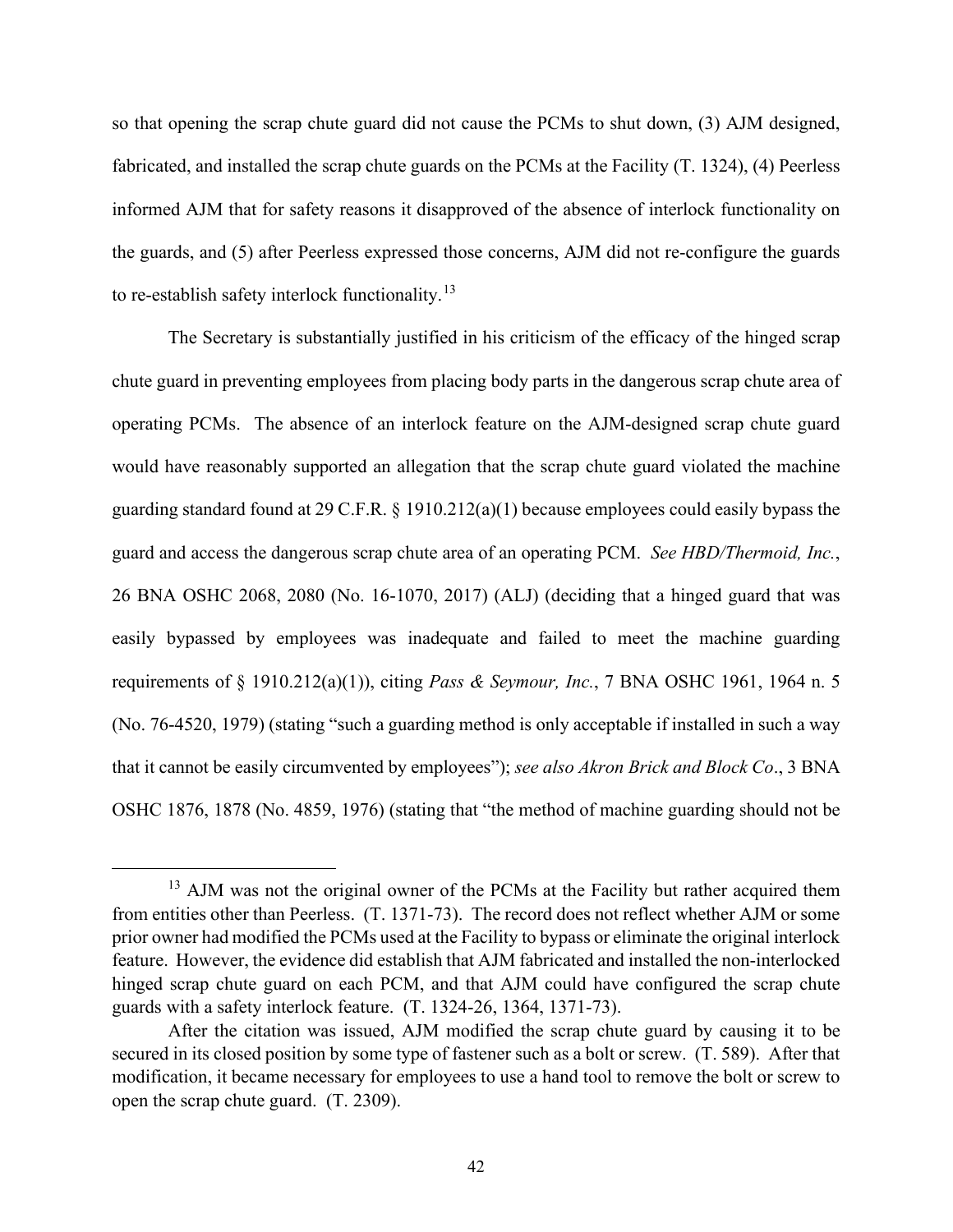so that opening the scrap chute guard did not cause the PCMs to shut down, (3) AJM designed, fabricated, and installed the scrap chute guards on the PCMs at the Facility (T. 1324), (4) Peerless informed AJM that for safety reasons it disapproved of the absence of interlock functionality on the guards, and (5) after Peerless expressed those concerns, AJM did not re-configure the guards to re-establish safety interlock functionality.[13]

The Secretary is substantially justified in his criticism of the efficacy of the hinged scrap chute guard in preventing employees from placing body parts in the dangerous scrap chute area of operating PCMs. The absence of an interlock feature on the AJM-designed scrap chute guard would have reasonably supported an allegation that the scrap chute guard violated the machine guarding standard found at 29 C.F.R. § 1910.212(a)(1) because employees could easily bypass the guard and access the dangerous scrap chute area of an operating PCM. *See HBD/Thermoid, Inc.*, 26 BNA OSHC 2068, 2080 (No. 16-1070, 2017) (ALJ) (deciding that a hinged guard that was easily bypassed by employees was inadequate and failed to meet the machine guarding requirements of § 1910.212(a)(1)), citing *Pass & Seymour, Inc.*, 7 BNA OSHC 1961, 1964 n. 5 (No. 76-4520, 1979) (stating "such a guarding method is only acceptable if installed in such a way that it cannot be easily circumvented by employees"); *see also Akron Brick and Block Co*., 3 BNA OSHC 1876, 1878 (No. 4859, 1976) (stating that "the method of machine guarding should not be

---

[13] AJM was not the original owner of the PCMs at the Facility but rather acquired them from entities other than Peerless. (T. 1371-73). The record does not reflect whether AJM or some prior owner had modified the PCMs used at the Facility to bypass or eliminate the original interlock feature. However, the evidence did establish that AJM fabricated and installed the non-interlocked hinged scrap chute guard on each PCM, and that AJM could have configured the scrap chute guards with a safety interlock feature. (T. 1324-26, 1364, 1371-73).

After the citation was issued, AJM modified the scrap chute guard by causing it to be secured in its closed position by some type of fastener such as a bolt or screw. (T. 589). After that modification, it became necessary for employees to use a hand tool to remove the bolt or screw to open the scrap chute guard. (T. 2309).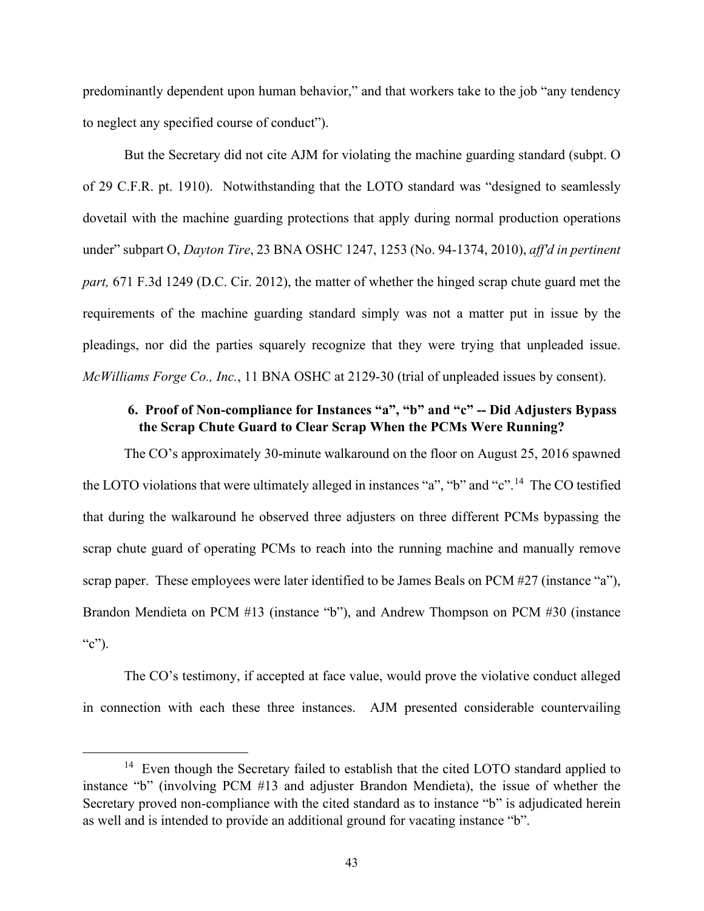predominantly dependent upon human behavior," and that workers take to the job "any tendency to neglect any specified course of conduct").

But the Secretary did not cite AJM for violating the machine guarding standard (subpt. O of 29 C.F.R. pt. 1910). Notwithstanding that the LOTO standard was "designed to seamlessly dovetail with the machine guarding protections that apply during normal production operations under" subpart O, *Dayton Tire*, 23 BNA OSHC 1247, 1253 (No. 94-1374, 2010), *aff'd in pertinent part,* 671 F.3d 1249 (D.C. Cir. 2012), the matter of whether the hinged scrap chute guard met the requirements of the machine guarding standard simply was not a matter put in issue by the pleadings, nor did the parties squarely recognize that they were trying that unpleaded issue. *McWilliams Forge Co., Inc.*, 11 BNA OSHC at 2129-30 (trial of unpleaded issues by consent).

### 6. Proof of Non-compliance for Instances "a", "b" and "c" -- Did Adjusters Bypass the Scrap Chute Guard to Clear Scrap When the PCMs Were Running?

The CO's approximately 30-minute walkaround on the floor on August 25, 2016 spawned the LOTO violations that were ultimately alleged in instances "a", "b" and "c".[14] The CO testified that during the walkaround he observed three adjusters on three different PCMs bypassing the scrap chute guard of operating PCMs to reach into the running machine and manually remove scrap paper. These employees were later identified to be James Beals on PCM #27 (instance "a"), Brandon Mendieta on PCM #13 (instance "b"), and Andrew Thompson on PCM #30 (instance "c").

The CO's testimony, if accepted at face value, would prove the violative conduct alleged in connection with each these three instances. AJM presented considerable countervailing

[14] Even though the Secretary failed to establish that the cited LOTO standard applied to instance "b" (involving PCM #13 and adjuster Brandon Mendieta), the issue of whether the Secretary proved non-compliance with the cited standard as to instance "b" is adjudicated herein as well and is intended to provide an additional ground for vacating instance "b".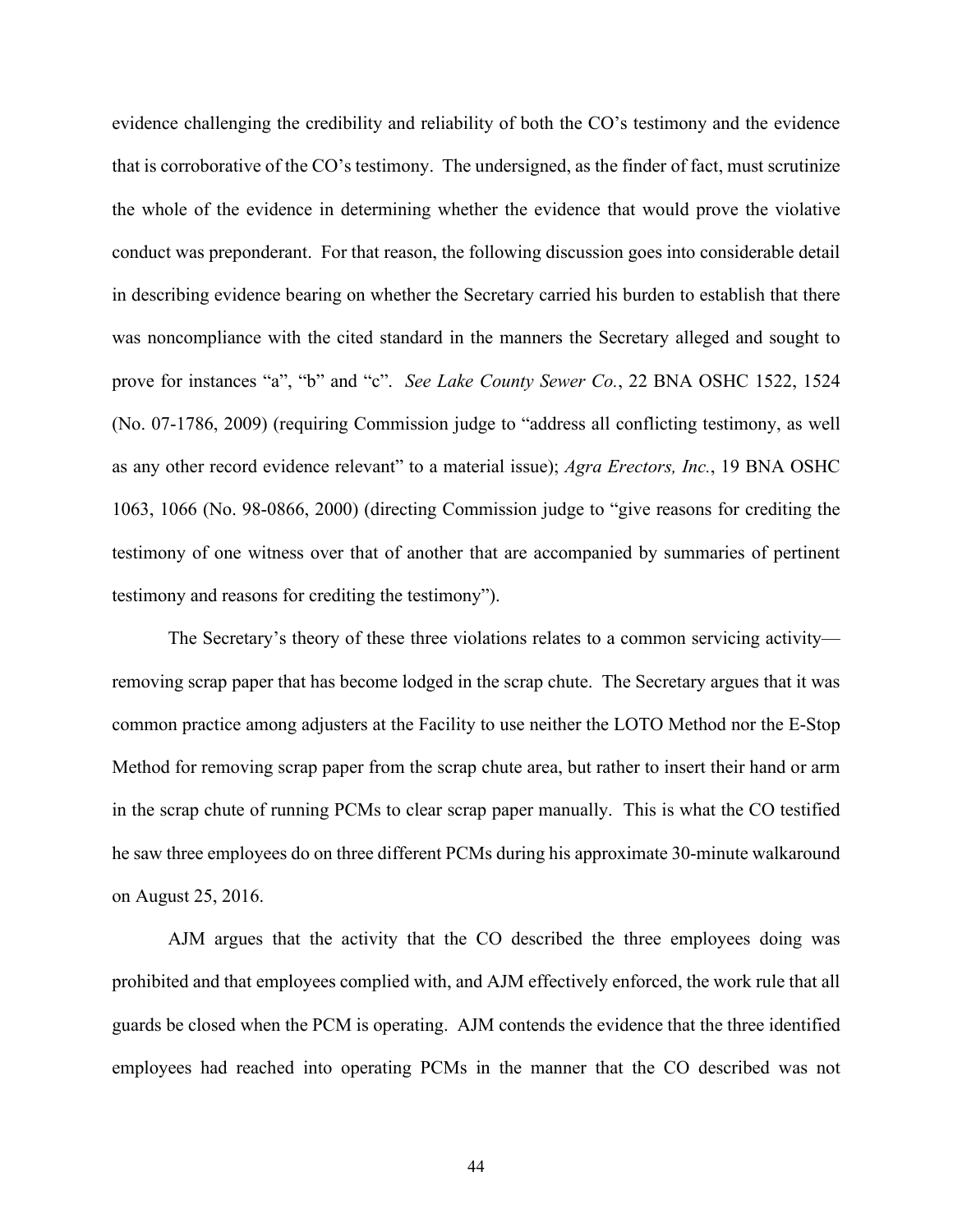evidence challenging the credibility and reliability of both the CO's testimony and the evidence that is corroborative of the CO's testimony. The undersigned, as the finder of fact, must scrutinize the whole of the evidence in determining whether the evidence that would prove the violative conduct was preponderant. For that reason, the following discussion goes into considerable detail in describing evidence bearing on whether the Secretary carried his burden to establish that there was noncompliance with the cited standard in the manners the Secretary alleged and sought to prove for instances "a", "b" and "c". *See Lake County Sewer Co.*, 22 BNA OSHC 1522, 1524 (No. 07-1786, 2009) (requiring Commission judge to "address all conflicting testimony, as well as any other record evidence relevant" to a material issue); *Agra Erectors, Inc.*, 19 BNA OSHC 1063, 1066 (No. 98-0866, 2000) (directing Commission judge to "give reasons for crediting the testimony of one witness over that of another that are accompanied by summaries of pertinent testimony and reasons for crediting the testimony").

The Secretary's theory of these three violations relates to a common servicing activity—removing scrap paper that has become lodged in the scrap chute. The Secretary argues that it was common practice among adjusters at the Facility to use neither the LOTO Method nor the E-Stop Method for removing scrap paper from the scrap chute area, but rather to insert their hand or arm in the scrap chute of running PCMs to clear scrap paper manually. This is what the CO testified he saw three employees do on three different PCMs during his approximate 30-minute walkaround on August 25, 2016.

AJM argues that the activity that the CO described the three employees doing was prohibited and that employees complied with, and AJM effectively enforced, the work rule that all guards be closed when the PCM is operating. AJM contends the evidence that the three identified employees had reached into operating PCMs in the manner that the CO described was not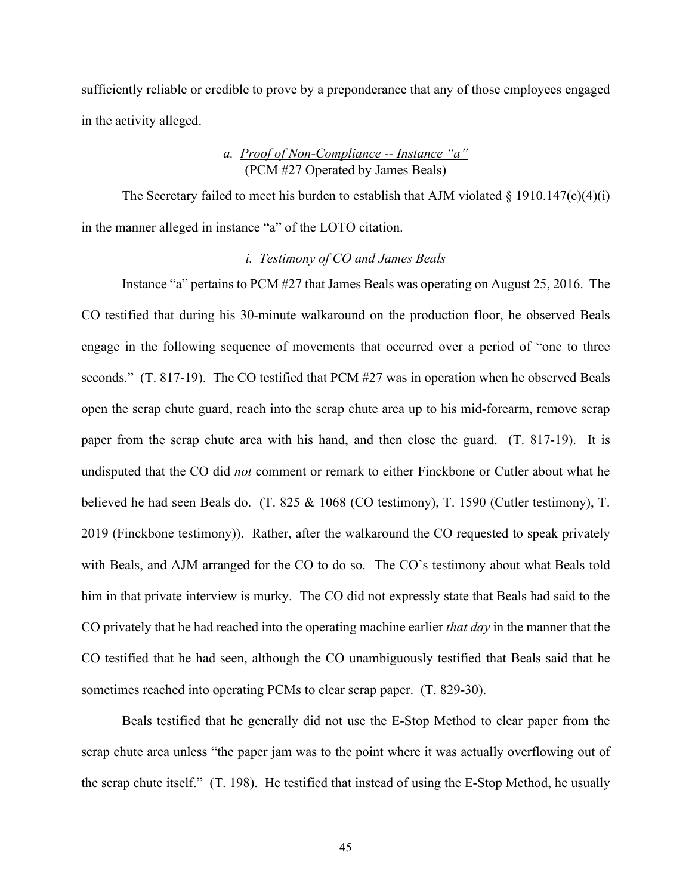sufficiently reliable or credible to prove by a preponderance that any of those employees engaged in the activity alleged.

*a. Proof of Non-Compliance -- Instance "a"*
(PCM #27 Operated by James Beals)

The Secretary failed to meet his burden to establish that AJM violated § 1910.147(c)(4)(i) in the manner alleged in instance "a" of the LOTO citation.

*i. Testimony of CO and James Beals*

Instance "a" pertains to PCM #27 that James Beals was operating on August 25, 2016. The CO testified that during his 30-minute walkaround on the production floor, he observed Beals engage in the following sequence of movements that occurred over a period of "one to three seconds." (T. 817-19). The CO testified that PCM #27 was in operation when he observed Beals open the scrap chute guard, reach into the scrap chute area up to his mid-forearm, remove scrap paper from the scrap chute area with his hand, and then close the guard. (T. 817-19). It is undisputed that the CO did *not* comment or remark to either Finckbone or Cutler about what he believed he had seen Beals do. (T. 825 & 1068 (CO testimony), T. 1590 (Cutler testimony), T. 2019 (Finckbone testimony)). Rather, after the walkaround the CO requested to speak privately with Beals, and AJM arranged for the CO to do so. The CO's testimony about what Beals told him in that private interview is murky. The CO did not expressly state that Beals had said to the CO privately that he had reached into the operating machine earlier *that day* in the manner that the CO testified that he had seen, although the CO unambiguously testified that Beals said that he sometimes reached into operating PCMs to clear scrap paper. (T. 829-30).

Beals testified that he generally did not use the E-Stop Method to clear paper from the scrap chute area unless "the paper jam was to the point where it was actually overflowing out of the scrap chute itself." (T. 198). He testified that instead of using the E-Stop Method, he usually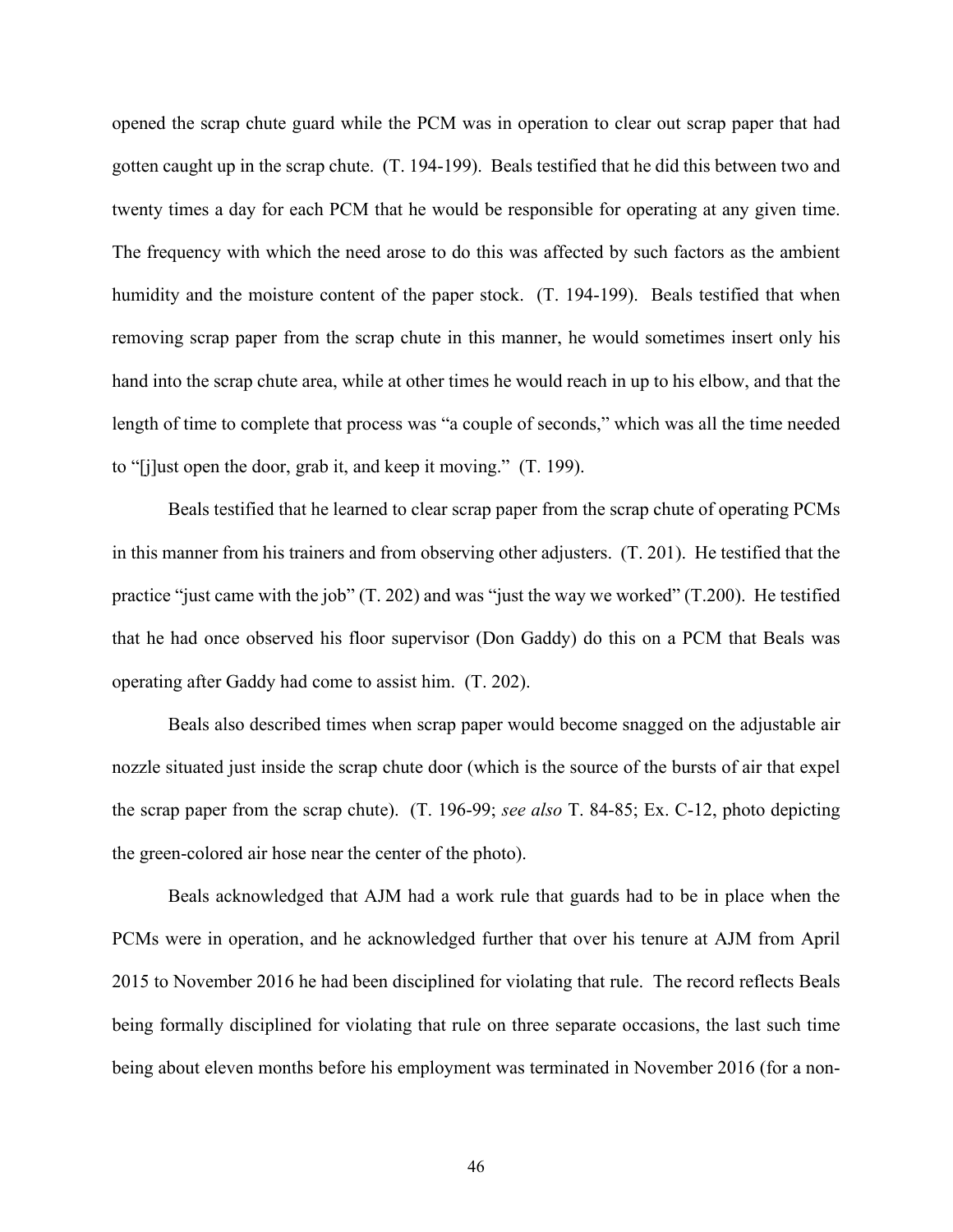opened the scrap chute guard while the PCM was in operation to clear out scrap paper that had gotten caught up in the scrap chute. (T. 194-199). Beals testified that he did this between two and twenty times a day for each PCM that he would be responsible for operating at any given time. The frequency with which the need arose to do this was affected by such factors as the ambient humidity and the moisture content of the paper stock. (T. 194-199). Beals testified that when removing scrap paper from the scrap chute in this manner, he would sometimes insert only his hand into the scrap chute area, while at other times he would reach in up to his elbow, and that the length of time to complete that process was "a couple of seconds," which was all the time needed to "[j]ust open the door, grab it, and keep it moving." (T. 199).

Beals testified that he learned to clear scrap paper from the scrap chute of operating PCMs in this manner from his trainers and from observing other adjusters. (T. 201). He testified that the practice "just came with the job" (T. 202) and was "just the way we worked" (T.200). He testified that he had once observed his floor supervisor (Don Gaddy) do this on a PCM that Beals was operating after Gaddy had come to assist him. (T. 202).

Beals also described times when scrap paper would become snagged on the adjustable air nozzle situated just inside the scrap chute door (which is the source of the bursts of air that expel the scrap paper from the scrap chute). (T. 196-99; *see also* T. 84-85; Ex. C-12, photo depicting the green-colored air hose near the center of the photo).

Beals acknowledged that AJM had a work rule that guards had to be in place when the PCMs were in operation, and he acknowledged further that over his tenure at AJM from April 2015 to November 2016 he had been disciplined for violating that rule. The record reflects Beals being formally disciplined for violating that rule on three separate occasions, the last such time being about eleven months before his employment was terminated in November 2016 (for a non-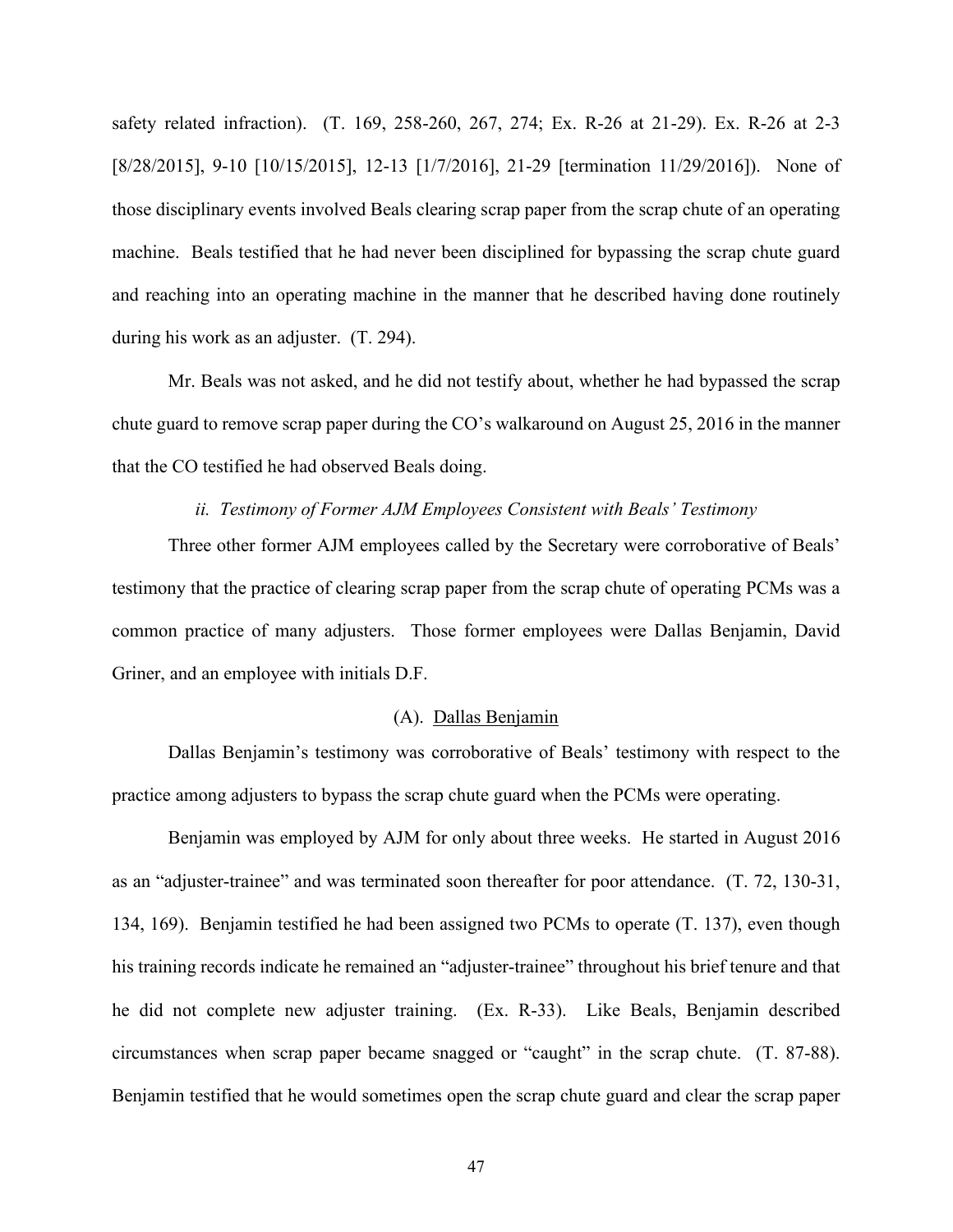safety related infraction). (T. 169, 258-260, 267, 274; Ex. R-26 at 21-29). Ex. R-26 at 2-3 [8/28/2015], 9-10 [10/15/2015], 12-13 [1/7/2016], 21-29 [termination 11/29/2016]). None of those disciplinary events involved Beals clearing scrap paper from the scrap chute of an operating machine. Beals testified that he had never been disciplined for bypassing the scrap chute guard and reaching into an operating machine in the manner that he described having done routinely during his work as an adjuster. (T. 294).

Mr. Beals was not asked, and he did not testify about, whether he had bypassed the scrap chute guard to remove scrap paper during the CO's walkaround on August 25, 2016 in the manner that the CO testified he had observed Beals doing.

*ii. Testimony of Former AJM Employees Consistent with Beals' Testimony*

Three other former AJM employees called by the Secretary were corroborative of Beals' testimony that the practice of clearing scrap paper from the scrap chute of operating PCMs was a common practice of many adjusters. Those former employees were Dallas Benjamin, David Griner, and an employee with initials D.F.

(A). Dallas Benjamin

Dallas Benjamin's testimony was corroborative of Beals' testimony with respect to the practice among adjusters to bypass the scrap chute guard when the PCMs were operating.

Benjamin was employed by AJM for only about three weeks. He started in August 2016 as an "adjuster-trainee" and was terminated soon thereafter for poor attendance. (T. 72, 130-31, 134, 169). Benjamin testified he had been assigned two PCMs to operate (T. 137), even though his training records indicate he remained an "adjuster-trainee" throughout his brief tenure and that he did not complete new adjuster training. (Ex. R-33). Like Beals, Benjamin described circumstances when scrap paper became snagged or "caught" in the scrap chute. (T. 87-88). Benjamin testified that he would sometimes open the scrap chute guard and clear the scrap paper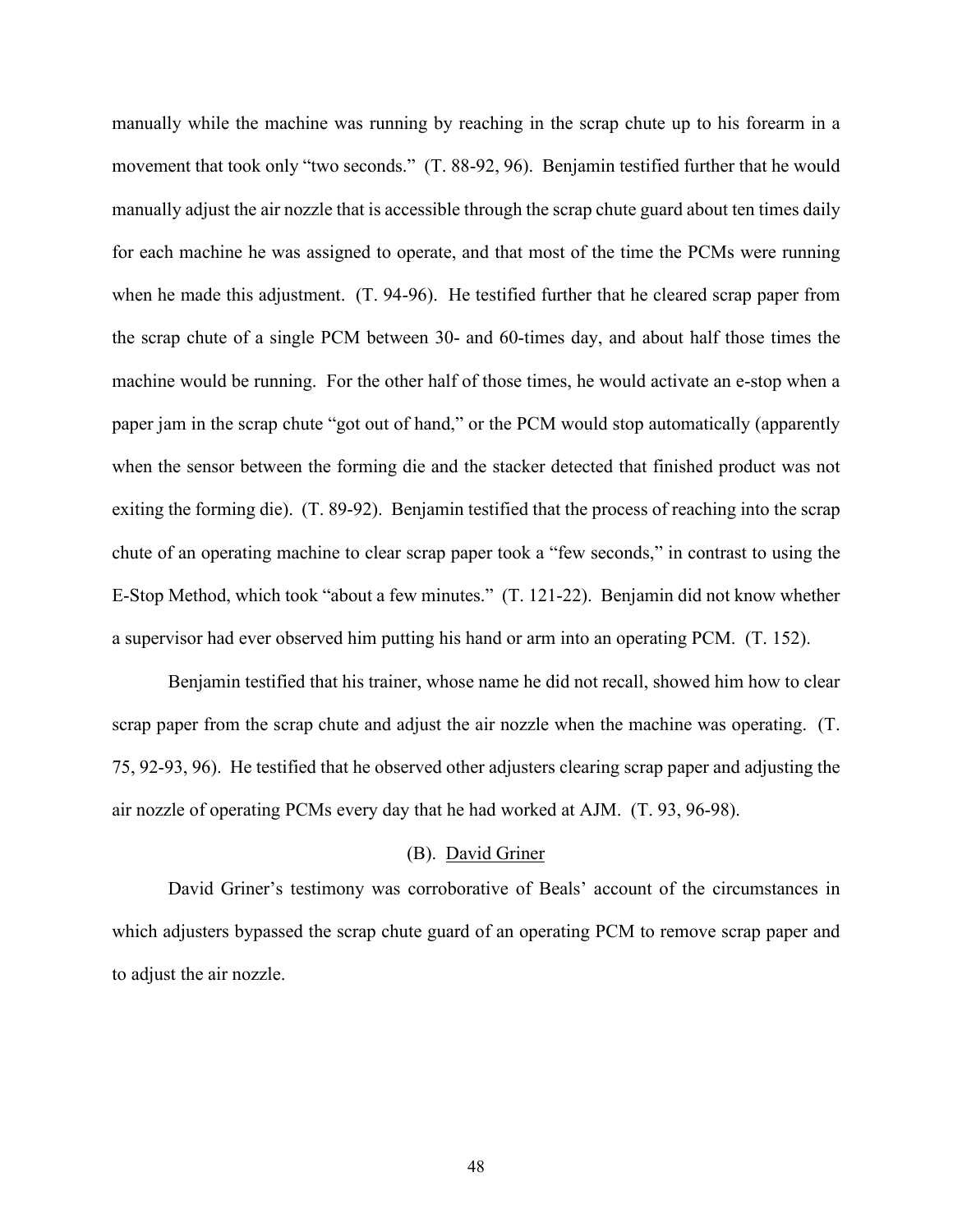manually while the machine was running by reaching in the scrap chute up to his forearm in a movement that took only "two seconds." (T. 88-92, 96). Benjamin testified further that he would manually adjust the air nozzle that is accessible through the scrap chute guard about ten times daily for each machine he was assigned to operate, and that most of the time the PCMs were running when he made this adjustment. (T. 94-96). He testified further that he cleared scrap paper from the scrap chute of a single PCM between 30- and 60-times day, and about half those times the machine would be running. For the other half of those times, he would activate an e-stop when a paper jam in the scrap chute "got out of hand," or the PCM would stop automatically (apparently when the sensor between the forming die and the stacker detected that finished product was not exiting the forming die). (T. 89-92). Benjamin testified that the process of reaching into the scrap chute of an operating machine to clear scrap paper took a "few seconds," in contrast to using the E-Stop Method, which took "about a few minutes." (T. 121-22). Benjamin did not know whether a supervisor had ever observed him putting his hand or arm into an operating PCM. (T. 152).

Benjamin testified that his trainer, whose name he did not recall, showed him how to clear scrap paper from the scrap chute and adjust the air nozzle when the machine was operating. (T. 75, 92-93, 96). He testified that he observed other adjusters clearing scrap paper and adjusting the air nozzle of operating PCMs every day that he had worked at AJM. (T. 93, 96-98).

(B). <u>David Griner</u>

David Griner's testimony was corroborative of Beals' account of the circumstances in which adjusters bypassed the scrap chute guard of an operating PCM to remove scrap paper and to adjust the air nozzle.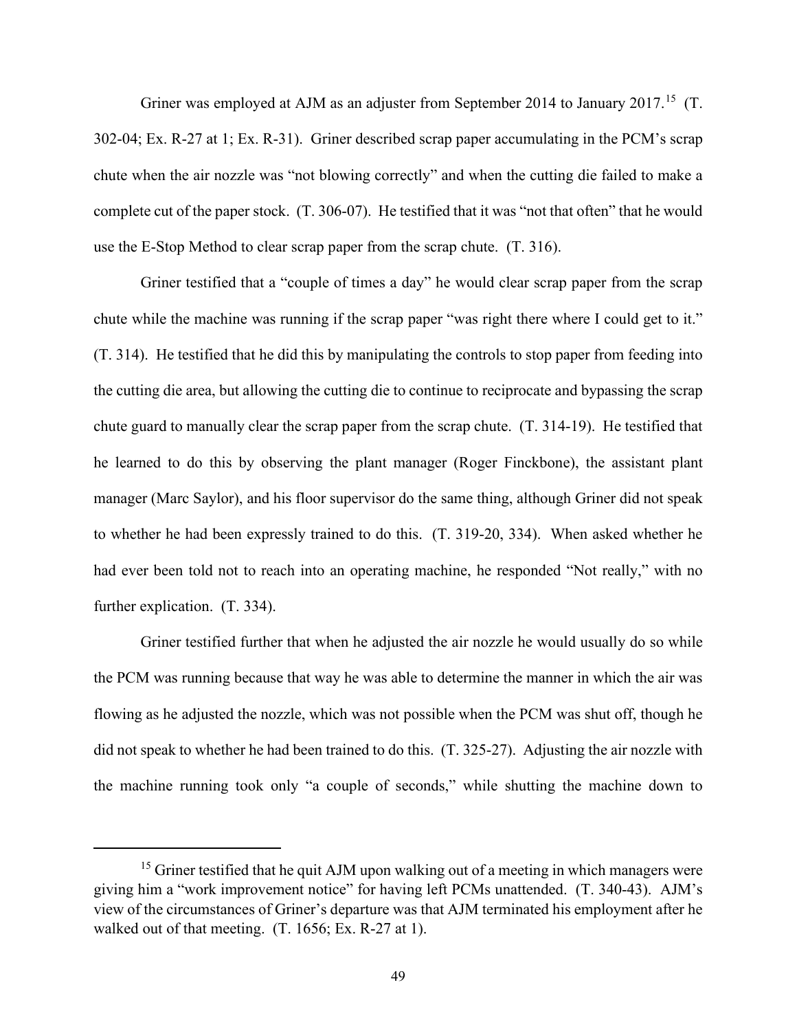Griner was employed at AJM as an adjuster from September 2014 to January 2017.[15] (T. 302-04; Ex. R-27 at 1; Ex. R-31). Griner described scrap paper accumulating in the PCM's scrap chute when the air nozzle was "not blowing correctly" and when the cutting die failed to make a complete cut of the paper stock. (T. 306-07). He testified that it was "not that often" that he would use the E-Stop Method to clear scrap paper from the scrap chute. (T. 316).

Griner testified that a "couple of times a day" he would clear scrap paper from the scrap chute while the machine was running if the scrap paper "was right there where I could get to it." (T. 314). He testified that he did this by manipulating the controls to stop paper from feeding into the cutting die area, but allowing the cutting die to continue to reciprocate and bypassing the scrap chute guard to manually clear the scrap paper from the scrap chute. (T. 314-19). He testified that he learned to do this by observing the plant manager (Roger Finckbone), the assistant plant manager (Marc Saylor), and his floor supervisor do the same thing, although Griner did not speak to whether he had been expressly trained to do this. (T. 319-20, 334). When asked whether he had ever been told not to reach into an operating machine, he responded "Not really," with no further explication. (T. 334).

Griner testified further that when he adjusted the air nozzle he would usually do so while the PCM was running because that way he was able to determine the manner in which the air was flowing as he adjusted the nozzle, which was not possible when the PCM was shut off, though he did not speak to whether he had been trained to do this. (T. 325-27). Adjusting the air nozzle with the machine running took only "a couple of seconds," while shutting the machine down to

[15] Griner testified that he quit AJM upon walking out of a meeting in which managers were giving him a "work improvement notice" for having left PCMs unattended. (T. 340-43). AJM's view of the circumstances of Griner's departure was that AJM terminated his employment after he walked out of that meeting. (T. 1656; Ex. R-27 at 1).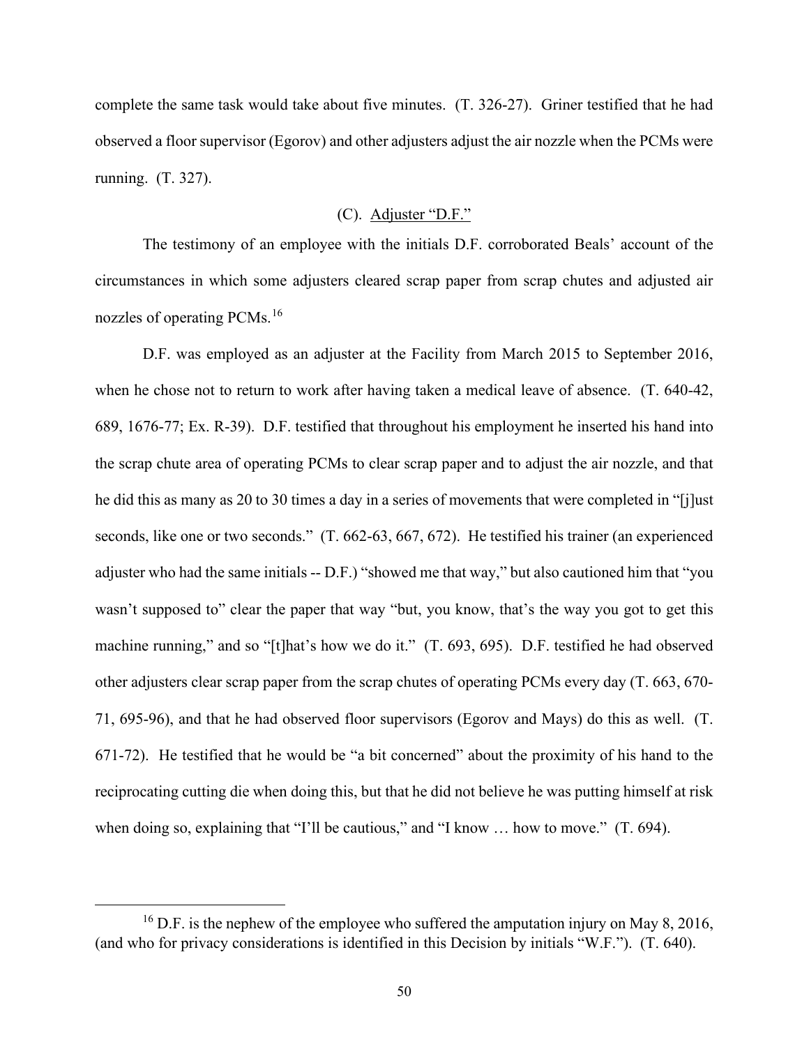complete the same task would take about five minutes. (T. 326-27). Griner testified that he had observed a floor supervisor (Egorov) and other adjusters adjust the air nozzle when the PCMs were running. (T. 327).

### (C). Adjuster "D.F."

The testimony of an employee with the initials D.F. corroborated Beals' account of the circumstances in which some adjusters cleared scrap paper from scrap chutes and adjusted air nozzles of operating PCMs.[16]

D.F. was employed as an adjuster at the Facility from March 2015 to September 2016, when he chose not to return to work after having taken a medical leave of absence. (T. 640-42, 689, 1676-77; Ex. R-39). D.F. testified that throughout his employment he inserted his hand into the scrap chute area of operating PCMs to clear scrap paper and to adjust the air nozzle, and that he did this as many as 20 to 30 times a day in a series of movements that were completed in "[j]ust seconds, like one or two seconds." (T. 662-63, 667, 672). He testified his trainer (an experienced adjuster who had the same initials -- D.F.) "showed me that way," but also cautioned him that "you wasn't supposed to" clear the paper that way "but, you know, that's the way you got to get this machine running," and so "[t]hat's how we do it." (T. 693, 695). D.F. testified he had observed other adjusters clear scrap paper from the scrap chutes of operating PCMs every day (T. 663, 670-71, 695-96), and that he had observed floor supervisors (Egorov and Mays) do this as well. (T. 671-72). He testified that he would be "a bit concerned" about the proximity of his hand to the reciprocating cutting die when doing this, but that he did not believe he was putting himself at risk when doing so, explaining that "I'll be cautious," and "I know … how to move." (T. 694).

---

[16] D.F. is the nephew of the employee who suffered the amputation injury on May 8, 2016, (and who for privacy considerations is identified in this Decision by initials "W.F."). (T. 640).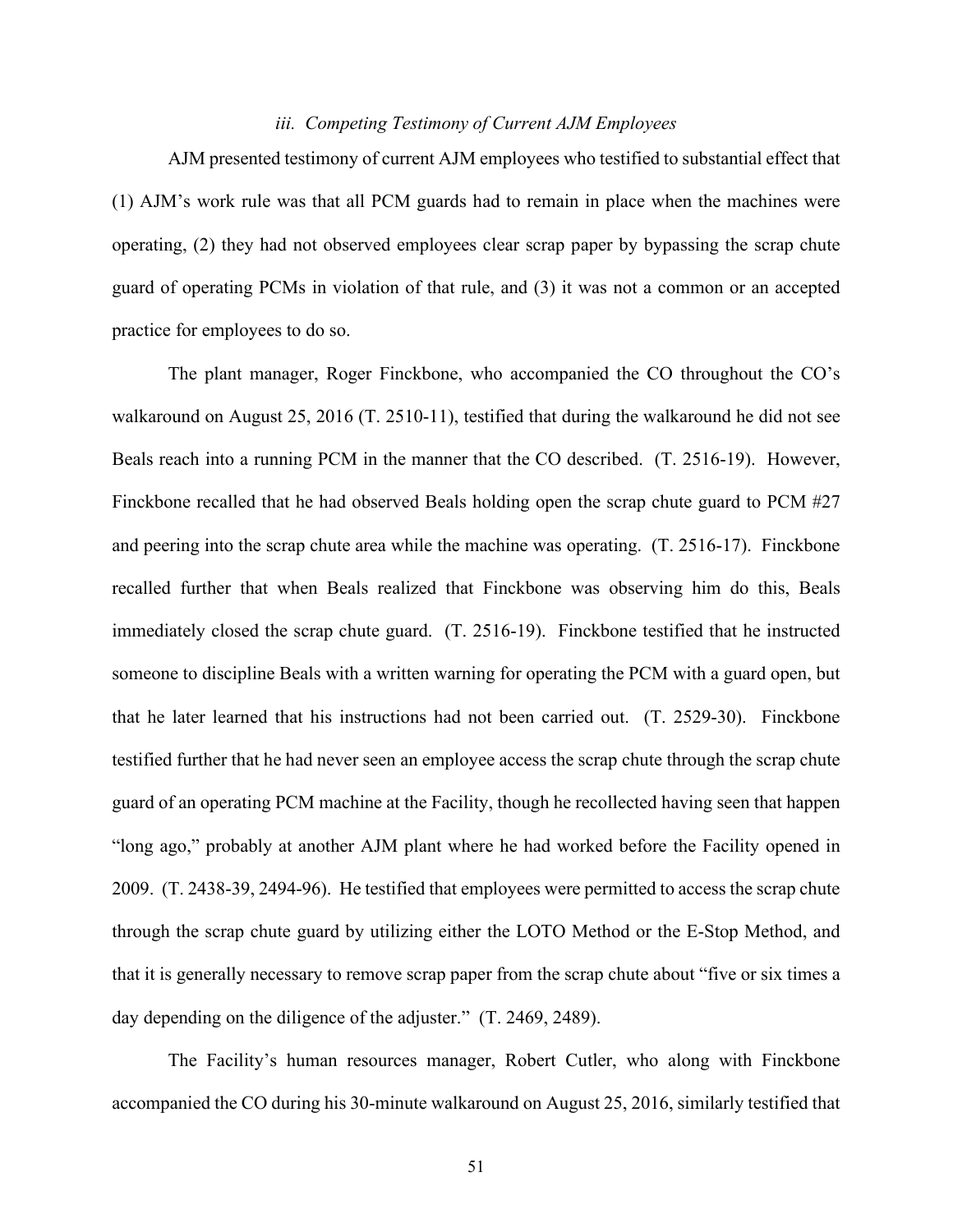### *iii. Competing Testimony of Current AJM Employees*

AJM presented testimony of current AJM employees who testified to substantial effect that (1) AJM's work rule was that all PCM guards had to remain in place when the machines were operating, (2) they had not observed employees clear scrap paper by bypassing the scrap chute guard of operating PCMs in violation of that rule, and (3) it was not a common or an accepted practice for employees to do so.

The plant manager, Roger Finckbone, who accompanied the CO throughout the CO's walkaround on August 25, 2016 (T. 2510-11), testified that during the walkaround he did not see Beals reach into a running PCM in the manner that the CO described. (T. 2516-19). However, Finckbone recalled that he had observed Beals holding open the scrap chute guard to PCM #27 and peering into the scrap chute area while the machine was operating. (T. 2516-17). Finckbone recalled further that when Beals realized that Finckbone was observing him do this, Beals immediately closed the scrap chute guard. (T. 2516-19). Finckbone testified that he instructed someone to discipline Beals with a written warning for operating the PCM with a guard open, but that he later learned that his instructions had not been carried out. (T. 2529-30). Finckbone testified further that he had never seen an employee access the scrap chute through the scrap chute guard of an operating PCM machine at the Facility, though he recollected having seen that happen "long ago," probably at another AJM plant where he had worked before the Facility opened in 2009. (T. 2438-39, 2494-96). He testified that employees were permitted to access the scrap chute through the scrap chute guard by utilizing either the LOTO Method or the E-Stop Method, and that it is generally necessary to remove scrap paper from the scrap chute about "five or six times a day depending on the diligence of the adjuster." (T. 2469, 2489).

The Facility's human resources manager, Robert Cutler, who along with Finckbone accompanied the CO during his 30-minute walkaround on August 25, 2016, similarly testified that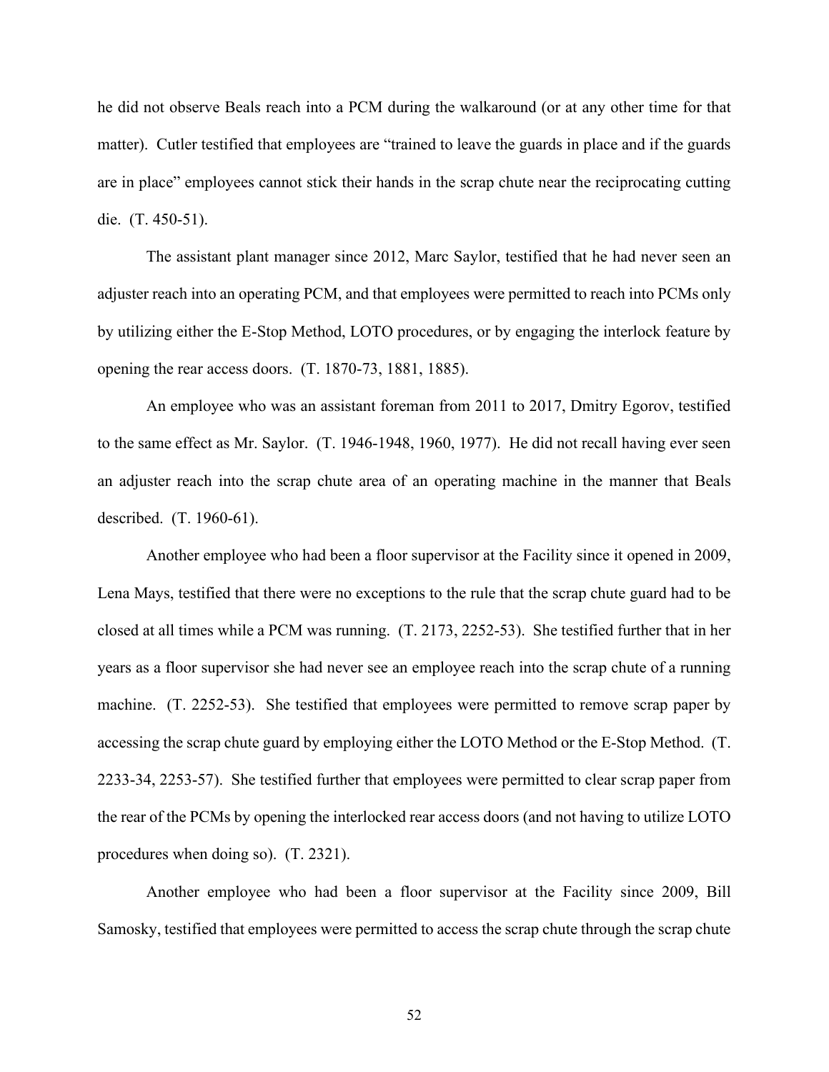he did not observe Beals reach into a PCM during the walkaround (or at any other time for that matter). Cutler testified that employees are "trained to leave the guards in place and if the guards are in place" employees cannot stick their hands in the scrap chute near the reciprocating cutting die. (T. 450-51).

The assistant plant manager since 2012, Marc Saylor, testified that he had never seen an adjuster reach into an operating PCM, and that employees were permitted to reach into PCMs only by utilizing either the E-Stop Method, LOTO procedures, or by engaging the interlock feature by opening the rear access doors. (T. 1870-73, 1881, 1885).

An employee who was an assistant foreman from 2011 to 2017, Dmitry Egorov, testified to the same effect as Mr. Saylor. (T. 1946-1948, 1960, 1977). He did not recall having ever seen an adjuster reach into the scrap chute area of an operating machine in the manner that Beals described. (T. 1960-61).

Another employee who had been a floor supervisor at the Facility since it opened in 2009, Lena Mays, testified that there were no exceptions to the rule that the scrap chute guard had to be closed at all times while a PCM was running. (T. 2173, 2252-53). She testified further that in her years as a floor supervisor she had never see an employee reach into the scrap chute of a running machine. (T. 2252-53). She testified that employees were permitted to remove scrap paper by accessing the scrap chute guard by employing either the LOTO Method or the E-Stop Method. (T. 2233-34, 2253-57). She testified further that employees were permitted to clear scrap paper from the rear of the PCMs by opening the interlocked rear access doors (and not having to utilize LOTO procedures when doing so). (T. 2321).

Another employee who had been a floor supervisor at the Facility since 2009, Bill Samosky, testified that employees were permitted to access the scrap chute through the scrap chute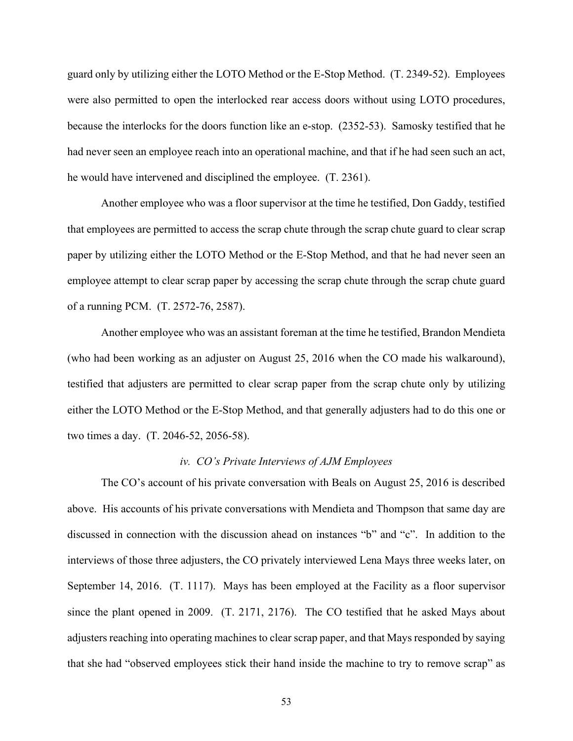guard only by utilizing either the LOTO Method or the E-Stop Method. (T. 2349-52). Employees were also permitted to open the interlocked rear access doors without using LOTO procedures, because the interlocks for the doors function like an e-stop. (2352-53). Samosky testified that he had never seen an employee reach into an operational machine, and that if he had seen such an act, he would have intervened and disciplined the employee. (T. 2361).

Another employee who was a floor supervisor at the time he testified, Don Gaddy, testified that employees are permitted to access the scrap chute through the scrap chute guard to clear scrap paper by utilizing either the LOTO Method or the E-Stop Method, and that he had never seen an employee attempt to clear scrap paper by accessing the scrap chute through the scrap chute guard of a running PCM. (T. 2572-76, 2587).

Another employee who was an assistant foreman at the time he testified, Brandon Mendieta (who had been working as an adjuster on August 25, 2016 when the CO made his walkaround), testified that adjusters are permitted to clear scrap paper from the scrap chute only by utilizing either the LOTO Method or the E-Stop Method, and that generally adjusters had to do this one or two times a day. (T. 2046-52, 2056-58).

*iv. CO's Private Interviews of AJM Employees*

The CO's account of his private conversation with Beals on August 25, 2016 is described above. His accounts of his private conversations with Mendieta and Thompson that same day are discussed in connection with the discussion ahead on instances "b" and "c". In addition to the interviews of those three adjusters, the CO privately interviewed Lena Mays three weeks later, on September 14, 2016. (T. 1117). Mays has been employed at the Facility as a floor supervisor since the plant opened in 2009. (T. 2171, 2176). The CO testified that he asked Mays about adjusters reaching into operating machines to clear scrap paper, and that Mays responded by saying that she had "observed employees stick their hand inside the machine to try to remove scrap" as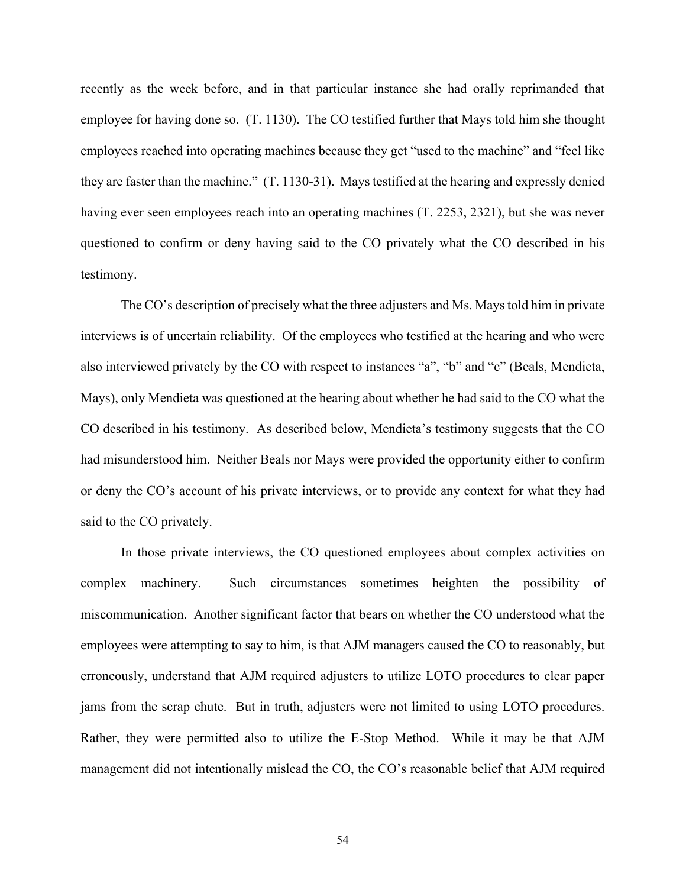recently as the week before, and in that particular instance she had orally reprimanded that employee for having done so. (T. 1130). The CO testified further that Mays told him she thought employees reached into operating machines because they get "used to the machine" and "feel like they are faster than the machine." (T. 1130-31). Mays testified at the hearing and expressly denied having ever seen employees reach into an operating machines (T. 2253, 2321), but she was never questioned to confirm or deny having said to the CO privately what the CO described in his testimony.

The CO's description of precisely what the three adjusters and Ms. Mays told him in private interviews is of uncertain reliability. Of the employees who testified at the hearing and who were also interviewed privately by the CO with respect to instances "a", "b" and "c" (Beals, Mendieta, Mays), only Mendieta was questioned at the hearing about whether he had said to the CO what the CO described in his testimony. As described below, Mendieta's testimony suggests that the CO had misunderstood him. Neither Beals nor Mays were provided the opportunity either to confirm or deny the CO's account of his private interviews, or to provide any context for what they had said to the CO privately.

In those private interviews, the CO questioned employees about complex activities on complex machinery. Such circumstances sometimes heighten the possibility of miscommunication. Another significant factor that bears on whether the CO understood what the employees were attempting to say to him, is that AJM managers caused the CO to reasonably, but erroneously, understand that AJM required adjusters to utilize LOTO procedures to clear paper jams from the scrap chute. But in truth, adjusters were not limited to using LOTO procedures. Rather, they were permitted also to utilize the E-Stop Method. While it may be that AJM management did not intentionally mislead the CO, the CO's reasonable belief that AJM required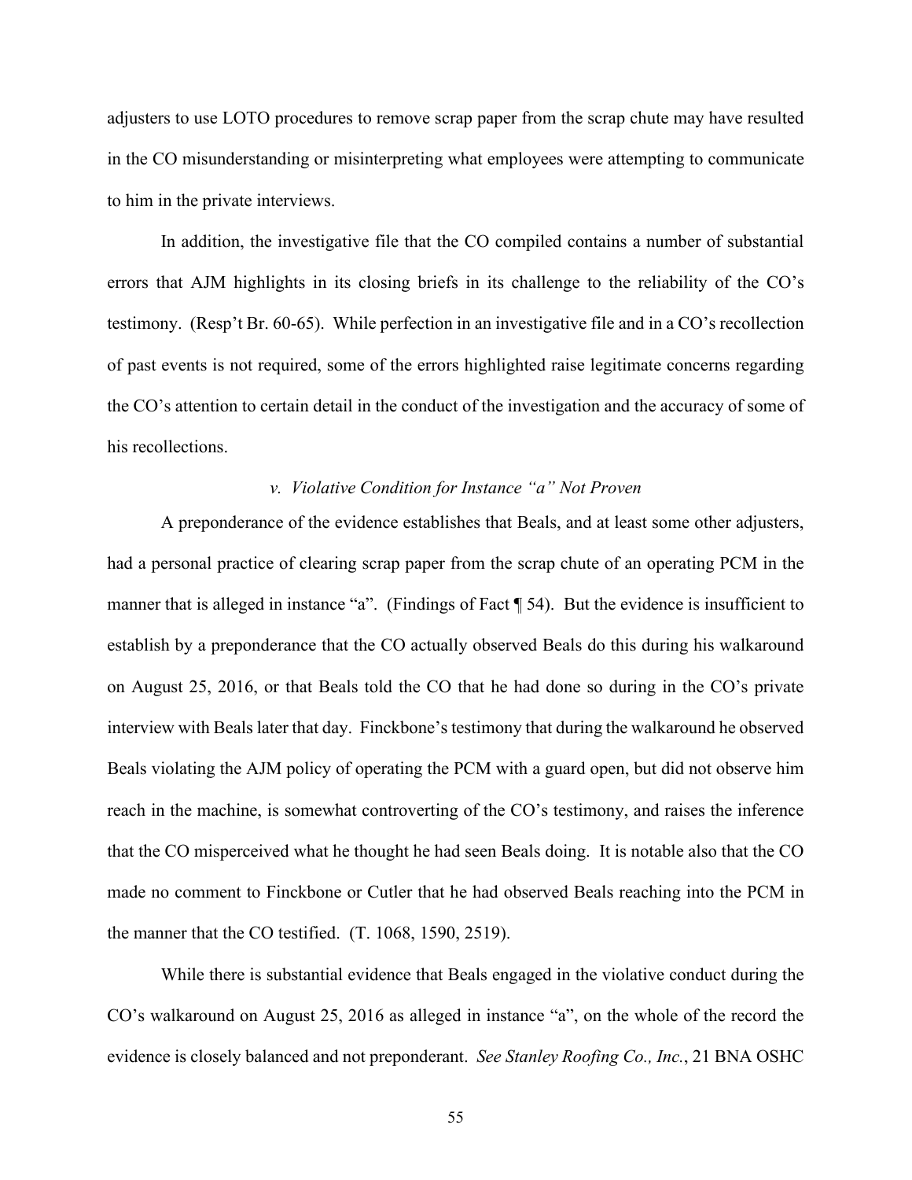adjusters to use LOTO procedures to remove scrap paper from the scrap chute may have resulted in the CO misunderstanding or misinterpreting what employees were attempting to communicate to him in the private interviews.

In addition, the investigative file that the CO compiled contains a number of substantial errors that AJM highlights in its closing briefs in its challenge to the reliability of the CO's testimony. (Resp't Br. 60-65). While perfection in an investigative file and in a CO's recollection of past events is not required, some of the errors highlighted raise legitimate concerns regarding the CO's attention to certain detail in the conduct of the investigation and the accuracy of some of his recollections.

*v. Violative Condition for Instance "a" Not Proven*

A preponderance of the evidence establishes that Beals, and at least some other adjusters, had a personal practice of clearing scrap paper from the scrap chute of an operating PCM in the manner that is alleged in instance "a". (Findings of Fact ¶ 54). But the evidence is insufficient to establish by a preponderance that the CO actually observed Beals do this during his walkaround on August 25, 2016, or that Beals told the CO that he had done so during in the CO's private interview with Beals later that day. Finckbone's testimony that during the walkaround he observed Beals violating the AJM policy of operating the PCM with a guard open, but did not observe him reach in the machine, is somewhat controverting of the CO's testimony, and raises the inference that the CO misperceived what he thought he had seen Beals doing. It is notable also that the CO made no comment to Finckbone or Cutler that he had observed Beals reaching into the PCM in the manner that the CO testified. (T. 1068, 1590, 2519).

While there is substantial evidence that Beals engaged in the violative conduct during the CO's walkaround on August 25, 2016 as alleged in instance "a", on the whole of the record the evidence is closely balanced and not preponderant. *See Stanley Roofing Co., Inc.*, 21 BNA OSHC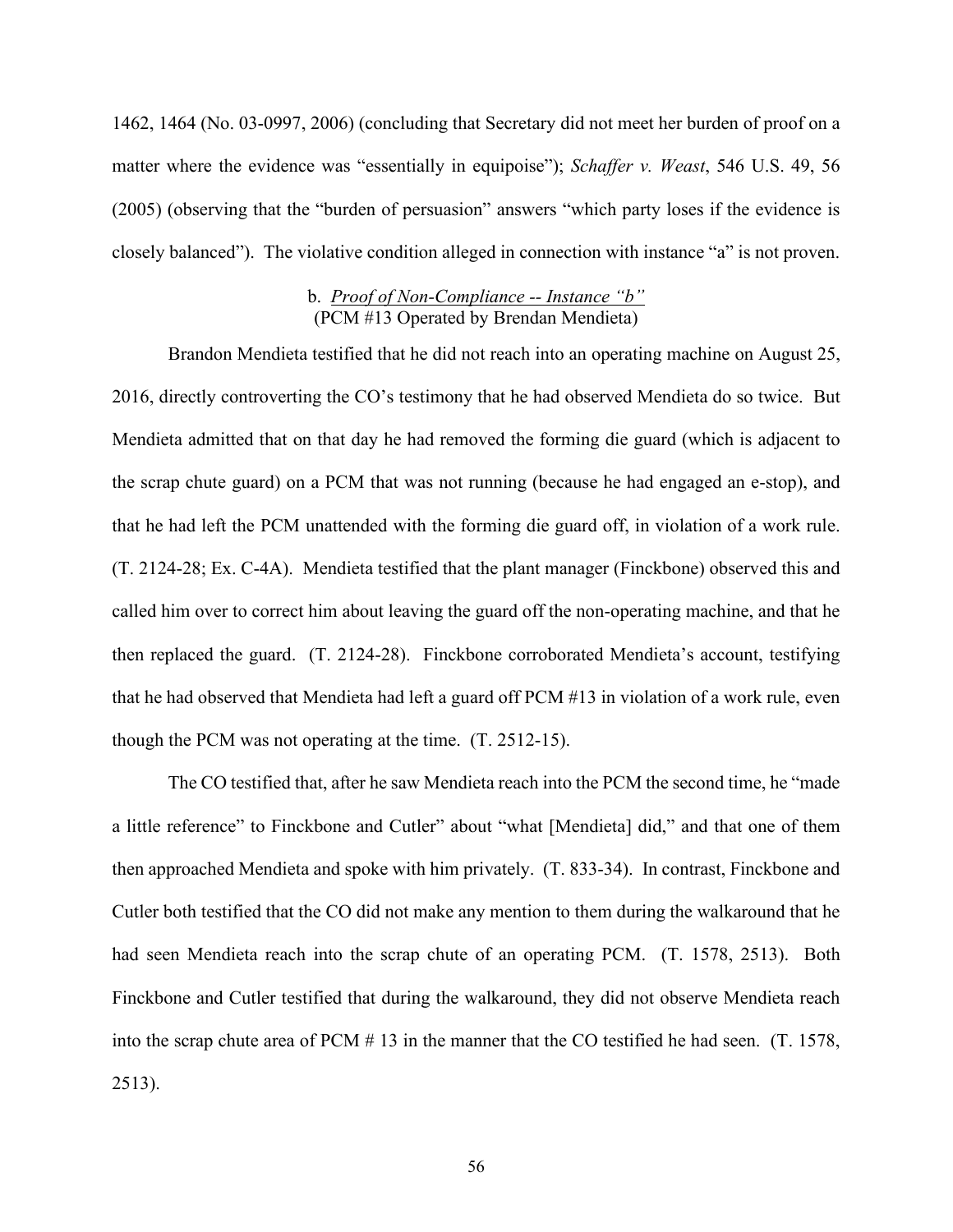1462, 1464 (No. 03-0997, 2006) (concluding that Secretary did not meet her burden of proof on a matter where the evidence was "essentially in equipoise"); *Schaffer v. Weast*, 546 U.S. 49, 56 (2005) (observing that the "burden of persuasion" answers "which party loses if the evidence is closely balanced"). The violative condition alleged in connection with instance "a" is not proven.

b. *Proof of Non-Compliance -- Instance "b"*
(PCM #13 Operated by Brendan Mendieta)

Brandon Mendieta testified that he did not reach into an operating machine on August 25, 2016, directly controverting the CO's testimony that he had observed Mendieta do so twice. But Mendieta admitted that on that day he had removed the forming die guard (which is adjacent to the scrap chute guard) on a PCM that was not running (because he had engaged an e-stop), and that he had left the PCM unattended with the forming die guard off, in violation of a work rule. (T. 2124-28; Ex. C-4A). Mendieta testified that the plant manager (Finckbone) observed this and called him over to correct him about leaving the guard off the non-operating machine, and that he then replaced the guard. (T. 2124-28). Finckbone corroborated Mendieta's account, testifying that he had observed that Mendieta had left a guard off PCM #13 in violation of a work rule, even though the PCM was not operating at the time. (T. 2512-15).

The CO testified that, after he saw Mendieta reach into the PCM the second time, he "made a little reference" to Finckbone and Cutler" about "what [Mendieta] did," and that one of them then approached Mendieta and spoke with him privately. (T. 833-34). In contrast, Finckbone and Cutler both testified that the CO did not make any mention to them during the walkaround that he had seen Mendieta reach into the scrap chute of an operating PCM. (T. 1578, 2513). Both Finckbone and Cutler testified that during the walkaround, they did not observe Mendieta reach into the scrap chute area of PCM # 13 in the manner that the CO testified he had seen. (T. 1578, 2513).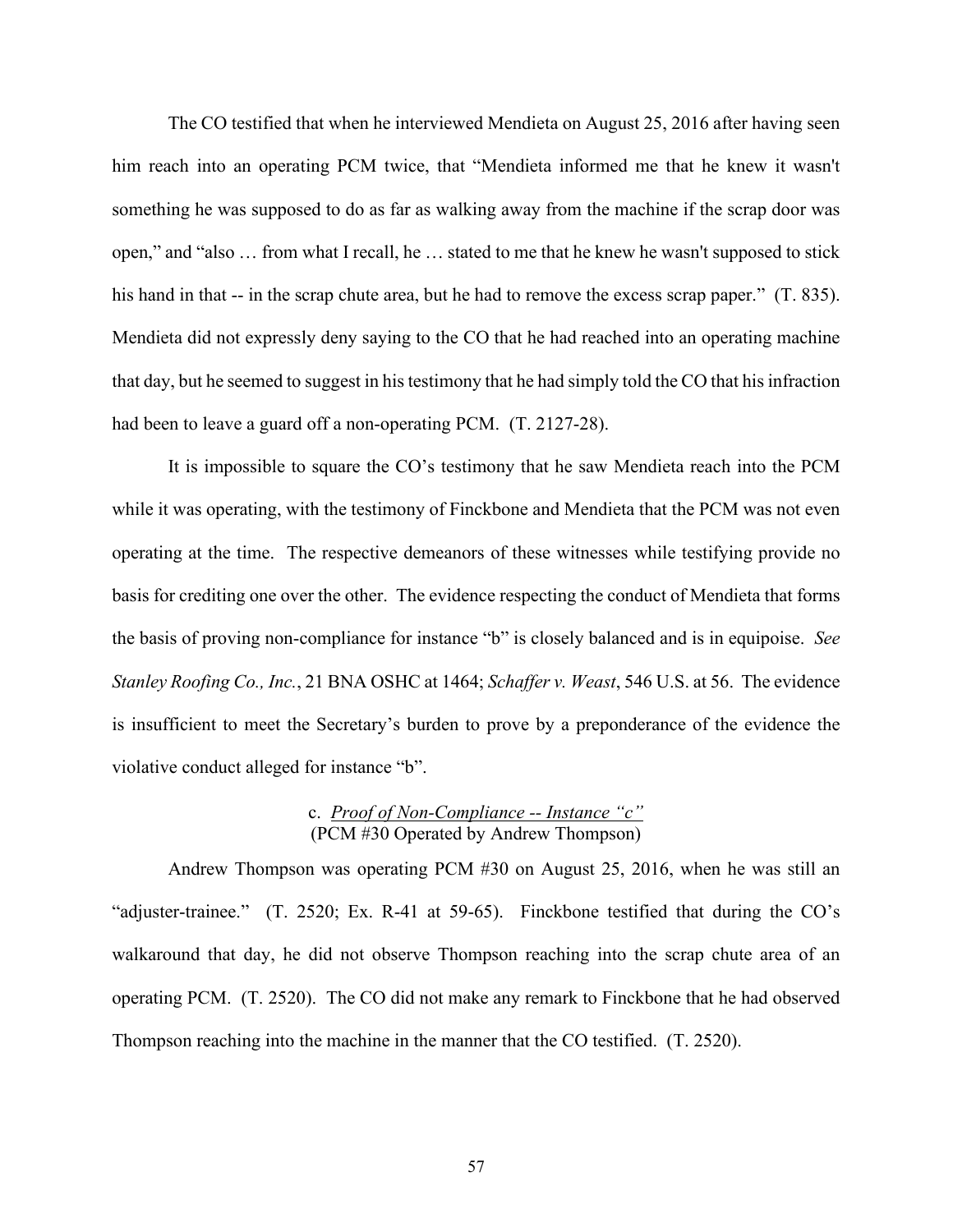The CO testified that when he interviewed Mendieta on August 25, 2016 after having seen him reach into an operating PCM twice, that "Mendieta informed me that he knew it wasn't something he was supposed to do as far as walking away from the machine if the scrap door was open," and "also … from what I recall, he … stated to me that he knew he wasn't supposed to stick his hand in that -- in the scrap chute area, but he had to remove the excess scrap paper." (T. 835). Mendieta did not expressly deny saying to the CO that he had reached into an operating machine that day, but he seemed to suggest in his testimony that he had simply told the CO that his infraction had been to leave a guard off a non-operating PCM. (T. 2127-28).

It is impossible to square the CO's testimony that he saw Mendieta reach into the PCM while it was operating, with the testimony of Finckbone and Mendieta that the PCM was not even operating at the time. The respective demeanors of these witnesses while testifying provide no basis for crediting one over the other. The evidence respecting the conduct of Mendieta that forms the basis of proving non-compliance for instance "b" is closely balanced and is in equipoise. *See Stanley Roofing Co., Inc.*, 21 BNA OSHC at 1464; *Schaffer v. Weast*, 546 U.S. at 56. The evidence is insufficient to meet the Secretary's burden to prove by a preponderance of the evidence the violative conduct alleged for instance "b".

c. *<u>Proof of Non-Compliance -- Instance "c"</u>*
(PCM #30 Operated by Andrew Thompson)

Andrew Thompson was operating PCM #30 on August 25, 2016, when he was still an "adjuster-trainee." (T. 2520; Ex. R-41 at 59-65). Finckbone testified that during the CO's walkaround that day, he did not observe Thompson reaching into the scrap chute area of an operating PCM. (T. 2520). The CO did not make any remark to Finckbone that he had observed Thompson reaching into the machine in the manner that the CO testified. (T. 2520).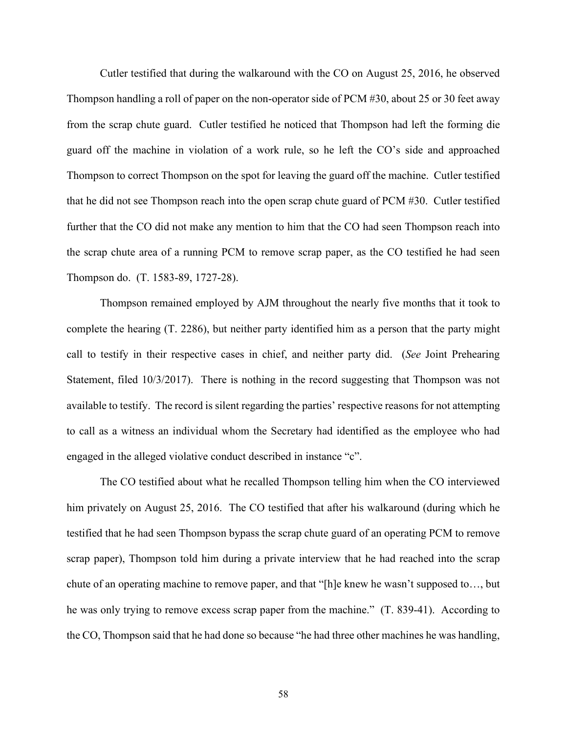Cutler testified that during the walkaround with the CO on August 25, 2016, he observed Thompson handling a roll of paper on the non-operator side of PCM #30, about 25 or 30 feet away from the scrap chute guard. Cutler testified he noticed that Thompson had left the forming die guard off the machine in violation of a work rule, so he left the CO's side and approached Thompson to correct Thompson on the spot for leaving the guard off the machine. Cutler testified that he did not see Thompson reach into the open scrap chute guard of PCM #30. Cutler testified further that the CO did not make any mention to him that the CO had seen Thompson reach into the scrap chute area of a running PCM to remove scrap paper, as the CO testified he had seen Thompson do. (T. 1583-89, 1727-28).

Thompson remained employed by AJM throughout the nearly five months that it took to complete the hearing (T. 2286), but neither party identified him as a person that the party might call to testify in their respective cases in chief, and neither party did. (*See* Joint Prehearing Statement, filed 10/3/2017). There is nothing in the record suggesting that Thompson was not available to testify. The record is silent regarding the parties' respective reasons for not attempting to call as a witness an individual whom the Secretary had identified as the employee who had engaged in the alleged violative conduct described in instance "c".

The CO testified about what he recalled Thompson telling him when the CO interviewed him privately on August 25, 2016. The CO testified that after his walkaround (during which he testified that he had seen Thompson bypass the scrap chute guard of an operating PCM to remove scrap paper), Thompson told him during a private interview that he had reached into the scrap chute of an operating machine to remove paper, and that "[h]e knew he wasn't supposed to…, but he was only trying to remove excess scrap paper from the machine." (T. 839-41). According to the CO, Thompson said that he had done so because "he had three other machines he was handling,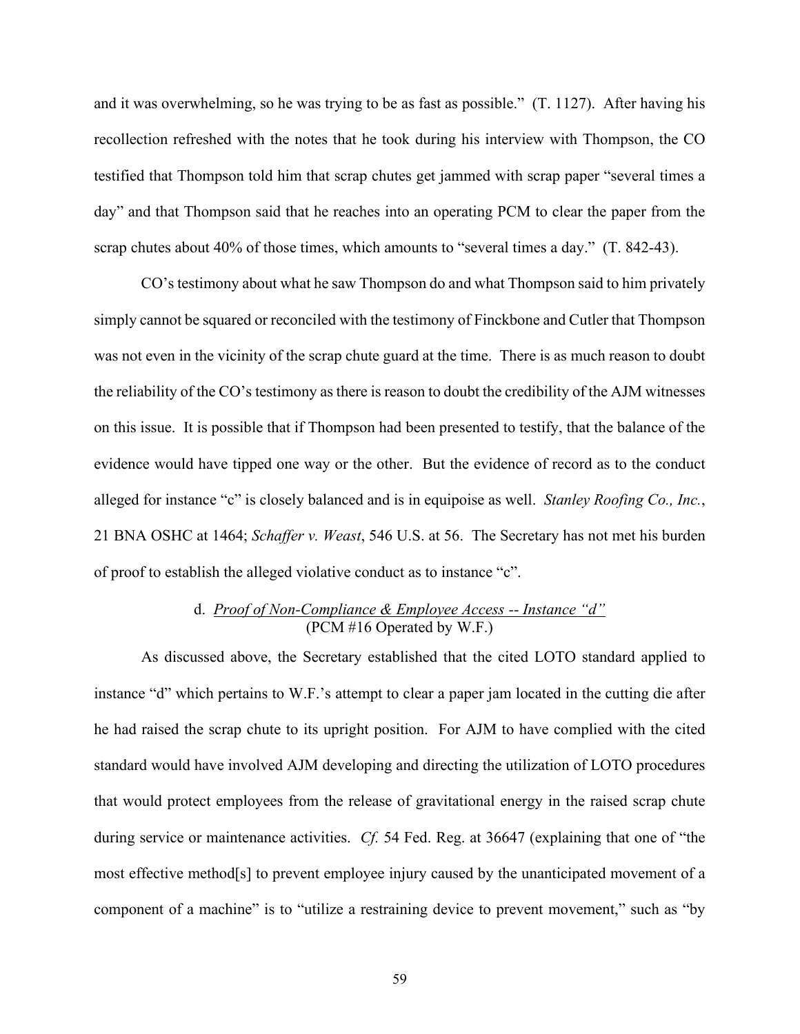and it was overwhelming, so he was trying to be as fast as possible." (T. 1127). After having his recollection refreshed with the notes that he took during his interview with Thompson, the CO testified that Thompson told him that scrap chutes get jammed with scrap paper "several times a day" and that Thompson said that he reaches into an operating PCM to clear the paper from the scrap chutes about 40% of those times, which amounts to "several times a day." (T. 842-43).

CO's testimony about what he saw Thompson do and what Thompson said to him privately simply cannot be squared or reconciled with the testimony of Finckbone and Cutler that Thompson was not even in the vicinity of the scrap chute guard at the time. There is as much reason to doubt the reliability of the CO's testimony as there is reason to doubt the credibility of the AJM witnesses on this issue. It is possible that if Thompson had been presented to testify, that the balance of the evidence would have tipped one way or the other. But the evidence of record as to the conduct alleged for instance "c" is closely balanced and is in equipoise as well. *Stanley Roofing Co., Inc.*, 21 BNA OSHC at 1464; *Schaffer v. Weast*, 546 U.S. at 56. The Secretary has not met his burden of proof to establish the alleged violative conduct as to instance "c".

d. <u>*Proof of Non-Compliance & Employee Access -- Instance "d"*</u>
(PCM #16 Operated by W.F.)

As discussed above, the Secretary established that the cited LOTO standard applied to instance "d" which pertains to W.F.'s attempt to clear a paper jam located in the cutting die after he had raised the scrap chute to its upright position. For AJM to have complied with the cited standard would have involved AJM developing and directing the utilization of LOTO procedures that would protect employees from the release of gravitational energy in the raised scrap chute during service or maintenance activities. *Cf.* 54 Fed. Reg. at 36647 (explaining that one of "the most effective method[s] to prevent employee injury caused by the unanticipated movement of a component of a machine" is to "utilize a restraining device to prevent movement," such as "by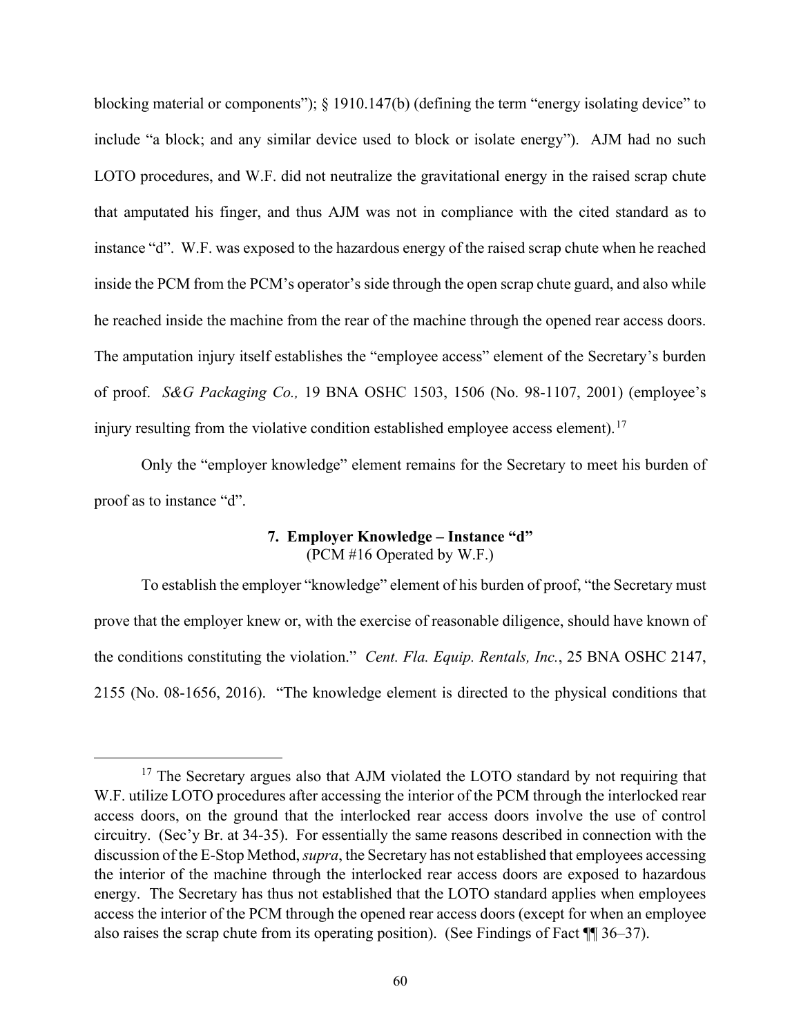blocking material or components"); § 1910.147(b) (defining the term "energy isolating device" to include "a block; and any similar device used to block or isolate energy"). AJM had no such LOTO procedures, and W.F. did not neutralize the gravitational energy in the raised scrap chute that amputated his finger, and thus AJM was not in compliance with the cited standard as to instance "d". W.F. was exposed to the hazardous energy of the raised scrap chute when he reached inside the PCM from the PCM's operator's side through the open scrap chute guard, and also while he reached inside the machine from the rear of the machine through the opened rear access doors. The amputation injury itself establishes the "employee access" element of the Secretary's burden of proof. *S&G Packaging Co.,* 19 BNA OSHC 1503, 1506 (No. 98-1107, 2001) (employee's injury resulting from the violative condition established employee access element).[17]

Only the "employer knowledge" element remains for the Secretary to meet his burden of proof as to instance "d".

### 7. Employer Knowledge – Instance "d"

(PCM #16 Operated by W.F.)

To establish the employer "knowledge" element of his burden of proof, "the Secretary must prove that the employer knew or, with the exercise of reasonable diligence, should have known of the conditions constituting the violation." *Cent. Fla. Equip. Rentals, Inc.*, 25 BNA OSHC 2147, 2155 (No. 08-1656, 2016). "The knowledge element is directed to the physical conditions that

[17] The Secretary argues also that AJM violated the LOTO standard by not requiring that W.F. utilize LOTO procedures after accessing the interior of the PCM through the interlocked rear access doors, on the ground that the interlocked rear access doors involve the use of control circuitry. (Sec'y Br. at 34-35). For essentially the same reasons described in connection with the discussion of the E-Stop Method, *supra*, the Secretary has not established that employees accessing the interior of the machine through the interlocked rear access doors are exposed to hazardous energy. The Secretary has thus not established that the LOTO standard applies when employees access the interior of the PCM through the opened rear access doors (except for when an employee also raises the scrap chute from its operating position). (See Findings of Fact ¶¶ 36–37).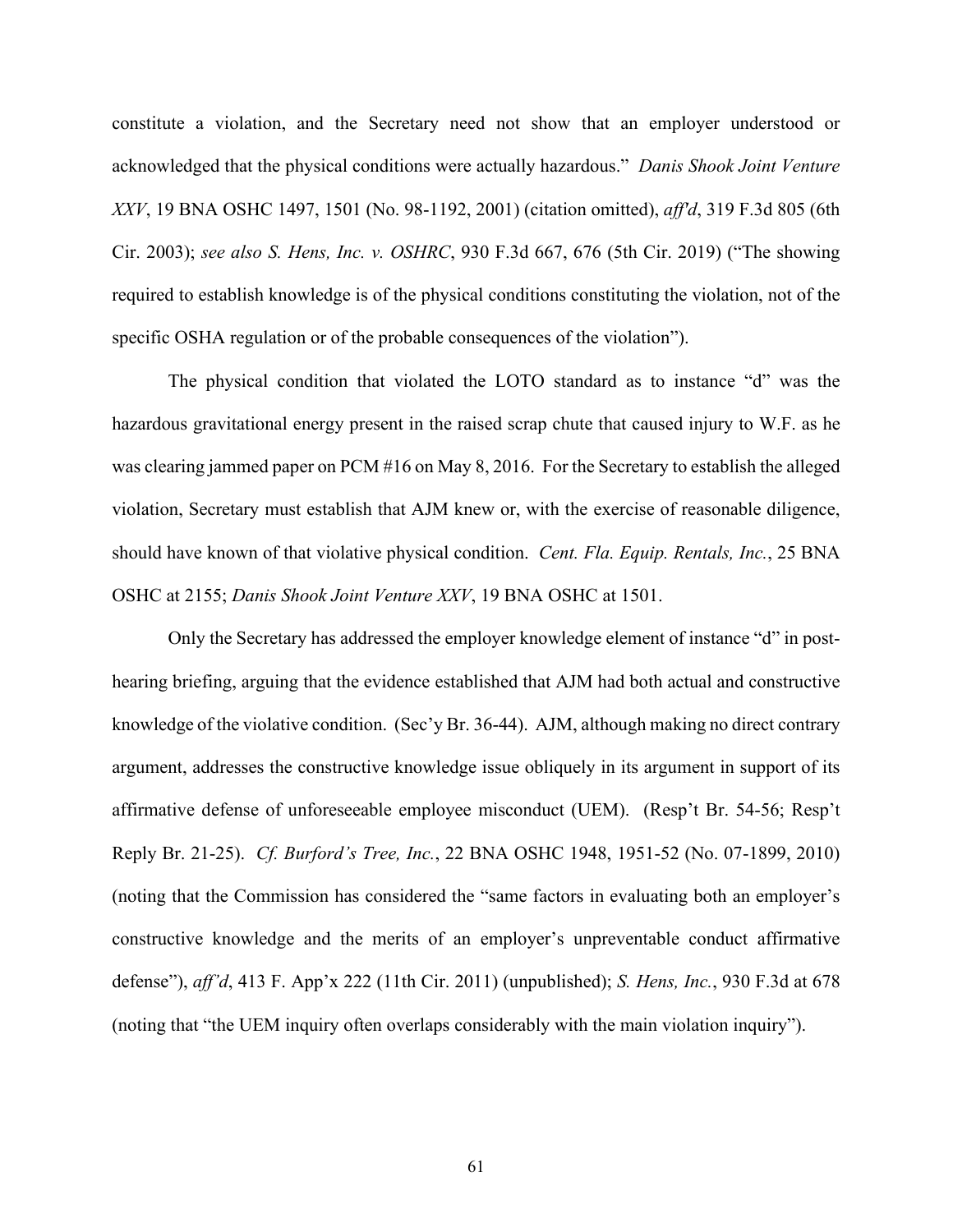constitute a violation, and the Secretary need not show that an employer understood or acknowledged that the physical conditions were actually hazardous." *Danis Shook Joint Venture XXV*, 19 BNA OSHC 1497, 1501 (No. 98-1192, 2001) (citation omitted), *aff'd*, 319 F.3d 805 (6th Cir. 2003); *see also S. Hens, Inc. v. OSHRC*, 930 F.3d 667, 676 (5th Cir. 2019) ("The showing required to establish knowledge is of the physical conditions constituting the violation, not of the specific OSHA regulation or of the probable consequences of the violation").

The physical condition that violated the LOTO standard as to instance "d" was the hazardous gravitational energy present in the raised scrap chute that caused injury to W.F. as he was clearing jammed paper on PCM #16 on May 8, 2016. For the Secretary to establish the alleged violation, Secretary must establish that AJM knew or, with the exercise of reasonable diligence, should have known of that violative physical condition. *Cent. Fla. Equip. Rentals, Inc.*, 25 BNA OSHC at 2155; *Danis Shook Joint Venture XXV*, 19 BNA OSHC at 1501.

Only the Secretary has addressed the employer knowledge element of instance "d" in post-hearing briefing, arguing that the evidence established that AJM had both actual and constructive knowledge of the violative condition. (Sec'y Br. 36-44). AJM, although making no direct contrary argument, addresses the constructive knowledge issue obliquely in its argument in support of its affirmative defense of unforeseeable employee misconduct (UEM). (Resp't Br. 54-56; Resp't Reply Br. 21-25). *Cf. Burford's Tree, Inc.*, 22 BNA OSHC 1948, 1951-52 (No. 07-1899, 2010) (noting that the Commission has considered the "same factors in evaluating both an employer's constructive knowledge and the merits of an employer's unpreventable conduct affirmative defense"), *aff'd*, 413 F. App'x 222 (11th Cir. 2011) (unpublished); *S. Hens, Inc.*, 930 F.3d at 678 (noting that "the UEM inquiry often overlaps considerably with the main violation inquiry").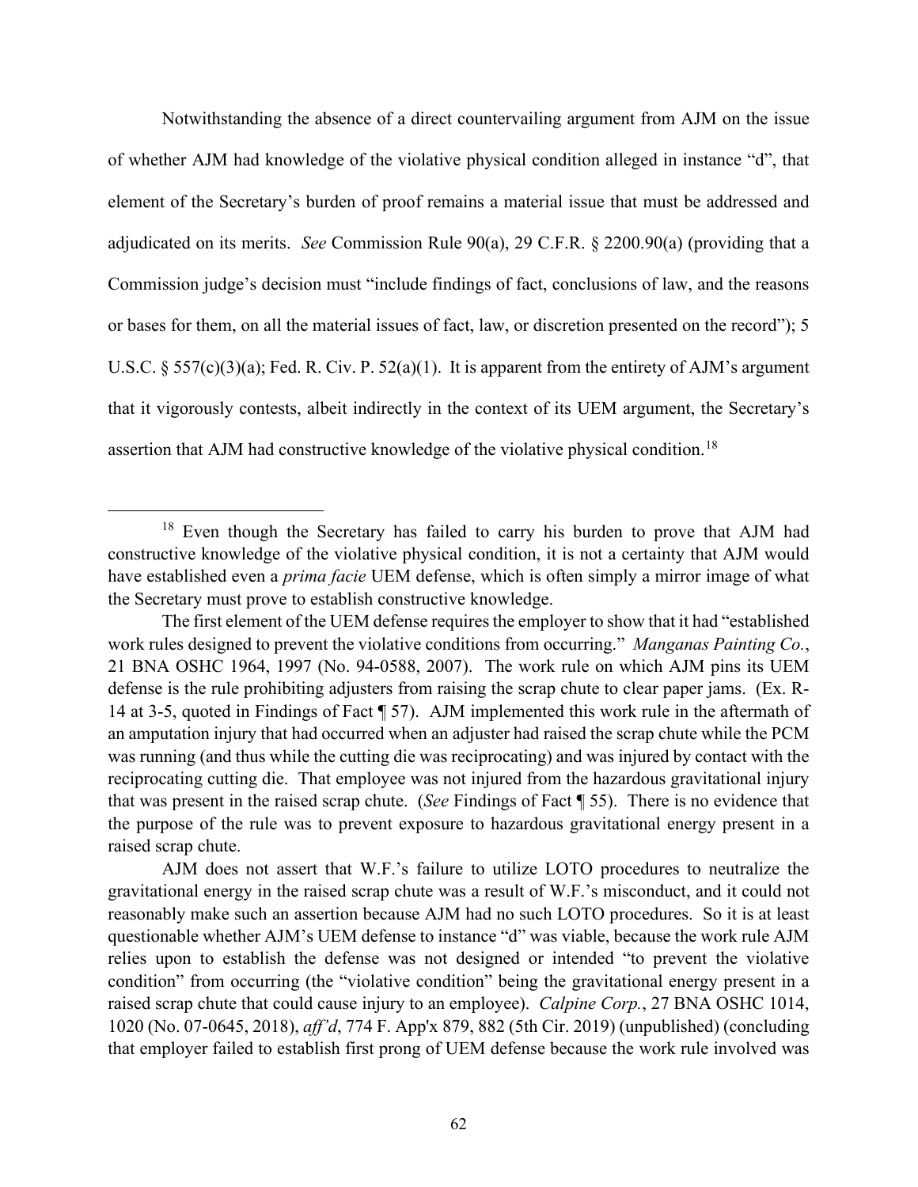Notwithstanding the absence of a direct countervailing argument from AJM on the issue of whether AJM had knowledge of the violative physical condition alleged in instance "d", that element of the Secretary's burden of proof remains a material issue that must be addressed and adjudicated on its merits. *See* Commission Rule 90(a), 29 C.F.R. § 2200.90(a) (providing that a Commission judge's decision must "include findings of fact, conclusions of law, and the reasons or bases for them, on all the material issues of fact, law, or discretion presented on the record"); 5 U.S.C. § 557(c)(3)(a); Fed. R. Civ. P. 52(a)(1). It is apparent from the entirety of AJM's argument that it vigorously contests, albeit indirectly in the context of its UEM argument, the Secretary's assertion that AJM had constructive knowledge of the violative physical condition.[18]

---

[18] Even though the Secretary has failed to carry his burden to prove that AJM had constructive knowledge of the violative physical condition, it is not a certainty that AJM would have established even a *prima facie* UEM defense, which is often simply a mirror image of what the Secretary must prove to establish constructive knowledge.

The first element of the UEM defense requires the employer to show that it had "established work rules designed to prevent the violative conditions from occurring." *Manganas Painting Co.*, 21 BNA OSHC 1964, 1997 (No. 94-0588, 2007). The work rule on which AJM pins its UEM defense is the rule prohibiting adjusters from raising the scrap chute to clear paper jams. (Ex. R-14 at 3-5, quoted in Findings of Fact ¶ 57). AJM implemented this work rule in the aftermath of an amputation injury that had occurred when an adjuster had raised the scrap chute while the PCM was running (and thus while the cutting die was reciprocating) and was injured by contact with the reciprocating cutting die. That employee was not injured from the hazardous gravitational injury that was present in the raised scrap chute. (*See* Findings of Fact ¶ 55). There is no evidence that the purpose of the rule was to prevent exposure to hazardous gravitational energy present in a raised scrap chute.

AJM does not assert that W.F.'s failure to utilize LOTO procedures to neutralize the gravitational energy in the raised scrap chute was a result of W.F.'s misconduct, and it could not reasonably make such an assertion because AJM had no such LOTO procedures. So it is at least questionable whether AJM's UEM defense to instance "d" was viable, because the work rule AJM relies upon to establish the defense was not designed or intended "to prevent the violative condition" from occurring (the "violative condition" being the gravitational energy present in a raised scrap chute that could cause injury to an employee). *Calpine Corp.*, 27 BNA OSHC 1014, 1020 (No. 07-0645, 2018), *aff'd*, 774 F. App'x 879, 882 (5th Cir. 2019) (unpublished) (concluding that employer failed to establish first prong of UEM defense because the work rule involved was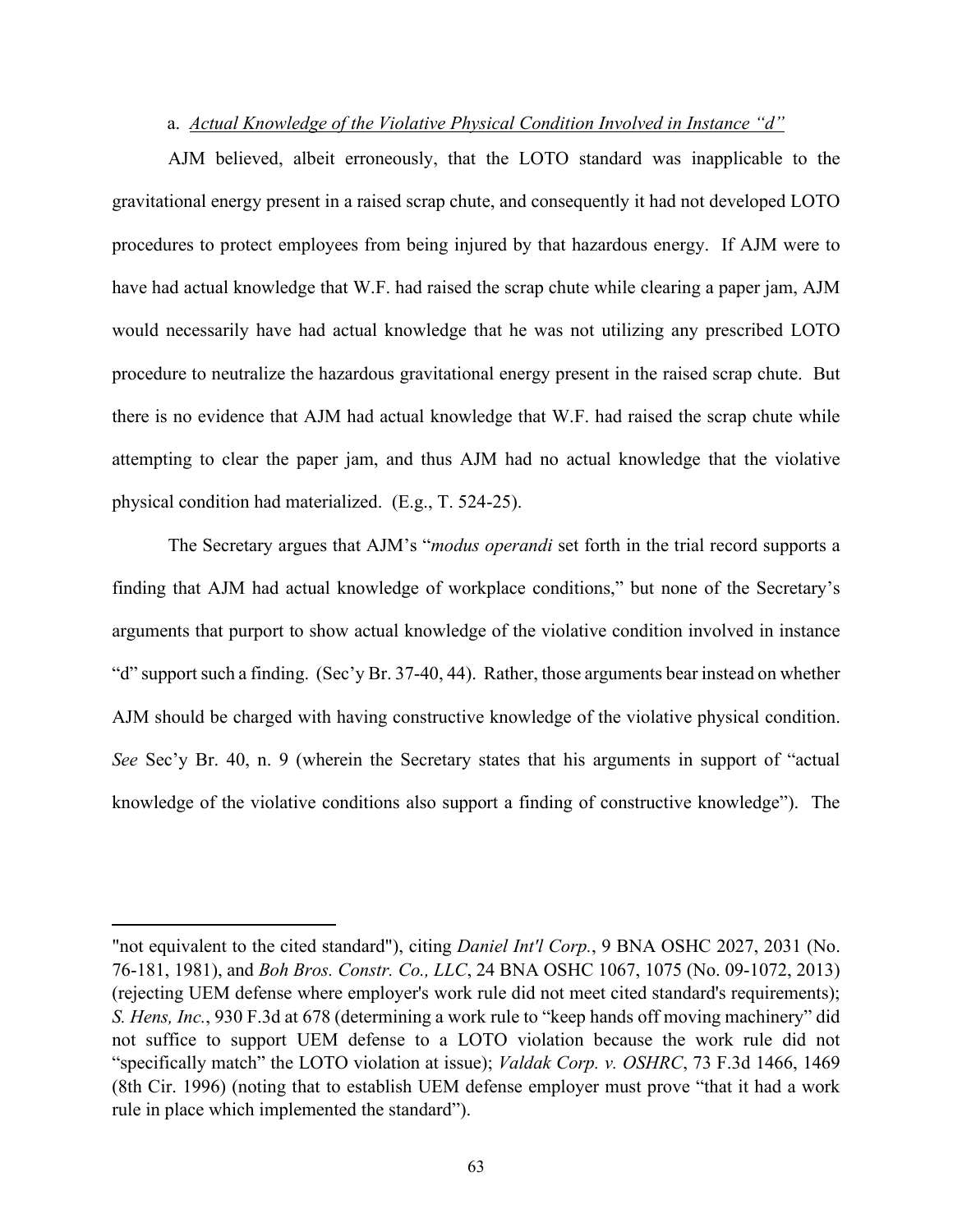a. *Actual Knowledge of the Violative Physical Condition Involved in Instance "d"*

AJM believed, albeit erroneously, that the LOTO standard was inapplicable to the gravitational energy present in a raised scrap chute, and consequently it had not developed LOTO procedures to protect employees from being injured by that hazardous energy. If AJM were to have had actual knowledge that W.F. had raised the scrap chute while clearing a paper jam, AJM would necessarily have had actual knowledge that he was not utilizing any prescribed LOTO procedure to neutralize the hazardous gravitational energy present in the raised scrap chute. But there is no evidence that AJM had actual knowledge that W.F. had raised the scrap chute while attempting to clear the paper jam, and thus AJM had no actual knowledge that the violative physical condition had materialized. (E.g., T. 524-25).

The Secretary argues that AJM's "*modus operandi* set forth in the trial record supports a finding that AJM had actual knowledge of workplace conditions," but none of the Secretary's arguments that purport to show actual knowledge of the violative condition involved in instance "d" support such a finding. (Sec'y Br. 37-40, 44). Rather, those arguments bear instead on whether AJM should be charged with having constructive knowledge of the violative physical condition. *See* Sec'y Br. 40, n. 9 (wherein the Secretary states that his arguments in support of "actual knowledge of the violative conditions also support a finding of constructive knowledge"). The

---

"not equivalent to the cited standard"), citing *Daniel Int'l Corp.*, 9 BNA OSHC 2027, 2031 (No. 76-181, 1981), and *Boh Bros. Constr. Co., LLC*, 24 BNA OSHC 1067, 1075 (No. 09-1072, 2013) (rejecting UEM defense where employer's work rule did not meet cited standard's requirements); *S. Hens, Inc.*, 930 F.3d at 678 (determining a work rule to "keep hands off moving machinery" did not suffice to support UEM defense to a LOTO violation because the work rule did not "specifically match" the LOTO violation at issue); *Valdak Corp. v. OSHRC*, 73 F.3d 1466, 1469 (8th Cir. 1996) (noting that to establish UEM defense employer must prove "that it had a work rule in place which implemented the standard").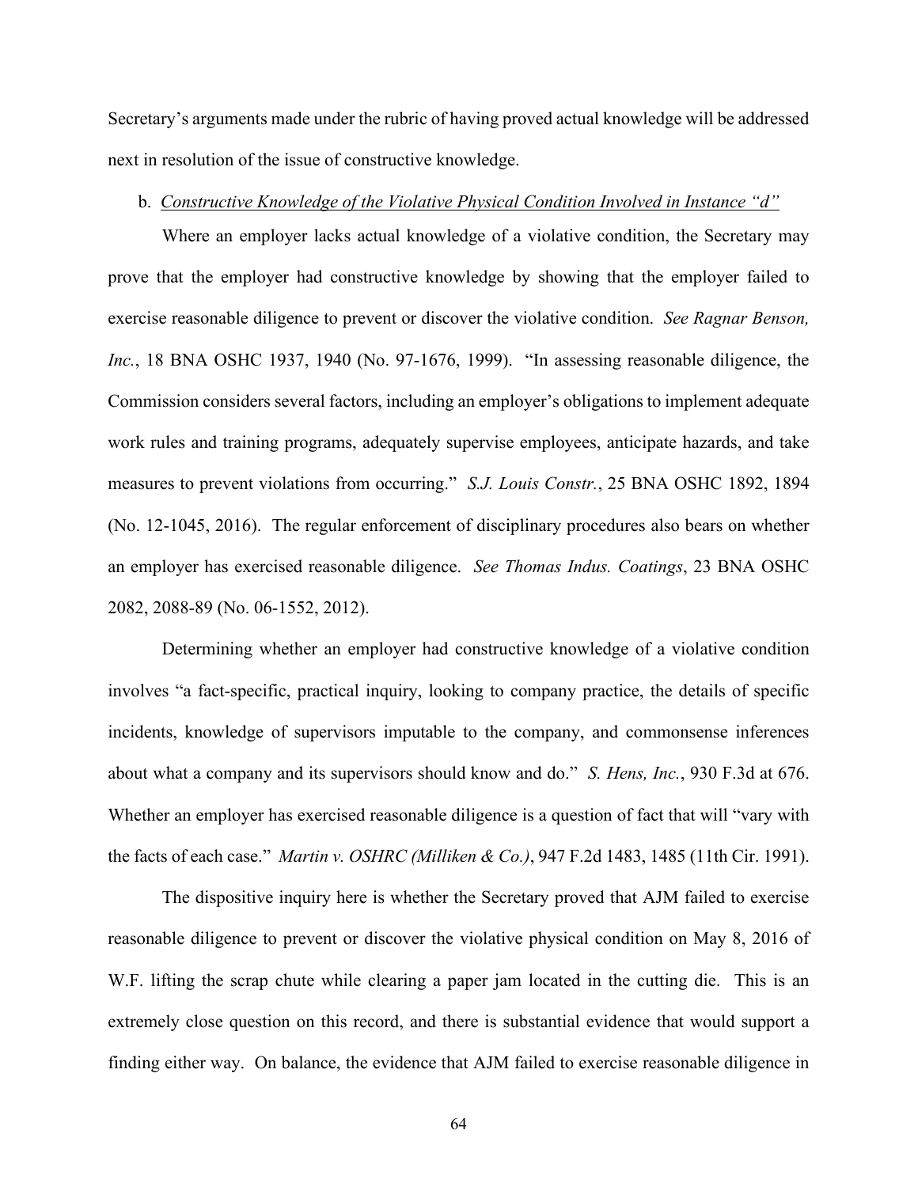Secretary's arguments made under the rubric of having proved actual knowledge will be addressed next in resolution of the issue of constructive knowledge.

b. *Constructive Knowledge of the Violative Physical Condition Involved in Instance "d"*

Where an employer lacks actual knowledge of a violative condition, the Secretary may prove that the employer had constructive knowledge by showing that the employer failed to exercise reasonable diligence to prevent or discover the violative condition. *See Ragnar Benson, Inc.*, 18 BNA OSHC 1937, 1940 (No. 97-1676, 1999). "In assessing reasonable diligence, the Commission considers several factors, including an employer's obligations to implement adequate work rules and training programs, adequately supervise employees, anticipate hazards, and take measures to prevent violations from occurring." *S.J. Louis Constr.*, 25 BNA OSHC 1892, 1894 (No. 12-1045, 2016). The regular enforcement of disciplinary procedures also bears on whether an employer has exercised reasonable diligence. *See Thomas Indus. Coatings*, 23 BNA OSHC 2082, 2088-89 (No. 06-1552, 2012).

Determining whether an employer had constructive knowledge of a violative condition involves "a fact-specific, practical inquiry, looking to company practice, the details of specific incidents, knowledge of supervisors imputable to the company, and commonsense inferences about what a company and its supervisors should know and do." *S. Hens, Inc.*, 930 F.3d at 676. Whether an employer has exercised reasonable diligence is a question of fact that will "vary with the facts of each case." *Martin v. OSHRC (Milliken & Co.)*, 947 F.2d 1483, 1485 (11th Cir. 1991).

The dispositive inquiry here is whether the Secretary proved that AJM failed to exercise reasonable diligence to prevent or discover the violative physical condition on May 8, 2016 of W.F. lifting the scrap chute while clearing a paper jam located in the cutting die. This is an extremely close question on this record, and there is substantial evidence that would support a finding either way. On balance, the evidence that AJM failed to exercise reasonable diligence in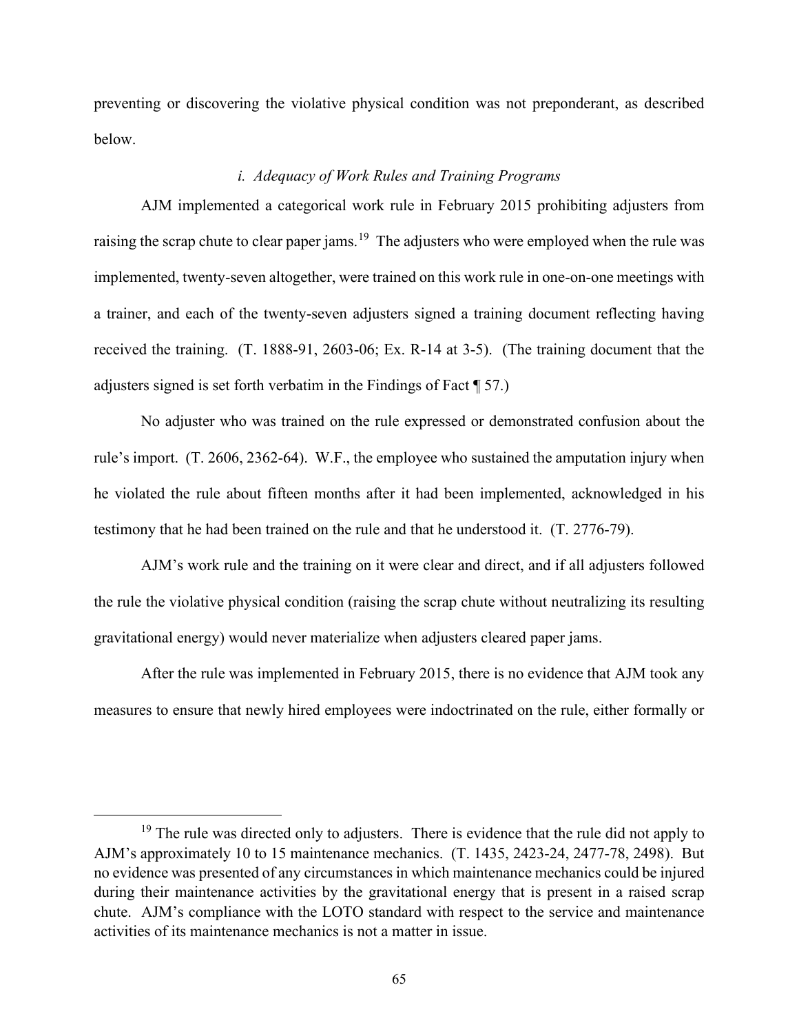preventing or discovering the violative physical condition was not preponderant, as described below.

*i. Adequacy of Work Rules and Training Programs*

AJM implemented a categorical work rule in February 2015 prohibiting adjusters from raising the scrap chute to clear paper jams.[19] The adjusters who were employed when the rule was implemented, twenty-seven altogether, were trained on this work rule in one-on-one meetings with a trainer, and each of the twenty-seven adjusters signed a training document reflecting having received the training. (T. 1888-91, 2603-06; Ex. R-14 at 3-5). (The training document that the adjusters signed is set forth verbatim in the Findings of Fact ¶ 57.)

No adjuster who was trained on the rule expressed or demonstrated confusion about the rule's import. (T. 2606, 2362-64). W.F., the employee who sustained the amputation injury when he violated the rule about fifteen months after it had been implemented, acknowledged in his testimony that he had been trained on the rule and that he understood it. (T. 2776-79).

AJM's work rule and the training on it were clear and direct, and if all adjusters followed the rule the violative physical condition (raising the scrap chute without neutralizing its resulting gravitational energy) would never materialize when adjusters cleared paper jams.

After the rule was implemented in February 2015, there is no evidence that AJM took any measures to ensure that newly hired employees were indoctrinated on the rule, either formally or

---

[19] The rule was directed only to adjusters. There is evidence that the rule did not apply to AJM's approximately 10 to 15 maintenance mechanics. (T. 1435, 2423-24, 2477-78, 2498). But no evidence was presented of any circumstances in which maintenance mechanics could be injured during their maintenance activities by the gravitational energy that is present in a raised scrap chute. AJM's compliance with the LOTO standard with respect to the service and maintenance activities of its maintenance mechanics is not a matter in issue.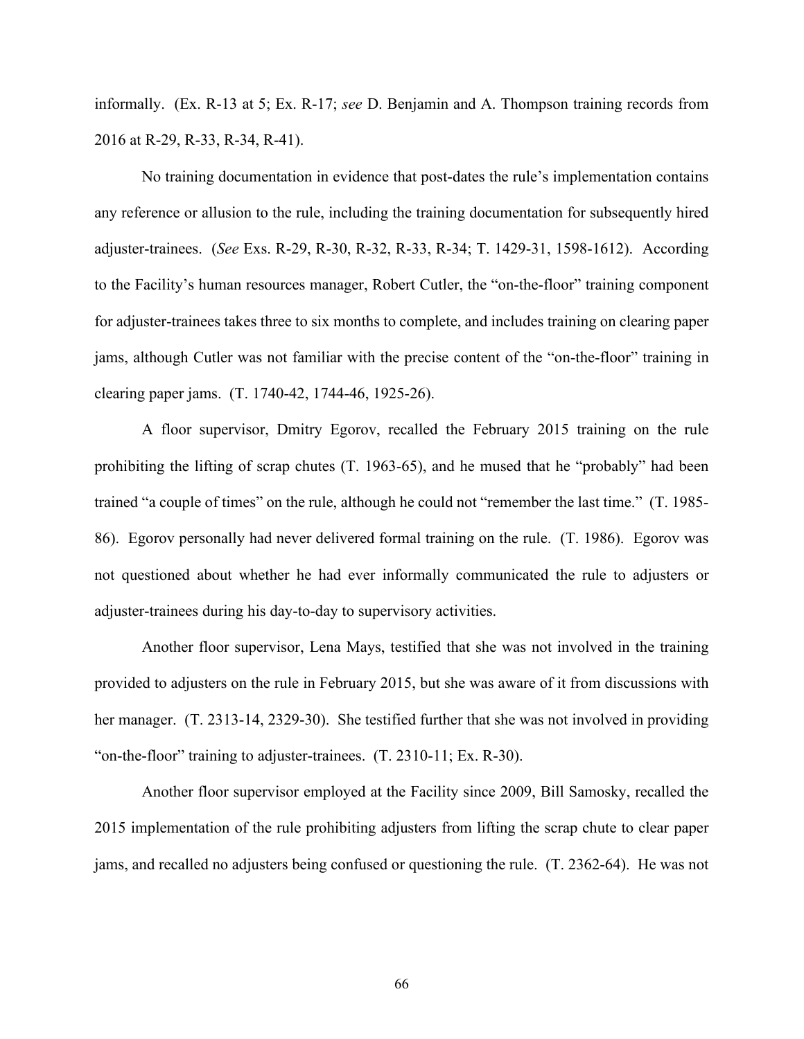informally. (Ex. R-13 at 5; Ex. R-17; *see* D. Benjamin and A. Thompson training records from 2016 at R-29, R-33, R-34, R-41).

No training documentation in evidence that post-dates the rule's implementation contains any reference or allusion to the rule, including the training documentation for subsequently hired adjuster-trainees. (*See* Exs. R-29, R-30, R-32, R-33, R-34; T. 1429-31, 1598-1612). According to the Facility's human resources manager, Robert Cutler, the "on-the-floor" training component for adjuster-trainees takes three to six months to complete, and includes training on clearing paper jams, although Cutler was not familiar with the precise content of the "on-the-floor" training in clearing paper jams. (T. 1740-42, 1744-46, 1925-26).

A floor supervisor, Dmitry Egorov, recalled the February 2015 training on the rule prohibiting the lifting of scrap chutes (T. 1963-65), and he mused that he "probably" had been trained "a couple of times" on the rule, although he could not "remember the last time." (T. 1985-86). Egorov personally had never delivered formal training on the rule. (T. 1986). Egorov was not questioned about whether he had ever informally communicated the rule to adjusters or adjuster-trainees during his day-to-day to supervisory activities.

Another floor supervisor, Lena Mays, testified that she was not involved in the training provided to adjusters on the rule in February 2015, but she was aware of it from discussions with her manager. (T. 2313-14, 2329-30). She testified further that she was not involved in providing "on-the-floor" training to adjuster-trainees. (T. 2310-11; Ex. R-30).

Another floor supervisor employed at the Facility since 2009, Bill Samosky, recalled the 2015 implementation of the rule prohibiting adjusters from lifting the scrap chute to clear paper jams, and recalled no adjusters being confused or questioning the rule. (T. 2362-64). He was not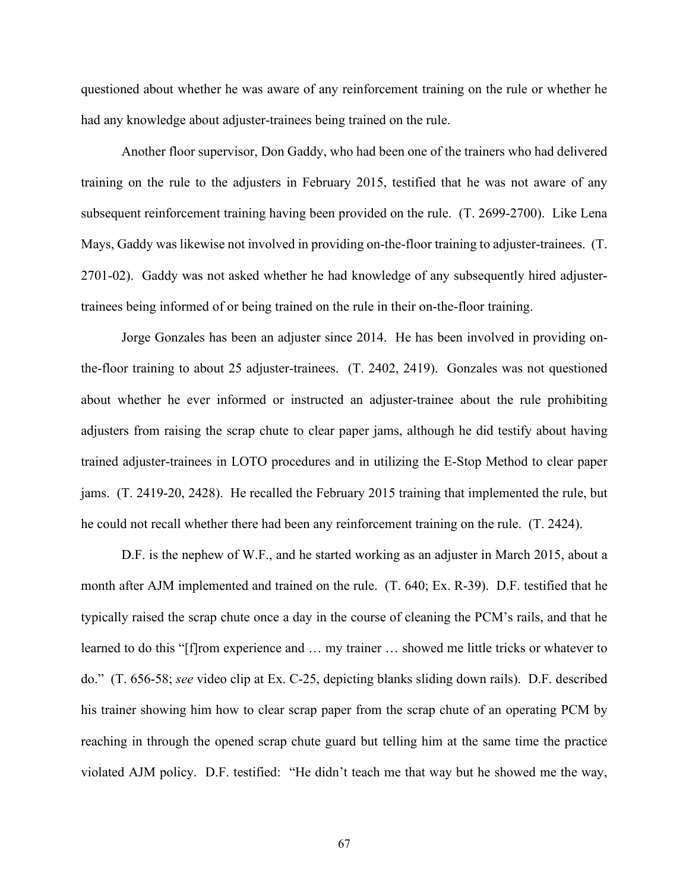questioned about whether he was aware of any reinforcement training on the rule or whether he had any knowledge about adjuster-trainees being trained on the rule.

Another floor supervisor, Don Gaddy, who had been one of the trainers who had delivered training on the rule to the adjusters in February 2015, testified that he was not aware of any subsequent reinforcement training having been provided on the rule. (T. 2699-2700). Like Lena Mays, Gaddy was likewise not involved in providing on-the-floor training to adjuster-trainees. (T. 2701-02). Gaddy was not asked whether he had knowledge of any subsequently hired adjuster-trainees being informed of or being trained on the rule in their on-the-floor training.

Jorge Gonzales has been an adjuster since 2014. He has been involved in providing on-the-floor training to about 25 adjuster-trainees. (T. 2402, 2419). Gonzales was not questioned about whether he ever informed or instructed an adjuster-trainee about the rule prohibiting adjusters from raising the scrap chute to clear paper jams, although he did testify about having trained adjuster-trainees in LOTO procedures and in utilizing the E-Stop Method to clear paper jams. (T. 2419-20, 2428). He recalled the February 2015 training that implemented the rule, but he could not recall whether there had been any reinforcement training on the rule. (T. 2424).

D.F. is the nephew of W.F., and he started working as an adjuster in March 2015, about a month after AJM implemented and trained on the rule. (T. 640; Ex. R-39). D.F. testified that he typically raised the scrap chute once a day in the course of cleaning the PCM's rails, and that he learned to do this "[f]rom experience and … my trainer … showed me little tricks or whatever to do." (T. 656-58; *see* video clip at Ex. C-25, depicting blanks sliding down rails). D.F. described his trainer showing him how to clear scrap paper from the scrap chute of an operating PCM by reaching in through the opened scrap chute guard but telling him at the same time the practice violated AJM policy. D.F. testified: "He didn't teach me that way but he showed me the way,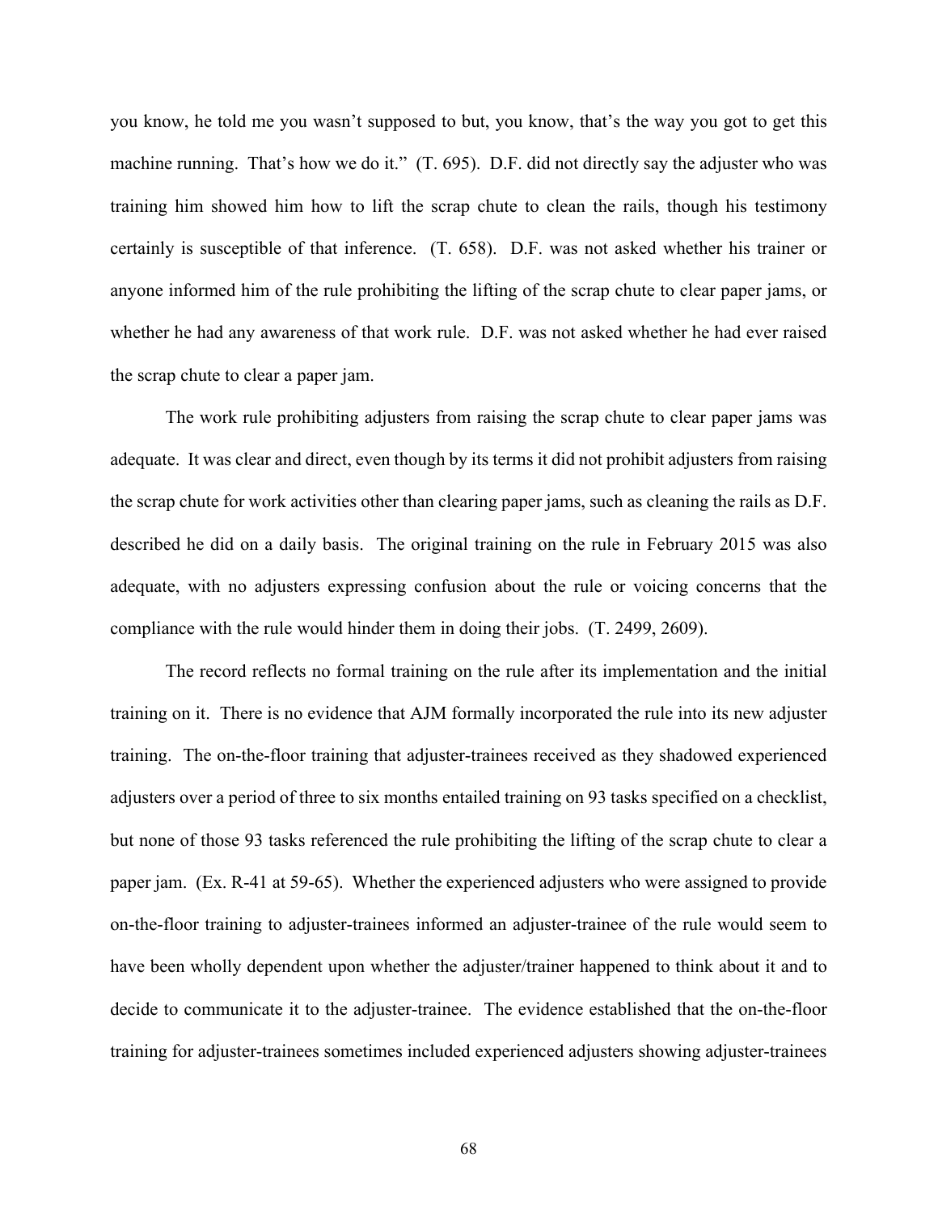you know, he told me you wasn't supposed to but, you know, that's the way you got to get this machine running. That's how we do it." (T. 695). D.F. did not directly say the adjuster who was training him showed him how to lift the scrap chute to clean the rails, though his testimony certainly is susceptible of that inference. (T. 658). D.F. was not asked whether his trainer or anyone informed him of the rule prohibiting the lifting of the scrap chute to clear paper jams, or whether he had any awareness of that work rule. D.F. was not asked whether he had ever raised the scrap chute to clear a paper jam.

The work rule prohibiting adjusters from raising the scrap chute to clear paper jams was adequate. It was clear and direct, even though by its terms it did not prohibit adjusters from raising the scrap chute for work activities other than clearing paper jams, such as cleaning the rails as D.F. described he did on a daily basis. The original training on the rule in February 2015 was also adequate, with no adjusters expressing confusion about the rule or voicing concerns that the compliance with the rule would hinder them in doing their jobs. (T. 2499, 2609).

The record reflects no formal training on the rule after its implementation and the initial training on it. There is no evidence that AJM formally incorporated the rule into its new adjuster training. The on-the-floor training that adjuster-trainees received as they shadowed experienced adjusters over a period of three to six months entailed training on 93 tasks specified on a checklist, but none of those 93 tasks referenced the rule prohibiting the lifting of the scrap chute to clear a paper jam. (Ex. R-41 at 59-65). Whether the experienced adjusters who were assigned to provide on-the-floor training to adjuster-trainees informed an adjuster-trainee of the rule would seem to have been wholly dependent upon whether the adjuster/trainer happened to think about it and to decide to communicate it to the adjuster-trainee. The evidence established that the on-the-floor training for adjuster-trainees sometimes included experienced adjusters showing adjuster-trainees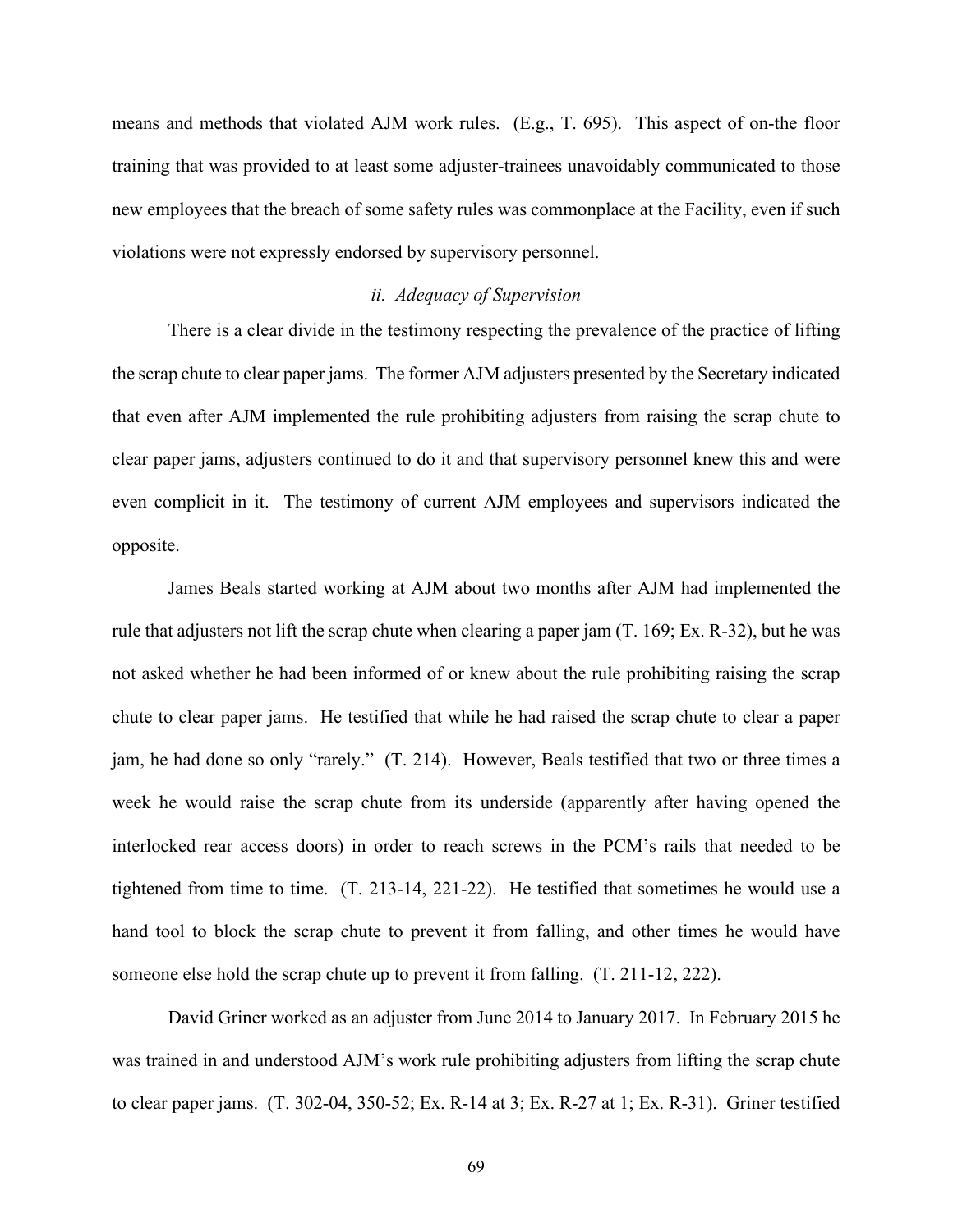means and methods that violated AJM work rules. (E.g., T. 695). This aspect of on-the floor training that was provided to at least some adjuster-trainees unavoidably communicated to those new employees that the breach of some safety rules was commonplace at the Facility, even if such violations were not expressly endorsed by supervisory personnel.

*ii. Adequacy of Supervision*

There is a clear divide in the testimony respecting the prevalence of the practice of lifting the scrap chute to clear paper jams. The former AJM adjusters presented by the Secretary indicated that even after AJM implemented the rule prohibiting adjusters from raising the scrap chute to clear paper jams, adjusters continued to do it and that supervisory personnel knew this and were even complicit in it. The testimony of current AJM employees and supervisors indicated the opposite.

James Beals started working at AJM about two months after AJM had implemented the rule that adjusters not lift the scrap chute when clearing a paper jam (T. 169; Ex. R-32), but he was not asked whether he had been informed of or knew about the rule prohibiting raising the scrap chute to clear paper jams. He testified that while he had raised the scrap chute to clear a paper jam, he had done so only "rarely." (T. 214). However, Beals testified that two or three times a week he would raise the scrap chute from its underside (apparently after having opened the interlocked rear access doors) in order to reach screws in the PCM's rails that needed to be tightened from time to time. (T. 213-14, 221-22). He testified that sometimes he would use a hand tool to block the scrap chute to prevent it from falling, and other times he would have someone else hold the scrap chute up to prevent it from falling. (T. 211-12, 222).

David Griner worked as an adjuster from June 2014 to January 2017. In February 2015 he was trained in and understood AJM's work rule prohibiting adjusters from lifting the scrap chute to clear paper jams. (T. 302-04, 350-52; Ex. R-14 at 3; Ex. R-27 at 1; Ex. R-31). Griner testified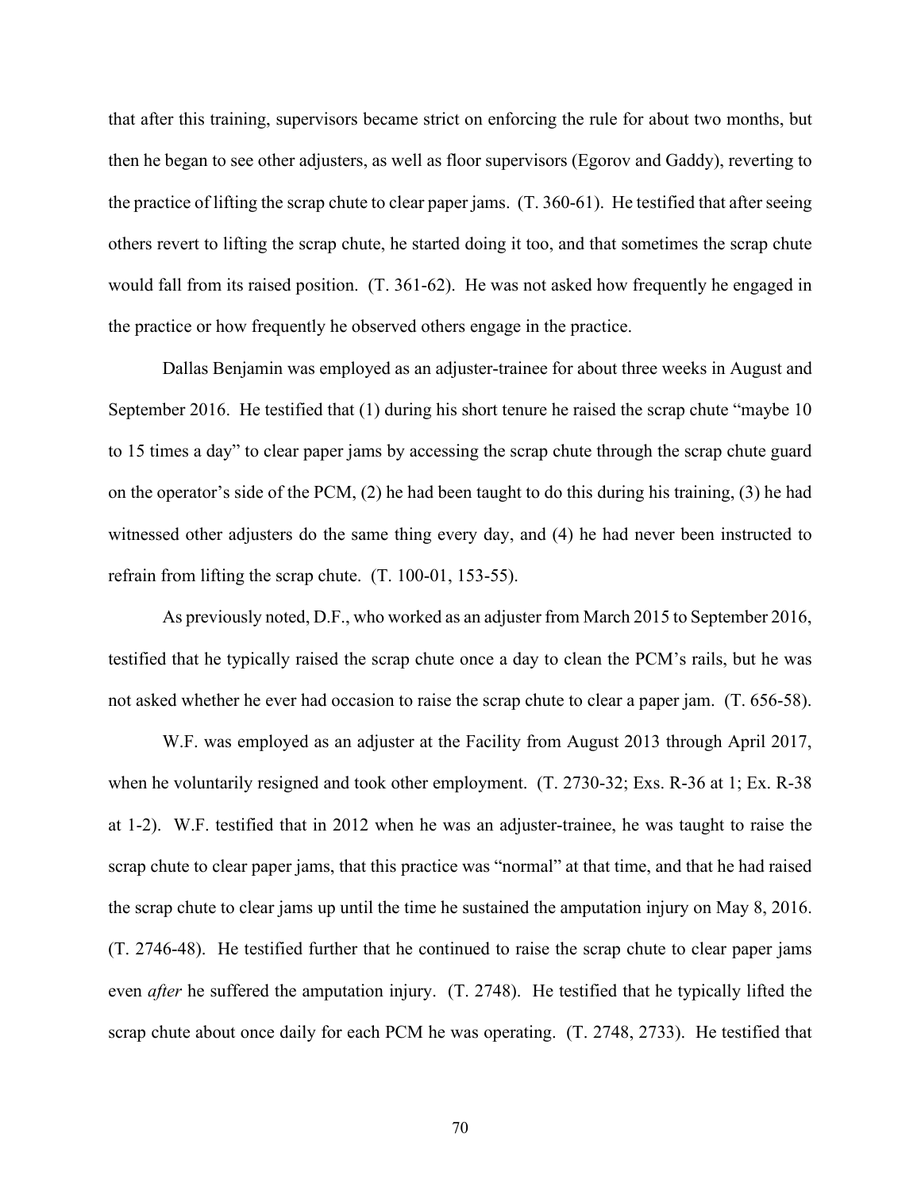that after this training, supervisors became strict on enforcing the rule for about two months, but then he began to see other adjusters, as well as floor supervisors (Egorov and Gaddy), reverting to the practice of lifting the scrap chute to clear paper jams. (T. 360-61). He testified that after seeing others revert to lifting the scrap chute, he started doing it too, and that sometimes the scrap chute would fall from its raised position. (T. 361-62). He was not asked how frequently he engaged in the practice or how frequently he observed others engage in the practice.

Dallas Benjamin was employed as an adjuster-trainee for about three weeks in August and September 2016. He testified that (1) during his short tenure he raised the scrap chute "maybe 10 to 15 times a day" to clear paper jams by accessing the scrap chute through the scrap chute guard on the operator's side of the PCM, (2) he had been taught to do this during his training, (3) he had witnessed other adjusters do the same thing every day, and (4) he had never been instructed to refrain from lifting the scrap chute. (T. 100-01, 153-55).

As previously noted, D.F., who worked as an adjuster from March 2015 to September 2016, testified that he typically raised the scrap chute once a day to clean the PCM's rails, but he was not asked whether he ever had occasion to raise the scrap chute to clear a paper jam. (T. 656-58).

W.F. was employed as an adjuster at the Facility from August 2013 through April 2017, when he voluntarily resigned and took other employment. (T. 2730-32; Exs. R-36 at 1; Ex. R-38 at 1-2). W.F. testified that in 2012 when he was an adjuster-trainee, he was taught to raise the scrap chute to clear paper jams, that this practice was "normal" at that time, and that he had raised the scrap chute to clear jams up until the time he sustained the amputation injury on May 8, 2016. (T. 2746-48). He testified further that he continued to raise the scrap chute to clear paper jams even *after* he suffered the amputation injury. (T. 2748). He testified that he typically lifted the scrap chute about once daily for each PCM he was operating. (T. 2748, 2733). He testified that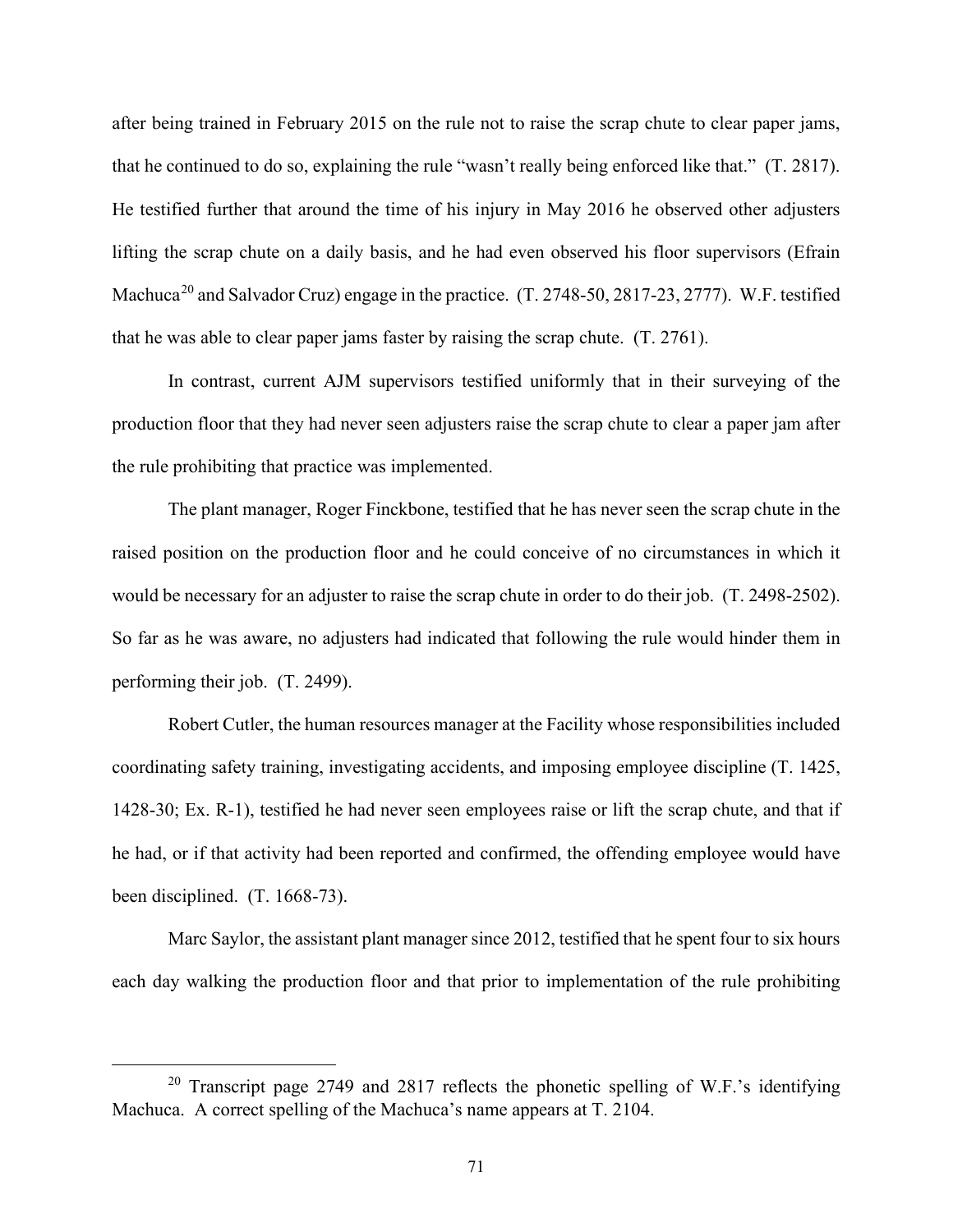after being trained in February 2015 on the rule not to raise the scrap chute to clear paper jams, that he continued to do so, explaining the rule "wasn't really being enforced like that." (T. 2817). He testified further that around the time of his injury in May 2016 he observed other adjusters lifting the scrap chute on a daily basis, and he had even observed his floor supervisors (Efrain Machuca[20] and Salvador Cruz) engage in the practice. (T. 2748-50, 2817-23, 2777). W.F. testified that he was able to clear paper jams faster by raising the scrap chute. (T. 2761).

In contrast, current AJM supervisors testified uniformly that in their surveying of the production floor that they had never seen adjusters raise the scrap chute to clear a paper jam after the rule prohibiting that practice was implemented.

The plant manager, Roger Finckbone, testified that he has never seen the scrap chute in the raised position on the production floor and he could conceive of no circumstances in which it would be necessary for an adjuster to raise the scrap chute in order to do their job. (T. 2498-2502). So far as he was aware, no adjusters had indicated that following the rule would hinder them in performing their job. (T. 2499).

Robert Cutler, the human resources manager at the Facility whose responsibilities included coordinating safety training, investigating accidents, and imposing employee discipline (T. 1425, 1428-30; Ex. R-1), testified he had never seen employees raise or lift the scrap chute, and that if he had, or if that activity had been reported and confirmed, the offending employee would have been disciplined. (T. 1668-73).

Marc Saylor, the assistant plant manager since 2012, testified that he spent four to six hours each day walking the production floor and that prior to implementation of the rule prohibiting

[20] Transcript page 2749 and 2817 reflects the phonetic spelling of W.F.'s identifying Machuca. A correct spelling of the Machuca's name appears at T. 2104.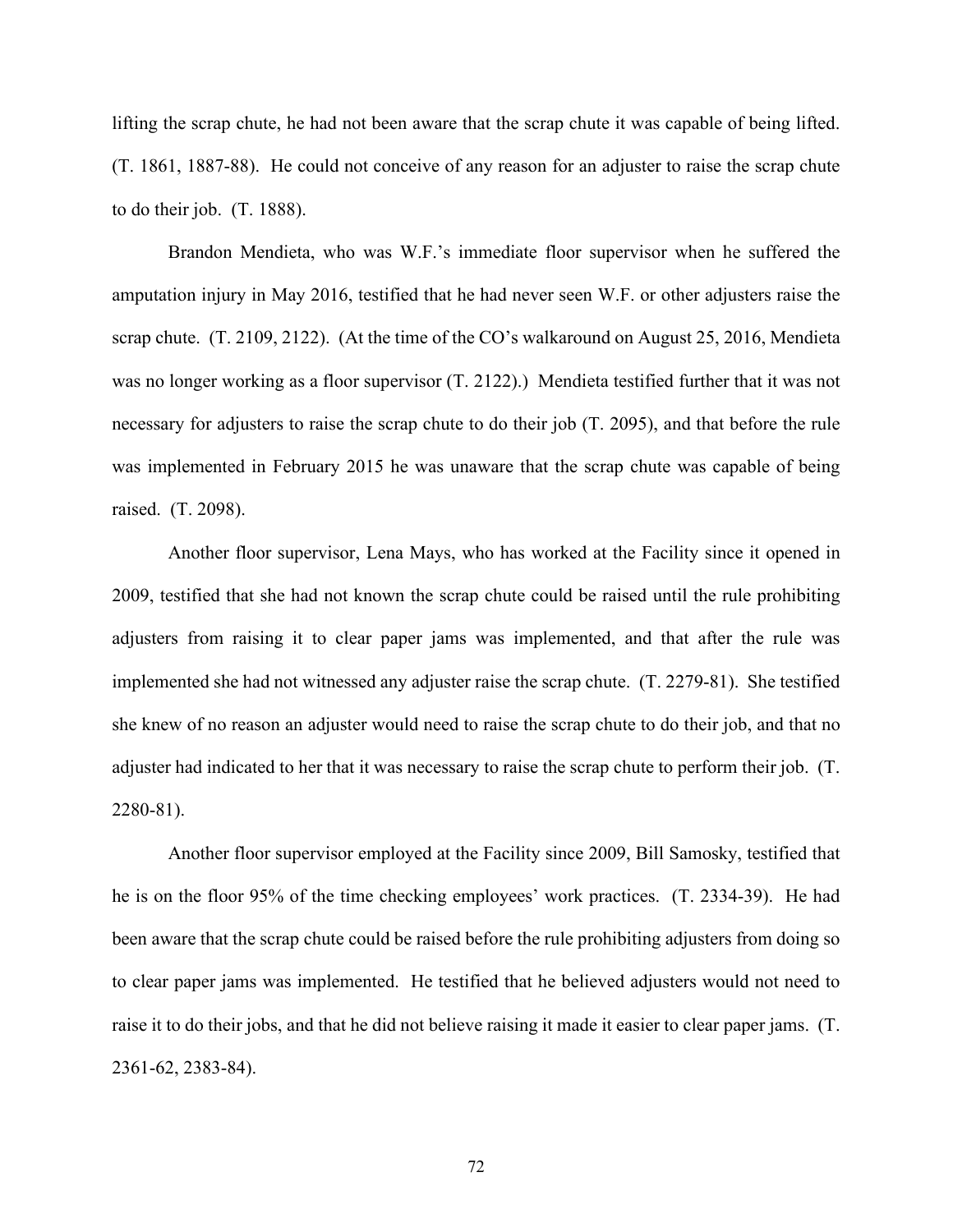lifting the scrap chute, he had not been aware that the scrap chute it was capable of being lifted. (T. 1861, 1887-88). He could not conceive of any reason for an adjuster to raise the scrap chute to do their job. (T. 1888).

Brandon Mendieta, who was W.F.'s immediate floor supervisor when he suffered the amputation injury in May 2016, testified that he had never seen W.F. or other adjusters raise the scrap chute. (T. 2109, 2122). (At the time of the CO's walkaround on August 25, 2016, Mendieta was no longer working as a floor supervisor (T. 2122).) Mendieta testified further that it was not necessary for adjusters to raise the scrap chute to do their job (T. 2095), and that before the rule was implemented in February 2015 he was unaware that the scrap chute was capable of being raised. (T. 2098).

Another floor supervisor, Lena Mays, who has worked at the Facility since it opened in 2009, testified that she had not known the scrap chute could be raised until the rule prohibiting adjusters from raising it to clear paper jams was implemented, and that after the rule was implemented she had not witnessed any adjuster raise the scrap chute. (T. 2279-81). She testified she knew of no reason an adjuster would need to raise the scrap chute to do their job, and that no adjuster had indicated to her that it was necessary to raise the scrap chute to perform their job. (T. 2280-81).

Another floor supervisor employed at the Facility since 2009, Bill Samosky, testified that he is on the floor 95% of the time checking employees' work practices. (T. 2334-39). He had been aware that the scrap chute could be raised before the rule prohibiting adjusters from doing so to clear paper jams was implemented. He testified that he believed adjusters would not need to raise it to do their jobs, and that he did not believe raising it made it easier to clear paper jams. (T. 2361-62, 2383-84).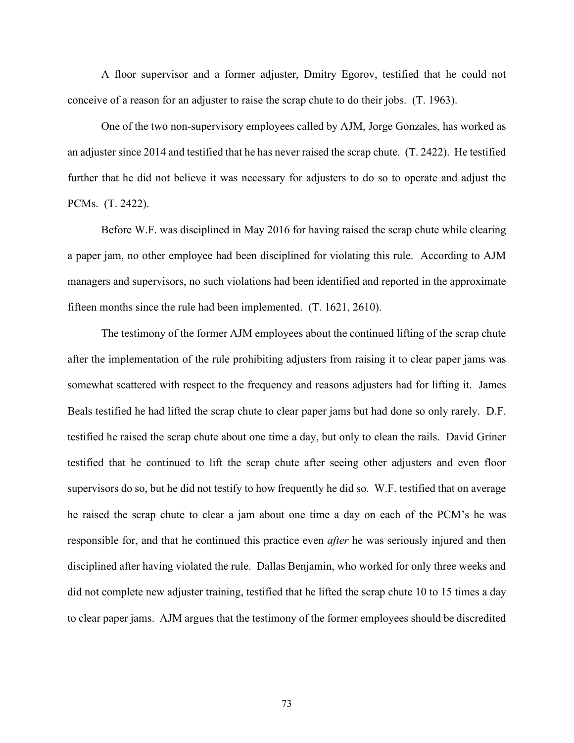A floor supervisor and a former adjuster, Dmitry Egorov, testified that he could not conceive of a reason for an adjuster to raise the scrap chute to do their jobs. (T. 1963).

One of the two non-supervisory employees called by AJM, Jorge Gonzales, has worked as an adjuster since 2014 and testified that he has never raised the scrap chute. (T. 2422). He testified further that he did not believe it was necessary for adjusters to do so to operate and adjust the PCMs. (T. 2422).

Before W.F. was disciplined in May 2016 for having raised the scrap chute while clearing a paper jam, no other employee had been disciplined for violating this rule. According to AJM managers and supervisors, no such violations had been identified and reported in the approximate fifteen months since the rule had been implemented. (T. 1621, 2610).

The testimony of the former AJM employees about the continued lifting of the scrap chute after the implementation of the rule prohibiting adjusters from raising it to clear paper jams was somewhat scattered with respect to the frequency and reasons adjusters had for lifting it. James Beals testified he had lifted the scrap chute to clear paper jams but had done so only rarely. D.F. testified he raised the scrap chute about one time a day, but only to clean the rails. David Griner testified that he continued to lift the scrap chute after seeing other adjusters and even floor supervisors do so, but he did not testify to how frequently he did so. W.F. testified that on average he raised the scrap chute to clear a jam about one time a day on each of the PCM's he was responsible for, and that he continued this practice even *after* he was seriously injured and then disciplined after having violated the rule. Dallas Benjamin, who worked for only three weeks and did not complete new adjuster training, testified that he lifted the scrap chute 10 to 15 times a day to clear paper jams. AJM argues that the testimony of the former employees should be discredited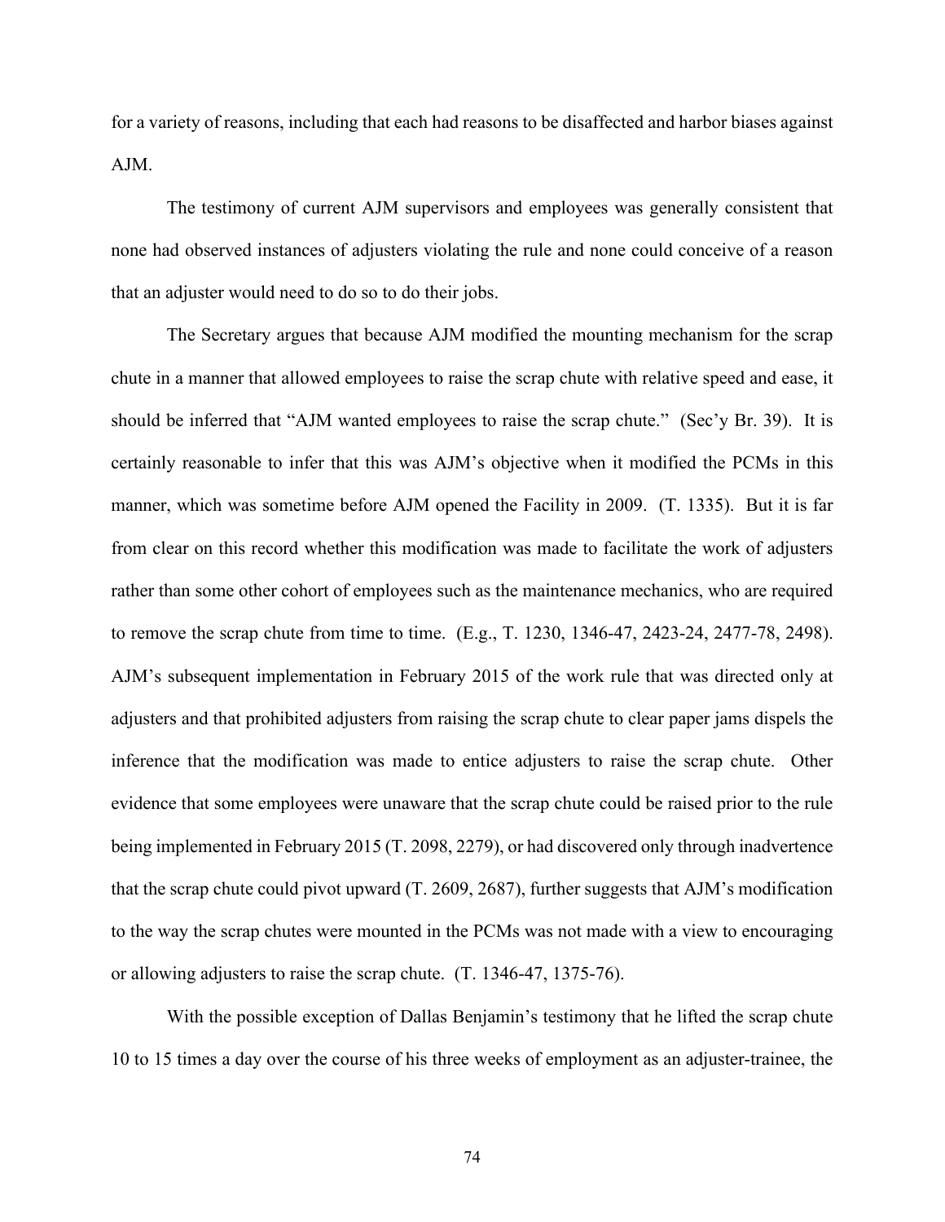for a variety of reasons, including that each had reasons to be disaffected and harbor biases against AJM.

The testimony of current AJM supervisors and employees was generally consistent that none had observed instances of adjusters violating the rule and none could conceive of a reason that an adjuster would need to do so to do their jobs.

The Secretary argues that because AJM modified the mounting mechanism for the scrap chute in a manner that allowed employees to raise the scrap chute with relative speed and ease, it should be inferred that "AJM wanted employees to raise the scrap chute." (Sec'y Br. 39). It is certainly reasonable to infer that this was AJM's objective when it modified the PCMs in this manner, which was sometime before AJM opened the Facility in 2009. (T. 1335). But it is far from clear on this record whether this modification was made to facilitate the work of adjusters rather than some other cohort of employees such as the maintenance mechanics, who are required to remove the scrap chute from time to time. (E.g., T. 1230, 1346-47, 2423-24, 2477-78, 2498). AJM's subsequent implementation in February 2015 of the work rule that was directed only at adjusters and that prohibited adjusters from raising the scrap chute to clear paper jams dispels the inference that the modification was made to entice adjusters to raise the scrap chute. Other evidence that some employees were unaware that the scrap chute could be raised prior to the rule being implemented in February 2015 (T. 2098, 2279), or had discovered only through inadvertence that the scrap chute could pivot upward (T. 2609, 2687), further suggests that AJM's modification to the way the scrap chutes were mounted in the PCMs was not made with a view to encouraging or allowing adjusters to raise the scrap chute. (T. 1346-47, 1375-76).

With the possible exception of Dallas Benjamin's testimony that he lifted the scrap chute 10 to 15 times a day over the course of his three weeks of employment as an adjuster-trainee, the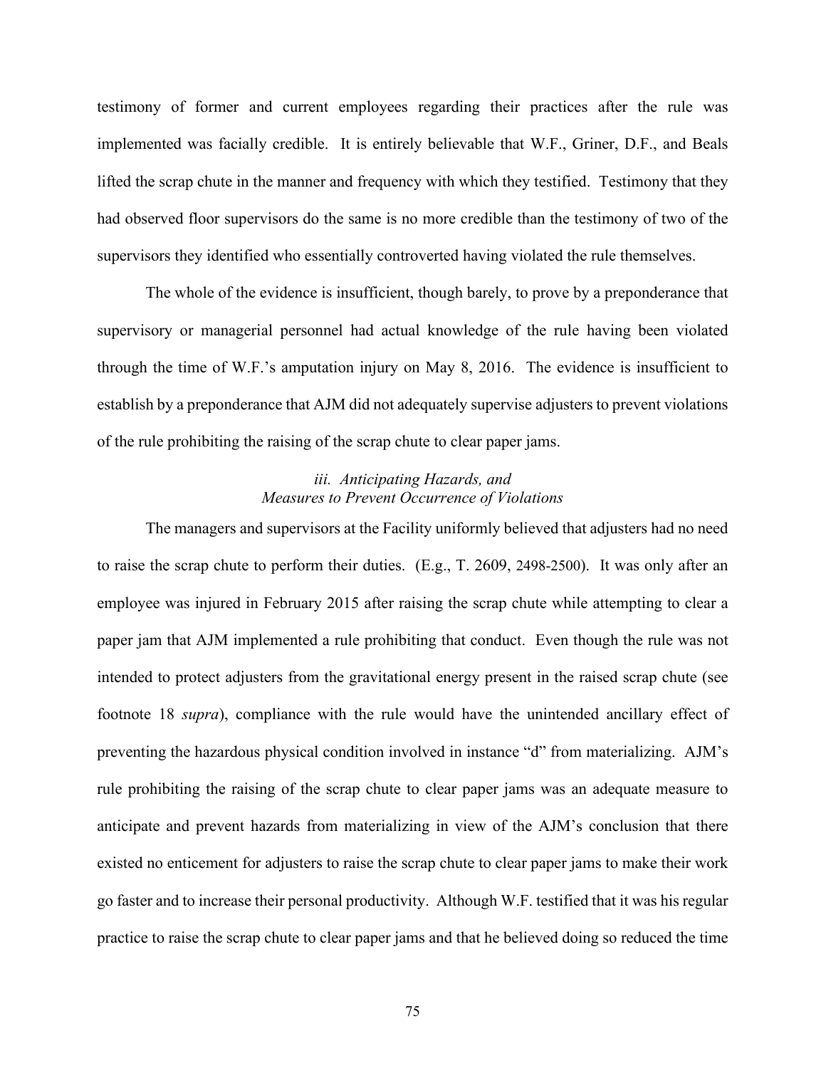testimony of former and current employees regarding their practices after the rule was implemented was facially credible. It is entirely believable that W.F., Griner, D.F., and Beals lifted the scrap chute in the manner and frequency with which they testified. Testimony that they had observed floor supervisors do the same is no more credible than the testimony of two of the supervisors they identified who essentially controverted having violated the rule themselves.

The whole of the evidence is insufficient, though barely, to prove by a preponderance that supervisory or managerial personnel had actual knowledge of the rule having been violated through the time of W.F.'s amputation injury on May 8, 2016. The evidence is insufficient to establish by a preponderance that AJM did not adequately supervise adjusters to prevent violations of the rule prohibiting the raising of the scrap chute to clear paper jams.

*iii. Anticipating Hazards, and Measures to Prevent Occurrence of Violations*

The managers and supervisors at the Facility uniformly believed that adjusters had no need to raise the scrap chute to perform their duties. (E.g., T. 2609, 2498-2500). It was only after an employee was injured in February 2015 after raising the scrap chute while attempting to clear a paper jam that AJM implemented a rule prohibiting that conduct. Even though the rule was not intended to protect adjusters from the gravitational energy present in the raised scrap chute (see footnote 18 *supra*), compliance with the rule would have the unintended ancillary effect of preventing the hazardous physical condition involved in instance "d" from materializing. AJM's rule prohibiting the raising of the scrap chute to clear paper jams was an adequate measure to anticipate and prevent hazards from materializing in view of the AJM's conclusion that there existed no enticement for adjusters to raise the scrap chute to clear paper jams to make their work go faster and to increase their personal productivity. Although W.F. testified that it was his regular practice to raise the scrap chute to clear paper jams and that he believed doing so reduced the time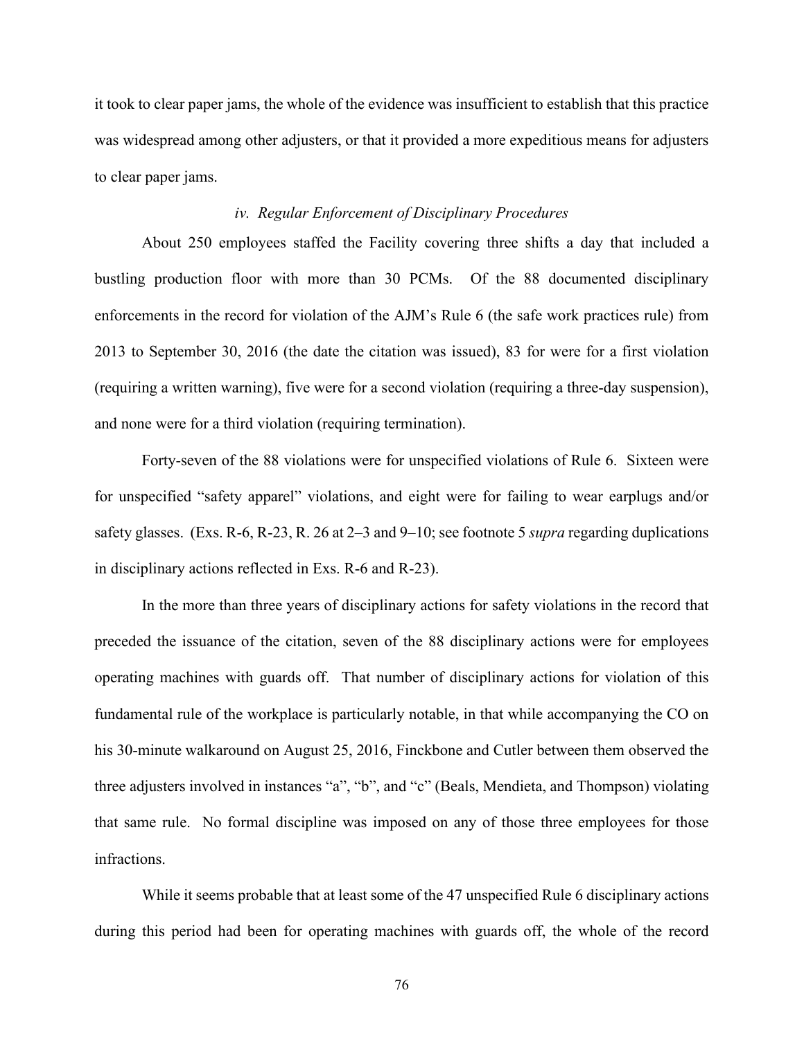it took to clear paper jams, the whole of the evidence was insufficient to establish that this practice was widespread among other adjusters, or that it provided a more expeditious means for adjusters to clear paper jams.

*iv. Regular Enforcement of Disciplinary Procedures*

About 250 employees staffed the Facility covering three shifts a day that included a bustling production floor with more than 30 PCMs. Of the 88 documented disciplinary enforcements in the record for violation of the AJM's Rule 6 (the safe work practices rule) from 2013 to September 30, 2016 (the date the citation was issued), 83 for were for a first violation (requiring a written warning), five were for a second violation (requiring a three-day suspension), and none were for a third violation (requiring termination).

Forty-seven of the 88 violations were for unspecified violations of Rule 6. Sixteen were for unspecified "safety apparel" violations, and eight were for failing to wear earplugs and/or safety glasses. (Exs. R-6, R-23, R. 26 at 2–3 and 9–10; see footnote 5 *supra* regarding duplications in disciplinary actions reflected in Exs. R-6 and R-23).

In the more than three years of disciplinary actions for safety violations in the record that preceded the issuance of the citation, seven of the 88 disciplinary actions were for employees operating machines with guards off. That number of disciplinary actions for violation of this fundamental rule of the workplace is particularly notable, in that while accompanying the CO on his 30-minute walkaround on August 25, 2016, Finckbone and Cutler between them observed the three adjusters involved in instances "a", "b", and "c" (Beals, Mendieta, and Thompson) violating that same rule. No formal discipline was imposed on any of those three employees for those infractions.

While it seems probable that at least some of the 47 unspecified Rule 6 disciplinary actions during this period had been for operating machines with guards off, the whole of the record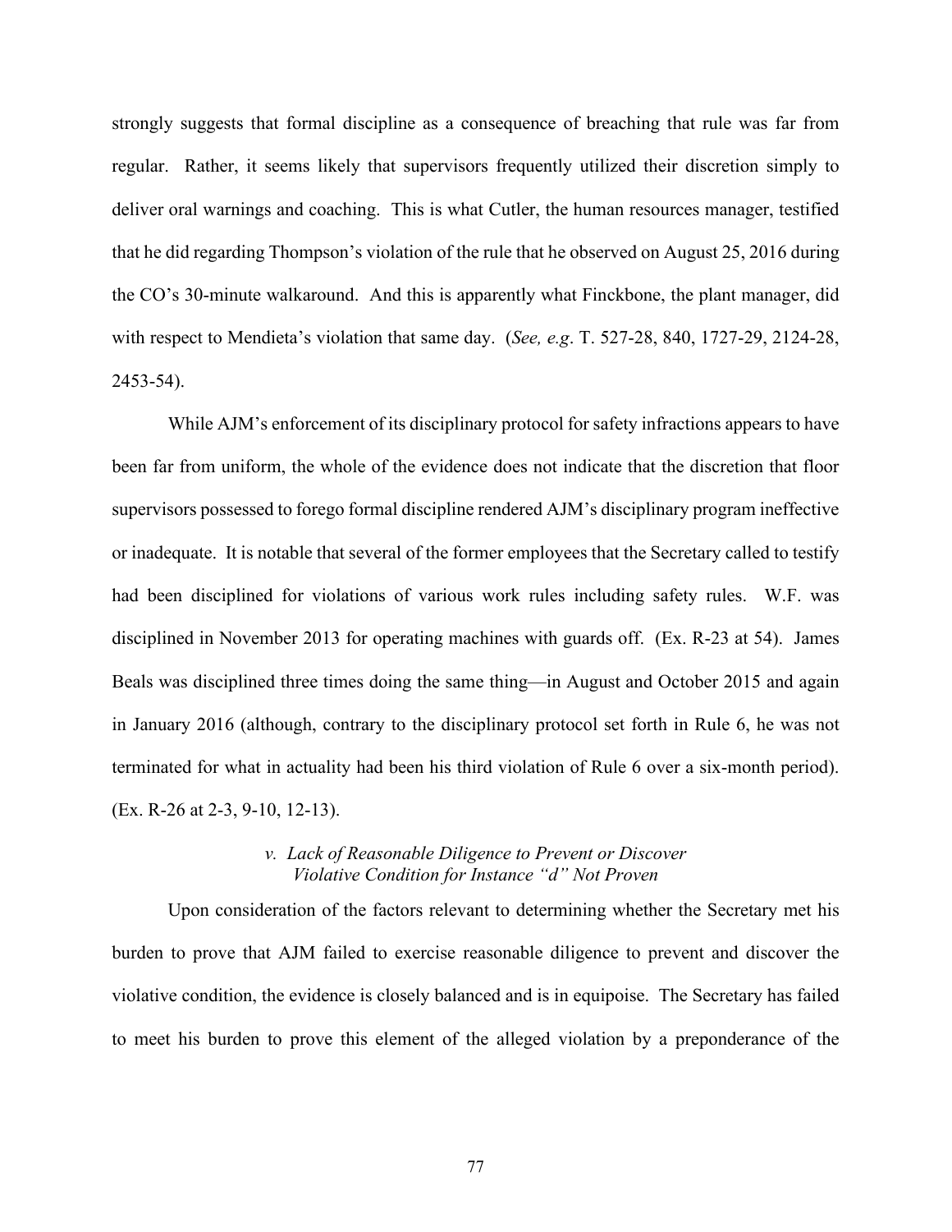strongly suggests that formal discipline as a consequence of breaching that rule was far from regular. Rather, it seems likely that supervisors frequently utilized their discretion simply to deliver oral warnings and coaching. This is what Cutler, the human resources manager, testified that he did regarding Thompson's violation of the rule that he observed on August 25, 2016 during the CO's 30-minute walkaround. And this is apparently what Finckbone, the plant manager, did with respect to Mendieta's violation that same day. (*See, e.g*. T. 527-28, 840, 1727-29, 2124-28, 2453-54).

While AJM's enforcement of its disciplinary protocol for safety infractions appears to have been far from uniform, the whole of the evidence does not indicate that the discretion that floor supervisors possessed to forego formal discipline rendered AJM's disciplinary program ineffective or inadequate. It is notable that several of the former employees that the Secretary called to testify had been disciplined for violations of various work rules including safety rules. W.F. was disciplined in November 2013 for operating machines with guards off. (Ex. R-23 at 54). James Beals was disciplined three times doing the same thing—in August and October 2015 and again in January 2016 (although, contrary to the disciplinary protocol set forth in Rule 6, he was not terminated for what in actuality had been his third violation of Rule 6 over a six-month period). (Ex. R-26 at 2-3, 9-10, 12-13).

*v. Lack of Reasonable Diligence to Prevent or Discover Violative Condition for Instance "d" Not Proven*

Upon consideration of the factors relevant to determining whether the Secretary met his burden to prove that AJM failed to exercise reasonable diligence to prevent and discover the violative condition, the evidence is closely balanced and is in equipoise. The Secretary has failed to meet his burden to prove this element of the alleged violation by a preponderance of the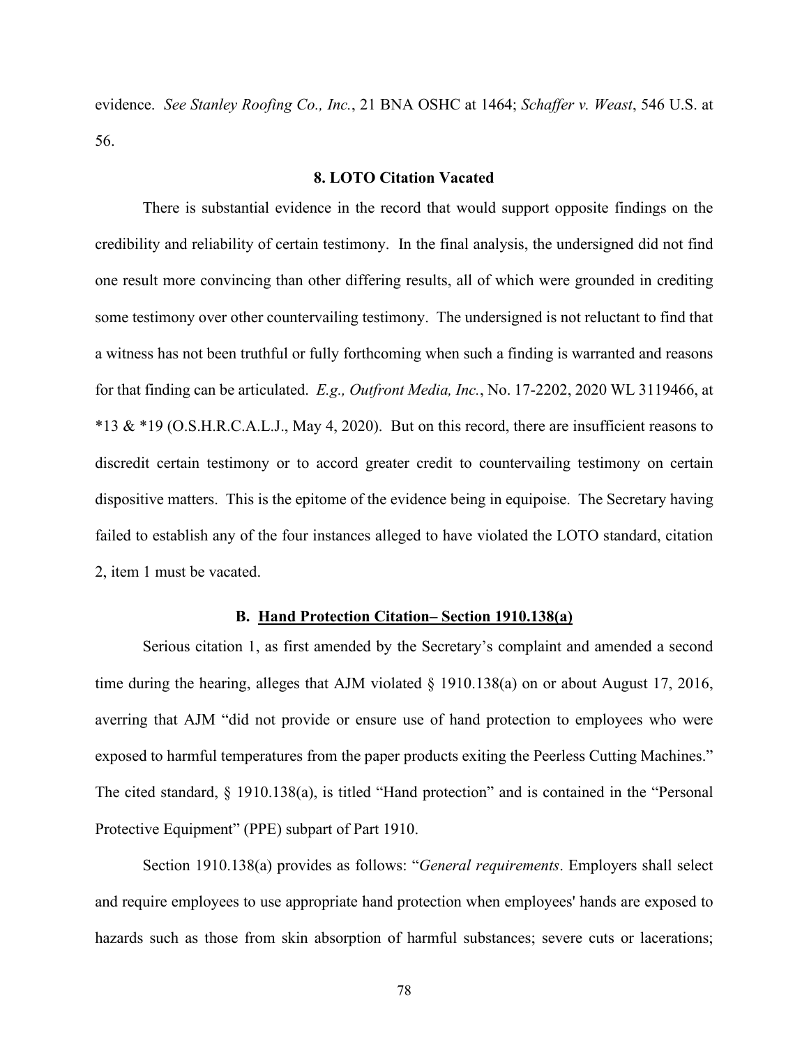evidence. *See Stanley Roofing Co., Inc.*, 21 BNA OSHC at 1464; *Schaffer v. Weast*, 546 U.S. at 56.

**8. LOTO Citation Vacated**

There is substantial evidence in the record that would support opposite findings on the credibility and reliability of certain testimony. In the final analysis, the undersigned did not find one result more convincing than other differing results, all of which were grounded in crediting some testimony over other countervailing testimony. The undersigned is not reluctant to find that a witness has not been truthful or fully forthcoming when such a finding is warranted and reasons for that finding can be articulated. *E.g., Outfront Media, Inc.*, No. 17-2202, 2020 WL 3119466, at *13 & *19 (O.S.H.R.C.A.L.J., May 4, 2020). But on this record, there are insufficient reasons to discredit certain testimony or to accord greater credit to countervailing testimony on certain dispositive matters. This is the epitome of the evidence being in equipoise. The Secretary having failed to establish any of the four instances alleged to have violated the LOTO standard, citation 2, item 1 must be vacated.

**B. <u>Hand Protection Citation– Section 1910.138(a)</u>**

Serious citation 1, as first amended by the Secretary's complaint and amended a second time during the hearing, alleges that AJM violated § 1910.138(a) on or about August 17, 2016, averring that AJM "did not provide or ensure use of hand protection to employees who were exposed to harmful temperatures from the paper products exiting the Peerless Cutting Machines." The cited standard, § 1910.138(a), is titled "Hand protection" and is contained in the "Personal Protective Equipment" (PPE) subpart of Part 1910.

Section 1910.138(a) provides as follows: "*General requirements*. Employers shall select and require employees to use appropriate hand protection when employees' hands are exposed to hazards such as those from skin absorption of harmful substances; severe cuts or lacerations;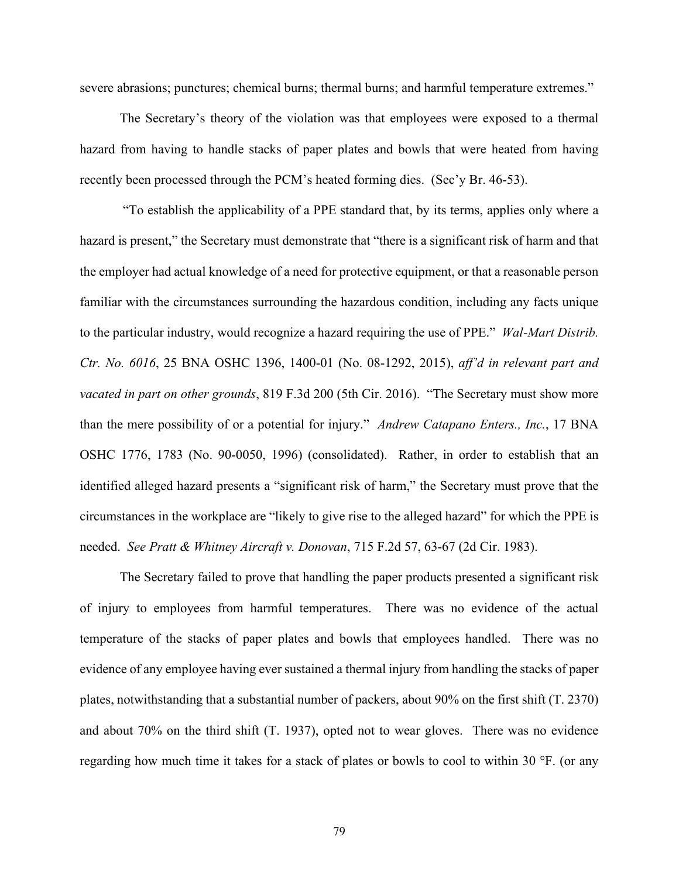severe abrasions; punctures; chemical burns; thermal burns; and harmful temperature extremes."

The Secretary's theory of the violation was that employees were exposed to a thermal hazard from having to handle stacks of paper plates and bowls that were heated from having recently been processed through the PCM's heated forming dies. (Sec'y Br. 46-53).

"To establish the applicability of a PPE standard that, by its terms, applies only where a hazard is present," the Secretary must demonstrate that "there is a significant risk of harm and that the employer had actual knowledge of a need for protective equipment, or that a reasonable person familiar with the circumstances surrounding the hazardous condition, including any facts unique to the particular industry, would recognize a hazard requiring the use of PPE." *Wal-Mart Distrib. Ctr. No. 6016*, 25 BNA OSHC 1396, 1400-01 (No. 08-1292, 2015), *aff'd in relevant part and vacated in part on other grounds*, 819 F.3d 200 (5th Cir. 2016). "The Secretary must show more than the mere possibility of or a potential for injury." *Andrew Catapano Enters., Inc.*, 17 BNA OSHC 1776, 1783 (No. 90-0050, 1996) (consolidated). Rather, in order to establish that an identified alleged hazard presents a "significant risk of harm," the Secretary must prove that the circumstances in the workplace are "likely to give rise to the alleged hazard" for which the PPE is needed. *See Pratt & Whitney Aircraft v. Donovan*, 715 F.2d 57, 63-67 (2d Cir. 1983).

The Secretary failed to prove that handling the paper products presented a significant risk of injury to employees from harmful temperatures. There was no evidence of the actual temperature of the stacks of paper plates and bowls that employees handled. There was no evidence of any employee having ever sustained a thermal injury from handling the stacks of paper plates, notwithstanding that a substantial number of packers, about 90% on the first shift (T. 2370) and about 70% on the third shift (T. 1937), opted not to wear gloves. There was no evidence regarding how much time it takes for a stack of plates or bowls to cool to within 30 °F. (or any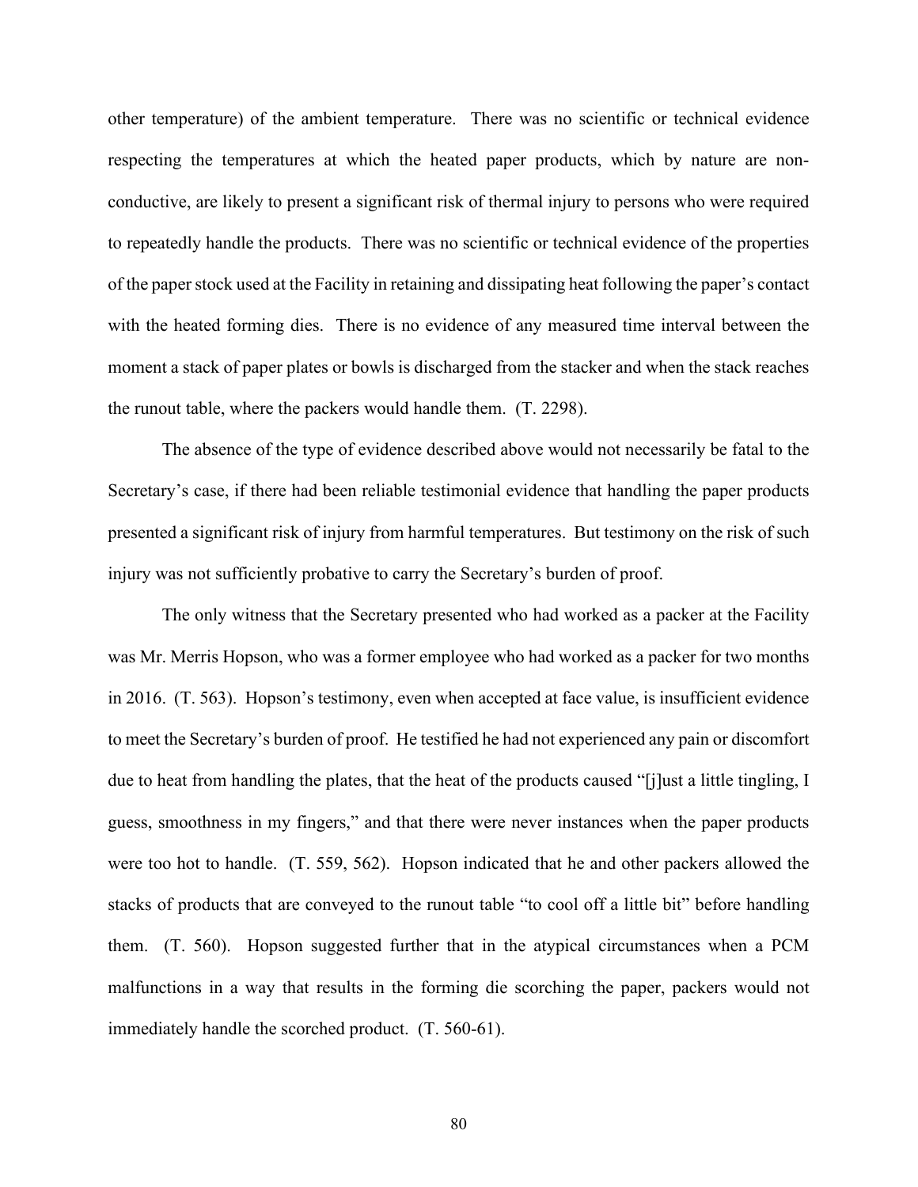other temperature) of the ambient temperature. There was no scientific or technical evidence respecting the temperatures at which the heated paper products, which by nature are non-conductive, are likely to present a significant risk of thermal injury to persons who were required to repeatedly handle the products. There was no scientific or technical evidence of the properties of the paper stock used at the Facility in retaining and dissipating heat following the paper's contact with the heated forming dies. There is no evidence of any measured time interval between the moment a stack of paper plates or bowls is discharged from the stacker and when the stack reaches the runout table, where the packers would handle them. (T. 2298).

The absence of the type of evidence described above would not necessarily be fatal to the Secretary's case, if there had been reliable testimonial evidence that handling the paper products presented a significant risk of injury from harmful temperatures. But testimony on the risk of such injury was not sufficiently probative to carry the Secretary's burden of proof.

The only witness that the Secretary presented who had worked as a packer at the Facility was Mr. Merris Hopson, who was a former employee who had worked as a packer for two months in 2016. (T. 563). Hopson's testimony, even when accepted at face value, is insufficient evidence to meet the Secretary's burden of proof. He testified he had not experienced any pain or discomfort due to heat from handling the plates, that the heat of the products caused "[j]ust a little tingling, I guess, smoothness in my fingers," and that there were never instances when the paper products were too hot to handle. (T. 559, 562). Hopson indicated that he and other packers allowed the stacks of products that are conveyed to the runout table "to cool off a little bit" before handling them. (T. 560). Hopson suggested further that in the atypical circumstances when a PCM malfunctions in a way that results in the forming die scorching the paper, packers would not immediately handle the scorched product. (T. 560-61).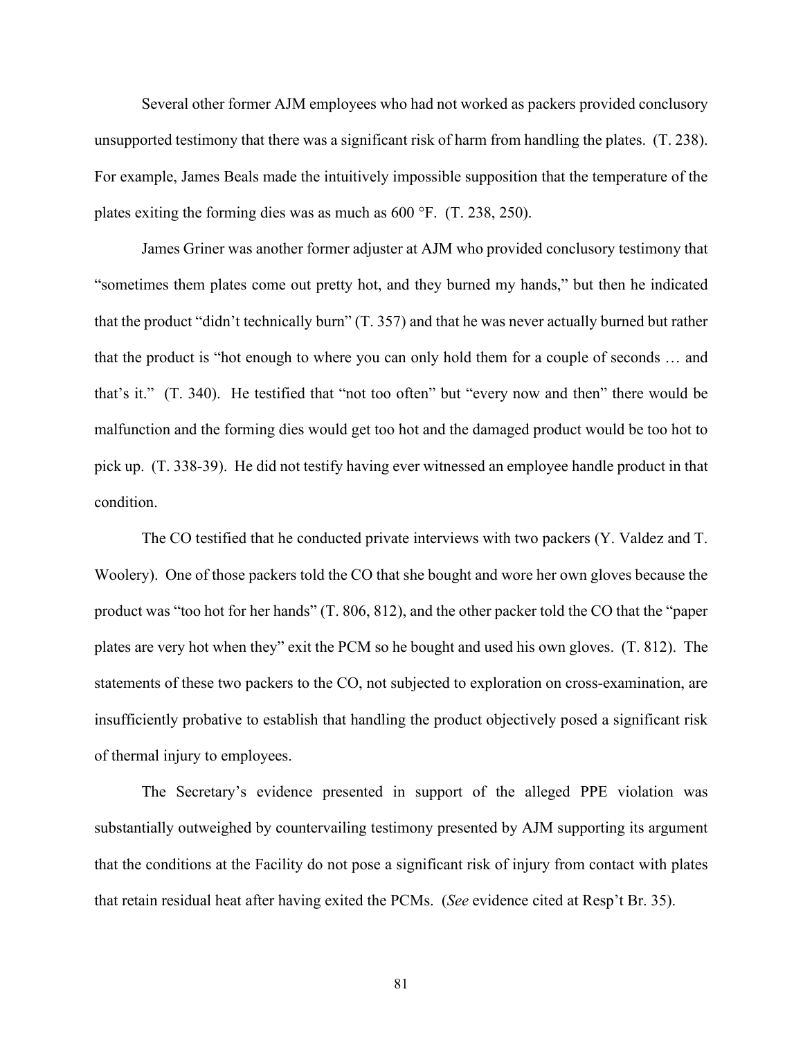Several other former AJM employees who had not worked as packers provided conclusory unsupported testimony that there was a significant risk of harm from handling the plates. (T. 238). For example, James Beals made the intuitively impossible supposition that the temperature of the plates exiting the forming dies was as much as 600 °F. (T. 238, 250).

James Griner was another former adjuster at AJM who provided conclusory testimony that "sometimes them plates come out pretty hot, and they burned my hands," but then he indicated that the product "didn't technically burn" (T. 357) and that he was never actually burned but rather that the product is "hot enough to where you can only hold them for a couple of seconds … and that's it." (T. 340). He testified that "not too often" but "every now and then" there would be malfunction and the forming dies would get too hot and the damaged product would be too hot to pick up. (T. 338-39). He did not testify having ever witnessed an employee handle product in that condition.

The CO testified that he conducted private interviews with two packers (Y. Valdez and T. Woolery). One of those packers told the CO that she bought and wore her own gloves because the product was "too hot for her hands" (T. 806, 812), and the other packer told the CO that the "paper plates are very hot when they" exit the PCM so he bought and used his own gloves. (T. 812). The statements of these two packers to the CO, not subjected to exploration on cross-examination, are insufficiently probative to establish that handling the product objectively posed a significant risk of thermal injury to employees.

The Secretary's evidence presented in support of the alleged PPE violation was substantially outweighed by countervailing testimony presented by AJM supporting its argument that the conditions at the Facility do not pose a significant risk of injury from contact with plates that retain residual heat after having exited the PCMs. (*See* evidence cited at Resp't Br. 35).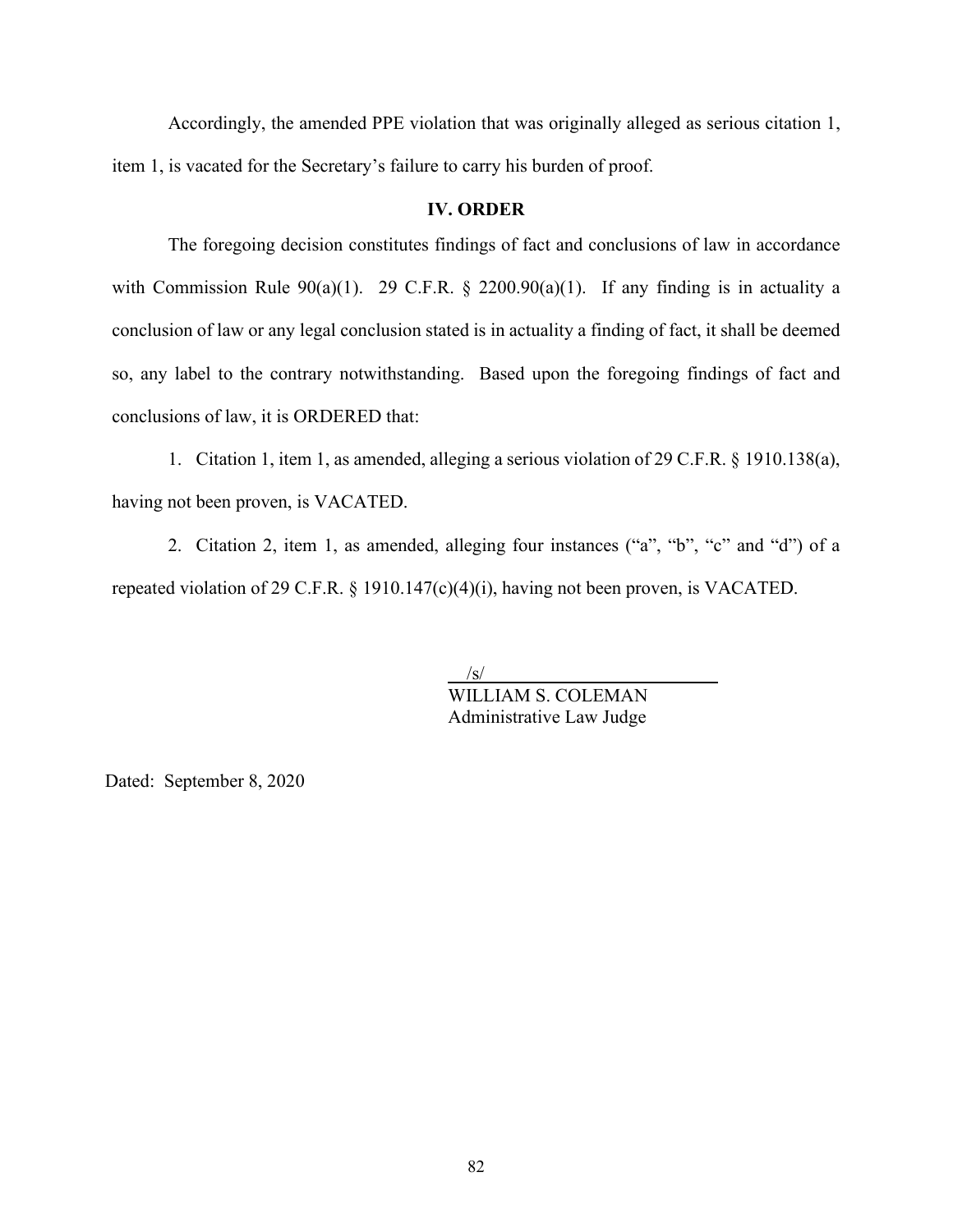Accordingly, the amended PPE violation that was originally alleged as serious citation 1, item 1, is vacated for the Secretary's failure to carry his burden of proof.

## IV. ORDER

The foregoing decision constitutes findings of fact and conclusions of law in accordance with Commission Rule 90(a)(1). 29 C.F.R. § 2200.90(a)(1). If any finding is in actuality a conclusion of law or any legal conclusion stated is in actuality a finding of fact, it shall be deemed so, any label to the contrary notwithstanding. Based upon the foregoing findings of fact and conclusions of law, it is ORDERED that:

1. Citation 1, item 1, as amended, alleging a serious violation of 29 C.F.R. § 1910.138(a), having not been proven, is VACATED.

2. Citation 2, item 1, as amended, alleging four instances ("a", "b", "c" and "d") of a repeated violation of 29 C.F.R. § 1910.147(c)(4)(i), having not been proven, is VACATED.

/s/

WILLIAM S. COLEMAN
Administrative Law Judge

Dated: September 8, 2020